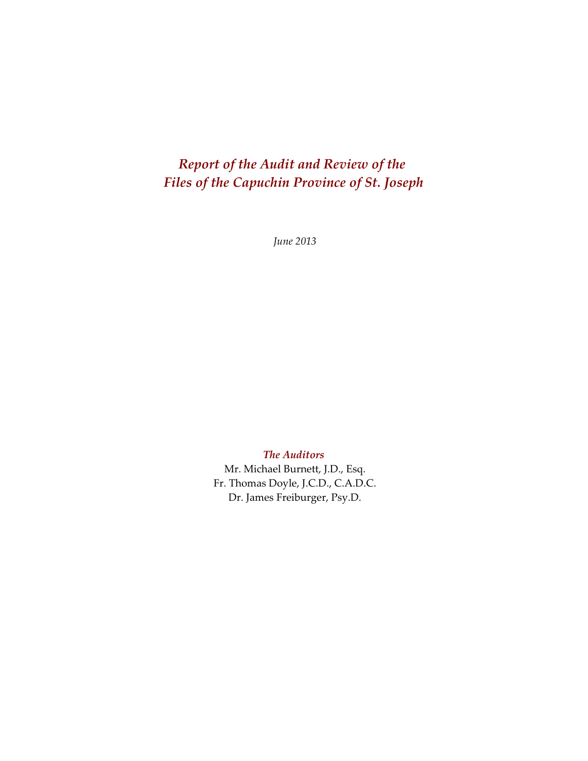# *Report of the Audit and Review of the Files of the Capuchin Province of St. Joseph*

*June 2013*

***The Auditors***

Mr. Michael Burnett, J.D., Esq.
Fr. Thomas Doyle, J.C.D., C.A.D.C.
Dr. James Freiburger, Psy.D.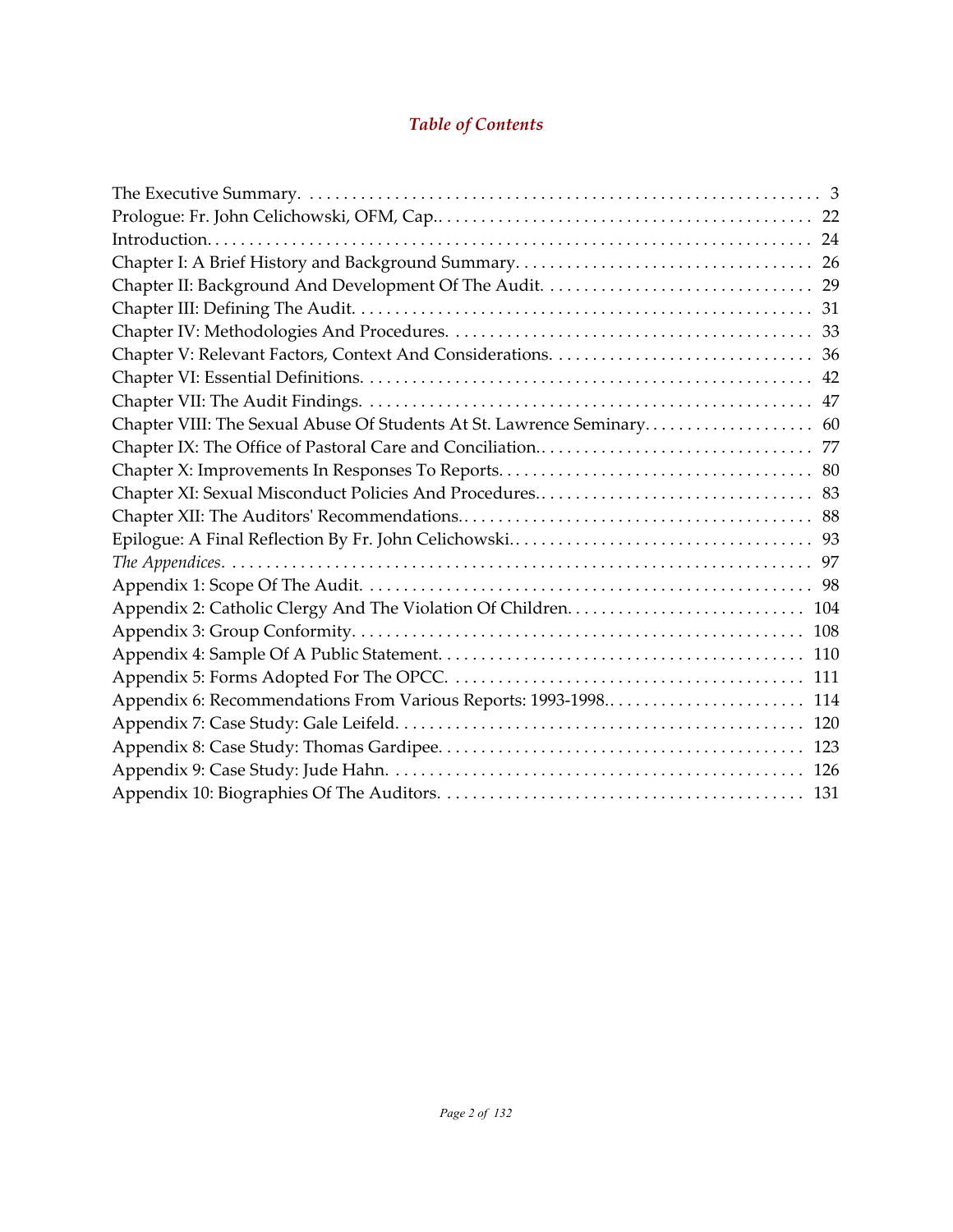# *Table of Contents*

| | |
|---|---|
| The Executive Summary | 3 |
| Prologue: Fr. John Celichowski, OFM, Cap. | 22 |
| Introduction | 24 |
| Chapter I: A Brief History and Background Summary | 26 |
| Chapter II: Background And Development Of The Audit | 29 |
| Chapter III: Defining The Audit | 31 |
| Chapter IV: Methodologies And Procedures | 33 |
| Chapter V: Relevant Factors, Context And Considerations | 36 |
| Chapter VI: Essential Definitions | 42 |
| Chapter VII: The Audit Findings | 47 |
| Chapter VIII: The Sexual Abuse Of Students At St. Lawrence Seminary | 60 |
| Chapter IX: The Office of Pastoral Care and Conciliation | 77 |
| Chapter X: Improvements In Responses To Reports | 80 |
| Chapter XI: Sexual Misconduct Policies And Procedures | 83 |
| Chapter XII: The Auditors' Recommendations | 88 |
| Epilogue: A Final Reflection By Fr. John Celichowski | 93 |
| *The Appendices* | 97 |
| Appendix 1: Scope Of The Audit | 98 |
| Appendix 2: Catholic Clergy And The Violation Of Children | 104 |
| Appendix 3: Group Conformity | 108 |
| Appendix 4: Sample Of A Public Statement | 110 |
| Appendix 5: Forms Adopted For The OPCC | 111 |
| Appendix 6: Recommendations From Various Reports: 1993-1998 | 114 |
| Appendix 7: Case Study: Gale Leifeld | 120 |
| Appendix 8: Case Study: Thomas Gardipee | 123 |
| Appendix 9: Case Study: Jude Hahn | 126 |
| Appendix 10: Biographies Of The Auditors | 131 |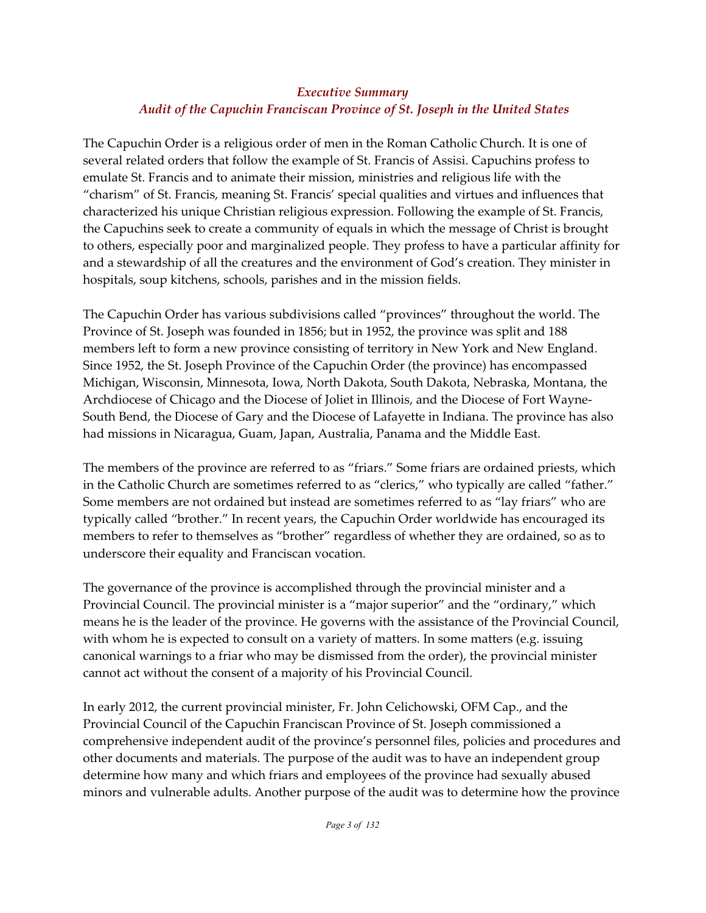## *Executive Summary*
## *Audit of the Capuchin Franciscan Province of St. Joseph in the United States*

The Capuchin Order is a religious order of men in the Roman Catholic Church. It is one of several related orders that follow the example of St. Francis of Assisi. Capuchins profess to emulate St. Francis and to animate their mission, ministries and religious life with the "charism" of St. Francis, meaning St. Francis' special qualities and virtues and influences that characterized his unique Christian religious expression. Following the example of St. Francis, the Capuchins seek to create a community of equals in which the message of Christ is brought to others, especially poor and marginalized people. They profess to have a particular affinity for and a stewardship of all the creatures and the environment of God's creation. They minister in hospitals, soup kitchens, schools, parishes and in the mission fields.

The Capuchin Order has various subdivisions called "provinces" throughout the world. The Province of St. Joseph was founded in 1856; but in 1952, the province was split and 188 members left to form a new province consisting of territory in New York and New England. Since 1952, the St. Joseph Province of the Capuchin Order (the province) has encompassed Michigan, Wisconsin, Minnesota, Iowa, North Dakota, South Dakota, Nebraska, Montana, the Archdiocese of Chicago and the Diocese of Joliet in Illinois, and the Diocese of Fort Wayne-South Bend, the Diocese of Gary and the Diocese of Lafayette in Indiana. The province has also had missions in Nicaragua, Guam, Japan, Australia, Panama and the Middle East.

The members of the province are referred to as "friars." Some friars are ordained priests, which in the Catholic Church are sometimes referred to as "clerics," who typically are called "father." Some members are not ordained but instead are sometimes referred to as "lay friars" who are typically called "brother." In recent years, the Capuchin Order worldwide has encouraged its members to refer to themselves as "brother" regardless of whether they are ordained, so as to underscore their equality and Franciscan vocation.

The governance of the province is accomplished through the provincial minister and a Provincial Council. The provincial minister is a "major superior" and the "ordinary," which means he is the leader of the province. He governs with the assistance of the Provincial Council, with whom he is expected to consult on a variety of matters. In some matters (e.g. issuing canonical warnings to a friar who may be dismissed from the order), the provincial minister cannot act without the consent of a majority of his Provincial Council.

In early 2012, the current provincial minister, Fr. John Celichowski, OFM Cap., and the Provincial Council of the Capuchin Franciscan Province of St. Joseph commissioned a comprehensive independent audit of the province's personnel files, policies and procedures and other documents and materials. The purpose of the audit was to have an independent group determine how many and which friars and employees of the province had sexually abused minors and vulnerable adults. Another purpose of the audit was to determine how the province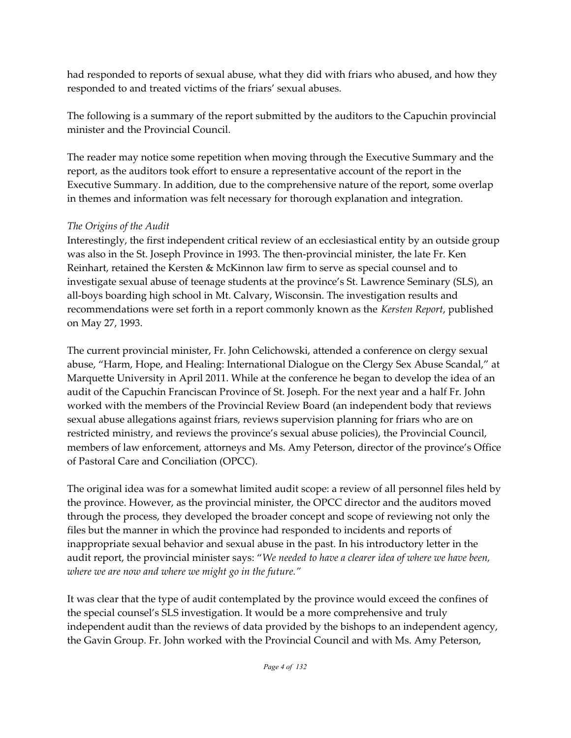had responded to reports of sexual abuse, what they did with friars who abused, and how they responded to and treated victims of the friars' sexual abuses.

The following is a summary of the report submitted by the auditors to the Capuchin provincial minister and the Provincial Council.

The reader may notice some repetition when moving through the Executive Summary and the report, as the auditors took effort to ensure a representative account of the report in the Executive Summary. In addition, due to the comprehensive nature of the report, some overlap in themes and information was felt necessary for thorough explanation and integration.

*The Origins of the Audit*

Interestingly, the first independent critical review of an ecclesiastical entity by an outside group was also in the St. Joseph Province in 1993. The then-provincial minister, the late Fr. Ken Reinhart, retained the Kersten & McKinnon law firm to serve as special counsel and to investigate sexual abuse of teenage students at the province's St. Lawrence Seminary (SLS), an all-boys boarding high school in Mt. Calvary, Wisconsin. The investigation results and recommendations were set forth in a report commonly known as the *Kersten Report*, published on May 27, 1993.

The current provincial minister, Fr. John Celichowski, attended a conference on clergy sexual abuse, "Harm, Hope, and Healing: International Dialogue on the Clergy Sex Abuse Scandal," at Marquette University in April 2011. While at the conference he began to develop the idea of an audit of the Capuchin Franciscan Province of St. Joseph. For the next year and a half Fr. John worked with the members of the Provincial Review Board (an independent body that reviews sexual abuse allegations against friars, reviews supervision planning for friars who are on restricted ministry, and reviews the province's sexual abuse policies), the Provincial Council, members of law enforcement, attorneys and Ms. Amy Peterson, director of the province's Office of Pastoral Care and Conciliation (OPCC).

The original idea was for a somewhat limited audit scope: a review of all personnel files held by the province. However, as the provincial minister, the OPCC director and the auditors moved through the process, they developed the broader concept and scope of reviewing not only the files but the manner in which the province had responded to incidents and reports of inappropriate sexual behavior and sexual abuse in the past. In his introductory letter in the audit report, the provincial minister says: "*We needed to have a clearer idea of where we have been, where we are now and where we might go in the future.*"

It was clear that the type of audit contemplated by the province would exceed the confines of the special counsel's SLS investigation. It would be a more comprehensive and truly independent audit than the reviews of data provided by the bishops to an independent agency, the Gavin Group. Fr. John worked with the Provincial Council and with Ms. Amy Peterson,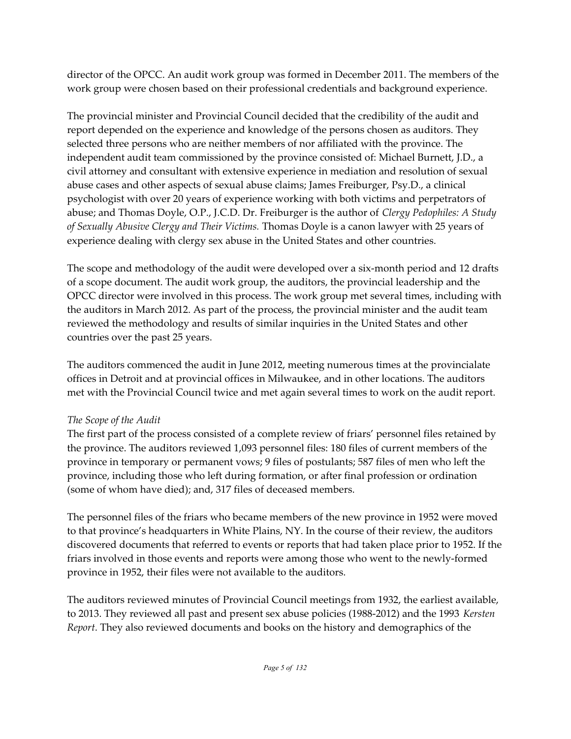director of the OPCC. An audit work group was formed in December 2011. The members of the work group were chosen based on their professional credentials and background experience.

The provincial minister and Provincial Council decided that the credibility of the audit and report depended on the experience and knowledge of the persons chosen as auditors. They selected three persons who are neither members of nor affiliated with the province. The independent audit team commissioned by the province consisted of: Michael Burnett, J.D., a civil attorney and consultant with extensive experience in mediation and resolution of sexual abuse cases and other aspects of sexual abuse claims; James Freiburger, Psy.D., a clinical psychologist with over 20 years of experience working with both victims and perpetrators of abuse; and Thomas Doyle, O.P., J.C.D. Dr. Freiburger is the author of *Clergy Pedophiles: A Study of Sexually Abusive Clergy and Their Victims.* Thomas Doyle is a canon lawyer with 25 years of experience dealing with clergy sex abuse in the United States and other countries.

The scope and methodology of the audit were developed over a six-month period and 12 drafts of a scope document. The audit work group, the auditors, the provincial leadership and the OPCC director were involved in this process. The work group met several times, including with the auditors in March 2012. As part of the process, the provincial minister and the audit team reviewed the methodology and results of similar inquiries in the United States and other countries over the past 25 years.

The auditors commenced the audit in June 2012, meeting numerous times at the provincialate offices in Detroit and at provincial offices in Milwaukee, and in other locations. The auditors met with the Provincial Council twice and met again several times to work on the audit report.

*The Scope of the Audit*

The first part of the process consisted of a complete review of friars' personnel files retained by the province. The auditors reviewed 1,093 personnel files: 180 files of current members of the province in temporary or permanent vows; 9 files of postulants; 587 files of men who left the province, including those who left during formation, or after final profession or ordination (some of whom have died); and, 317 files of deceased members.

The personnel files of the friars who became members of the new province in 1952 were moved to that province's headquarters in White Plains, NY. In the course of their review, the auditors discovered documents that referred to events or reports that had taken place prior to 1952. If the friars involved in those events and reports were among those who went to the newly-formed province in 1952, their files were not available to the auditors.

The auditors reviewed minutes of Provincial Council meetings from 1932, the earliest available, to 2013. They reviewed all past and present sex abuse policies (1988-2012) and the 1993 *Kersten Report*. They also reviewed documents and books on the history and demographics of the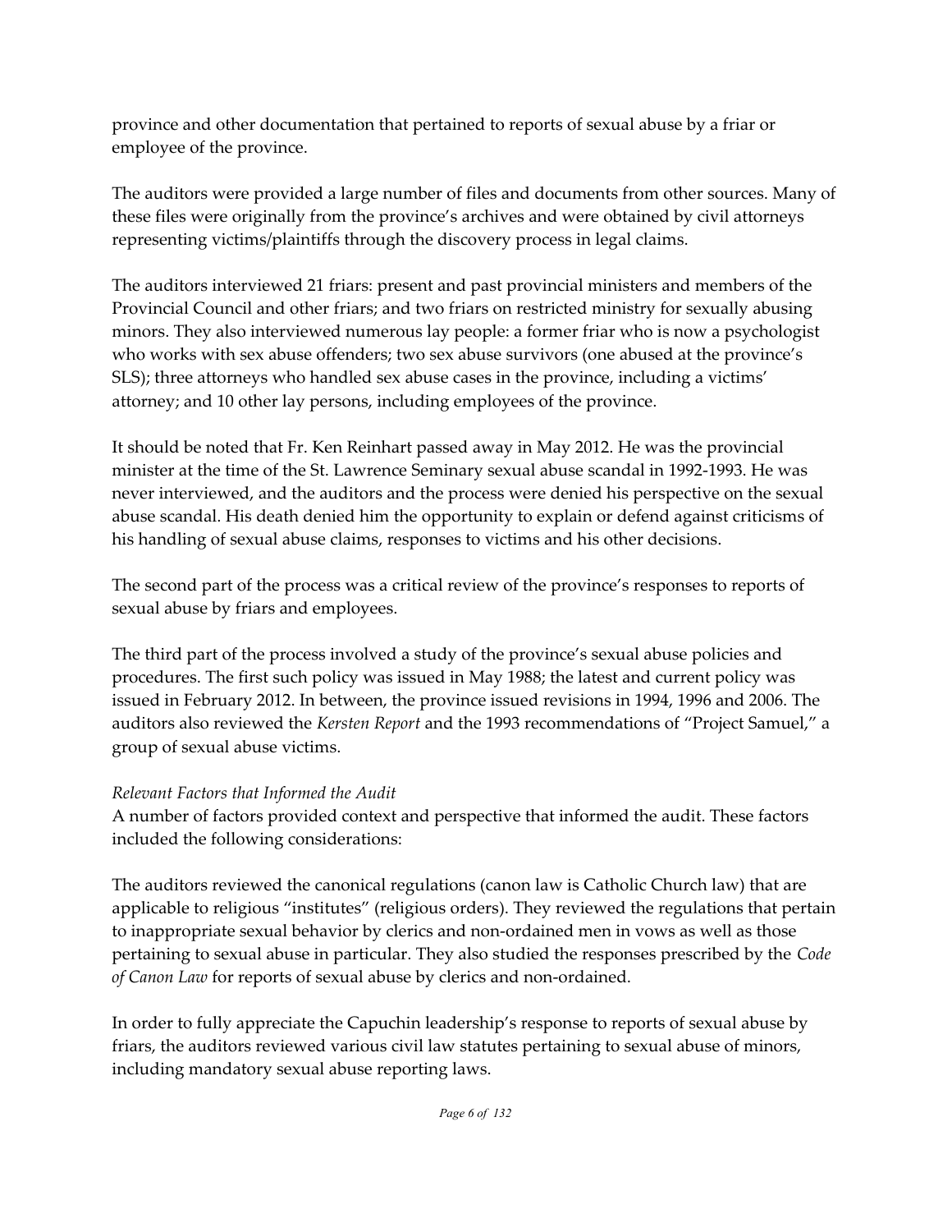province and other documentation that pertained to reports of sexual abuse by a friar or employee of the province.

The auditors were provided a large number of files and documents from other sources. Many of these files were originally from the province's archives and were obtained by civil attorneys representing victims/plaintiffs through the discovery process in legal claims.

The auditors interviewed 21 friars: present and past provincial ministers and members of the Provincial Council and other friars; and two friars on restricted ministry for sexually abusing minors. They also interviewed numerous lay people: a former friar who is now a psychologist who works with sex abuse offenders; two sex abuse survivors (one abused at the province's SLS); three attorneys who handled sex abuse cases in the province, including a victims' attorney; and 10 other lay persons, including employees of the province.

It should be noted that Fr. Ken Reinhart passed away in May 2012. He was the provincial minister at the time of the St. Lawrence Seminary sexual abuse scandal in 1992-1993. He was never interviewed, and the auditors and the process were denied his perspective on the sexual abuse scandal. His death denied him the opportunity to explain or defend against criticisms of his handling of sexual abuse claims, responses to victims and his other decisions.

The second part of the process was a critical review of the province's responses to reports of sexual abuse by friars and employees.

The third part of the process involved a study of the province's sexual abuse policies and procedures. The first such policy was issued in May 1988; the latest and current policy was issued in February 2012. In between, the province issued revisions in 1994, 1996 and 2006. The auditors also reviewed the *Kersten Report* and the 1993 recommendations of "Project Samuel," a group of sexual abuse victims.

*Relevant Factors that Informed the Audit*

A number of factors provided context and perspective that informed the audit. These factors included the following considerations:

The auditors reviewed the canonical regulations (canon law is Catholic Church law) that are applicable to religious "institutes" (religious orders). They reviewed the regulations that pertain to inappropriate sexual behavior by clerics and non-ordained men in vows as well as those pertaining to sexual abuse in particular. They also studied the responses prescribed by the *Code of Canon Law* for reports of sexual abuse by clerics and non-ordained.

In order to fully appreciate the Capuchin leadership's response to reports of sexual abuse by friars, the auditors reviewed various civil law statutes pertaining to sexual abuse of minors, including mandatory sexual abuse reporting laws.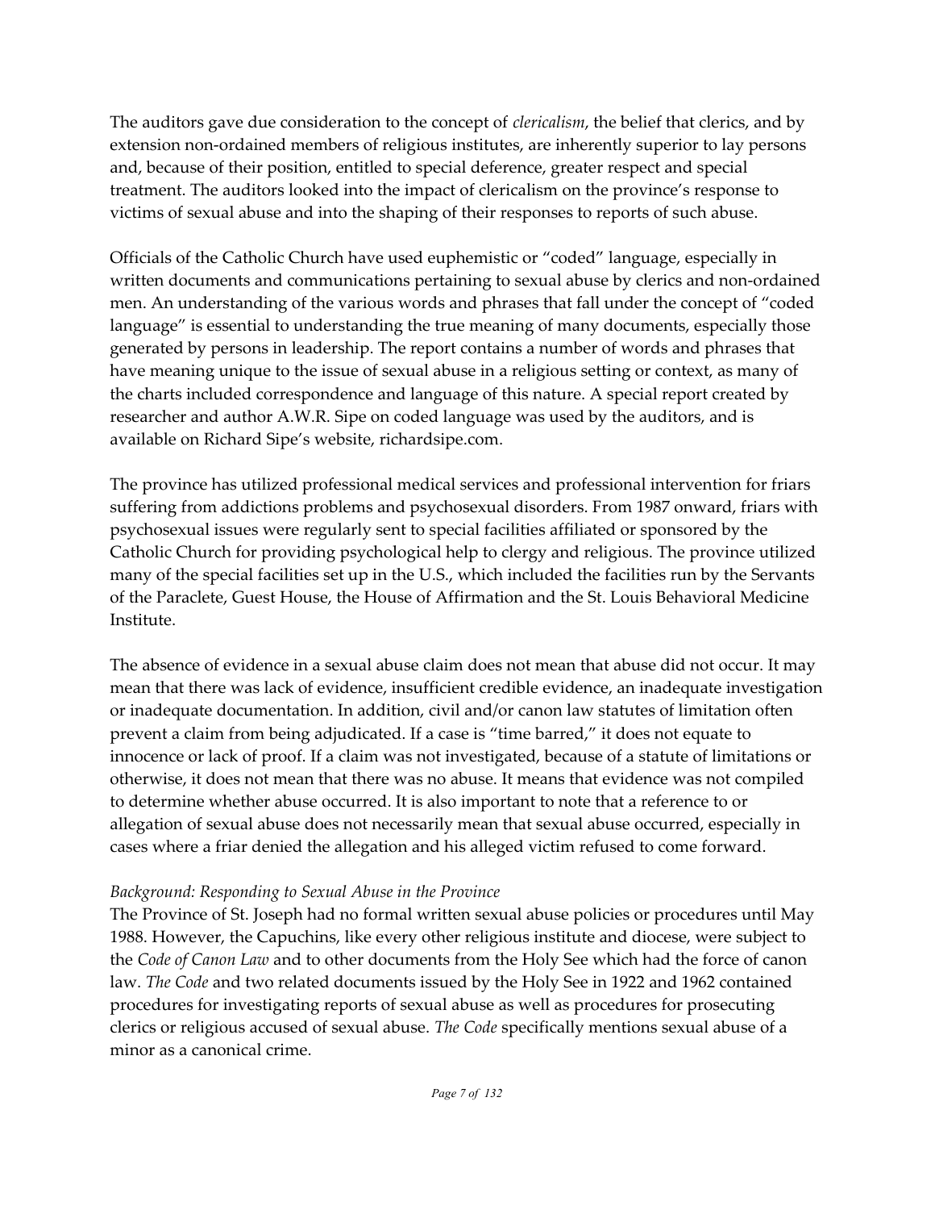The auditors gave due consideration to the concept of *clericalism*, the belief that clerics, and by extension non-ordained members of religious institutes, are inherently superior to lay persons and, because of their position, entitled to special deference, greater respect and special treatment. The auditors looked into the impact of clericalism on the province's response to victims of sexual abuse and into the shaping of their responses to reports of such abuse.

Officials of the Catholic Church have used euphemistic or "coded" language, especially in written documents and communications pertaining to sexual abuse by clerics and non-ordained men. An understanding of the various words and phrases that fall under the concept of "coded language" is essential to understanding the true meaning of many documents, especially those generated by persons in leadership. The report contains a number of words and phrases that have meaning unique to the issue of sexual abuse in a religious setting or context, as many of the charts included correspondence and language of this nature. A special report created by researcher and author A.W.R. Sipe on coded language was used by the auditors, and is available on Richard Sipe's website, richardsipe.com.

The province has utilized professional medical services and professional intervention for friars suffering from addictions problems and psychosexual disorders. From 1987 onward, friars with psychosexual issues were regularly sent to special facilities affiliated or sponsored by the Catholic Church for providing psychological help to clergy and religious. The province utilized many of the special facilities set up in the U.S., which included the facilities run by the Servants of the Paraclete, Guest House, the House of Affirmation and the St. Louis Behavioral Medicine Institute.

The absence of evidence in a sexual abuse claim does not mean that abuse did not occur. It may mean that there was lack of evidence, insufficient credible evidence, an inadequate investigation or inadequate documentation. In addition, civil and/or canon law statutes of limitation often prevent a claim from being adjudicated. If a case is "time barred," it does not equate to innocence or lack of proof. If a claim was not investigated, because of a statute of limitations or otherwise, it does not mean that there was no abuse. It means that evidence was not compiled to determine whether abuse occurred. It is also important to note that a reference to or allegation of sexual abuse does not necessarily mean that sexual abuse occurred, especially in cases where a friar denied the allegation and his alleged victim refused to come forward.

*Background: Responding to Sexual Abuse in the Province*

The Province of St. Joseph had no formal written sexual abuse policies or procedures until May 1988. However, the Capuchins, like every other religious institute and diocese, were subject to the *Code of Canon Law* and to other documents from the Holy See which had the force of canon law. *The Code* and two related documents issued by the Holy See in 1922 and 1962 contained procedures for investigating reports of sexual abuse as well as procedures for prosecuting clerics or religious accused of sexual abuse. *The Code* specifically mentions sexual abuse of a minor as a canonical crime.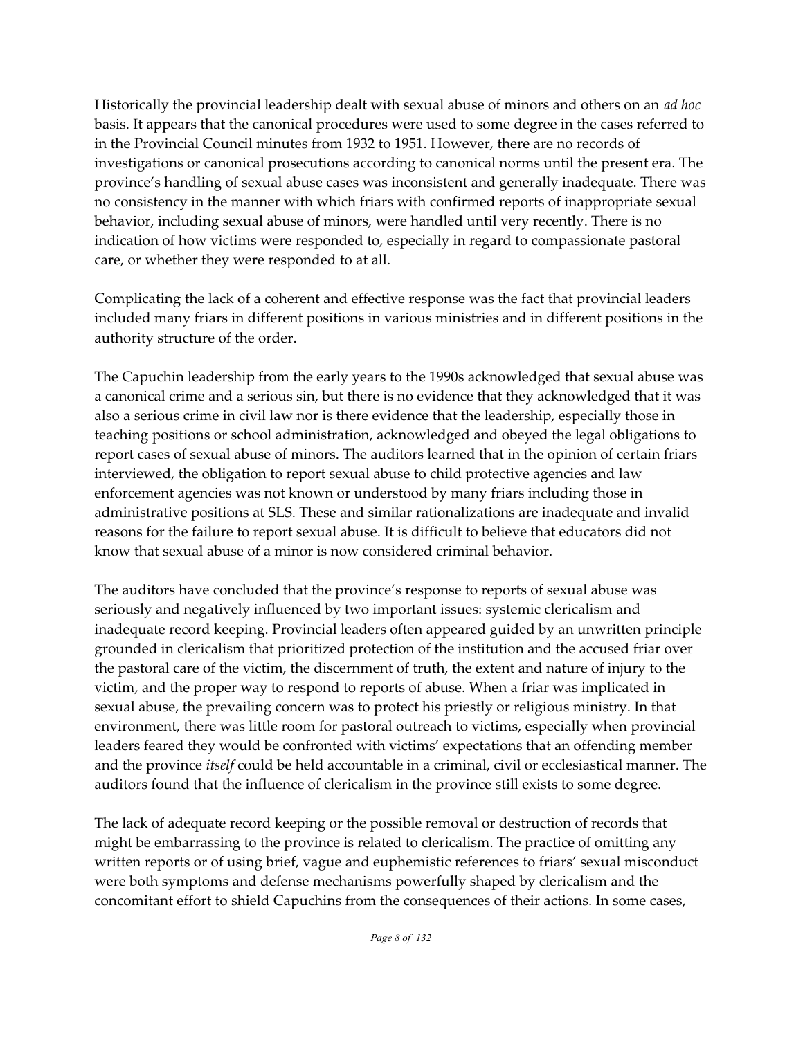Historically the provincial leadership dealt with sexual abuse of minors and others on an *ad hoc* basis. It appears that the canonical procedures were used to some degree in the cases referred to in the Provincial Council minutes from 1932 to 1951. However, there are no records of investigations or canonical prosecutions according to canonical norms until the present era. The province's handling of sexual abuse cases was inconsistent and generally inadequate. There was no consistency in the manner with which friars with confirmed reports of inappropriate sexual behavior, including sexual abuse of minors, were handled until very recently. There is no indication of how victims were responded to, especially in regard to compassionate pastoral care, or whether they were responded to at all.

Complicating the lack of a coherent and effective response was the fact that provincial leaders included many friars in different positions in various ministries and in different positions in the authority structure of the order.

The Capuchin leadership from the early years to the 1990s acknowledged that sexual abuse was a canonical crime and a serious sin, but there is no evidence that they acknowledged that it was also a serious crime in civil law nor is there evidence that the leadership, especially those in teaching positions or school administration, acknowledged and obeyed the legal obligations to report cases of sexual abuse of minors. The auditors learned that in the opinion of certain friars interviewed, the obligation to report sexual abuse to child protective agencies and law enforcement agencies was not known or understood by many friars including those in administrative positions at SLS. These and similar rationalizations are inadequate and invalid reasons for the failure to report sexual abuse. It is difficult to believe that educators did not know that sexual abuse of a minor is now considered criminal behavior.

The auditors have concluded that the province's response to reports of sexual abuse was seriously and negatively influenced by two important issues: systemic clericalism and inadequate record keeping. Provincial leaders often appeared guided by an unwritten principle grounded in clericalism that prioritized protection of the institution and the accused friar over the pastoral care of the victim, the discernment of truth, the extent and nature of injury to the victim, and the proper way to respond to reports of abuse. When a friar was implicated in sexual abuse, the prevailing concern was to protect his priestly or religious ministry. In that environment, there was little room for pastoral outreach to victims, especially when provincial leaders feared they would be confronted with victims' expectations that an offending member and the province *itself* could be held accountable in a criminal, civil or ecclesiastical manner. The auditors found that the influence of clericalism in the province still exists to some degree.

The lack of adequate record keeping or the possible removal or destruction of records that might be embarrassing to the province is related to clericalism. The practice of omitting any written reports or of using brief, vague and euphemistic references to friars' sexual misconduct were both symptoms and defense mechanisms powerfully shaped by clericalism and the concomitant effort to shield Capuchins from the consequences of their actions. In some cases,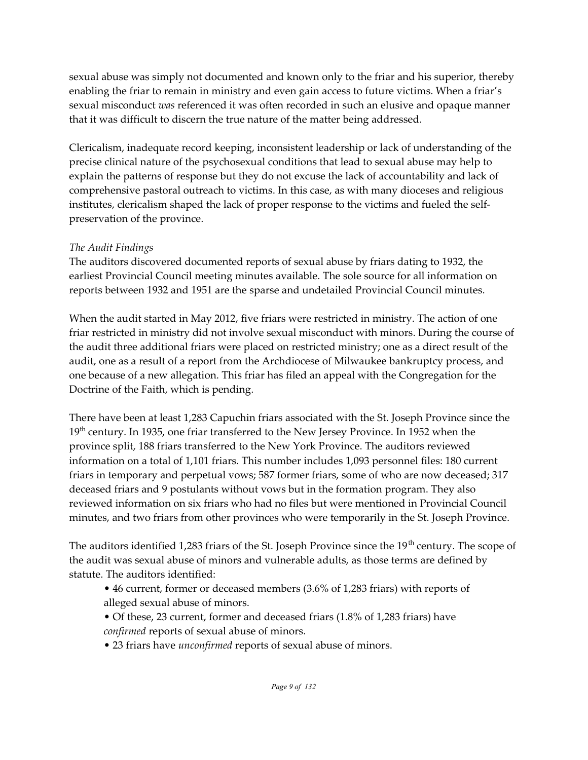sexual abuse was simply not documented and known only to the friar and his superior, thereby enabling the friar to remain in ministry and even gain access to future victims. When a friar's sexual misconduct *was* referenced it was often recorded in such an elusive and opaque manner that it was difficult to discern the true nature of the matter being addressed.

Clericalism, inadequate record keeping, inconsistent leadership or lack of understanding of the precise clinical nature of the psychosexual conditions that lead to sexual abuse may help to explain the patterns of response but they do not excuse the lack of accountability and lack of comprehensive pastoral outreach to victims. In this case, as with many dioceses and religious institutes, clericalism shaped the lack of proper response to the victims and fueled the self-preservation of the province.

*The Audit Findings*

The auditors discovered documented reports of sexual abuse by friars dating to 1932, the earliest Provincial Council meeting minutes available. The sole source for all information on reports between 1932 and 1951 are the sparse and undetailed Provincial Council minutes.

When the audit started in May 2012, five friars were restricted in ministry. The action of one friar restricted in ministry did not involve sexual misconduct with minors. During the course of the audit three additional friars were placed on restricted ministry; one as a direct result of the audit, one as a result of a report from the Archdiocese of Milwaukee bankruptcy process, and one because of a new allegation. This friar has filed an appeal with the Congregation for the Doctrine of the Faith, which is pending.

There have been at least 1,283 Capuchin friars associated with the St. Joseph Province since the 19th century. In 1935, one friar transferred to the New Jersey Province. In 1952 when the province split, 188 friars transferred to the New York Province. The auditors reviewed information on a total of 1,101 friars. This number includes 1,093 personnel files: 180 current friars in temporary and perpetual vows; 587 former friars, some of who are now deceased; 317 deceased friars and 9 postulants without vows but in the formation program. They also reviewed information on six friars who had no files but were mentioned in Provincial Council minutes, and two friars from other provinces who were temporarily in the St. Joseph Province.

The auditors identified 1,283 friars of the St. Joseph Province since the 19th century. The scope of the audit was sexual abuse of minors and vulnerable adults, as those terms are defined by statute. The auditors identified:

- 46 current, former or deceased members (3.6% of 1,283 friars) with reports of alleged sexual abuse of minors.
- Of these, 23 current, former and deceased friars (1.8% of 1,283 friars) have *confirmed* reports of sexual abuse of minors.
- 23 friars have *unconfirmed* reports of sexual abuse of minors.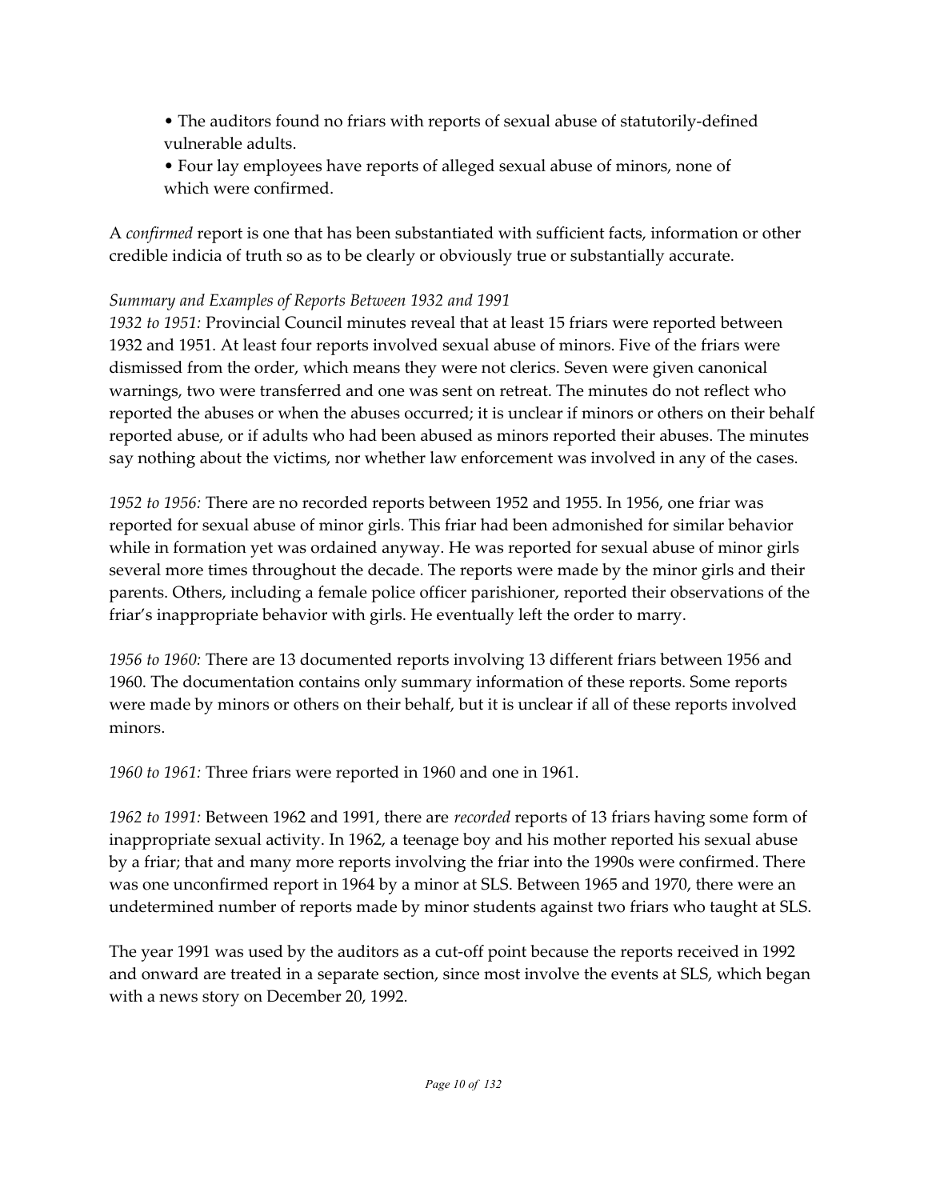- The auditors found no friars with reports of sexual abuse of statutorily-defined vulnerable adults.
- Four lay employees have reports of alleged sexual abuse of minors, none of which were confirmed.

A *confirmed* report is one that has been substantiated with sufficient facts, information or other credible indicia of truth so as to be clearly or obviously true or substantially accurate.

*Summary and Examples of Reports Between 1932 and 1991*

*1932 to 1951:* Provincial Council minutes reveal that at least 15 friars were reported between 1932 and 1951. At least four reports involved sexual abuse of minors. Five of the friars were dismissed from the order, which means they were not clerics. Seven were given canonical warnings, two were transferred and one was sent on retreat. The minutes do not reflect who reported the abuses or when the abuses occurred; it is unclear if minors or others on their behalf reported abuse, or if adults who had been abused as minors reported their abuses. The minutes say nothing about the victims, nor whether law enforcement was involved in any of the cases.

*1952 to 1956:* There are no recorded reports between 1952 and 1955. In 1956, one friar was reported for sexual abuse of minor girls. This friar had been admonished for similar behavior while in formation yet was ordained anyway. He was reported for sexual abuse of minor girls several more times throughout the decade. The reports were made by the minor girls and their parents. Others, including a female police officer parishioner, reported their observations of the friar's inappropriate behavior with girls. He eventually left the order to marry.

*1956 to 1960:* There are 13 documented reports involving 13 different friars between 1956 and 1960. The documentation contains only summary information of these reports. Some reports were made by minors or others on their behalf, but it is unclear if all of these reports involved minors.

*1960 to 1961:* Three friars were reported in 1960 and one in 1961.

*1962 to 1991:* Between 1962 and 1991, there are *recorded* reports of 13 friars having some form of inappropriate sexual activity. In 1962, a teenage boy and his mother reported his sexual abuse by a friar; that and many more reports involving the friar into the 1990s were confirmed. There was one unconfirmed report in 1964 by a minor at SLS. Between 1965 and 1970, there were an undetermined number of reports made by minor students against two friars who taught at SLS.

The year 1991 was used by the auditors as a cut-off point because the reports received in 1992 and onward are treated in a separate section, since most involve the events at SLS, which began with a news story on December 20, 1992.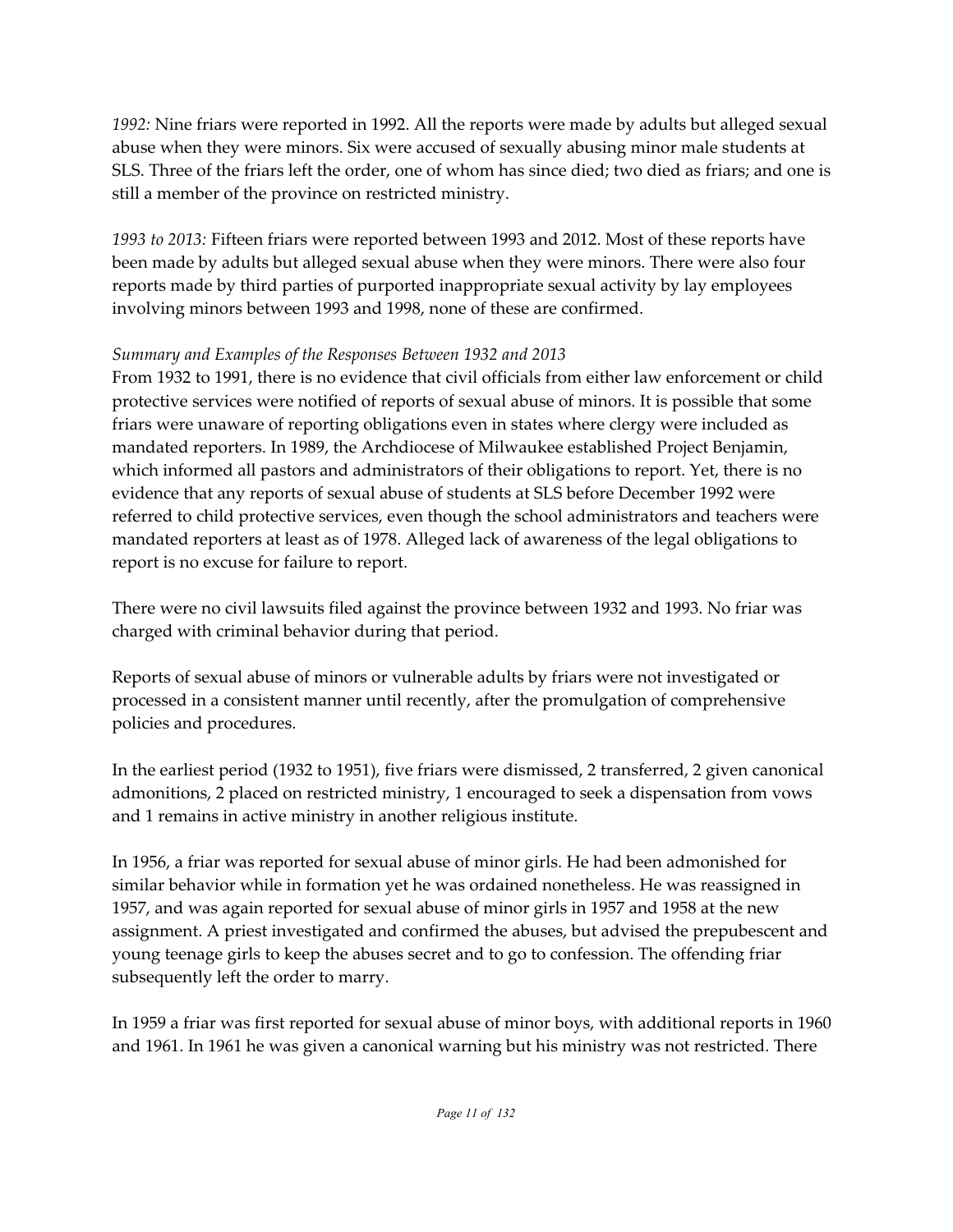*1992:* Nine friars were reported in 1992. All the reports were made by adults but alleged sexual abuse when they were minors. Six were accused of sexually abusing minor male students at SLS. Three of the friars left the order, one of whom has since died; two died as friars; and one is still a member of the province on restricted ministry.

*1993 to 2013:* Fifteen friars were reported between 1993 and 2012. Most of these reports have been made by adults but alleged sexual abuse when they were minors. There were also four reports made by third parties of purported inappropriate sexual activity by lay employees involving minors between 1993 and 1998, none of these are confirmed.

*Summary and Examples of the Responses Between 1932 and 2013*

From 1932 to 1991, there is no evidence that civil officials from either law enforcement or child protective services were notified of reports of sexual abuse of minors. It is possible that some friars were unaware of reporting obligations even in states where clergy were included as mandated reporters. In 1989, the Archdiocese of Milwaukee established Project Benjamin, which informed all pastors and administrators of their obligations to report. Yet, there is no evidence that any reports of sexual abuse of students at SLS before December 1992 were referred to child protective services, even though the school administrators and teachers were mandated reporters at least as of 1978. Alleged lack of awareness of the legal obligations to report is no excuse for failure to report.

There were no civil lawsuits filed against the province between 1932 and 1993. No friar was charged with criminal behavior during that period.

Reports of sexual abuse of minors or vulnerable adults by friars were not investigated or processed in a consistent manner until recently, after the promulgation of comprehensive policies and procedures.

In the earliest period (1932 to 1951), five friars were dismissed, 2 transferred, 2 given canonical admonitions, 2 placed on restricted ministry, 1 encouraged to seek a dispensation from vows and 1 remains in active ministry in another religious institute.

In 1956, a friar was reported for sexual abuse of minor girls. He had been admonished for similar behavior while in formation yet he was ordained nonetheless. He was reassigned in 1957, and was again reported for sexual abuse of minor girls in 1957 and 1958 at the new assignment. A priest investigated and confirmed the abuses, but advised the prepubescent and young teenage girls to keep the abuses secret and to go to confession. The offending friar subsequently left the order to marry.

In 1959 a friar was first reported for sexual abuse of minor boys, with additional reports in 1960 and 1961. In 1961 he was given a canonical warning but his ministry was not restricted. There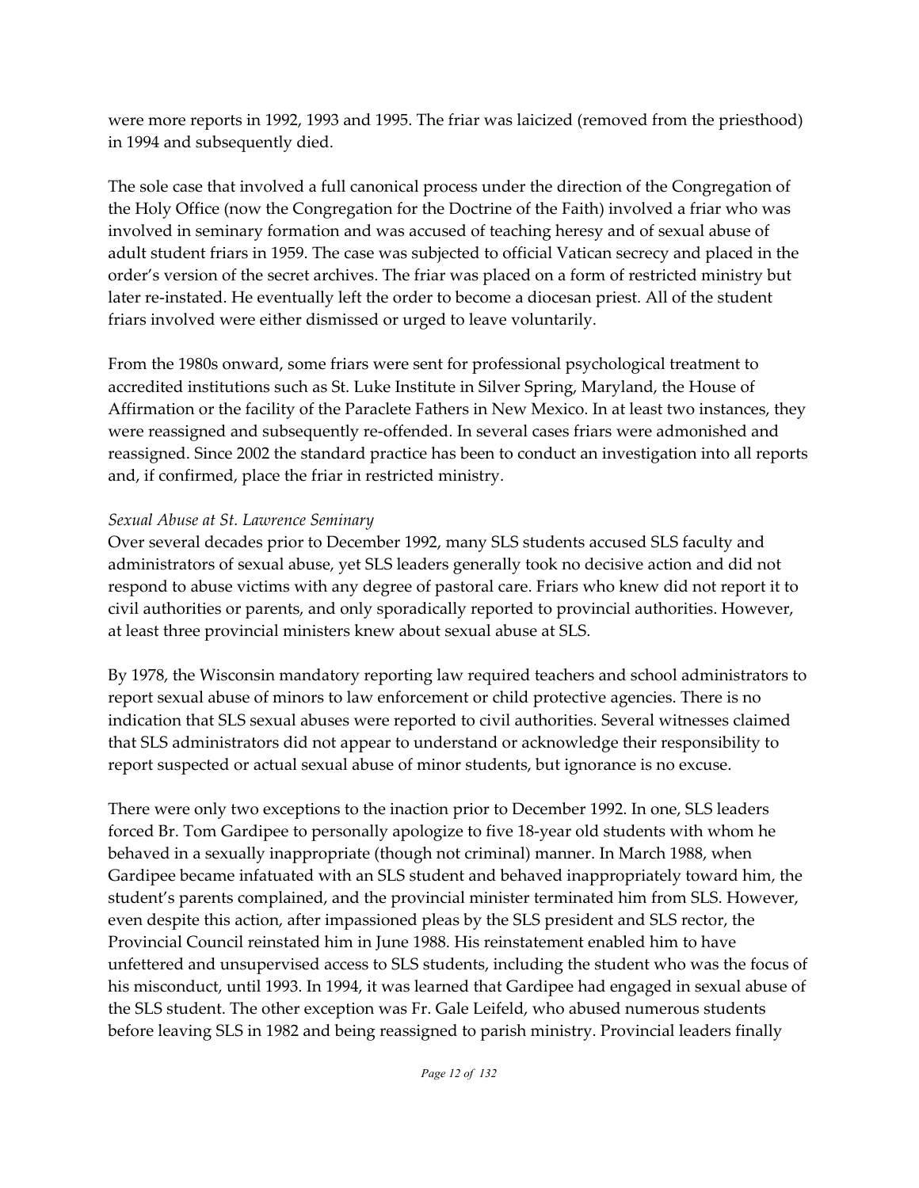were more reports in 1992, 1993 and 1995. The friar was laicized (removed from the priesthood) in 1994 and subsequently died.

The sole case that involved a full canonical process under the direction of the Congregation of the Holy Office (now the Congregation for the Doctrine of the Faith) involved a friar who was involved in seminary formation and was accused of teaching heresy and of sexual abuse of adult student friars in 1959. The case was subjected to official Vatican secrecy and placed in the order's version of the secret archives. The friar was placed on a form of restricted ministry but later re-instated. He eventually left the order to become a diocesan priest. All of the student friars involved were either dismissed or urged to leave voluntarily.

From the 1980s onward, some friars were sent for professional psychological treatment to accredited institutions such as St. Luke Institute in Silver Spring, Maryland, the House of Affirmation or the facility of the Paraclete Fathers in New Mexico. In at least two instances, they were reassigned and subsequently re-offended. In several cases friars were admonished and reassigned. Since 2002 the standard practice has been to conduct an investigation into all reports and, if confirmed, place the friar in restricted ministry.

*Sexual Abuse at St. Lawrence Seminary*

Over several decades prior to December 1992, many SLS students accused SLS faculty and administrators of sexual abuse, yet SLS leaders generally took no decisive action and did not respond to abuse victims with any degree of pastoral care. Friars who knew did not report it to civil authorities or parents, and only sporadically reported to provincial authorities. However, at least three provincial ministers knew about sexual abuse at SLS.

By 1978, the Wisconsin mandatory reporting law required teachers and school administrators to report sexual abuse of minors to law enforcement or child protective agencies. There is no indication that SLS sexual abuses were reported to civil authorities. Several witnesses claimed that SLS administrators did not appear to understand or acknowledge their responsibility to report suspected or actual sexual abuse of minor students, but ignorance is no excuse.

There were only two exceptions to the inaction prior to December 1992. In one, SLS leaders forced Br. Tom Gardipee to personally apologize to five 18-year old students with whom he behaved in a sexually inappropriate (though not criminal) manner. In March 1988, when Gardipee became infatuated with an SLS student and behaved inappropriately toward him, the student's parents complained, and the provincial minister terminated him from SLS. However, even despite this action, after impassioned pleas by the SLS president and SLS rector, the Provincial Council reinstated him in June 1988. His reinstatement enabled him to have unfettered and unsupervised access to SLS students, including the student who was the focus of his misconduct, until 1993. In 1994, it was learned that Gardipee had engaged in sexual abuse of the SLS student. The other exception was Fr. Gale Leifeld, who abused numerous students before leaving SLS in 1982 and being reassigned to parish ministry. Provincial leaders finally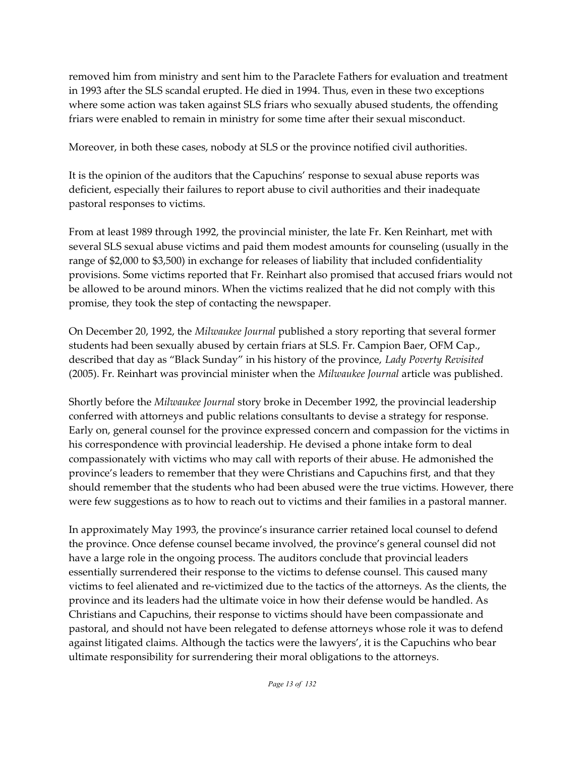removed him from ministry and sent him to the Paraclete Fathers for evaluation and treatment in 1993 after the SLS scandal erupted. He died in 1994. Thus, even in these two exceptions where some action was taken against SLS friars who sexually abused students, the offending friars were enabled to remain in ministry for some time after their sexual misconduct.

Moreover, in both these cases, nobody at SLS or the province notified civil authorities.

It is the opinion of the auditors that the Capuchins' response to sexual abuse reports was deficient, especially their failures to report abuse to civil authorities and their inadequate pastoral responses to victims.

From at least 1989 through 1992, the provincial minister, the late Fr. Ken Reinhart, met with several SLS sexual abuse victims and paid them modest amounts for counseling (usually in the range of $2,000 to $3,500) in exchange for releases of liability that included confidentiality provisions. Some victims reported that Fr. Reinhart also promised that accused friars would not be allowed to be around minors. When the victims realized that he did not comply with this promise, they took the step of contacting the newspaper.

On December 20, 1992, the *Milwaukee Journal* published a story reporting that several former students had been sexually abused by certain friars at SLS. Fr. Campion Baer, OFM Cap., described that day as "Black Sunday" in his history of the province, *Lady Poverty Revisited* (2005). Fr. Reinhart was provincial minister when the *Milwaukee Journal* article was published.

Shortly before the *Milwaukee Journal* story broke in December 1992, the provincial leadership conferred with attorneys and public relations consultants to devise a strategy for response. Early on, general counsel for the province expressed concern and compassion for the victims in his correspondence with provincial leadership. He devised a phone intake form to deal compassionately with victims who may call with reports of their abuse. He admonished the province's leaders to remember that they were Christians and Capuchins first, and that they should remember that the students who had been abused were the true victims. However, there were few suggestions as to how to reach out to victims and their families in a pastoral manner.

In approximately May 1993, the province's insurance carrier retained local counsel to defend the province. Once defense counsel became involved, the province's general counsel did not have a large role in the ongoing process. The auditors conclude that provincial leaders essentially surrendered their response to the victims to defense counsel. This caused many victims to feel alienated and re-victimized due to the tactics of the attorneys. As the clients, the province and its leaders had the ultimate voice in how their defense would be handled. As Christians and Capuchins, their response to victims should have been compassionate and pastoral, and should not have been relegated to defense attorneys whose role it was to defend against litigated claims. Although the tactics were the lawyers', it is the Capuchins who bear ultimate responsibility for surrendering their moral obligations to the attorneys.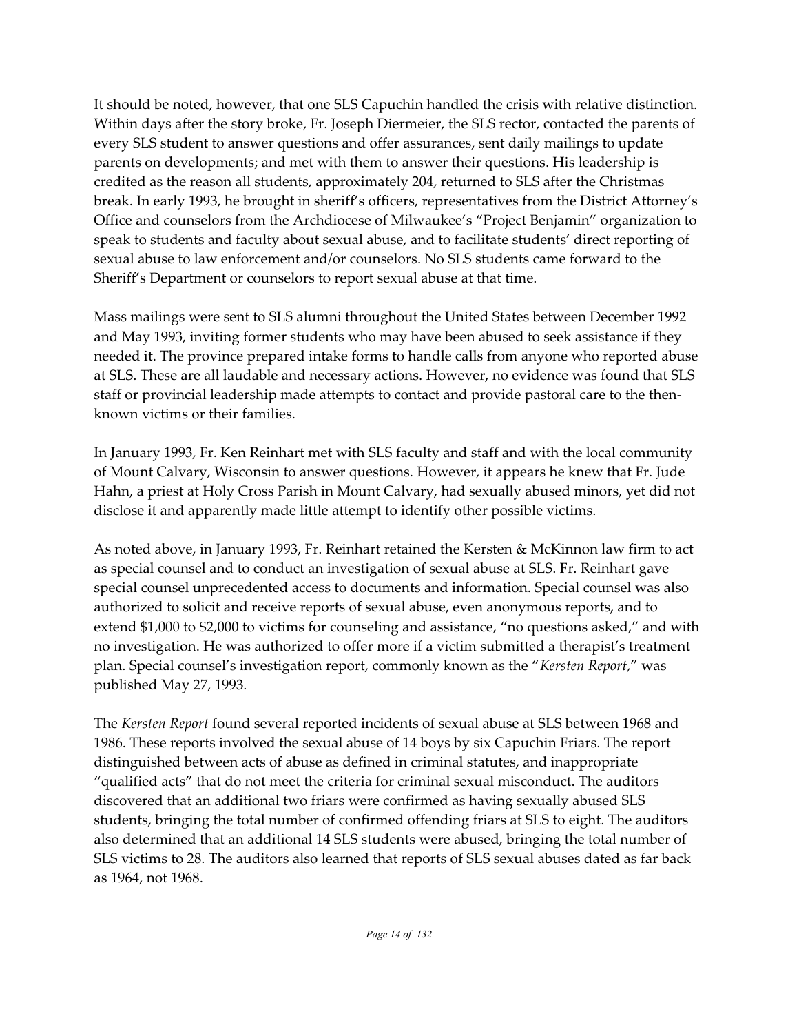It should be noted, however, that one SLS Capuchin handled the crisis with relative distinction. Within days after the story broke, Fr. Joseph Diermeier, the SLS rector, contacted the parents of every SLS student to answer questions and offer assurances, sent daily mailings to update parents on developments; and met with them to answer their questions. His leadership is credited as the reason all students, approximately 204, returned to SLS after the Christmas break. In early 1993, he brought in sheriff's officers, representatives from the District Attorney's Office and counselors from the Archdiocese of Milwaukee's "Project Benjamin" organization to speak to students and faculty about sexual abuse, and to facilitate students' direct reporting of sexual abuse to law enforcement and/or counselors. No SLS students came forward to the Sheriff's Department or counselors to report sexual abuse at that time.

Mass mailings were sent to SLS alumni throughout the United States between December 1992 and May 1993, inviting former students who may have been abused to seek assistance if they needed it. The province prepared intake forms to handle calls from anyone who reported abuse at SLS. These are all laudable and necessary actions. However, no evidence was found that SLS staff or provincial leadership made attempts to contact and provide pastoral care to the then-known victims or their families.

In January 1993, Fr. Ken Reinhart met with SLS faculty and staff and with the local community of Mount Calvary, Wisconsin to answer questions. However, it appears he knew that Fr. Jude Hahn, a priest at Holy Cross Parish in Mount Calvary, had sexually abused minors, yet did not disclose it and apparently made little attempt to identify other possible victims.

As noted above, in January 1993, Fr. Reinhart retained the Kersten & McKinnon law firm to act as special counsel and to conduct an investigation of sexual abuse at SLS. Fr. Reinhart gave special counsel unprecedented access to documents and information. Special counsel was also authorized to solicit and receive reports of sexual abuse, even anonymous reports, and to extend $1,000 to $2,000 to victims for counseling and assistance, "no questions asked," and with no investigation. He was authorized to offer more if a victim submitted a therapist's treatment plan. Special counsel's investigation report, commonly known as the "*Kersten Report*," was published May 27, 1993.

The *Kersten Report* found several reported incidents of sexual abuse at SLS between 1968 and 1986. These reports involved the sexual abuse of 14 boys by six Capuchin Friars. The report distinguished between acts of abuse as defined in criminal statutes, and inappropriate "qualified acts" that do not meet the criteria for criminal sexual misconduct. The auditors discovered that an additional two friars were confirmed as having sexually abused SLS students, bringing the total number of confirmed offending friars at SLS to eight. The auditors also determined that an additional 14 SLS students were abused, bringing the total number of SLS victims to 28. The auditors also learned that reports of SLS sexual abuses dated as far back as 1964, not 1968.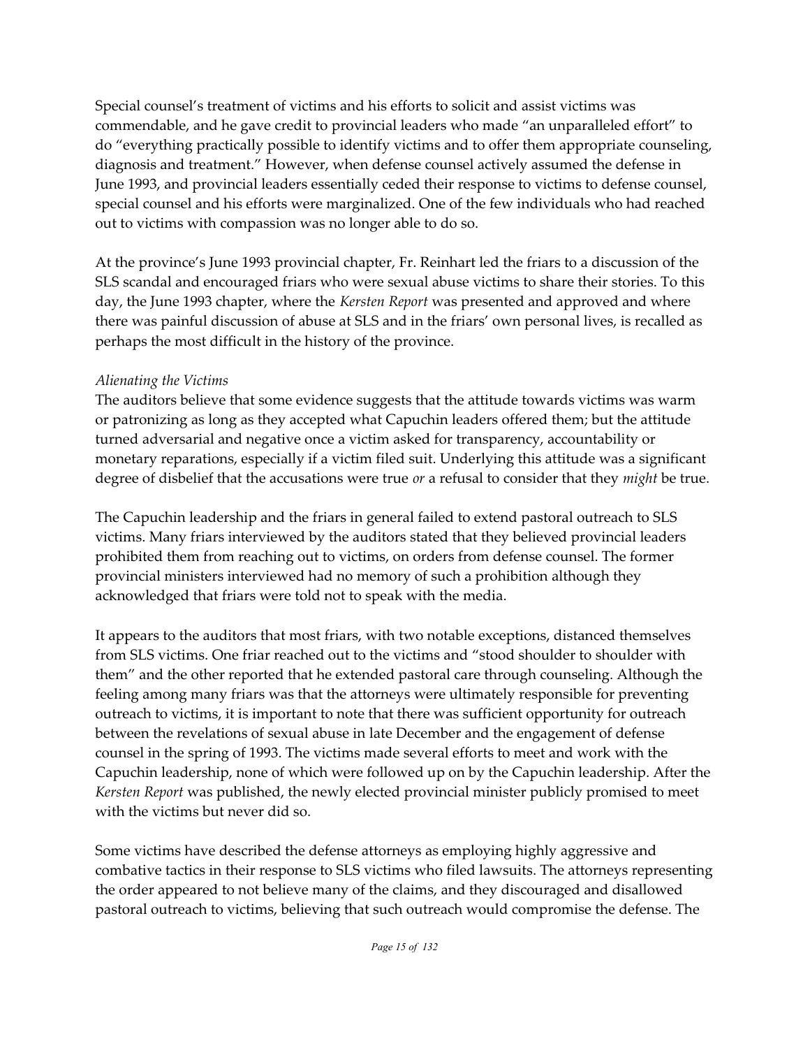Special counsel's treatment of victims and his efforts to solicit and assist victims was commendable, and he gave credit to provincial leaders who made "an unparalleled effort" to do "everything practically possible to identify victims and to offer them appropriate counseling, diagnosis and treatment." However, when defense counsel actively assumed the defense in June 1993, and provincial leaders essentially ceded their response to victims to defense counsel, special counsel and his efforts were marginalized. One of the few individuals who had reached out to victims with compassion was no longer able to do so.

At the province's June 1993 provincial chapter, Fr. Reinhart led the friars to a discussion of the SLS scandal and encouraged friars who were sexual abuse victims to share their stories. To this day, the June 1993 chapter, where the *Kersten Report* was presented and approved and where there was painful discussion of abuse at SLS and in the friars' own personal lives, is recalled as perhaps the most difficult in the history of the province.

*Alienating the Victims*

The auditors believe that some evidence suggests that the attitude towards victims was warm or patronizing as long as they accepted what Capuchin leaders offered them; but the attitude turned adversarial and negative once a victim asked for transparency, accountability or monetary reparations, especially if a victim filed suit. Underlying this attitude was a significant degree of disbelief that the accusations were true *or* a refusal to consider that they *might* be true.

The Capuchin leadership and the friars in general failed to extend pastoral outreach to SLS victims. Many friars interviewed by the auditors stated that they believed provincial leaders prohibited them from reaching out to victims, on orders from defense counsel. The former provincial ministers interviewed had no memory of such a prohibition although they acknowledged that friars were told not to speak with the media.

It appears to the auditors that most friars, with two notable exceptions, distanced themselves from SLS victims. One friar reached out to the victims and "stood shoulder to shoulder with them" and the other reported that he extended pastoral care through counseling. Although the feeling among many friars was that the attorneys were ultimately responsible for preventing outreach to victims, it is important to note that there was sufficient opportunity for outreach between the revelations of sexual abuse in late December and the engagement of defense counsel in the spring of 1993. The victims made several efforts to meet and work with the Capuchin leadership, none of which were followed up on by the Capuchin leadership. After the *Kersten Report* was published, the newly elected provincial minister publicly promised to meet with the victims but never did so.

Some victims have described the defense attorneys as employing highly aggressive and combative tactics in their response to SLS victims who filed lawsuits. The attorneys representing the order appeared to not believe many of the claims, and they discouraged and disallowed pastoral outreach to victims, believing that such outreach would compromise the defense. The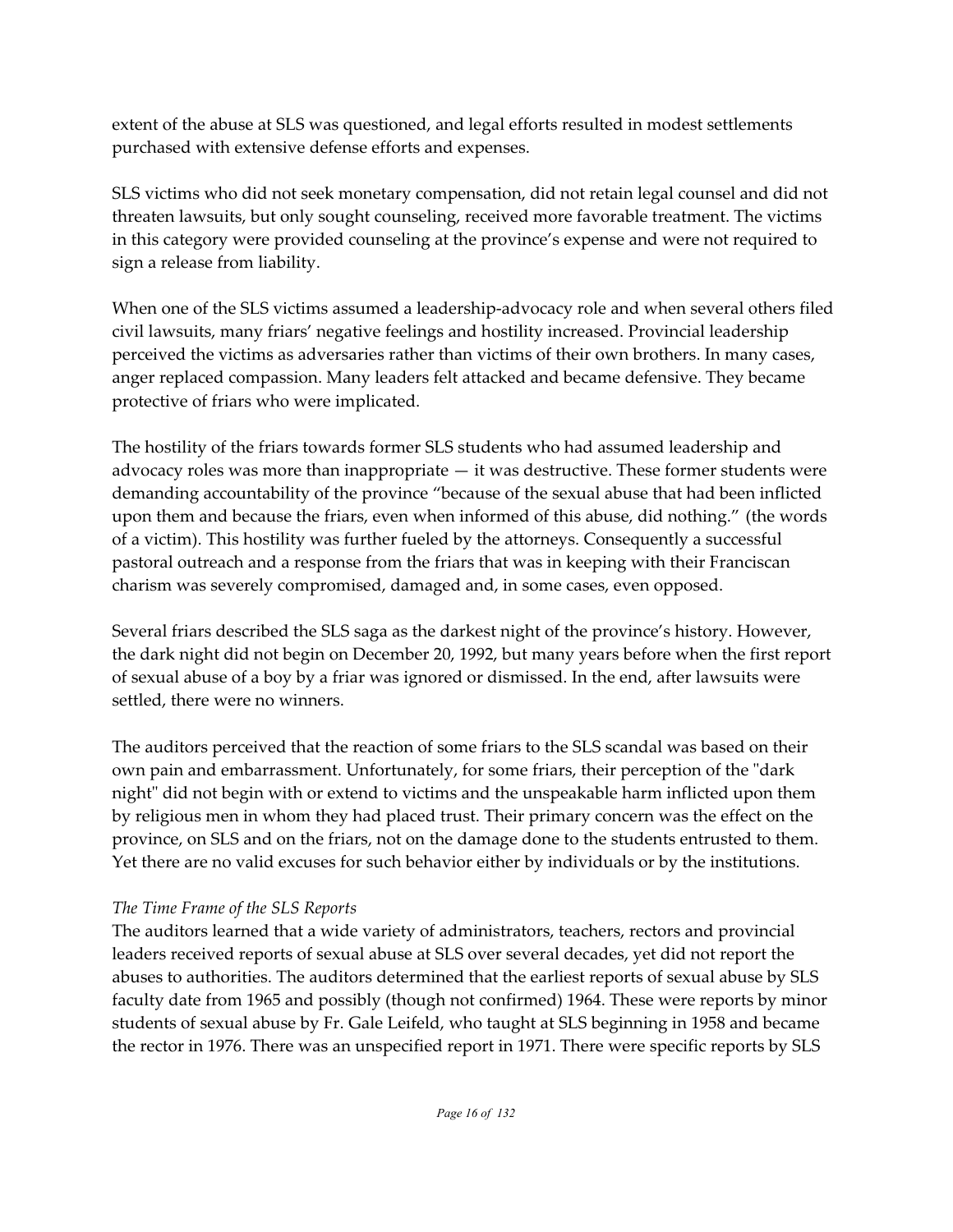extent of the abuse at SLS was questioned, and legal efforts resulted in modest settlements purchased with extensive defense efforts and expenses.

SLS victims who did not seek monetary compensation, did not retain legal counsel and did not threaten lawsuits, but only sought counseling, received more favorable treatment. The victims in this category were provided counseling at the province's expense and were not required to sign a release from liability.

When one of the SLS victims assumed a leadership-advocacy role and when several others filed civil lawsuits, many friars' negative feelings and hostility increased. Provincial leadership perceived the victims as adversaries rather than victims of their own brothers. In many cases, anger replaced compassion. Many leaders felt attacked and became defensive. They became protective of friars who were implicated.

The hostility of the friars towards former SLS students who had assumed leadership and advocacy roles was more than inappropriate — it was destructive. These former students were demanding accountability of the province "because of the sexual abuse that had been inflicted upon them and because the friars, even when informed of this abuse, did nothing." (the words of a victim). This hostility was further fueled by the attorneys. Consequently a successful pastoral outreach and a response from the friars that was in keeping with their Franciscan charism was severely compromised, damaged and, in some cases, even opposed.

Several friars described the SLS saga as the darkest night of the province's history. However, the dark night did not begin on December 20, 1992, but many years before when the first report of sexual abuse of a boy by a friar was ignored or dismissed. In the end, after lawsuits were settled, there were no winners.

The auditors perceived that the reaction of some friars to the SLS scandal was based on their own pain and embarrassment. Unfortunately, for some friars, their perception of the "dark night" did not begin with or extend to victims and the unspeakable harm inflicted upon them by religious men in whom they had placed trust. Their primary concern was the effect on the province, on SLS and on the friars, not on the damage done to the students entrusted to them. Yet there are no valid excuses for such behavior either by individuals or by the institutions.

*The Time Frame of the SLS Reports*

The auditors learned that a wide variety of administrators, teachers, rectors and provincial leaders received reports of sexual abuse at SLS over several decades, yet did not report the abuses to authorities. The auditors determined that the earliest reports of sexual abuse by SLS faculty date from 1965 and possibly (though not confirmed) 1964. These were reports by minor students of sexual abuse by Fr. Gale Leifeld, who taught at SLS beginning in 1958 and became the rector in 1976. There was an unspecified report in 1971. There were specific reports by SLS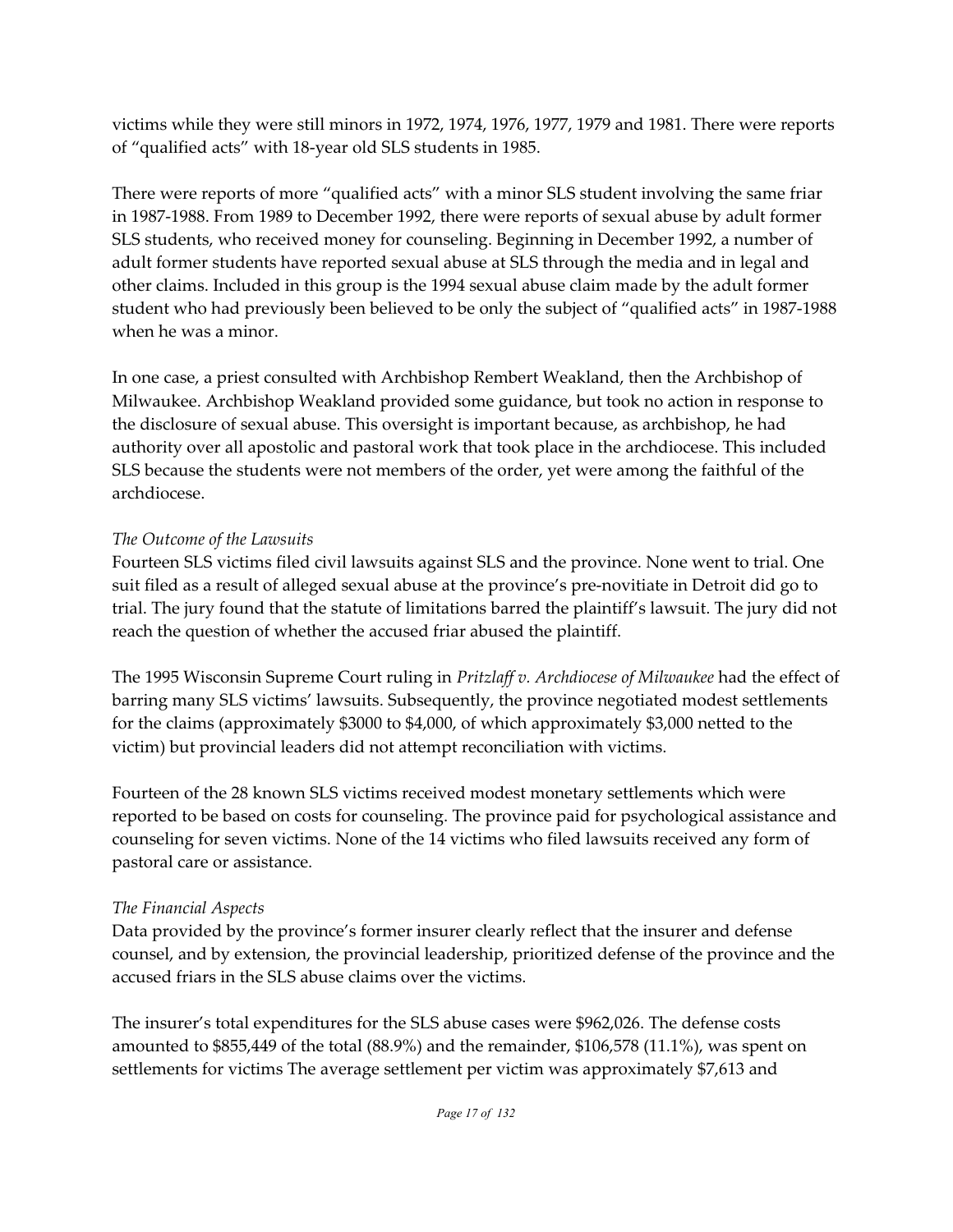victims while they were still minors in 1972, 1974, 1976, 1977, 1979 and 1981. There were reports of "qualified acts" with 18-year old SLS students in 1985.

There were reports of more "qualified acts" with a minor SLS student involving the same friar in 1987-1988. From 1989 to December 1992, there were reports of sexual abuse by adult former SLS students, who received money for counseling. Beginning in December 1992, a number of adult former students have reported sexual abuse at SLS through the media and in legal and other claims. Included in this group is the 1994 sexual abuse claim made by the adult former student who had previously been believed to be only the subject of "qualified acts" in 1987-1988 when he was a minor.

In one case, a priest consulted with Archbishop Rembert Weakland, then the Archbishop of Milwaukee. Archbishop Weakland provided some guidance, but took no action in response to the disclosure of sexual abuse. This oversight is important because, as archbishop, he had authority over all apostolic and pastoral work that took place in the archdiocese. This included SLS because the students were not members of the order, yet were among the faithful of the archdiocese.

*The Outcome of the Lawsuits*

Fourteen SLS victims filed civil lawsuits against SLS and the province. None went to trial. One suit filed as a result of alleged sexual abuse at the province's pre-novitiate in Detroit did go to trial. The jury found that the statute of limitations barred the plaintiff's lawsuit. The jury did not reach the question of whether the accused friar abused the plaintiff.

The 1995 Wisconsin Supreme Court ruling in *Pritzlaff v. Archdiocese of Milwaukee* had the effect of barring many SLS victims' lawsuits. Subsequently, the province negotiated modest settlements for the claims (approximately $3000 to $4,000, of which approximately $3,000 netted to the victim) but provincial leaders did not attempt reconciliation with victims.

Fourteen of the 28 known SLS victims received modest monetary settlements which were reported to be based on costs for counseling. The province paid for psychological assistance and counseling for seven victims. None of the 14 victims who filed lawsuits received any form of pastoral care or assistance.

*The Financial Aspects*

Data provided by the province's former insurer clearly reflect that the insurer and defense counsel, and by extension, the provincial leadership, prioritized defense of the province and the accused friars in the SLS abuse claims over the victims.

The insurer's total expenditures for the SLS abuse cases were $962,026. The defense costs amounted to $855,449 of the total (88.9%) and the remainder, $106,578 (11.1%), was spent on settlements for victims The average settlement per victim was approximately $7,613 and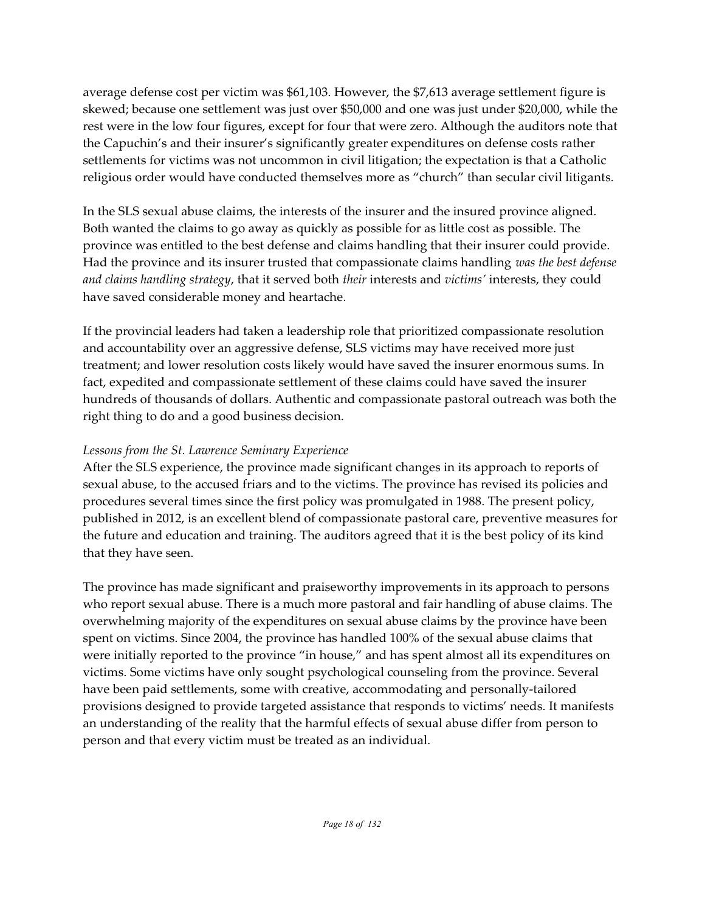average defense cost per victim was $61,103. However, the $7,613 average settlement figure is skewed; because one settlement was just over $50,000 and one was just under $20,000, while the rest were in the low four figures, except for four that were zero. Although the auditors note that the Capuchin's and their insurer's significantly greater expenditures on defense costs rather settlements for victims was not uncommon in civil litigation; the expectation is that a Catholic religious order would have conducted themselves more as "church" than secular civil litigants.

In the SLS sexual abuse claims, the interests of the insurer and the insured province aligned. Both wanted the claims to go away as quickly as possible for as little cost as possible. The province was entitled to the best defense and claims handling that their insurer could provide. Had the province and its insurer trusted that compassionate claims handling *was the best defense and claims handling strategy*, that it served both *their* interests and *victims'* interests, they could have saved considerable money and heartache.

If the provincial leaders had taken a leadership role that prioritized compassionate resolution and accountability over an aggressive defense, SLS victims may have received more just treatment; and lower resolution costs likely would have saved the insurer enormous sums. In fact, expedited and compassionate settlement of these claims could have saved the insurer hundreds of thousands of dollars. Authentic and compassionate pastoral outreach was both the right thing to do and a good business decision.

*Lessons from the St. Lawrence Seminary Experience*

After the SLS experience, the province made significant changes in its approach to reports of sexual abuse, to the accused friars and to the victims. The province has revised its policies and procedures several times since the first policy was promulgated in 1988. The present policy, published in 2012, is an excellent blend of compassionate pastoral care, preventive measures for the future and education and training. The auditors agreed that it is the best policy of its kind that they have seen.

The province has made significant and praiseworthy improvements in its approach to persons who report sexual abuse. There is a much more pastoral and fair handling of abuse claims. The overwhelming majority of the expenditures on sexual abuse claims by the province have been spent on victims. Since 2004, the province has handled 100% of the sexual abuse claims that were initially reported to the province "in house," and has spent almost all its expenditures on victims. Some victims have only sought psychological counseling from the province. Several have been paid settlements, some with creative, accommodating and personally-tailored provisions designed to provide targeted assistance that responds to victims' needs. It manifests an understanding of the reality that the harmful effects of sexual abuse differ from person to person and that every victim must be treated as an individual.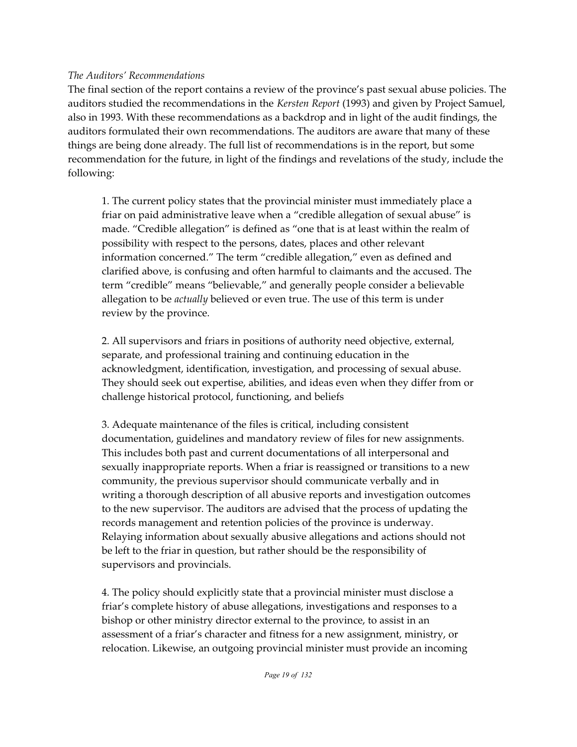*The Auditors' Recommendations*

The final section of the report contains a review of the province's past sexual abuse policies. The auditors studied the recommendations in the *Kersten Report* (1993) and given by Project Samuel, also in 1993. With these recommendations as a backdrop and in light of the audit findings, the auditors formulated their own recommendations. The auditors are aware that many of these things are being done already. The full list of recommendations is in the report, but some recommendation for the future, in light of the findings and revelations of the study, include the following:

> 1. The current policy states that the provincial minister must immediately place a friar on paid administrative leave when a "credible allegation of sexual abuse" is made. "Credible allegation" is defined as "one that is at least within the realm of possibility with respect to the persons, dates, places and other relevant information concerned." The term "credible allegation," even as defined and clarified above, is confusing and often harmful to claimants and the accused. The term "credible" means "believable," and generally people consider a believable allegation to be *actually* believed or even true. The use of this term is under review by the province.
>
> 2. All supervisors and friars in positions of authority need objective, external, separate, and professional training and continuing education in the acknowledgment, identification, investigation, and processing of sexual abuse. They should seek out expertise, abilities, and ideas even when they differ from or challenge historical protocol, functioning, and beliefs
>
> 3. Adequate maintenance of the files is critical, including consistent documentation, guidelines and mandatory review of files for new assignments. This includes both past and current documentations of all interpersonal and sexually inappropriate reports. When a friar is reassigned or transitions to a new community, the previous supervisor should communicate verbally and in writing a thorough description of all abusive reports and investigation outcomes to the new supervisor. The auditors are advised that the process of updating the records management and retention policies of the province is underway. Relaying information about sexually abusive allegations and actions should not be left to the friar in question, but rather should be the responsibility of supervisors and provincials.
>
> 4. The policy should explicitly state that a provincial minister must disclose a friar's complete history of abuse allegations, investigations and responses to a bishop or other ministry director external to the province, to assist in an assessment of a friar's character and fitness for a new assignment, ministry, or relocation. Likewise, an outgoing provincial minister must provide an incoming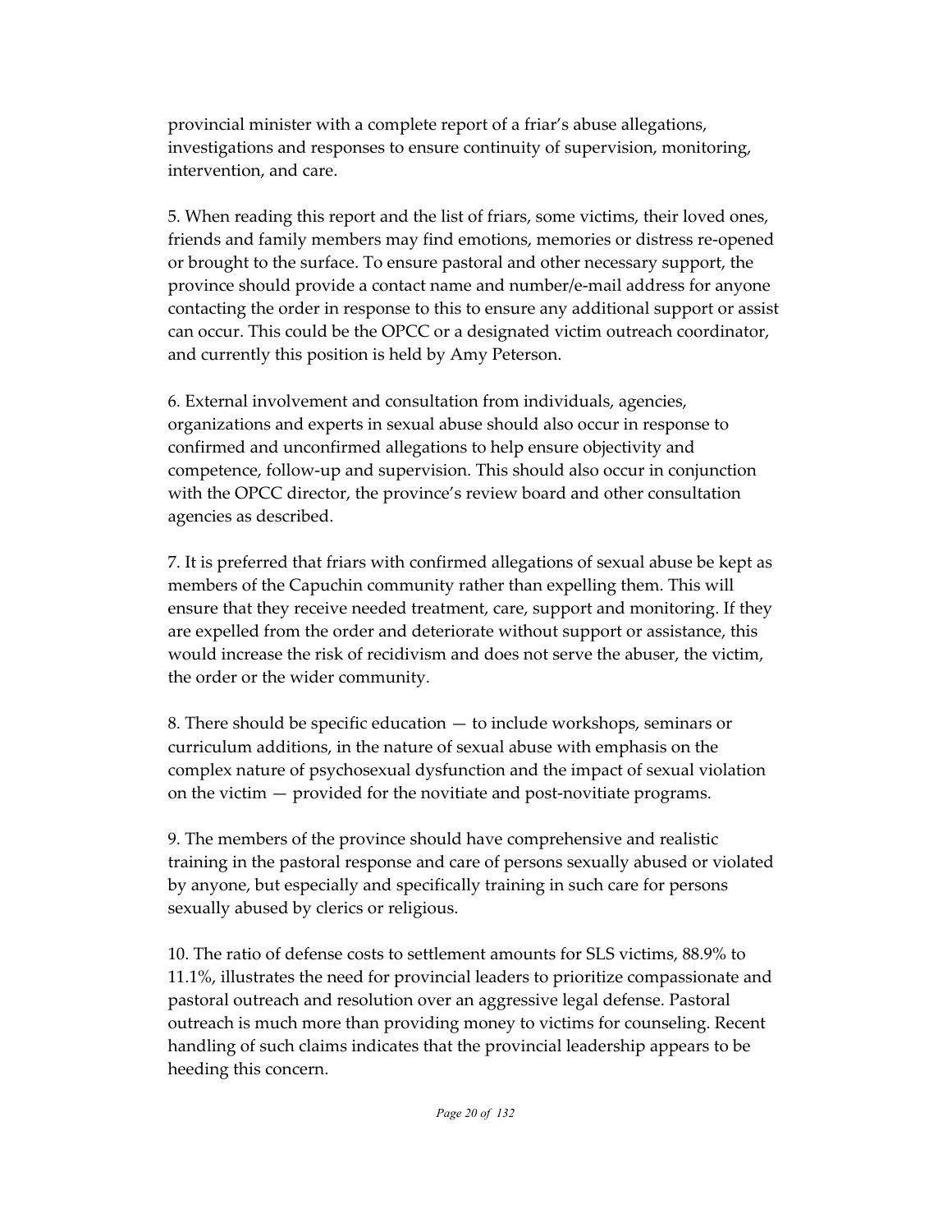provincial minister with a complete report of a friar's abuse allegations, investigations and responses to ensure continuity of supervision, monitoring, intervention, and care.

5. When reading this report and the list of friars, some victims, their loved ones, friends and family members may find emotions, memories or distress re-opened or brought to the surface. To ensure pastoral and other necessary support, the province should provide a contact name and number/e-mail address for anyone contacting the order in response to this to ensure any additional support or assist can occur. This could be the OPCC or a designated victim outreach coordinator, and currently this position is held by Amy Peterson.

6. External involvement and consultation from individuals, agencies, organizations and experts in sexual abuse should also occur in response to confirmed and unconfirmed allegations to help ensure objectivity and competence, follow-up and supervision. This should also occur in conjunction with the OPCC director, the province's review board and other consultation agencies as described.

7. It is preferred that friars with confirmed allegations of sexual abuse be kept as members of the Capuchin community rather than expelling them. This will ensure that they receive needed treatment, care, support and monitoring. If they are expelled from the order and deteriorate without support or assistance, this would increase the risk of recidivism and does not serve the abuser, the victim, the order or the wider community.

8. There should be specific education — to include workshops, seminars or curriculum additions, in the nature of sexual abuse with emphasis on the complex nature of psychosexual dysfunction and the impact of sexual violation on the victim — provided for the novitiate and post-novitiate programs.

9. The members of the province should have comprehensive and realistic training in the pastoral response and care of persons sexually abused or violated by anyone, but especially and specifically training in such care for persons sexually abused by clerics or religious.

10. The ratio of defense costs to settlement amounts for SLS victims, 88.9% to 11.1%, illustrates the need for provincial leaders to prioritize compassionate and pastoral outreach and resolution over an aggressive legal defense. Pastoral outreach is much more than providing money to victims for counseling. Recent handling of such claims indicates that the provincial leadership appears to be heeding this concern.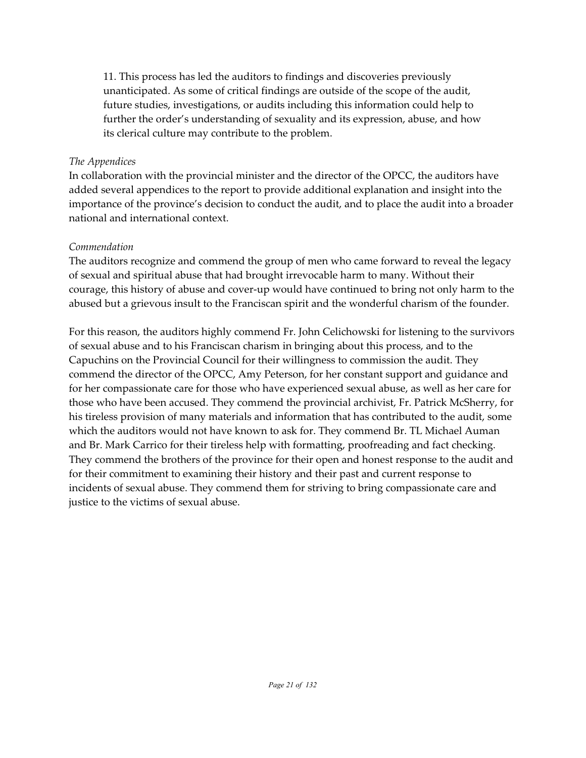11. This process has led the auditors to findings and discoveries previously unanticipated. As some of critical findings are outside of the scope of the audit, future studies, investigations, or audits including this information could help to further the order's understanding of sexuality and its expression, abuse, and how its clerical culture may contribute to the problem.

*The Appendices*

In collaboration with the provincial minister and the director of the OPCC, the auditors have added several appendices to the report to provide additional explanation and insight into the importance of the province's decision to conduct the audit, and to place the audit into a broader national and international context.

*Commendation*

The auditors recognize and commend the group of men who came forward to reveal the legacy of sexual and spiritual abuse that had brought irrevocable harm to many. Without their courage, this history of abuse and cover-up would have continued to bring not only harm to the abused but a grievous insult to the Franciscan spirit and the wonderful charism of the founder.

For this reason, the auditors highly commend Fr. John Celichowski for listening to the survivors of sexual abuse and to his Franciscan charism in bringing about this process, and to the Capuchins on the Provincial Council for their willingness to commission the audit. They commend the director of the OPCC, Amy Peterson, for her constant support and guidance and for her compassionate care for those who have experienced sexual abuse, as well as her care for those who have been accused. They commend the provincial archivist, Fr. Patrick McSherry, for his tireless provision of many materials and information that has contributed to the audit, some which the auditors would not have known to ask for. They commend Br. TL Michael Auman and Br. Mark Carrico for their tireless help with formatting, proofreading and fact checking. They commend the brothers of the province for their open and honest response to the audit and for their commitment to examining their history and their past and current response to incidents of sexual abuse. They commend them for striving to bring compassionate care and justice to the victims of sexual abuse.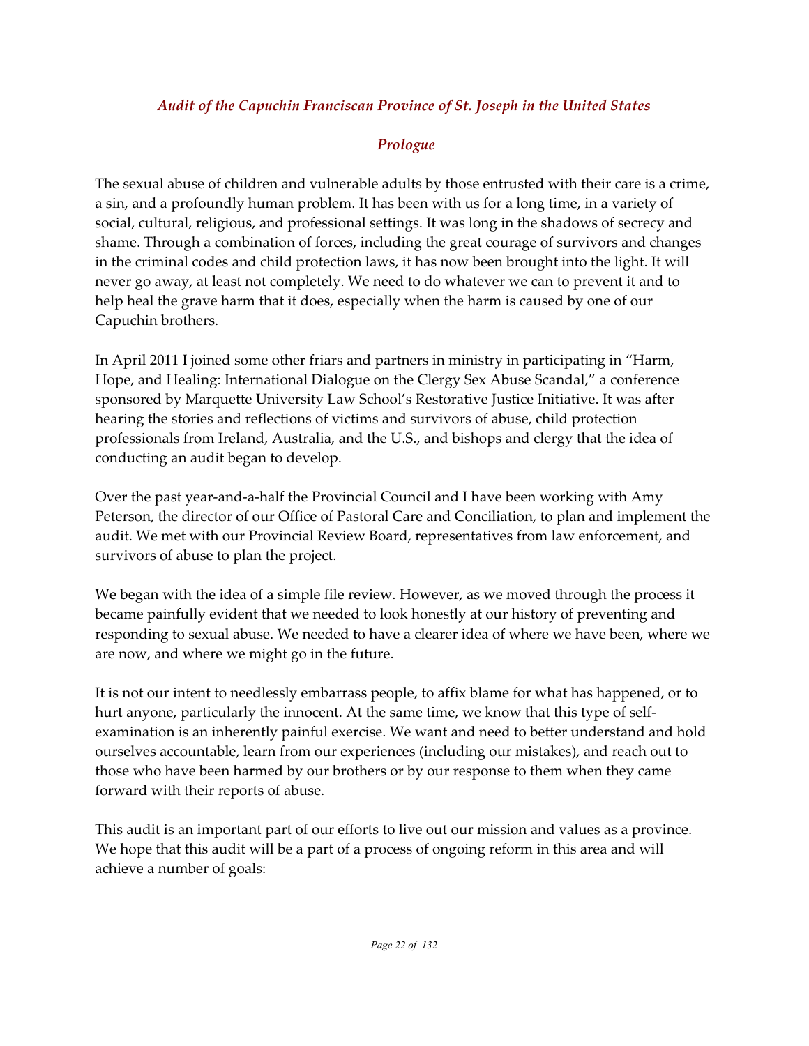## *Audit of the Capuchin Franciscan Province of St. Joseph in the United States*

### *Prologue*

The sexual abuse of children and vulnerable adults by those entrusted with their care is a crime, a sin, and a profoundly human problem. It has been with us for a long time, in a variety of social, cultural, religious, and professional settings. It was long in the shadows of secrecy and shame. Through a combination of forces, including the great courage of survivors and changes in the criminal codes and child protection laws, it has now been brought into the light. It will never go away, at least not completely. We need to do whatever we can to prevent it and to help heal the grave harm that it does, especially when the harm is caused by one of our Capuchin brothers.

In April 2011 I joined some other friars and partners in ministry in participating in "Harm, Hope, and Healing: International Dialogue on the Clergy Sex Abuse Scandal," a conference sponsored by Marquette University Law School's Restorative Justice Initiative. It was after hearing the stories and reflections of victims and survivors of abuse, child protection professionals from Ireland, Australia, and the U.S., and bishops and clergy that the idea of conducting an audit began to develop.

Over the past year-and-a-half the Provincial Council and I have been working with Amy Peterson, the director of our Office of Pastoral Care and Conciliation, to plan and implement the audit. We met with our Provincial Review Board, representatives from law enforcement, and survivors of abuse to plan the project.

We began with the idea of a simple file review. However, as we moved through the process it became painfully evident that we needed to look honestly at our history of preventing and responding to sexual abuse. We needed to have a clearer idea of where we have been, where we are now, and where we might go in the future.

It is not our intent to needlessly embarrass people, to affix blame for what has happened, or to hurt anyone, particularly the innocent. At the same time, we know that this type of self-examination is an inherently painful exercise. We want and need to better understand and hold ourselves accountable, learn from our experiences (including our mistakes), and reach out to those who have been harmed by our brothers or by our response to them when they came forward with their reports of abuse.

This audit is an important part of our efforts to live out our mission and values as a province. We hope that this audit will be a part of a process of ongoing reform in this area and will achieve a number of goals: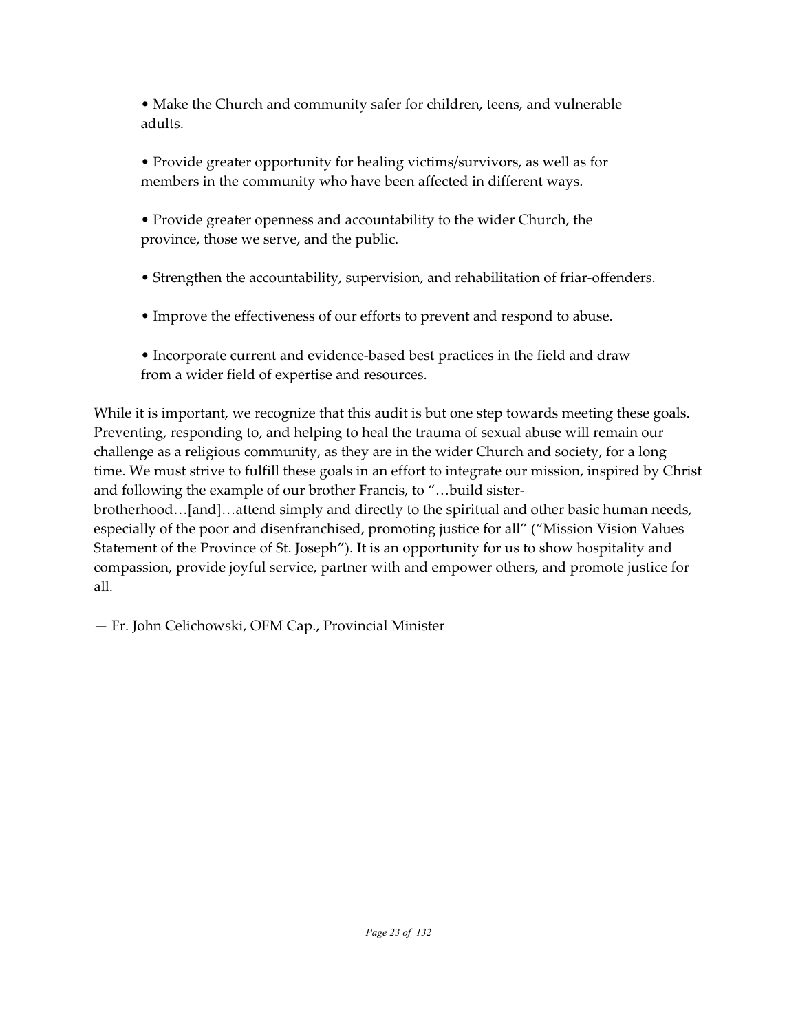- Make the Church and community safer for children, teens, and vulnerable adults.

- Provide greater opportunity for healing victims/survivors, as well as for members in the community who have been affected in different ways.

- Provide greater openness and accountability to the wider Church, the province, those we serve, and the public.

- Strengthen the accountability, supervision, and rehabilitation of friar-offenders.

- Improve the effectiveness of our efforts to prevent and respond to abuse.

- Incorporate current and evidence-based best practices in the field and draw from a wider field of expertise and resources.

While it is important, we recognize that this audit is but one step towards meeting these goals. Preventing, responding to, and helping to heal the trauma of sexual abuse will remain our challenge as a religious community, as they are in the wider Church and society, for a long time. We must strive to fulfill these goals in an effort to integrate our mission, inspired by Christ and following the example of our brother Francis, to "…build sister-brotherhood…[and]…attend simply and directly to the spiritual and other basic human needs, especially of the poor and disenfranchised, promoting justice for all" ("Mission Vision Values Statement of the Province of St. Joseph"). It is an opportunity for us to show hospitality and compassion, provide joyful service, partner with and empower others, and promote justice for all.

— Fr. John Celichowski, OFM Cap., Provincial Minister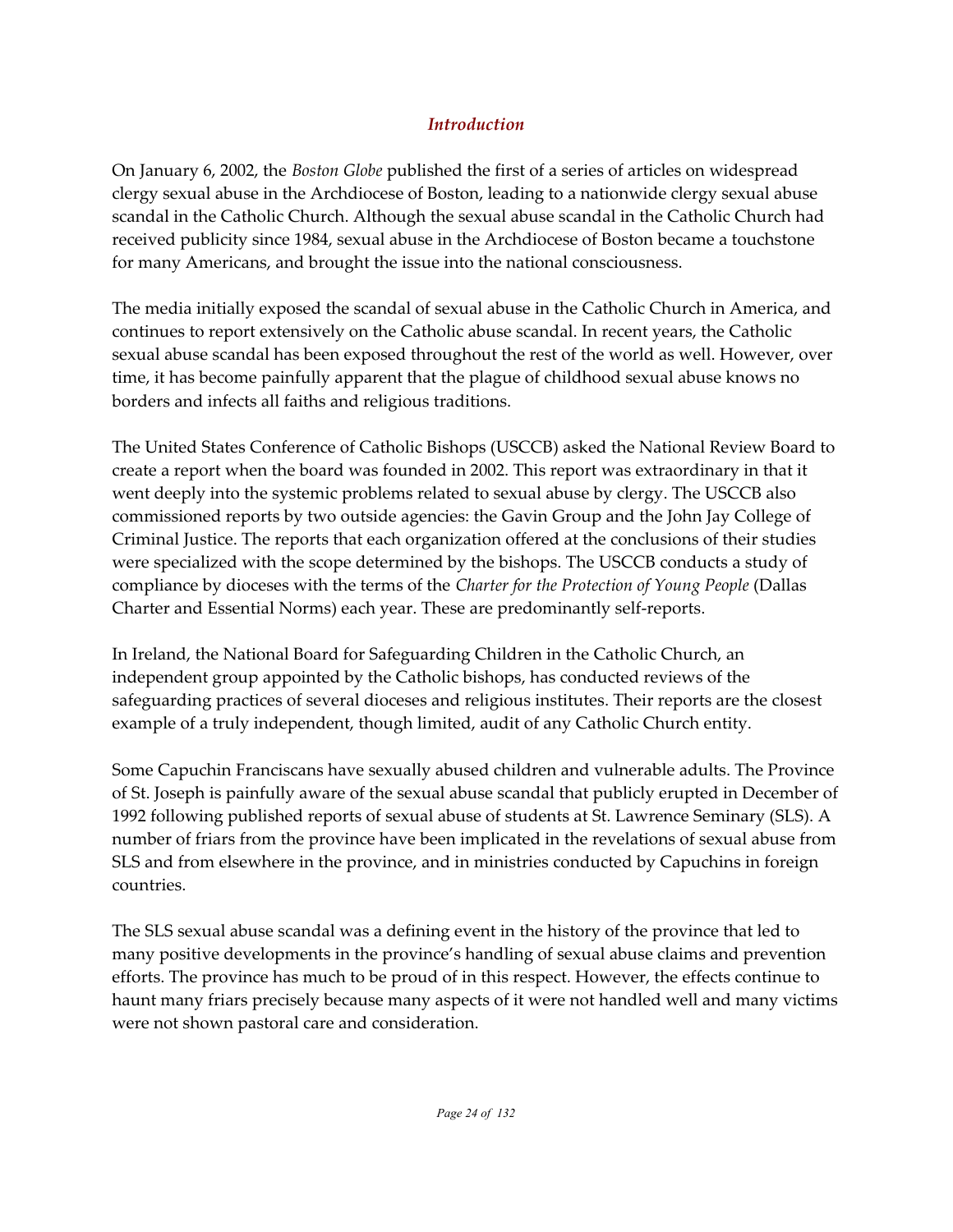## *Introduction*

On January 6, 2002, the *Boston Globe* published the first of a series of articles on widespread clergy sexual abuse in the Archdiocese of Boston, leading to a nationwide clergy sexual abuse scandal in the Catholic Church. Although the sexual abuse scandal in the Catholic Church had received publicity since 1984, sexual abuse in the Archdiocese of Boston became a touchstone for many Americans, and brought the issue into the national consciousness.

The media initially exposed the scandal of sexual abuse in the Catholic Church in America, and continues to report extensively on the Catholic abuse scandal. In recent years, the Catholic sexual abuse scandal has been exposed throughout the rest of the world as well. However, over time, it has become painfully apparent that the plague of childhood sexual abuse knows no borders and infects all faiths and religious traditions.

The United States Conference of Catholic Bishops (USCCB) asked the National Review Board to create a report when the board was founded in 2002. This report was extraordinary in that it went deeply into the systemic problems related to sexual abuse by clergy. The USCCB also commissioned reports by two outside agencies: the Gavin Group and the John Jay College of Criminal Justice. The reports that each organization offered at the conclusions of their studies were specialized with the scope determined by the bishops. The USCCB conducts a study of compliance by dioceses with the terms of the *Charter for the Protection of Young People* (Dallas Charter and Essential Norms) each year. These are predominantly self-reports.

In Ireland, the National Board for Safeguarding Children in the Catholic Church, an independent group appointed by the Catholic bishops, has conducted reviews of the safeguarding practices of several dioceses and religious institutes. Their reports are the closest example of a truly independent, though limited, audit of any Catholic Church entity.

Some Capuchin Franciscans have sexually abused children and vulnerable adults. The Province of St. Joseph is painfully aware of the sexual abuse scandal that publicly erupted in December of 1992 following published reports of sexual abuse of students at St. Lawrence Seminary (SLS). A number of friars from the province have been implicated in the revelations of sexual abuse from SLS and from elsewhere in the province, and in ministries conducted by Capuchins in foreign countries.

The SLS sexual abuse scandal was a defining event in the history of the province that led to many positive developments in the province's handling of sexual abuse claims and prevention efforts. The province has much to be proud of in this respect. However, the effects continue to haunt many friars precisely because many aspects of it were not handled well and many victims were not shown pastoral care and consideration.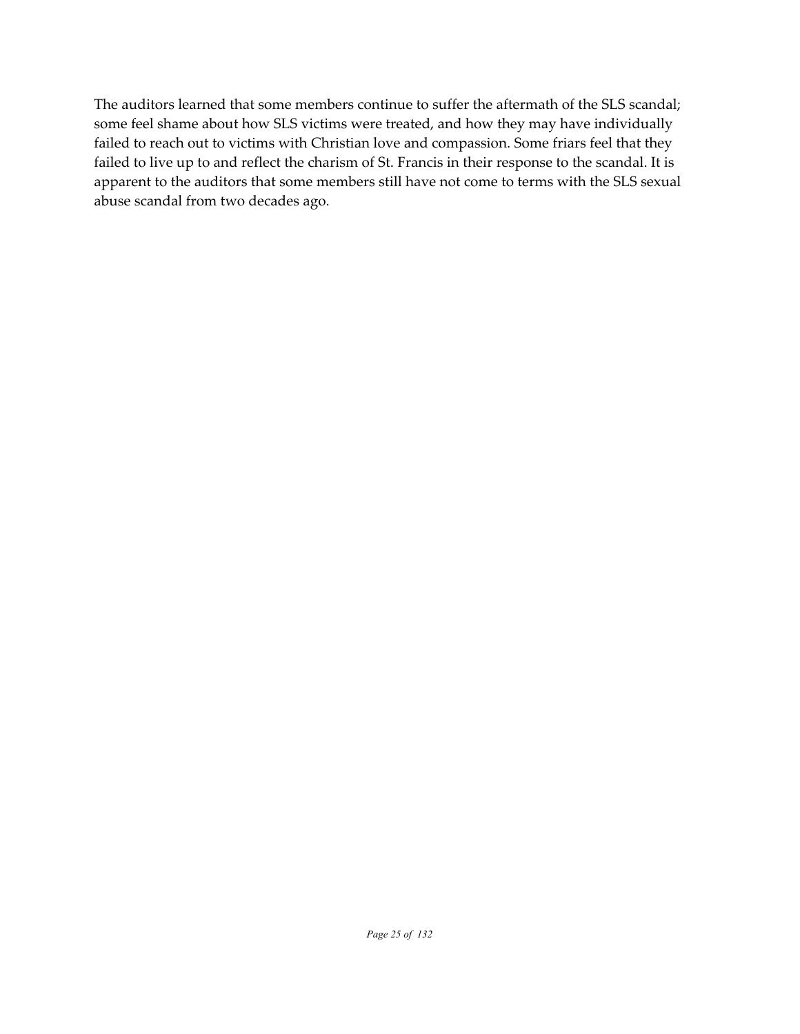The auditors learned that some members continue to suffer the aftermath of the SLS scandal; some feel shame about how SLS victims were treated, and how they may have individually failed to reach out to victims with Christian love and compassion. Some friars feel that they failed to live up to and reflect the charism of St. Francis in their response to the scandal. It is apparent to the auditors that some members still have not come to terms with the SLS sexual abuse scandal from two decades ago.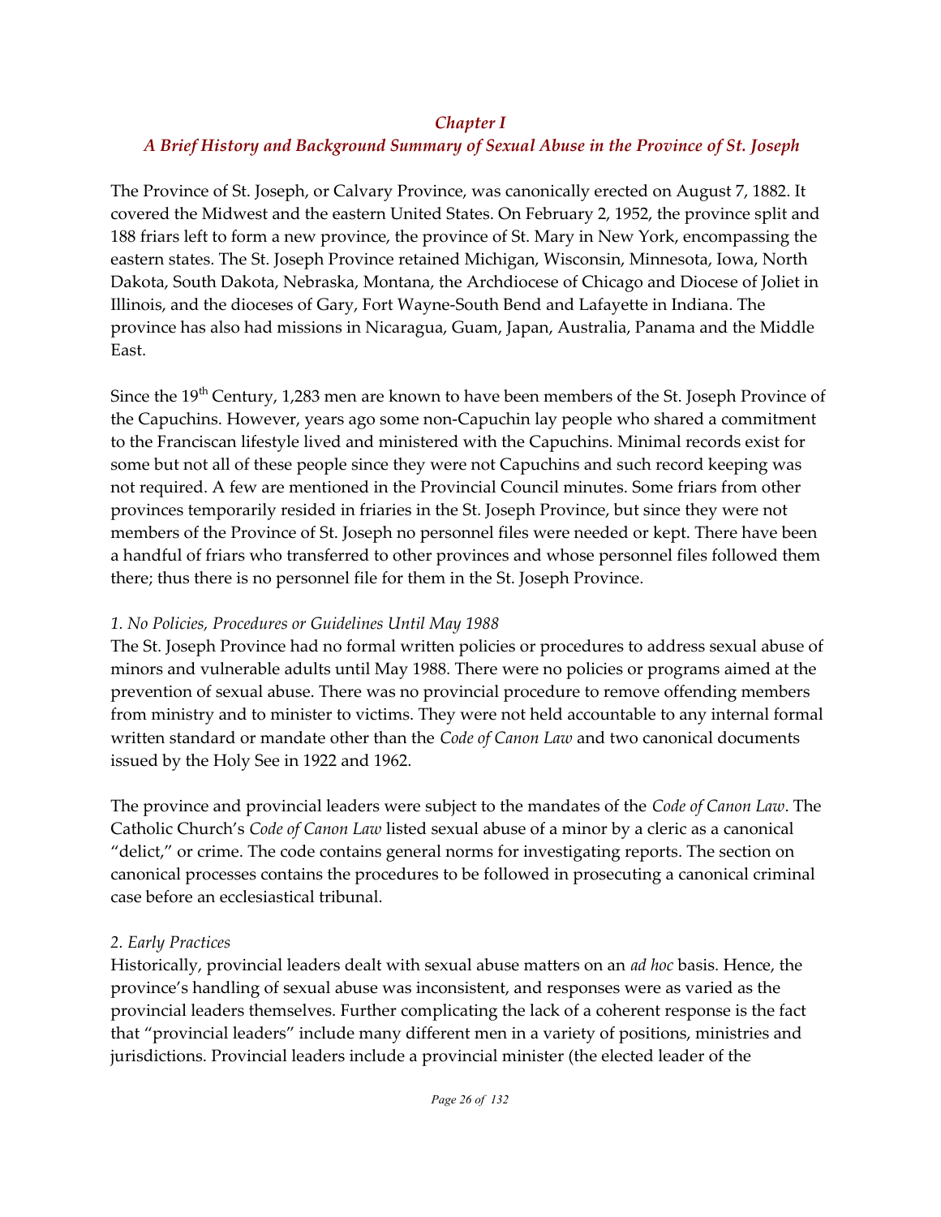## *Chapter I*
## *A Brief History and Background Summary of Sexual Abuse in the Province of St. Joseph*

The Province of St. Joseph, or Calvary Province, was canonically erected on August 7, 1882. It covered the Midwest and the eastern United States. On February 2, 1952, the province split and 188 friars left to form a new province, the province of St. Mary in New York, encompassing the eastern states. The St. Joseph Province retained Michigan, Wisconsin, Minnesota, Iowa, North Dakota, South Dakota, Nebraska, Montana, the Archdiocese of Chicago and Diocese of Joliet in Illinois, and the dioceses of Gary, Fort Wayne-South Bend and Lafayette in Indiana. The province has also had missions in Nicaragua, Guam, Japan, Australia, Panama and the Middle East.

Since the 19th Century, 1,283 men are known to have been members of the St. Joseph Province of the Capuchins. However, years ago some non-Capuchin lay people who shared a commitment to the Franciscan lifestyle lived and ministered with the Capuchins. Minimal records exist for some but not all of these people since they were not Capuchins and such record keeping was not required. A few are mentioned in the Provincial Council minutes. Some friars from other provinces temporarily resided in friaries in the St. Joseph Province, but since they were not members of the Province of St. Joseph no personnel files were needed or kept. There have been a handful of friars who transferred to other provinces and whose personnel files followed them there; thus there is no personnel file for them in the St. Joseph Province.

*1. No Policies, Procedures or Guidelines Until May 1988*

The St. Joseph Province had no formal written policies or procedures to address sexual abuse of minors and vulnerable adults until May 1988. There were no policies or programs aimed at the prevention of sexual abuse. There was no provincial procedure to remove offending members from ministry and to minister to victims. They were not held accountable to any internal formal written standard or mandate other than the *Code of Canon Law* and two canonical documents issued by the Holy See in 1922 and 1962.

The province and provincial leaders were subject to the mandates of the *Code of Canon Law*. The Catholic Church's *Code of Canon Law* listed sexual abuse of a minor by a cleric as a canonical "delict," or crime. The code contains general norms for investigating reports. The section on canonical processes contains the procedures to be followed in prosecuting a canonical criminal case before an ecclesiastical tribunal.

*2. Early Practices*

Historically, provincial leaders dealt with sexual abuse matters on an *ad hoc* basis. Hence, the province's handling of sexual abuse was inconsistent, and responses were as varied as the provincial leaders themselves. Further complicating the lack of a coherent response is the fact that "provincial leaders" include many different men in a variety of positions, ministries and jurisdictions. Provincial leaders include a provincial minister (the elected leader of the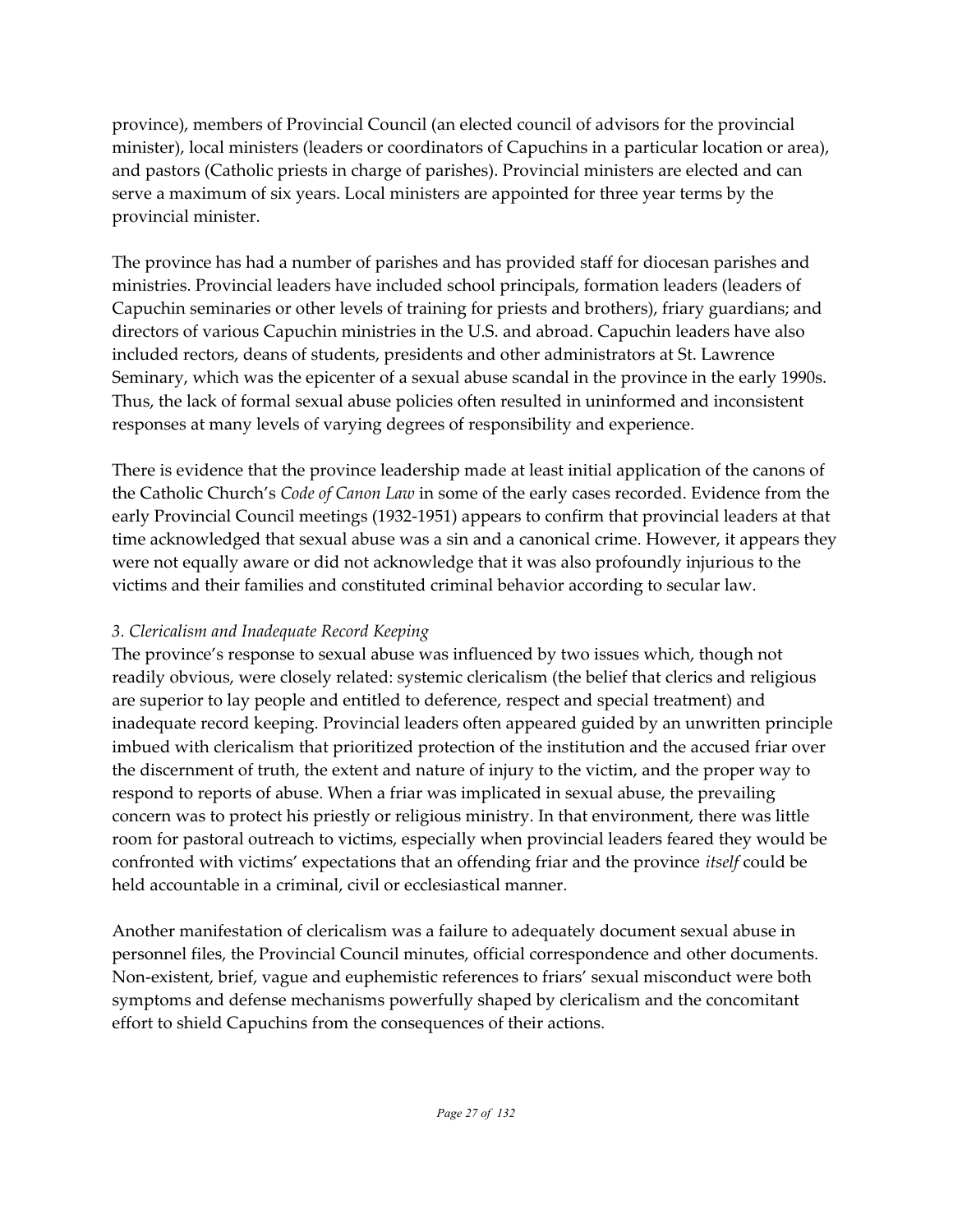province), members of Provincial Council (an elected council of advisors for the provincial minister), local ministers (leaders or coordinators of Capuchins in a particular location or area), and pastors (Catholic priests in charge of parishes). Provincial ministers are elected and can serve a maximum of six years. Local ministers are appointed for three year terms by the provincial minister.

The province has had a number of parishes and has provided staff for diocesan parishes and ministries. Provincial leaders have included school principals, formation leaders (leaders of Capuchin seminaries or other levels of training for priests and brothers), friary guardians; and directors of various Capuchin ministries in the U.S. and abroad. Capuchin leaders have also included rectors, deans of students, presidents and other administrators at St. Lawrence Seminary, which was the epicenter of a sexual abuse scandal in the province in the early 1990s. Thus, the lack of formal sexual abuse policies often resulted in uninformed and inconsistent responses at many levels of varying degrees of responsibility and experience.

There is evidence that the province leadership made at least initial application of the canons of the Catholic Church's *Code of Canon Law* in some of the early cases recorded. Evidence from the early Provincial Council meetings (1932-1951) appears to confirm that provincial leaders at that time acknowledged that sexual abuse was a sin and a canonical crime. However, it appears they were not equally aware or did not acknowledge that it was also profoundly injurious to the victims and their families and constituted criminal behavior according to secular law.

### *3. Clericalism and Inadequate Record Keeping*

The province's response to sexual abuse was influenced by two issues which, though not readily obvious, were closely related: systemic clericalism (the belief that clerics and religious are superior to lay people and entitled to deference, respect and special treatment) and inadequate record keeping. Provincial leaders often appeared guided by an unwritten principle imbued with clericalism that prioritized protection of the institution and the accused friar over the discernment of truth, the extent and nature of injury to the victim, and the proper way to respond to reports of abuse. When a friar was implicated in sexual abuse, the prevailing concern was to protect his priestly or religious ministry. In that environment, there was little room for pastoral outreach to victims, especially when provincial leaders feared they would be confronted with victims' expectations that an offending friar and the province *itself* could be held accountable in a criminal, civil or ecclesiastical manner.

Another manifestation of clericalism was a failure to adequately document sexual abuse in personnel files, the Provincial Council minutes, official correspondence and other documents. Non-existent, brief, vague and euphemistic references to friars' sexual misconduct were both symptoms and defense mechanisms powerfully shaped by clericalism and the concomitant effort to shield Capuchins from the consequences of their actions.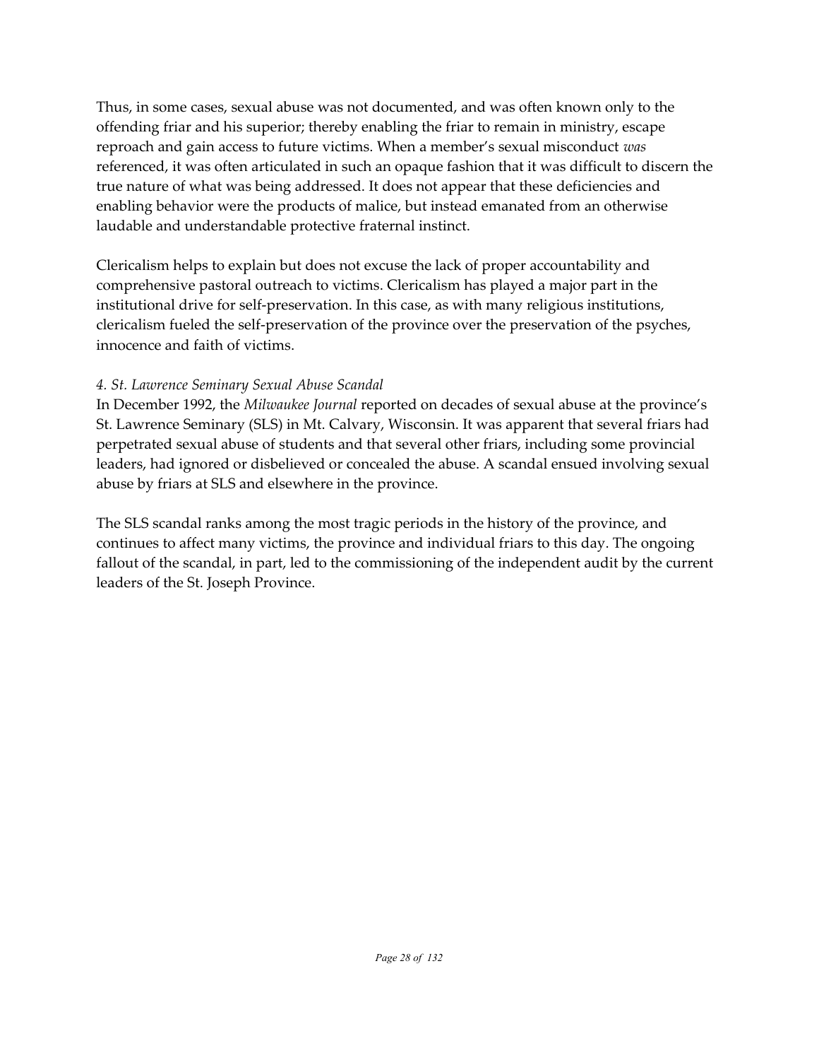Thus, in some cases, sexual abuse was not documented, and was often known only to the offending friar and his superior; thereby enabling the friar to remain in ministry, escape reproach and gain access to future victims. When a member's sexual misconduct *was* referenced, it was often articulated in such an opaque fashion that it was difficult to discern the true nature of what was being addressed. It does not appear that these deficiencies and enabling behavior were the products of malice, but instead emanated from an otherwise laudable and understandable protective fraternal instinct.

Clericalism helps to explain but does not excuse the lack of proper accountability and comprehensive pastoral outreach to victims. Clericalism has played a major part in the institutional drive for self-preservation. In this case, as with many religious institutions, clericalism fueled the self-preservation of the province over the preservation of the psyches, innocence and faith of victims.

*4. St. Lawrence Seminary Sexual Abuse Scandal*

In December 1992, the *Milwaukee Journal* reported on decades of sexual abuse at the province's St. Lawrence Seminary (SLS) in Mt. Calvary, Wisconsin. It was apparent that several friars had perpetrated sexual abuse of students and that several other friars, including some provincial leaders, had ignored or disbelieved or concealed the abuse. A scandal ensued involving sexual abuse by friars at SLS and elsewhere in the province.

The SLS scandal ranks among the most tragic periods in the history of the province, and continues to affect many victims, the province and individual friars to this day. The ongoing fallout of the scandal, in part, led to the commissioning of the independent audit by the current leaders of the St. Joseph Province.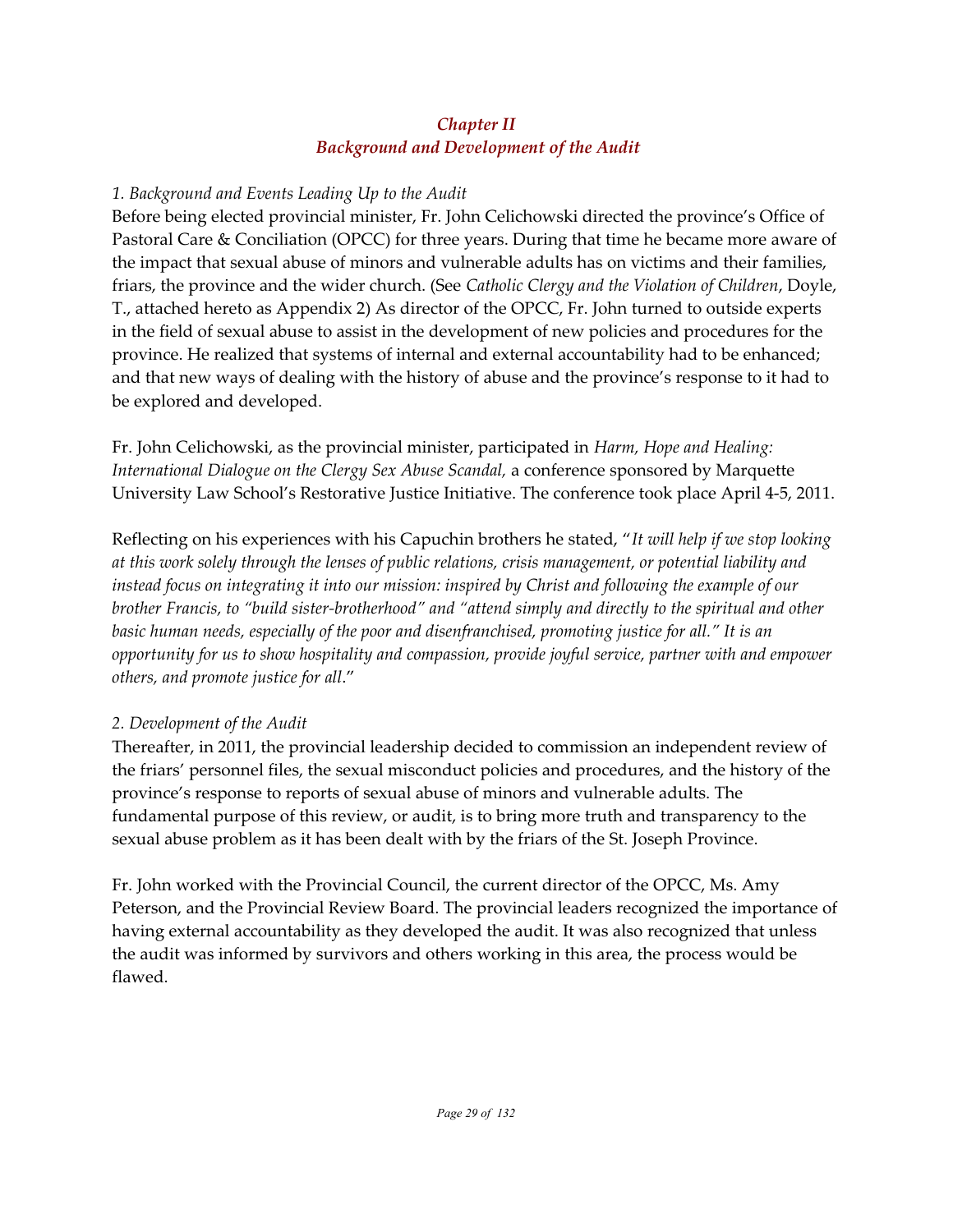## *Chapter II*
## *Background and Development of the Audit*

*1. Background and Events Leading Up to the Audit*

Before being elected provincial minister, Fr. John Celichowski directed the province's Office of Pastoral Care & Conciliation (OPCC) for three years. During that time he became more aware of the impact that sexual abuse of minors and vulnerable adults has on victims and their families, friars, the province and the wider church. (See *Catholic Clergy and the Violation of Children*, Doyle, T., attached hereto as Appendix 2) As director of the OPCC, Fr. John turned to outside experts in the field of sexual abuse to assist in the development of new policies and procedures for the province. He realized that systems of internal and external accountability had to be enhanced; and that new ways of dealing with the history of abuse and the province's response to it had to be explored and developed.

Fr. John Celichowski, as the provincial minister, participated in *Harm, Hope and Healing: International Dialogue on the Clergy Sex Abuse Scandal,* a conference sponsored by Marquette University Law School's Restorative Justice Initiative. The conference took place April 4-5, 2011.

Reflecting on his experiences with his Capuchin brothers he stated, "*It will help if we stop looking at this work solely through the lenses of public relations, crisis management, or potential liability and instead focus on integrating it into our mission: inspired by Christ and following the example of our brother Francis, to "build sister-brotherhood" and "attend simply and directly to the spiritual and other basic human needs, especially of the poor and disenfranchised, promoting justice for all." It is an opportunity for us to show hospitality and compassion, provide joyful service, partner with and empower others, and promote justice for all*."

*2. Development of the Audit*

Thereafter, in 2011, the provincial leadership decided to commission an independent review of the friars' personnel files, the sexual misconduct policies and procedures, and the history of the province's response to reports of sexual abuse of minors and vulnerable adults. The fundamental purpose of this review, or audit, is to bring more truth and transparency to the sexual abuse problem as it has been dealt with by the friars of the St. Joseph Province.

Fr. John worked with the Provincial Council, the current director of the OPCC, Ms. Amy Peterson, and the Provincial Review Board. The provincial leaders recognized the importance of having external accountability as they developed the audit. It was also recognized that unless the audit was informed by survivors and others working in this area, the process would be flawed.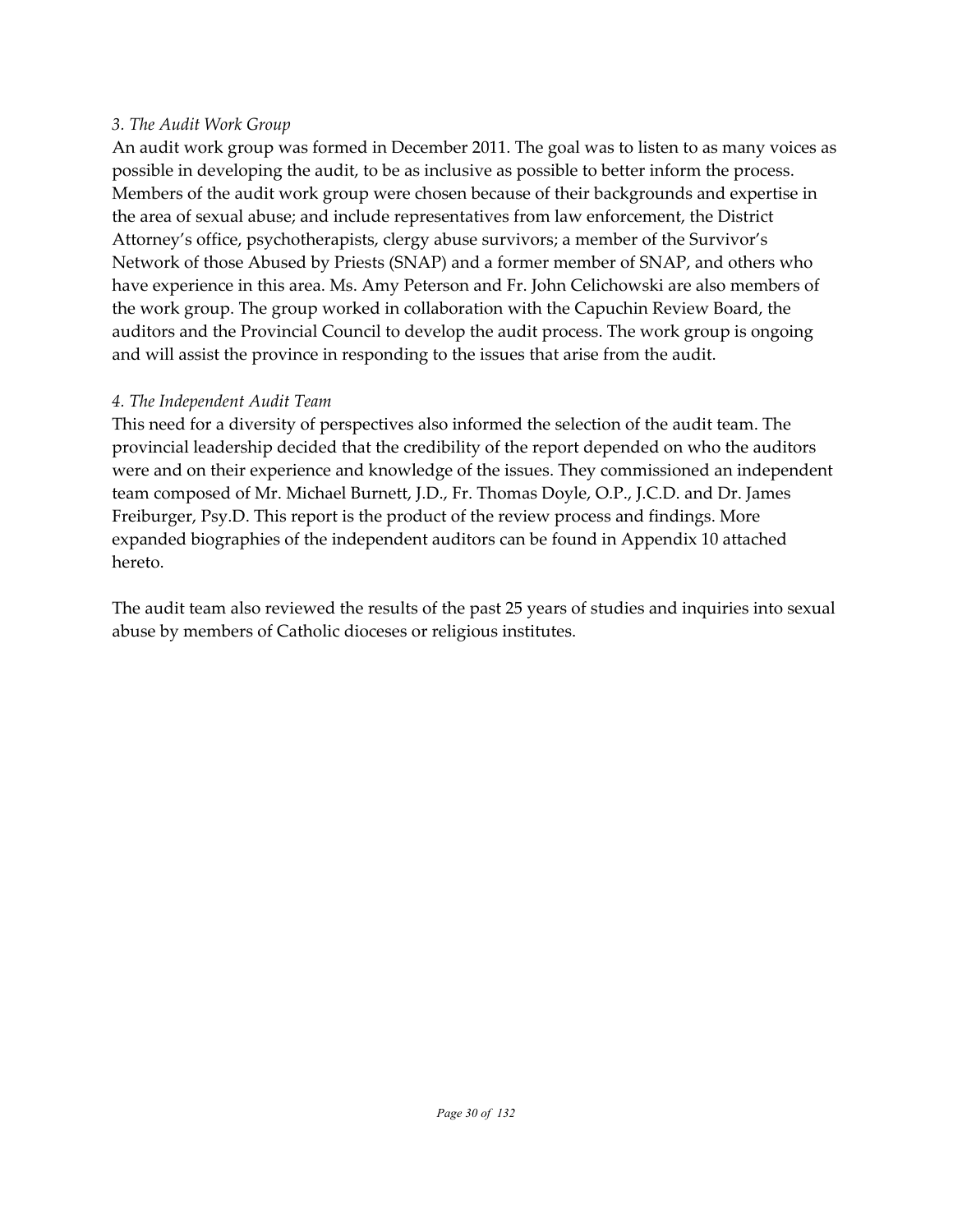*3. The Audit Work Group*

An audit work group was formed in December 2011. The goal was to listen to as many voices as possible in developing the audit, to be as inclusive as possible to better inform the process. Members of the audit work group were chosen because of their backgrounds and expertise in the area of sexual abuse; and include representatives from law enforcement, the District Attorney's office, psychotherapists, clergy abuse survivors; a member of the Survivor's Network of those Abused by Priests (SNAP) and a former member of SNAP, and others who have experience in this area. Ms. Amy Peterson and Fr. John Celichowski are also members of the work group. The group worked in collaboration with the Capuchin Review Board, the auditors and the Provincial Council to develop the audit process. The work group is ongoing and will assist the province in responding to the issues that arise from the audit.

*4. The Independent Audit Team*

This need for a diversity of perspectives also informed the selection of the audit team. The provincial leadership decided that the credibility of the report depended on who the auditors were and on their experience and knowledge of the issues. They commissioned an independent team composed of Mr. Michael Burnett, J.D., Fr. Thomas Doyle, O.P., J.C.D. and Dr. James Freiburger, Psy.D. This report is the product of the review process and findings. More expanded biographies of the independent auditors can be found in Appendix 10 attached hereto.

The audit team also reviewed the results of the past 25 years of studies and inquiries into sexual abuse by members of Catholic dioceses or religious institutes.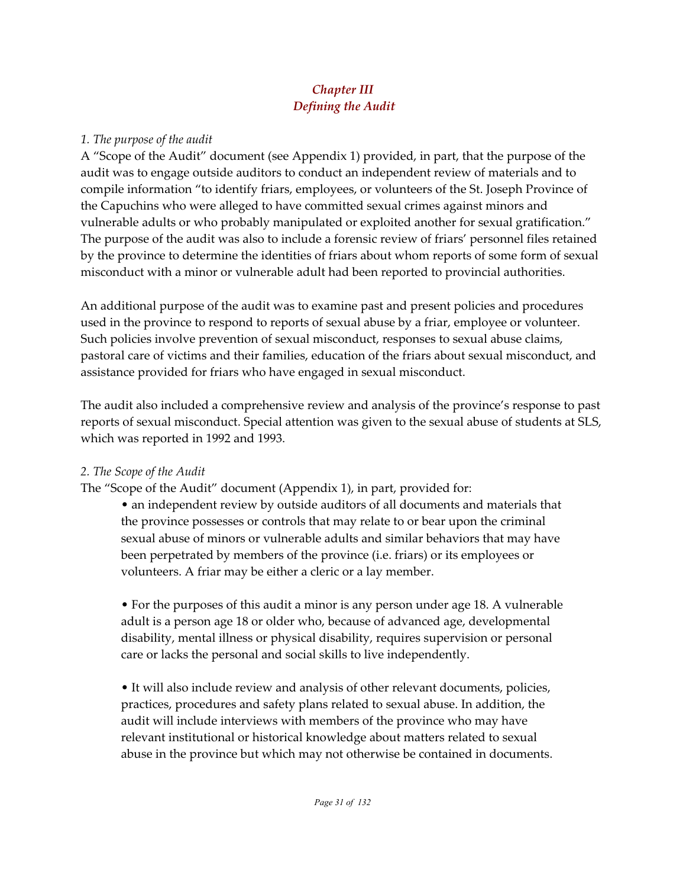# *Chapter III*
# *Defining the Audit*

*1. The purpose of the audit*

A "Scope of the Audit" document (see Appendix 1) provided, in part, that the purpose of the audit was to engage outside auditors to conduct an independent review of materials and to compile information "to identify friars, employees, or volunteers of the St. Joseph Province of the Capuchins who were alleged to have committed sexual crimes against minors and vulnerable adults or who probably manipulated or exploited another for sexual gratification." The purpose of the audit was also to include a forensic review of friars' personnel files retained by the province to determine the identities of friars about whom reports of some form of sexual misconduct with a minor or vulnerable adult had been reported to provincial authorities.

An additional purpose of the audit was to examine past and present policies and procedures used in the province to respond to reports of sexual abuse by a friar, employee or volunteer. Such policies involve prevention of sexual misconduct, responses to sexual abuse claims, pastoral care of victims and their families, education of the friars about sexual misconduct, and assistance provided for friars who have engaged in sexual misconduct.

The audit also included a comprehensive review and analysis of the province's response to past reports of sexual misconduct. Special attention was given to the sexual abuse of students at SLS, which was reported in 1992 and 1993.

*2. The Scope of the Audit*

The "Scope of the Audit" document (Appendix 1), in part, provided for:

- an independent review by outside auditors of all documents and materials that the province possesses or controls that may relate to or bear upon the criminal sexual abuse of minors or vulnerable adults and similar behaviors that may have been perpetrated by members of the province (i.e. friars) or its employees or volunteers. A friar may be either a cleric or a lay member.

- For the purposes of this audit a minor is any person under age 18. A vulnerable adult is a person age 18 or older who, because of advanced age, developmental disability, mental illness or physical disability, requires supervision or personal care or lacks the personal and social skills to live independently.

- It will also include review and analysis of other relevant documents, policies, practices, procedures and safety plans related to sexual abuse. In addition, the audit will include interviews with members of the province who may have relevant institutional or historical knowledge about matters related to sexual abuse in the province but which may not otherwise be contained in documents.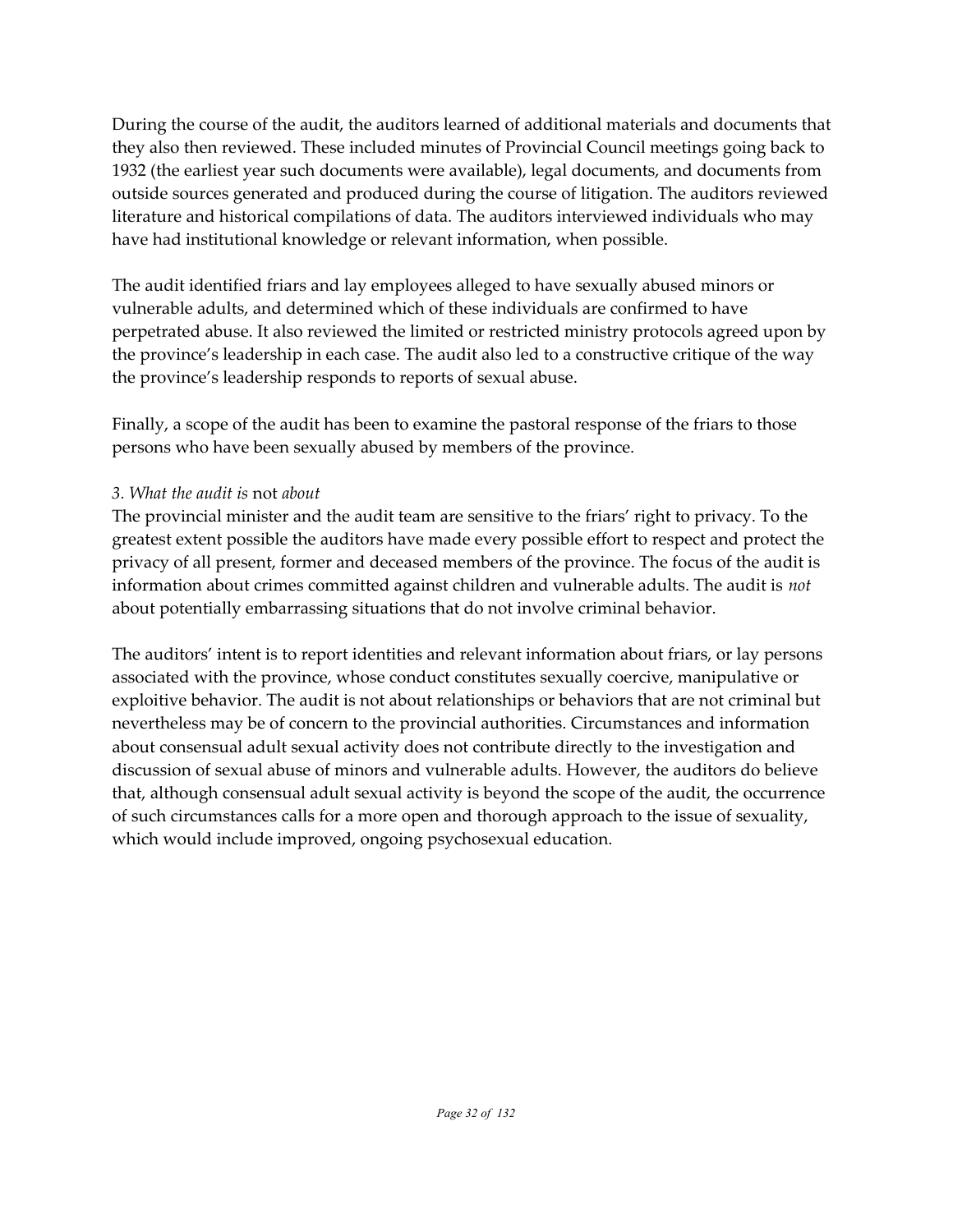During the course of the audit, the auditors learned of additional materials and documents that they also then reviewed. These included minutes of Provincial Council meetings going back to 1932 (the earliest year such documents were available), legal documents, and documents from outside sources generated and produced during the course of litigation. The auditors reviewed literature and historical compilations of data. The auditors interviewed individuals who may have had institutional knowledge or relevant information, when possible.

The audit identified friars and lay employees alleged to have sexually abused minors or vulnerable adults, and determined which of these individuals are confirmed to have perpetrated abuse. It also reviewed the limited or restricted ministry protocols agreed upon by the province's leadership in each case. The audit also led to a constructive critique of the way the province's leadership responds to reports of sexual abuse.

Finally, a scope of the audit has been to examine the pastoral response of the friars to those persons who have been sexually abused by members of the province.

### *3. What the audit is* not *about*

The provincial minister and the audit team are sensitive to the friars' right to privacy. To the greatest extent possible the auditors have made every possible effort to respect and protect the privacy of all present, former and deceased members of the province. The focus of the audit is information about crimes committed against children and vulnerable adults. The audit is *not* about potentially embarrassing situations that do not involve criminal behavior.

The auditors' intent is to report identities and relevant information about friars, or lay persons associated with the province, whose conduct constitutes sexually coercive, manipulative or exploitive behavior. The audit is not about relationships or behaviors that are not criminal but nevertheless may be of concern to the provincial authorities. Circumstances and information about consensual adult sexual activity does not contribute directly to the investigation and discussion of sexual abuse of minors and vulnerable adults. However, the auditors do believe that, although consensual adult sexual activity is beyond the scope of the audit, the occurrence of such circumstances calls for a more open and thorough approach to the issue of sexuality, which would include improved, ongoing psychosexual education.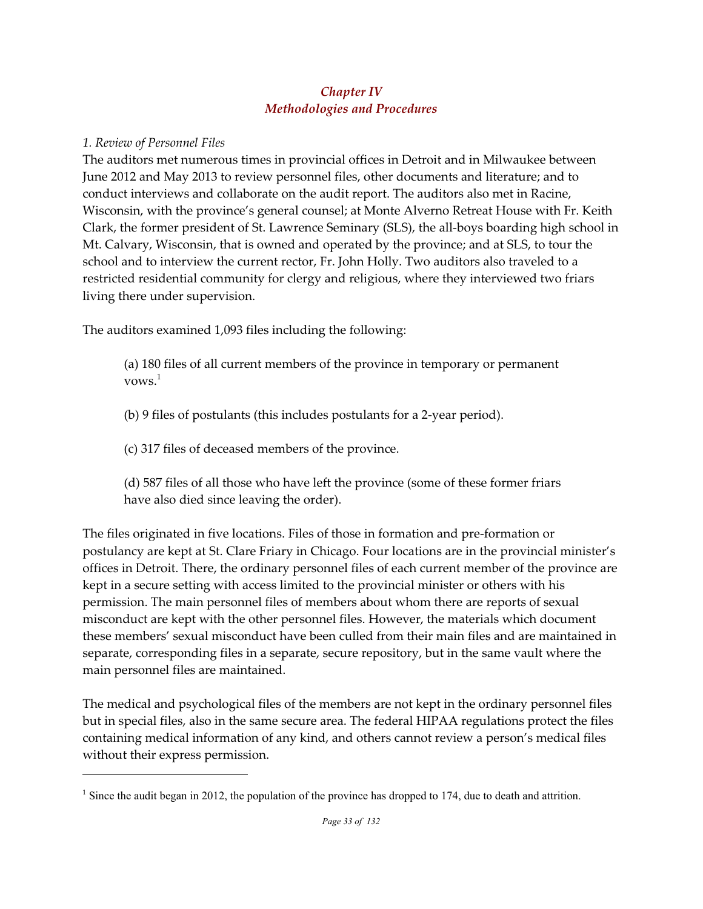## *Chapter IV*
## *Methodologies and Procedures*

*1. Review of Personnel Files*

The auditors met numerous times in provincial offices in Detroit and in Milwaukee between June 2012 and May 2013 to review personnel files, other documents and literature; and to conduct interviews and collaborate on the audit report. The auditors also met in Racine, Wisconsin, with the province's general counsel; at Monte Alverno Retreat House with Fr. Keith Clark, the former president of St. Lawrence Seminary (SLS), the all-boys boarding high school in Mt. Calvary, Wisconsin, that is owned and operated by the province; and at SLS, to tour the school and to interview the current rector, Fr. John Holly. Two auditors also traveled to a restricted residential community for clergy and religious, where they interviewed two friars living there under supervision.

The auditors examined 1,093 files including the following:

> (a) 180 files of all current members of the province in temporary or permanent vows.[1]
>
> (b) 9 files of postulants (this includes postulants for a 2-year period).
>
> (c) 317 files of deceased members of the province.
>
> (d) 587 files of all those who have left the province (some of these former friars have also died since leaving the order).

The files originated in five locations. Files of those in formation and pre-formation or postulancy are kept at St. Clare Friary in Chicago. Four locations are in the provincial minister's offices in Detroit. There, the ordinary personnel files of each current member of the province are kept in a secure setting with access limited to the provincial minister or others with his permission. The main personnel files of members about whom there are reports of sexual misconduct are kept with the other personnel files. However, the materials which document these members' sexual misconduct have been culled from their main files and are maintained in separate, corresponding files in a separate, secure repository, but in the same vault where the main personnel files are maintained.

The medical and psychological files of the members are not kept in the ordinary personnel files but in special files, also in the same secure area. The federal HIPAA regulations protect the files containing medical information of any kind, and others cannot review a person's medical files without their express permission.

---

[1] Since the audit began in 2012, the population of the province has dropped to 174, due to death and attrition.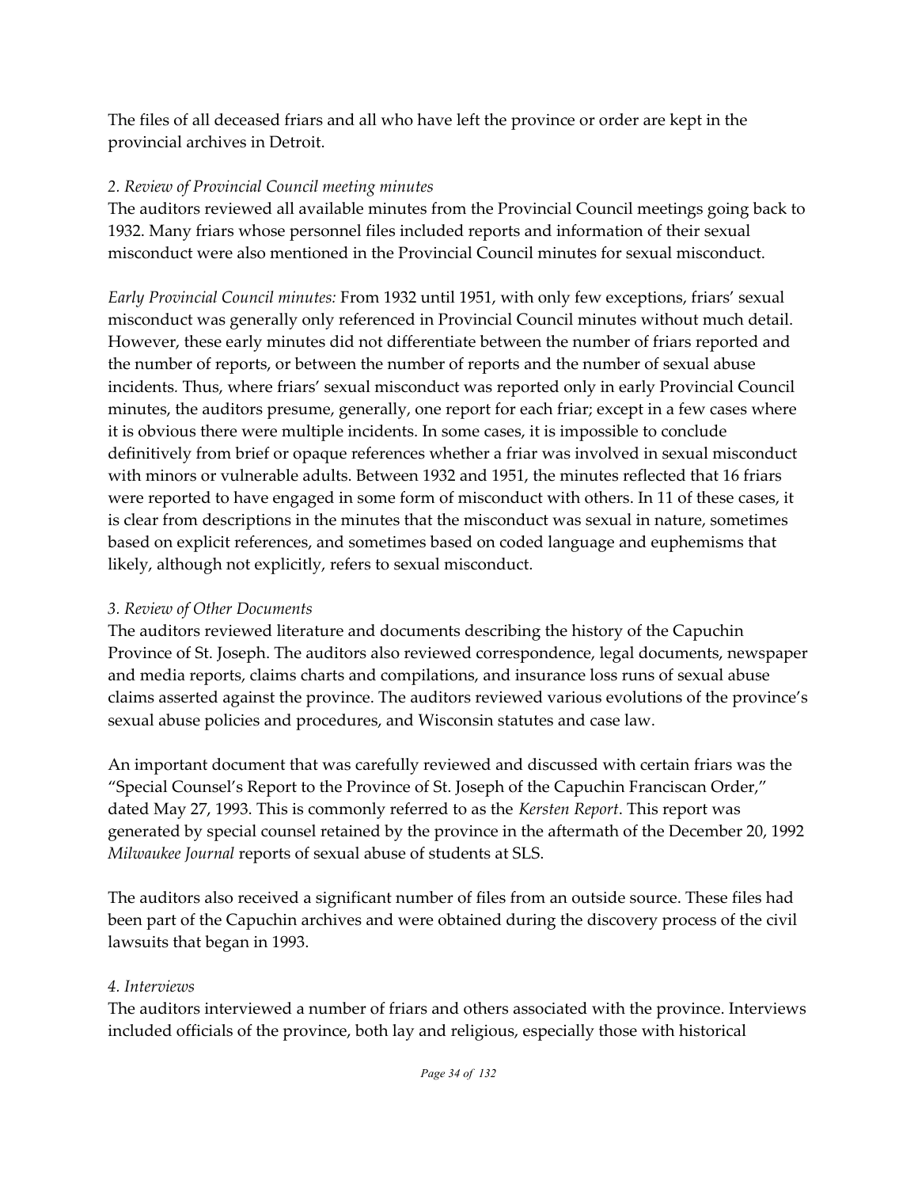The files of all deceased friars and all who have left the province or order are kept in the provincial archives in Detroit.

*2. Review of Provincial Council meeting minutes*

The auditors reviewed all available minutes from the Provincial Council meetings going back to 1932. Many friars whose personnel files included reports and information of their sexual misconduct were also mentioned in the Provincial Council minutes for sexual misconduct.

*Early Provincial Council minutes:* From 1932 until 1951, with only few exceptions, friars' sexual misconduct was generally only referenced in Provincial Council minutes without much detail. However, these early minutes did not differentiate between the number of friars reported and the number of reports, or between the number of reports and the number of sexual abuse incidents. Thus, where friars' sexual misconduct was reported only in early Provincial Council minutes, the auditors presume, generally, one report for each friar; except in a few cases where it is obvious there were multiple incidents. In some cases, it is impossible to conclude definitively from brief or opaque references whether a friar was involved in sexual misconduct with minors or vulnerable adults. Between 1932 and 1951, the minutes reflected that 16 friars were reported to have engaged in some form of misconduct with others. In 11 of these cases, it is clear from descriptions in the minutes that the misconduct was sexual in nature, sometimes based on explicit references, and sometimes based on coded language and euphemisms that likely, although not explicitly, refers to sexual misconduct.

*3. Review of Other Documents*

The auditors reviewed literature and documents describing the history of the Capuchin Province of St. Joseph. The auditors also reviewed correspondence, legal documents, newspaper and media reports, claims charts and compilations, and insurance loss runs of sexual abuse claims asserted against the province. The auditors reviewed various evolutions of the province's sexual abuse policies and procedures, and Wisconsin statutes and case law.

An important document that was carefully reviewed and discussed with certain friars was the "Special Counsel's Report to the Province of St. Joseph of the Capuchin Franciscan Order," dated May 27, 1993. This is commonly referred to as the *Kersten Report*. This report was generated by special counsel retained by the province in the aftermath of the December 20, 1992 *Milwaukee Journal* reports of sexual abuse of students at SLS.

The auditors also received a significant number of files from an outside source. These files had been part of the Capuchin archives and were obtained during the discovery process of the civil lawsuits that began in 1993.

*4. Interviews*

The auditors interviewed a number of friars and others associated with the province. Interviews included officials of the province, both lay and religious, especially those with historical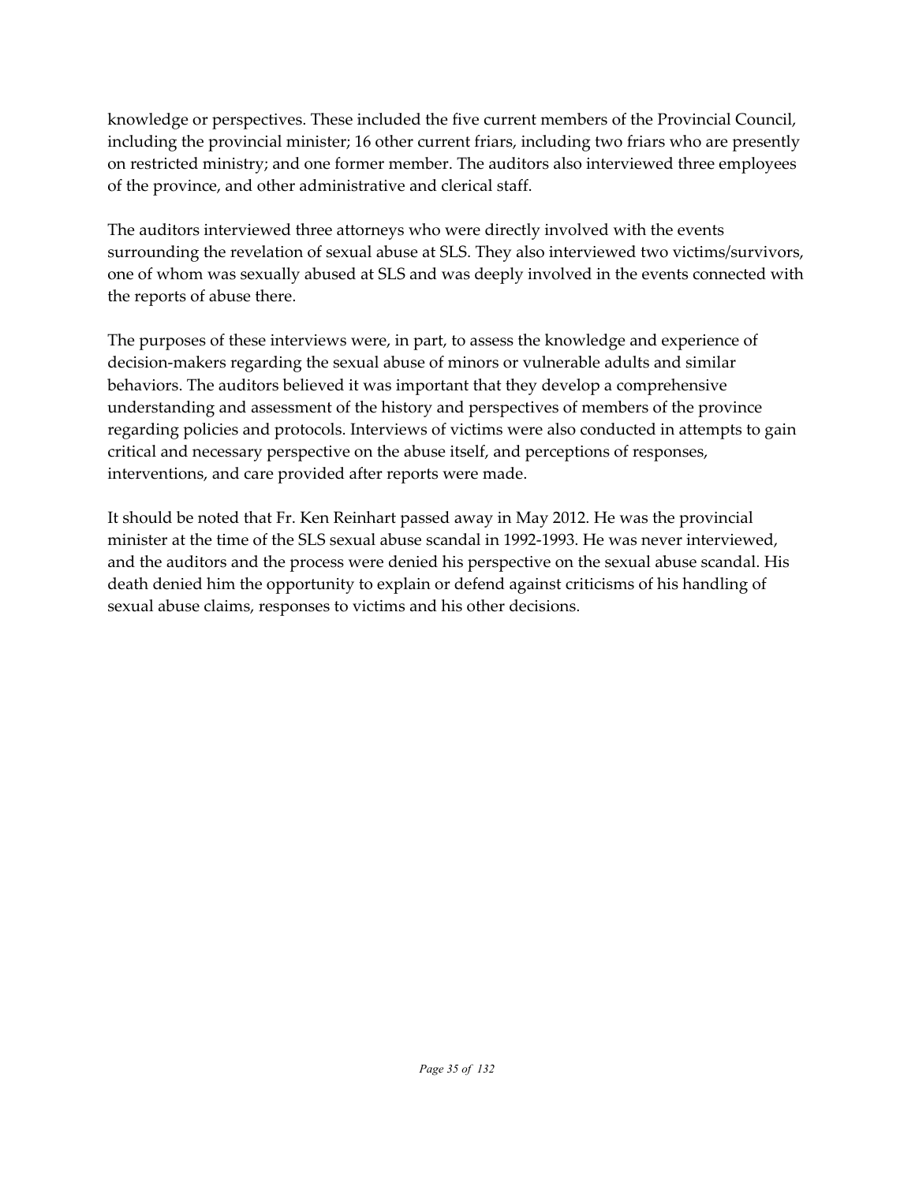knowledge or perspectives. These included the five current members of the Provincial Council, including the provincial minister; 16 other current friars, including two friars who are presently on restricted ministry; and one former member. The auditors also interviewed three employees of the province, and other administrative and clerical staff.

The auditors interviewed three attorneys who were directly involved with the events surrounding the revelation of sexual abuse at SLS. They also interviewed two victims/survivors, one of whom was sexually abused at SLS and was deeply involved in the events connected with the reports of abuse there.

The purposes of these interviews were, in part, to assess the knowledge and experience of decision-makers regarding the sexual abuse of minors or vulnerable adults and similar behaviors. The auditors believed it was important that they develop a comprehensive understanding and assessment of the history and perspectives of members of the province regarding policies and protocols. Interviews of victims were also conducted in attempts to gain critical and necessary perspective on the abuse itself, and perceptions of responses, interventions, and care provided after reports were made.

It should be noted that Fr. Ken Reinhart passed away in May 2012. He was the provincial minister at the time of the SLS sexual abuse scandal in 1992-1993. He was never interviewed, and the auditors and the process were denied his perspective on the sexual abuse scandal. His death denied him the opportunity to explain or defend against criticisms of his handling of sexual abuse claims, responses to victims and his other decisions.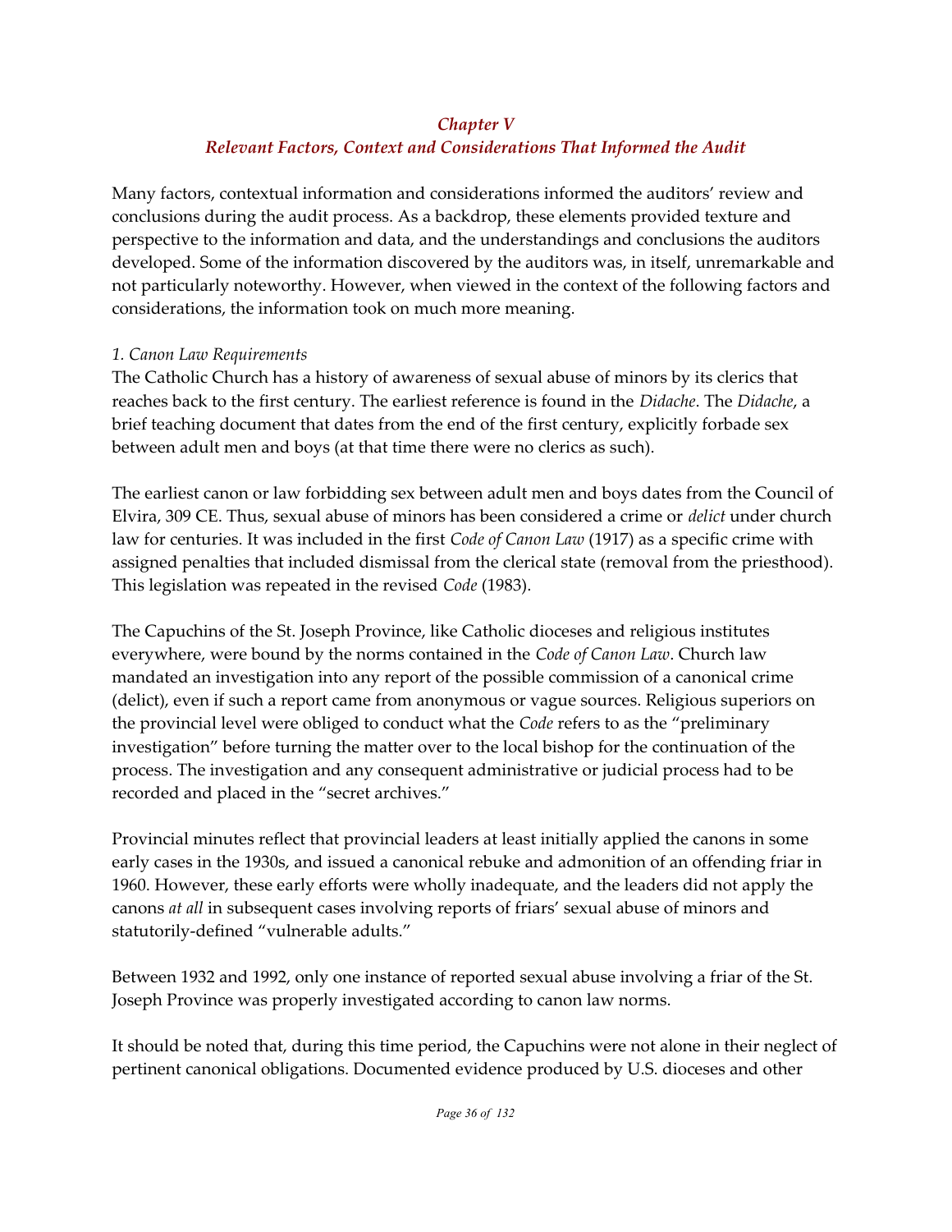## *Chapter V*
## *Relevant Factors, Context and Considerations That Informed the Audit*

Many factors, contextual information and considerations informed the auditors' review and conclusions during the audit process. As a backdrop, these elements provided texture and perspective to the information and data, and the understandings and conclusions the auditors developed. Some of the information discovered by the auditors was, in itself, unremarkable and not particularly noteworthy. However, when viewed in the context of the following factors and considerations, the information took on much more meaning.

### *1. Canon Law Requirements*

The Catholic Church has a history of awareness of sexual abuse of minors by its clerics that reaches back to the first century. The earliest reference is found in the *Didache*. The *Didache*, a brief teaching document that dates from the end of the first century, explicitly forbade sex between adult men and boys (at that time there were no clerics as such).

The earliest canon or law forbidding sex between adult men and boys dates from the Council of Elvira, 309 CE. Thus, sexual abuse of minors has been considered a crime or *delict* under church law for centuries. It was included in the first *Code of Canon Law* (1917) as a specific crime with assigned penalties that included dismissal from the clerical state (removal from the priesthood). This legislation was repeated in the revised *Code* (1983).

The Capuchins of the St. Joseph Province, like Catholic dioceses and religious institutes everywhere, were bound by the norms contained in the *Code of Canon Law*. Church law mandated an investigation into any report of the possible commission of a canonical crime (delict), even if such a report came from anonymous or vague sources. Religious superiors on the provincial level were obliged to conduct what the *Code* refers to as the "preliminary investigation" before turning the matter over to the local bishop for the continuation of the process. The investigation and any consequent administrative or judicial process had to be recorded and placed in the "secret archives."

Provincial minutes reflect that provincial leaders at least initially applied the canons in some early cases in the 1930s, and issued a canonical rebuke and admonition of an offending friar in 1960. However, these early efforts were wholly inadequate, and the leaders did not apply the canons *at all* in subsequent cases involving reports of friars' sexual abuse of minors and statutorily-defined "vulnerable adults."

Between 1932 and 1992, only one instance of reported sexual abuse involving a friar of the St. Joseph Province was properly investigated according to canon law norms.

It should be noted that, during this time period, the Capuchins were not alone in their neglect of pertinent canonical obligations. Documented evidence produced by U.S. dioceses and other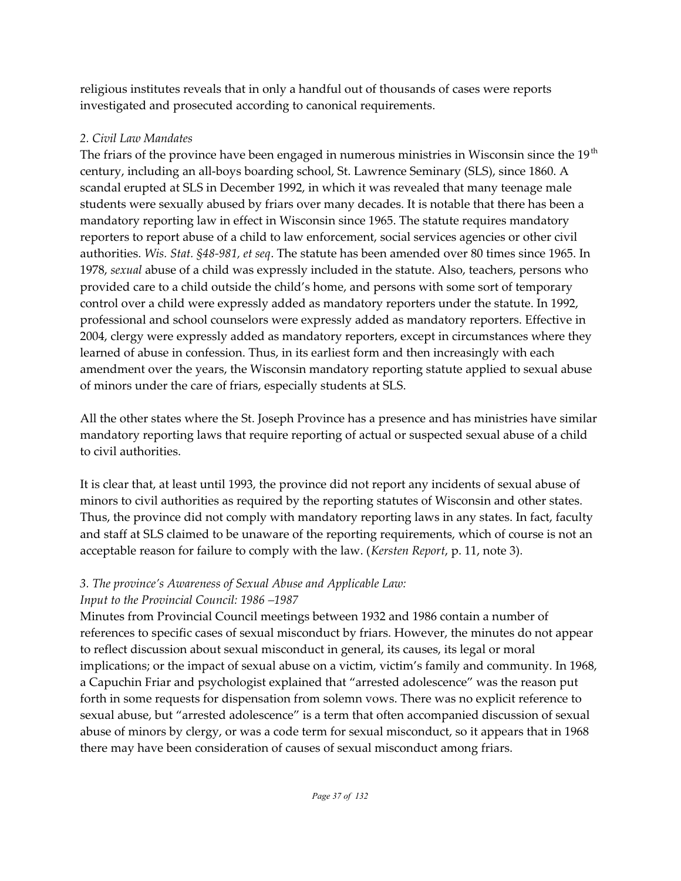religious institutes reveals that in only a handful out of thousands of cases were reports investigated and prosecuted according to canonical requirements.

### *2. Civil Law Mandates*

The friars of the province have been engaged in numerous ministries in Wisconsin since the 19th century, including an all-boys boarding school, St. Lawrence Seminary (SLS), since 1860. A scandal erupted at SLS in December 1992, in which it was revealed that many teenage male students were sexually abused by friars over many decades. It is notable that there has been a mandatory reporting law in effect in Wisconsin since 1965. The statute requires mandatory reporters to report abuse of a child to law enforcement, social services agencies or other civil authorities. *Wis. Stat. §48-981, et seq*. The statute has been amended over 80 times since 1965. In 1978, *sexual* abuse of a child was expressly included in the statute. Also, teachers, persons who provided care to a child outside the child's home, and persons with some sort of temporary control over a child were expressly added as mandatory reporters under the statute. In 1992, professional and school counselors were expressly added as mandatory reporters. Effective in 2004, clergy were expressly added as mandatory reporters, except in circumstances where they learned of abuse in confession. Thus, in its earliest form and then increasingly with each amendment over the years, the Wisconsin mandatory reporting statute applied to sexual abuse of minors under the care of friars, especially students at SLS.

All the other states where the St. Joseph Province has a presence and has ministries have similar mandatory reporting laws that require reporting of actual or suspected sexual abuse of a child to civil authorities.

It is clear that, at least until 1993, the province did not report any incidents of sexual abuse of minors to civil authorities as required by the reporting statutes of Wisconsin and other states. Thus, the province did not comply with mandatory reporting laws in any states. In fact, faculty and staff at SLS claimed to be unaware of the reporting requirements, which of course is not an acceptable reason for failure to comply with the law. (*Kersten Report*, p. 11, note 3).

### *3. The province's Awareness of Sexual Abuse and Applicable Law: Input to the Provincial Council: 1986 –1987*

Minutes from Provincial Council meetings between 1932 and 1986 contain a number of references to specific cases of sexual misconduct by friars. However, the minutes do not appear to reflect discussion about sexual misconduct in general, its causes, its legal or moral implications; or the impact of sexual abuse on a victim, victim's family and community. In 1968, a Capuchin Friar and psychologist explained that "arrested adolescence" was the reason put forth in some requests for dispensation from solemn vows. There was no explicit reference to sexual abuse, but "arrested adolescence" is a term that often accompanied discussion of sexual abuse of minors by clergy, or was a code term for sexual misconduct, so it appears that in 1968 there may have been consideration of causes of sexual misconduct among friars.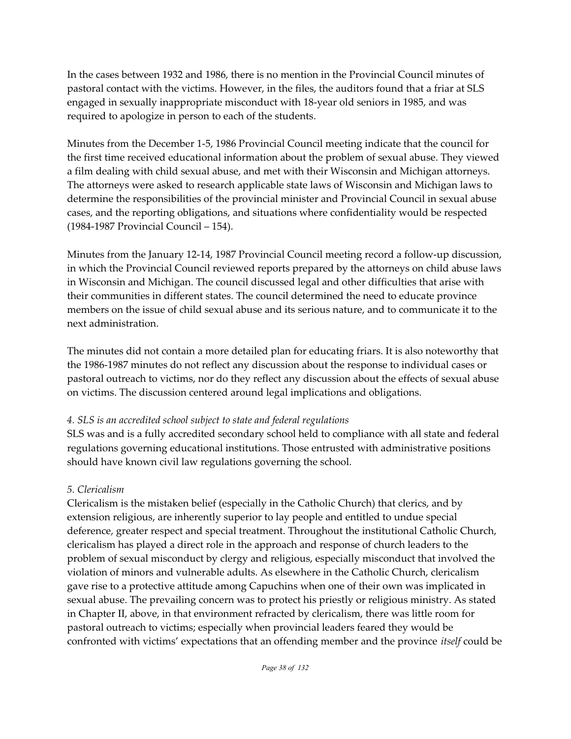In the cases between 1932 and 1986, there is no mention in the Provincial Council minutes of pastoral contact with the victims. However, in the files, the auditors found that a friar at SLS engaged in sexually inappropriate misconduct with 18-year old seniors in 1985, and was required to apologize in person to each of the students.

Minutes from the December 1-5, 1986 Provincial Council meeting indicate that the council for the first time received educational information about the problem of sexual abuse. They viewed a film dealing with child sexual abuse, and met with their Wisconsin and Michigan attorneys. The attorneys were asked to research applicable state laws of Wisconsin and Michigan laws to determine the responsibilities of the provincial minister and Provincial Council in sexual abuse cases, and the reporting obligations, and situations where confidentiality would be respected (1984-1987 Provincial Council – 154).

Minutes from the January 12-14, 1987 Provincial Council meeting record a follow-up discussion, in which the Provincial Council reviewed reports prepared by the attorneys on child abuse laws in Wisconsin and Michigan. The council discussed legal and other difficulties that arise with their communities in different states. The council determined the need to educate province members on the issue of child sexual abuse and its serious nature, and to communicate it to the next administration.

The minutes did not contain a more detailed plan for educating friars. It is also noteworthy that the 1986-1987 minutes do not reflect any discussion about the response to individual cases or pastoral outreach to victims, nor do they reflect any discussion about the effects of sexual abuse on victims. The discussion centered around legal implications and obligations.

*4. SLS is an accredited school subject to state and federal regulations*

SLS was and is a fully accredited secondary school held to compliance with all state and federal regulations governing educational institutions. Those entrusted with administrative positions should have known civil law regulations governing the school.

*5. Clericalism*

Clericalism is the mistaken belief (especially in the Catholic Church) that clerics, and by extension religious, are inherently superior to lay people and entitled to undue special deference, greater respect and special treatment. Throughout the institutional Catholic Church, clericalism has played a direct role in the approach and response of church leaders to the problem of sexual misconduct by clergy and religious, especially misconduct that involved the violation of minors and vulnerable adults. As elsewhere in the Catholic Church, clericalism gave rise to a protective attitude among Capuchins when one of their own was implicated in sexual abuse. The prevailing concern was to protect his priestly or religious ministry. As stated in Chapter II, above, in that environment refracted by clericalism, there was little room for pastoral outreach to victims; especially when provincial leaders feared they would be confronted with victims' expectations that an offending member and the province *itself* could be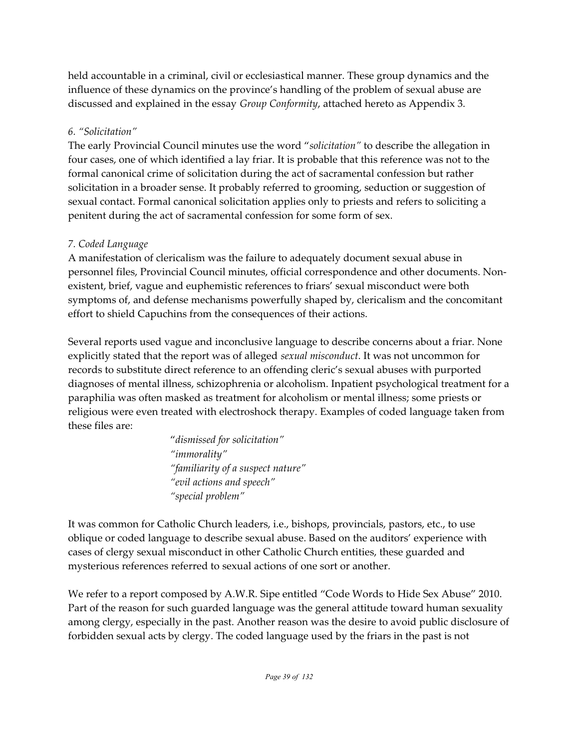held accountable in a criminal, civil or ecclesiastical manner. These group dynamics and the influence of these dynamics on the province's handling of the problem of sexual abuse are discussed and explained in the essay *Group Conformity*, attached hereto as Appendix 3.

### *6. "Solicitation"*

The early Provincial Council minutes use the word "*solicitation"* to describe the allegation in four cases, one of which identified a lay friar. It is probable that this reference was not to the formal canonical crime of solicitation during the act of sacramental confession but rather solicitation in a broader sense. It probably referred to grooming, seduction or suggestion of sexual contact. Formal canonical solicitation applies only to priests and refers to soliciting a penitent during the act of sacramental confession for some form of sex.

### *7. Coded Language*

A manifestation of clericalism was the failure to adequately document sexual abuse in personnel files, Provincial Council minutes, official correspondence and other documents. Non-existent, brief, vague and euphemistic references to friars' sexual misconduct were both symptoms of, and defense mechanisms powerfully shaped by, clericalism and the concomitant effort to shield Capuchins from the consequences of their actions.

Several reports used vague and inconclusive language to describe concerns about a friar. None explicitly stated that the report was of alleged *sexual misconduct*. It was not uncommon for records to substitute direct reference to an offending cleric's sexual abuses with purported diagnoses of mental illness, schizophrenia or alcoholism. Inpatient psychological treatment for a paraphilia was often masked as treatment for alcoholism or mental illness; some priests or religious were even treated with electroshock therapy. Examples of coded language taken from these files are:

> "*dismissed for solicitation"*
> *"immorality"*
> *"familiarity of a suspect nature"*
> *"evil actions and speech"*
> *"special problem"*

It was common for Catholic Church leaders, i.e., bishops, provincials, pastors, etc., to use oblique or coded language to describe sexual abuse. Based on the auditors' experience with cases of clergy sexual misconduct in other Catholic Church entities, these guarded and mysterious references referred to sexual actions of one sort or another.

We refer to a report composed by A.W.R. Sipe entitled "Code Words to Hide Sex Abuse" 2010. Part of the reason for such guarded language was the general attitude toward human sexuality among clergy, especially in the past. Another reason was the desire to avoid public disclosure of forbidden sexual acts by clergy. The coded language used by the friars in the past is not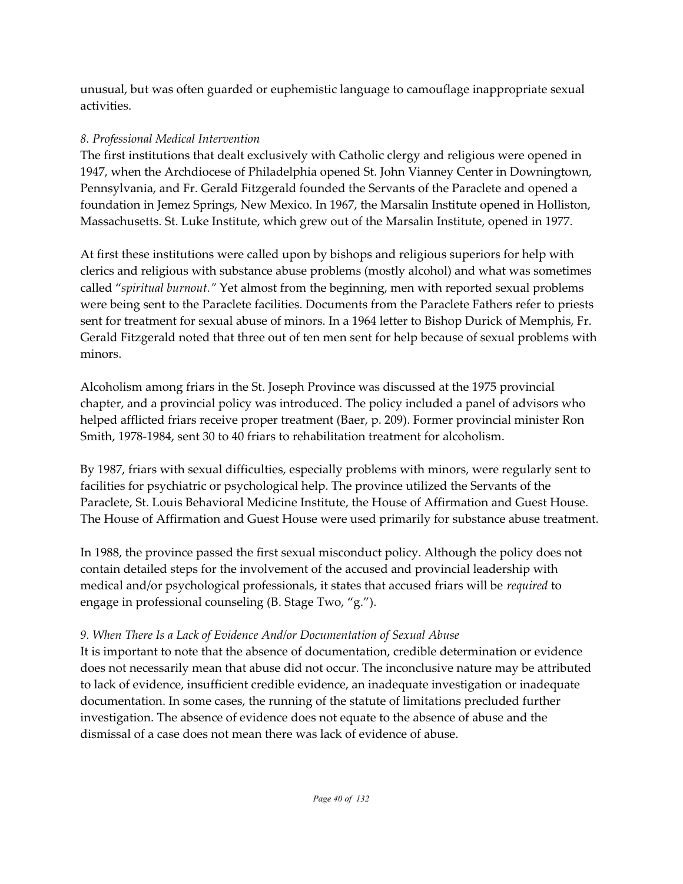unusual, but was often guarded or euphemistic language to camouflage inappropriate sexual activities.

*8. Professional Medical Intervention*

The first institutions that dealt exclusively with Catholic clergy and religious were opened in 1947, when the Archdiocese of Philadelphia opened St. John Vianney Center in Downingtown, Pennsylvania, and Fr. Gerald Fitzgerald founded the Servants of the Paraclete and opened a foundation in Jemez Springs, New Mexico. In 1967, the Marsalin Institute opened in Holliston, Massachusetts. St. Luke Institute, which grew out of the Marsalin Institute, opened in 1977.

At first these institutions were called upon by bishops and religious superiors for help with clerics and religious with substance abuse problems (mostly alcohol) and what was sometimes called "*spiritual burnout.*" Yet almost from the beginning, men with reported sexual problems were being sent to the Paraclete facilities. Documents from the Paraclete Fathers refer to priests sent for treatment for sexual abuse of minors. In a 1964 letter to Bishop Durick of Memphis, Fr. Gerald Fitzgerald noted that three out of ten men sent for help because of sexual problems with minors.

Alcoholism among friars in the St. Joseph Province was discussed at the 1975 provincial chapter, and a provincial policy was introduced. The policy included a panel of advisors who helped afflicted friars receive proper treatment (Baer, p. 209). Former provincial minister Ron Smith, 1978-1984, sent 30 to 40 friars to rehabilitation treatment for alcoholism.

By 1987, friars with sexual difficulties, especially problems with minors, were regularly sent to facilities for psychiatric or psychological help. The province utilized the Servants of the Paraclete, St. Louis Behavioral Medicine Institute, the House of Affirmation and Guest House. The House of Affirmation and Guest House were used primarily for substance abuse treatment.

In 1988, the province passed the first sexual misconduct policy. Although the policy does not contain detailed steps for the involvement of the accused and provincial leadership with medical and/or psychological professionals, it states that accused friars will be *required* to engage in professional counseling (B. Stage Two, "g.").

*9. When There Is a Lack of Evidence And/or Documentation of Sexual Abuse*

It is important to note that the absence of documentation, credible determination or evidence does not necessarily mean that abuse did not occur. The inconclusive nature may be attributed to lack of evidence, insufficient credible evidence, an inadequate investigation or inadequate documentation. In some cases, the running of the statute of limitations precluded further investigation. The absence of evidence does not equate to the absence of abuse and the dismissal of a case does not mean there was lack of evidence of abuse.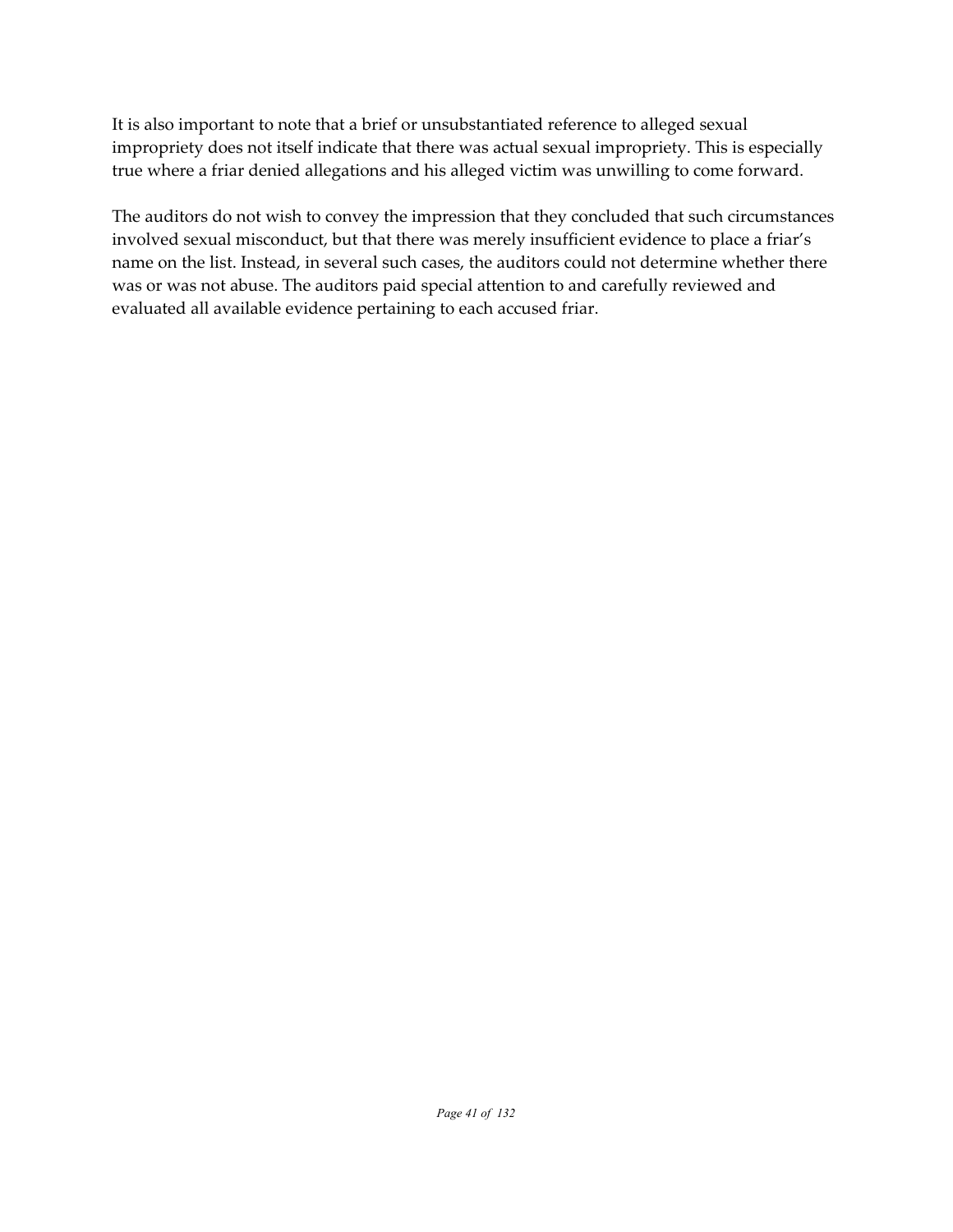It is also important to note that a brief or unsubstantiated reference to alleged sexual impropriety does not itself indicate that there was actual sexual impropriety. This is especially true where a friar denied allegations and his alleged victim was unwilling to come forward.

The auditors do not wish to convey the impression that they concluded that such circumstances involved sexual misconduct, but that there was merely insufficient evidence to place a friar's name on the list. Instead, in several such cases, the auditors could not determine whether there was or was not abuse. The auditors paid special attention to and carefully reviewed and evaluated all available evidence pertaining to each accused friar.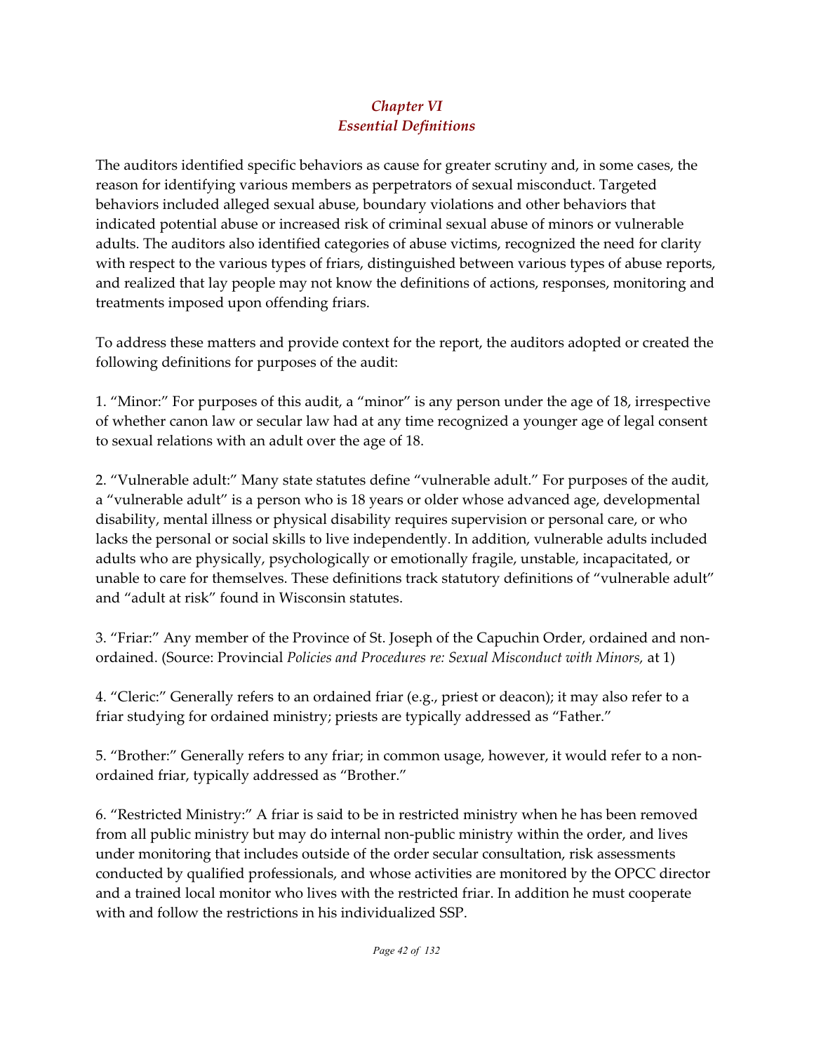## *Chapter VI*
## *Essential Definitions*

The auditors identified specific behaviors as cause for greater scrutiny and, in some cases, the reason for identifying various members as perpetrators of sexual misconduct. Targeted behaviors included alleged sexual abuse, boundary violations and other behaviors that indicated potential abuse or increased risk of criminal sexual abuse of minors or vulnerable adults. The auditors also identified categories of abuse victims, recognized the need for clarity with respect to the various types of friars, distinguished between various types of abuse reports, and realized that lay people may not know the definitions of actions, responses, monitoring and treatments imposed upon offending friars.

To address these matters and provide context for the report, the auditors adopted or created the following definitions for purposes of the audit:

1. "Minor:" For purposes of this audit, a "minor" is any person under the age of 18, irrespective of whether canon law or secular law had at any time recognized a younger age of legal consent to sexual relations with an adult over the age of 18.

2. "Vulnerable adult:" Many state statutes define "vulnerable adult." For purposes of the audit, a "vulnerable adult" is a person who is 18 years or older whose advanced age, developmental disability, mental illness or physical disability requires supervision or personal care, or who lacks the personal or social skills to live independently. In addition, vulnerable adults included adults who are physically, psychologically or emotionally fragile, unstable, incapacitated, or unable to care for themselves. These definitions track statutory definitions of "vulnerable adult" and "adult at risk" found in Wisconsin statutes.

3. "Friar:" Any member of the Province of St. Joseph of the Capuchin Order, ordained and non-ordained. (Source: Provincial *Policies and Procedures re: Sexual Misconduct with Minors,* at 1)

4. "Cleric:" Generally refers to an ordained friar (e.g., priest or deacon); it may also refer to a friar studying for ordained ministry; priests are typically addressed as "Father."

5. "Brother:" Generally refers to any friar; in common usage, however, it would refer to a non-ordained friar, typically addressed as "Brother."

6. "Restricted Ministry:" A friar is said to be in restricted ministry when he has been removed from all public ministry but may do internal non-public ministry within the order, and lives under monitoring that includes outside of the order secular consultation, risk assessments conducted by qualified professionals, and whose activities are monitored by the OPCC director and a trained local monitor who lives with the restricted friar. In addition he must cooperate with and follow the restrictions in his individualized SSP.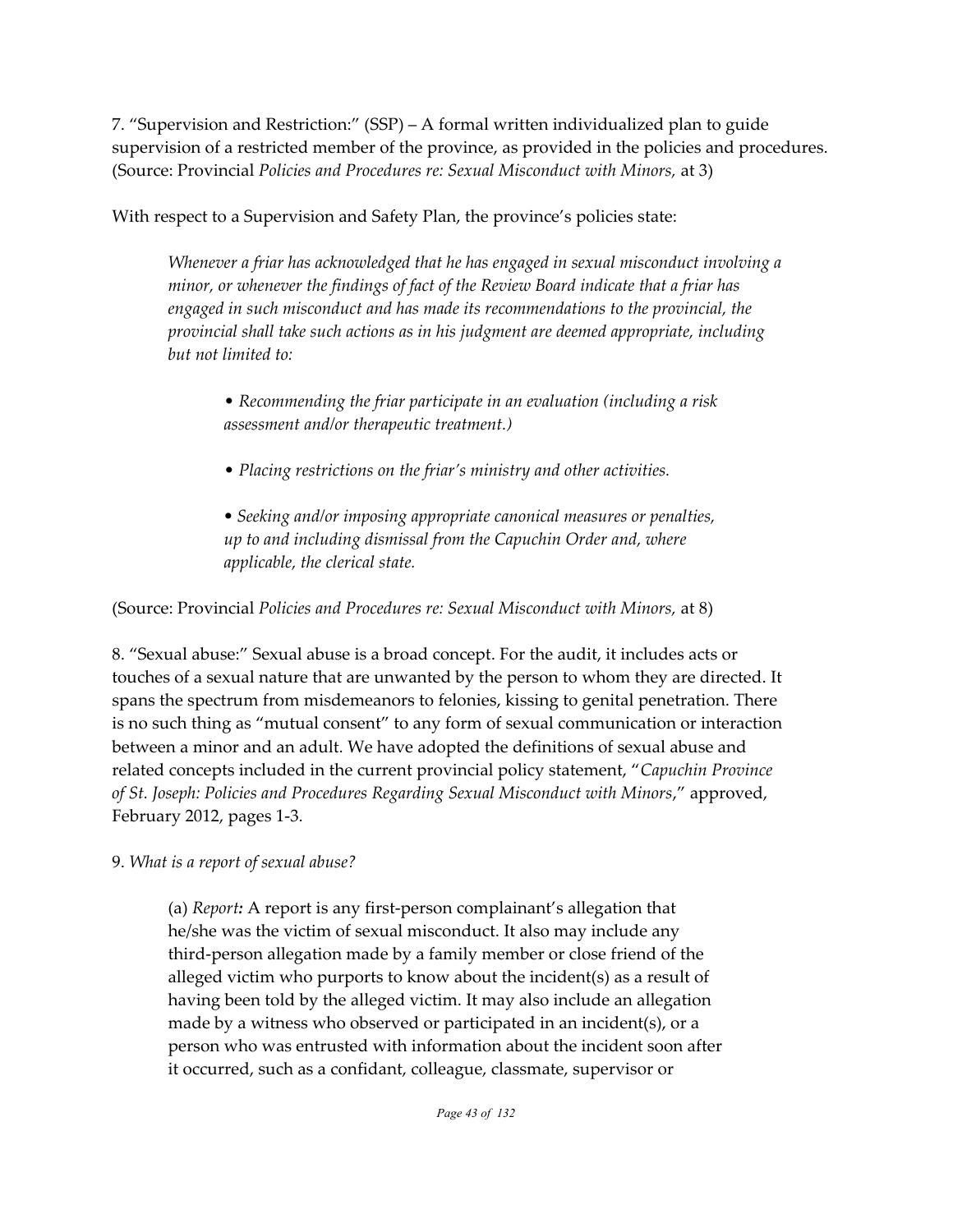7. "Supervision and Restriction:" (SSP) – A formal written individualized plan to guide supervision of a restricted member of the province, as provided in the policies and procedures. (Source: Provincial *Policies and Procedures re: Sexual Misconduct with Minors,* at 3)

With respect to a Supervision and Safety Plan, the province's policies state:

> *Whenever a friar has acknowledged that he has engaged in sexual misconduct involving a minor, or whenever the findings of fact of the Review Board indicate that a friar has engaged in such misconduct and has made its recommendations to the provincial, the provincial shall take such actions as in his judgment are deemed appropriate, including but not limited to:*
>
> > • *Recommending the friar participate in an evaluation (including a risk assessment and/or therapeutic treatment.)*
> >
> > • *Placing restrictions on the friar's ministry and other activities.*
> >
> > • *Seeking and/or imposing appropriate canonical measures or penalties, up to and including dismissal from the Capuchin Order and, where applicable, the clerical state.*

(Source: Provincial *Policies and Procedures re: Sexual Misconduct with Minors,* at 8)

8. "Sexual abuse:" Sexual abuse is a broad concept. For the audit, it includes acts or touches of a sexual nature that are unwanted by the person to whom they are directed. It spans the spectrum from misdemeanors to felonies, kissing to genital penetration. There is no such thing as "mutual consent" to any form of sexual communication or interaction between a minor and an adult. We have adopted the definitions of sexual abuse and related concepts included in the current provincial policy statement, "*Capuchin Province of St. Joseph: Policies and Procedures Regarding Sexual Misconduct with Minors*," approved, February 2012, pages 1-3.

9. *What is a report of sexual abuse?*

> (a) *Report:* A report is any first-person complainant's allegation that he/she was the victim of sexual misconduct. It also may include any third-person allegation made by a family member or close friend of the alleged victim who purports to know about the incident(s) as a result of having been told by the alleged victim. It may also include an allegation made by a witness who observed or participated in an incident(s), or a person who was entrusted with information about the incident soon after it occurred, such as a confidant, colleague, classmate, supervisor or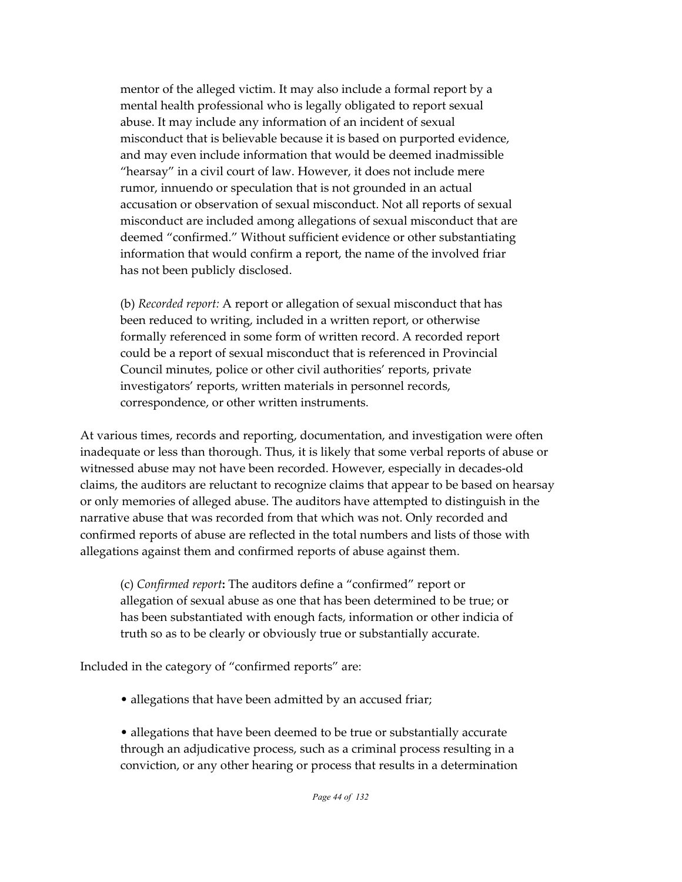mentor of the alleged victim. It may also include a formal report by a mental health professional who is legally obligated to report sexual abuse. It may include any information of an incident of sexual misconduct that is believable because it is based on purported evidence, and may even include information that would be deemed inadmissible "hearsay" in a civil court of law. However, it does not include mere rumor, innuendo or speculation that is not grounded in an actual accusation or observation of sexual misconduct. Not all reports of sexual misconduct are included among allegations of sexual misconduct that are deemed "confirmed." Without sufficient evidence or other substantiating information that would confirm a report, the name of the involved friar has not been publicly disclosed.

(b) *Recorded report:* A report or allegation of sexual misconduct that has been reduced to writing, included in a written report, or otherwise formally referenced in some form of written record. A recorded report could be a report of sexual misconduct that is referenced in Provincial Council minutes, police or other civil authorities' reports, private investigators' reports, written materials in personnel records, correspondence, or other written instruments.

At various times, records and reporting, documentation, and investigation were often inadequate or less than thorough. Thus, it is likely that some verbal reports of abuse or witnessed abuse may not have been recorded. However, especially in decades-old claims, the auditors are reluctant to recognize claims that appear to be based on hearsay or only memories of alleged abuse. The auditors have attempted to distinguish in the narrative abuse that was recorded from that which was not. Only recorded and confirmed reports of abuse are reflected in the total numbers and lists of those with allegations against them and confirmed reports of abuse against them.

(c) *Confirmed report*: The auditors define a "confirmed" report or allegation of sexual abuse as one that has been determined to be true; or has been substantiated with enough facts, information or other indicia of truth so as to be clearly or obviously true or substantially accurate.

Included in the category of "confirmed reports" are:

- allegations that have been admitted by an accused friar;

- allegations that have been deemed to be true or substantially accurate through an adjudicative process, such as a criminal process resulting in a conviction, or any other hearing or process that results in a determination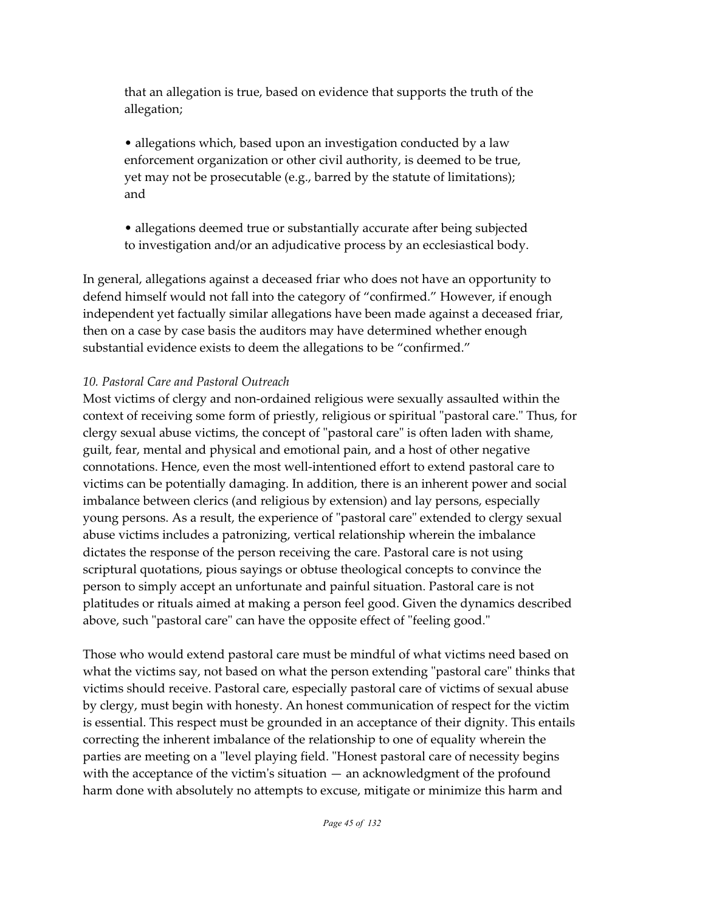that an allegation is true, based on evidence that supports the truth of the allegation;

- allegations which, based upon an investigation conducted by a law enforcement organization or other civil authority, is deemed to be true, yet may not be prosecutable (e.g., barred by the statute of limitations); and

- allegations deemed true or substantially accurate after being subjected to investigation and/or an adjudicative process by an ecclesiastical body.

In general, allegations against a deceased friar who does not have an opportunity to defend himself would not fall into the category of "confirmed." However, if enough independent yet factually similar allegations have been made against a deceased friar, then on a case by case basis the auditors may have determined whether enough substantial evidence exists to deem the allegations to be "confirmed."

*10. Pastoral Care and Pastoral Outreach*

Most victims of clergy and non-ordained religious were sexually assaulted within the context of receiving some form of priestly, religious or spiritual "pastoral care." Thus, for clergy sexual abuse victims, the concept of "pastoral care" is often laden with shame, guilt, fear, mental and physical and emotional pain, and a host of other negative connotations. Hence, even the most well-intentioned effort to extend pastoral care to victims can be potentially damaging. In addition, there is an inherent power and social imbalance between clerics (and religious by extension) and lay persons, especially young persons. As a result, the experience of "pastoral care" extended to clergy sexual abuse victims includes a patronizing, vertical relationship wherein the imbalance dictates the response of the person receiving the care. Pastoral care is not using scriptural quotations, pious sayings or obtuse theological concepts to convince the person to simply accept an unfortunate and painful situation. Pastoral care is not platitudes or rituals aimed at making a person feel good. Given the dynamics described above, such "pastoral care" can have the opposite effect of "feeling good."

Those who would extend pastoral care must be mindful of what victims need based on what the victims say, not based on what the person extending "pastoral care" thinks that victims should receive. Pastoral care, especially pastoral care of victims of sexual abuse by clergy, must begin with honesty. An honest communication of respect for the victim is essential. This respect must be grounded in an acceptance of their dignity. This entails correcting the inherent imbalance of the relationship to one of equality wherein the parties are meeting on a "level playing field. "Honest pastoral care of necessity begins with the acceptance of the victim's situation — an acknowledgment of the profound harm done with absolutely no attempts to excuse, mitigate or minimize this harm and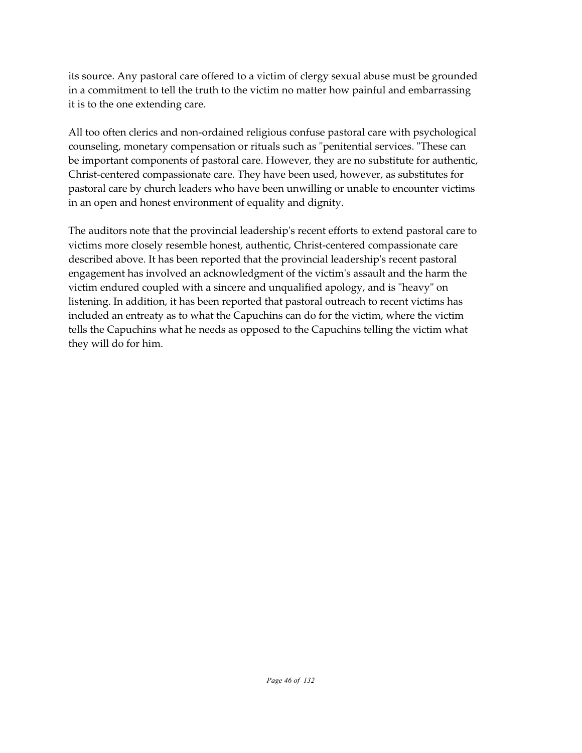its source. Any pastoral care offered to a victim of clergy sexual abuse must be grounded in a commitment to tell the truth to the victim no matter how painful and embarrassing it is to the one extending care.

All too often clerics and non-ordained religious confuse pastoral care with psychological counseling, monetary compensation or rituals such as "penitential services. "These can be important components of pastoral care. However, they are no substitute for authentic, Christ-centered compassionate care. They have been used, however, as substitutes for pastoral care by church leaders who have been unwilling or unable to encounter victims in an open and honest environment of equality and dignity.

The auditors note that the provincial leadership's recent efforts to extend pastoral care to victims more closely resemble honest, authentic, Christ-centered compassionate care described above. It has been reported that the provincial leadership's recent pastoral engagement has involved an acknowledgment of the victim's assault and the harm the victim endured coupled with a sincere and unqualified apology, and is "heavy" on listening. In addition, it has been reported that pastoral outreach to recent victims has included an entreaty as to what the Capuchins can do for the victim, where the victim tells the Capuchins what he needs as opposed to the Capuchins telling the victim what they will do for him.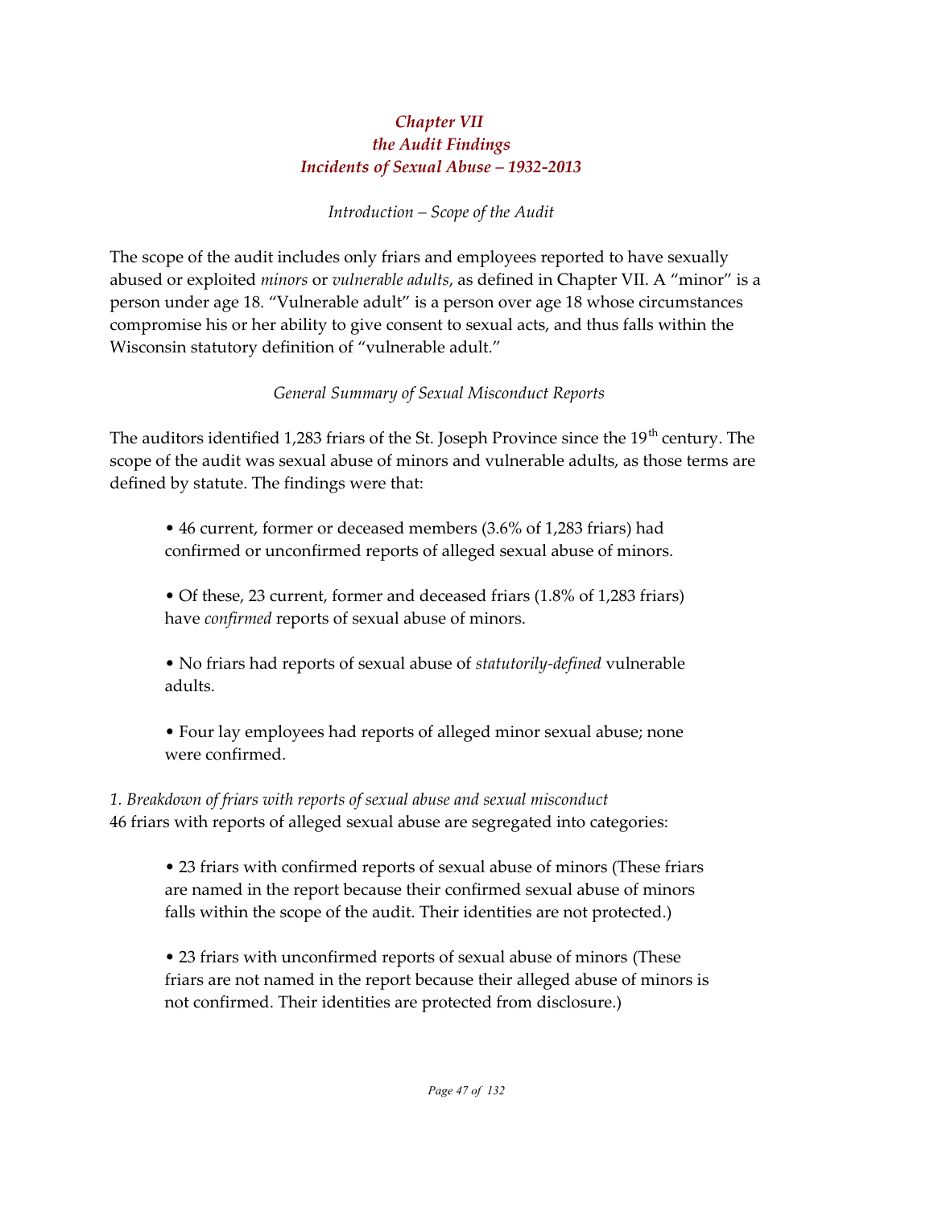## *Chapter VII*
## *the Audit Findings*
## *Incidents of Sexual Abuse – 1932-2013*

*Introduction – Scope of the Audit*

The scope of the audit includes only friars and employees reported to have sexually abused or exploited *minors* or *vulnerable adults*, as defined in Chapter VII. A "minor" is a person under age 18. "Vulnerable adult" is a person over age 18 whose circumstances compromise his or her ability to give consent to sexual acts, and thus falls within the Wisconsin statutory definition of "vulnerable adult."

*General Summary of Sexual Misconduct Reports*

The auditors identified 1,283 friars of the St. Joseph Province since the 19th century. The scope of the audit was sexual abuse of minors and vulnerable adults, as those terms are defined by statute. The findings were that:

- 46 current, former or deceased members (3.6% of 1,283 friars) had confirmed or unconfirmed reports of alleged sexual abuse of minors.

- Of these, 23 current, former and deceased friars (1.8% of 1,283 friars) have *confirmed* reports of sexual abuse of minors.

- No friars had reports of sexual abuse of *statutorily-defined* vulnerable adults.

- Four lay employees had reports of alleged minor sexual abuse; none were confirmed.

*1. Breakdown of friars with reports of sexual abuse and sexual misconduct*
46 friars with reports of alleged sexual abuse are segregated into categories:

- 23 friars with confirmed reports of sexual abuse of minors (These friars are named in the report because their confirmed sexual abuse of minors falls within the scope of the audit. Their identities are not protected.)

- 23 friars with unconfirmed reports of sexual abuse of minors (These friars are not named in the report because their alleged abuse of minors is not confirmed. Their identities are protected from disclosure.)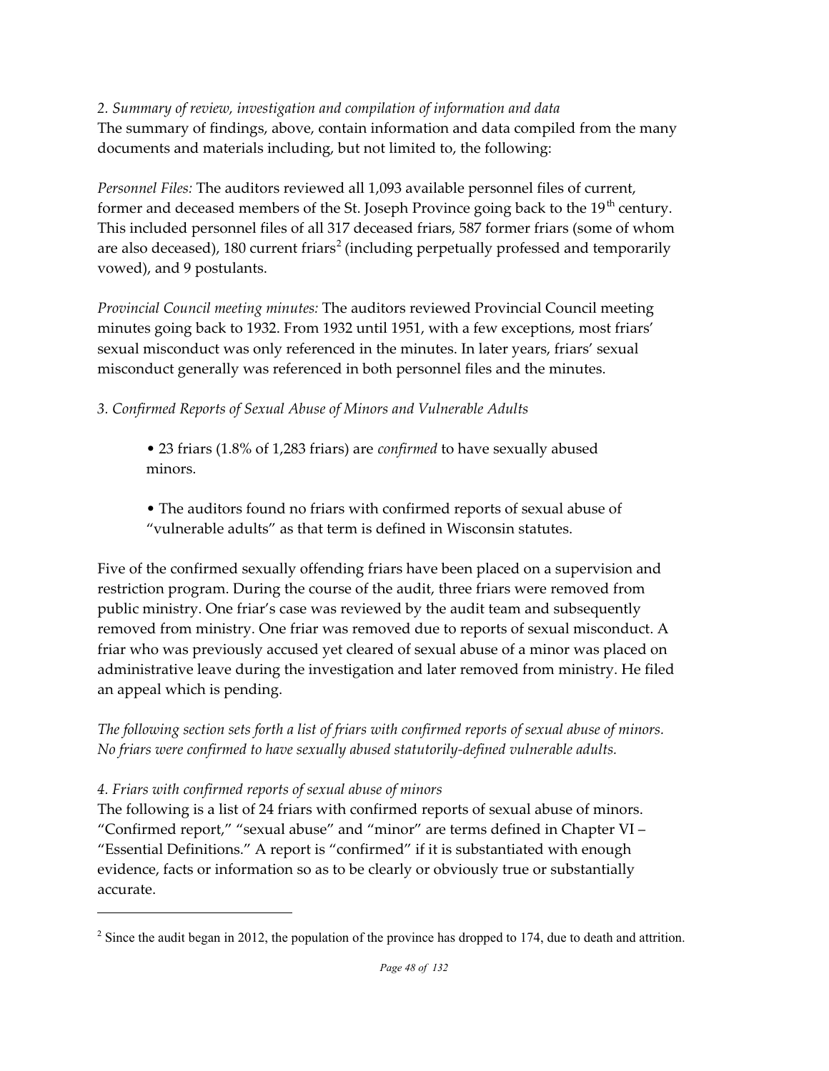*2. Summary of review, investigation and compilation of information and data*

The summary of findings, above, contain information and data compiled from the many documents and materials including, but not limited to, the following:

*Personnel Files:* The auditors reviewed all 1,093 available personnel files of current, former and deceased members of the St. Joseph Province going back to the 19th century. This included personnel files of all 317 deceased friars, 587 former friars (some of whom are also deceased), 180 current friars[2] (including perpetually professed and temporarily vowed), and 9 postulants.

*Provincial Council meeting minutes:* The auditors reviewed Provincial Council meeting minutes going back to 1932. From 1932 until 1951, with a few exceptions, most friars' sexual misconduct was only referenced in the minutes. In later years, friars' sexual misconduct generally was referenced in both personnel files and the minutes.

*3. Confirmed Reports of Sexual Abuse of Minors and Vulnerable Adults*

- 23 friars (1.8% of 1,283 friars) are *confirmed* to have sexually abused minors.
- The auditors found no friars with confirmed reports of sexual abuse of "vulnerable adults" as that term is defined in Wisconsin statutes.

Five of the confirmed sexually offending friars have been placed on a supervision and restriction program. During the course of the audit, three friars were removed from public ministry. One friar's case was reviewed by the audit team and subsequently removed from ministry. One friar was removed due to reports of sexual misconduct. A friar who was previously accused yet cleared of sexual abuse of a minor was placed on administrative leave during the investigation and later removed from ministry. He filed an appeal which is pending.

*The following section sets forth a list of friars with confirmed reports of sexual abuse of minors. No friars were confirmed to have sexually abused statutorily-defined vulnerable adults.*

*4. Friars with confirmed reports of sexual abuse of minors*

The following is a list of 24 friars with confirmed reports of sexual abuse of minors. "Confirmed report," "sexual abuse" and "minor" are terms defined in Chapter VI – "Essential Definitions." A report is "confirmed" if it is substantiated with enough evidence, facts or information so as to be clearly or obviously true or substantially accurate.

[2] Since the audit began in 2012, the population of the province has dropped to 174, due to death and attrition.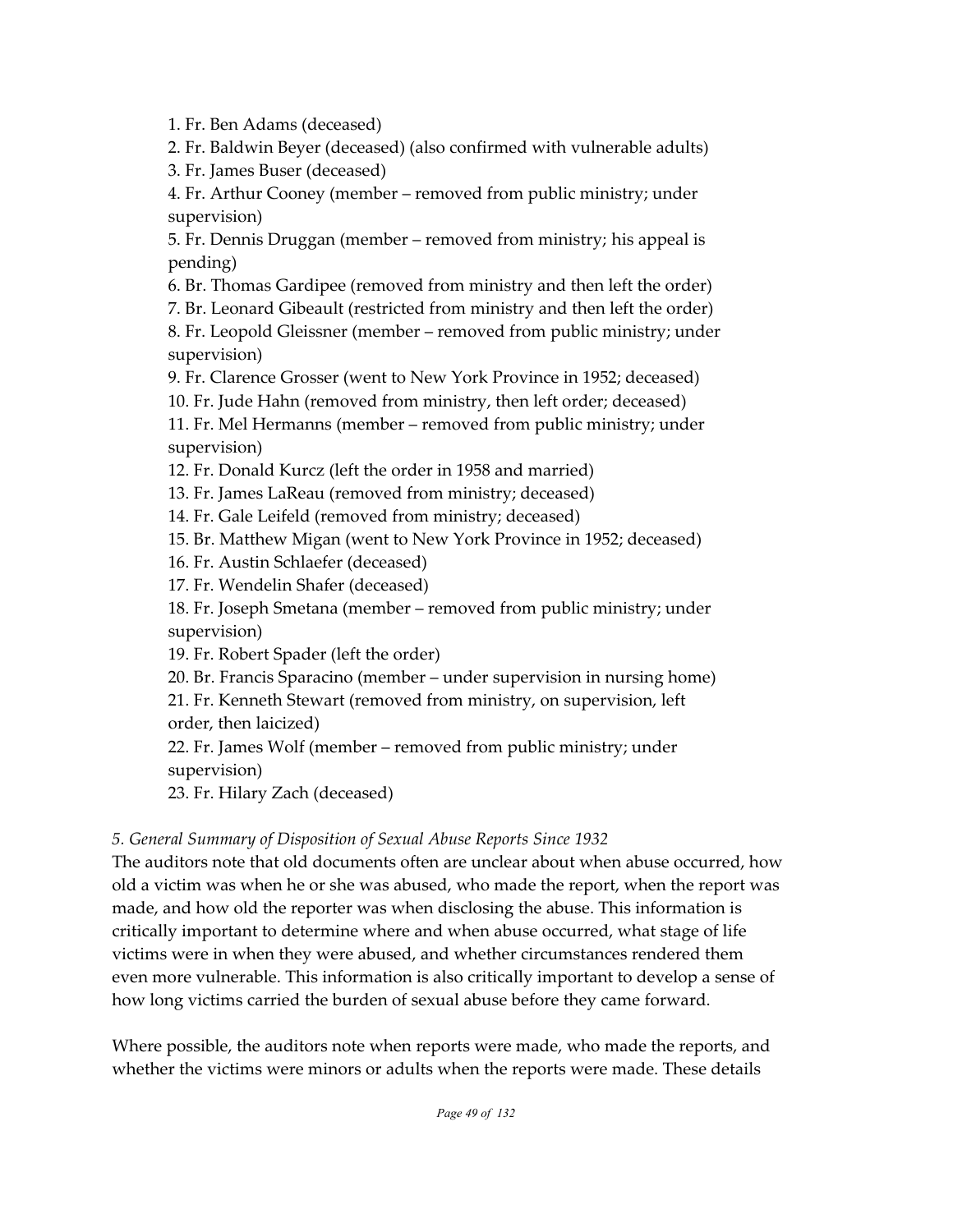1. Fr. Ben Adams (deceased)
2. Fr. Baldwin Beyer (deceased) (also confirmed with vulnerable adults)
3. Fr. James Buser (deceased)
4. Fr. Arthur Cooney (member – removed from public ministry; under supervision)
5. Fr. Dennis Druggan (member – removed from ministry; his appeal is pending)
6. Br. Thomas Gardipee (removed from ministry and then left the order)
7. Br. Leonard Gibeault (restricted from ministry and then left the order)
8. Fr. Leopold Gleissner (member – removed from public ministry; under supervision)
9. Fr. Clarence Grosser (went to New York Province in 1952; deceased)
10. Fr. Jude Hahn (removed from ministry, then left order; deceased)
11. Fr. Mel Hermanns (member – removed from public ministry; under supervision)
12. Fr. Donald Kurcz (left the order in 1958 and married)
13. Fr. James LaReau (removed from ministry; deceased)
14. Fr. Gale Leifeld (removed from ministry; deceased)
15. Br. Matthew Migan (went to New York Province in 1952; deceased)
16. Fr. Austin Schlaefer (deceased)
17. Fr. Wendelin Shafer (deceased)
18. Fr. Joseph Smetana (member – removed from public ministry; under supervision)
19. Fr. Robert Spader (left the order)
20. Br. Francis Sparacino (member – under supervision in nursing home)
21. Fr. Kenneth Stewart (removed from ministry, on supervision, left order, then laicized)
22. Fr. James Wolf (member – removed from public ministry; under supervision)
23. Fr. Hilary Zach (deceased)

*5. General Summary of Disposition of Sexual Abuse Reports Since 1932*

The auditors note that old documents often are unclear about when abuse occurred, how old a victim was when he or she was abused, who made the report, when the report was made, and how old the reporter was when disclosing the abuse. This information is critically important to determine where and when abuse occurred, what stage of life victims were in when they were abused, and whether circumstances rendered them even more vulnerable. This information is also critically important to develop a sense of how long victims carried the burden of sexual abuse before they came forward.

Where possible, the auditors note when reports were made, who made the reports, and whether the victims were minors or adults when the reports were made. These details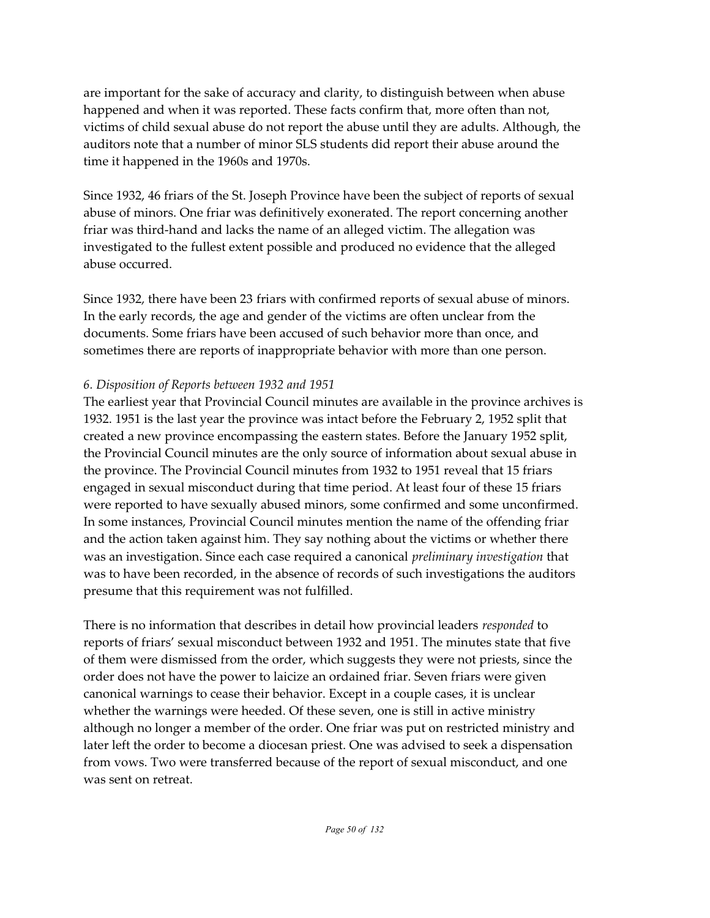are important for the sake of accuracy and clarity, to distinguish between when abuse happened and when it was reported. These facts confirm that, more often than not, victims of child sexual abuse do not report the abuse until they are adults. Although, the auditors note that a number of minor SLS students did report their abuse around the time it happened in the 1960s and 1970s.

Since 1932, 46 friars of the St. Joseph Province have been the subject of reports of sexual abuse of minors. One friar was definitively exonerated. The report concerning another friar was third-hand and lacks the name of an alleged victim. The allegation was investigated to the fullest extent possible and produced no evidence that the alleged abuse occurred.

Since 1932, there have been 23 friars with confirmed reports of sexual abuse of minors. In the early records, the age and gender of the victims are often unclear from the documents. Some friars have been accused of such behavior more than once, and sometimes there are reports of inappropriate behavior with more than one person.

*6. Disposition of Reports between 1932 and 1951*

The earliest year that Provincial Council minutes are available in the province archives is 1932. 1951 is the last year the province was intact before the February 2, 1952 split that created a new province encompassing the eastern states. Before the January 1952 split, the Provincial Council minutes are the only source of information about sexual abuse in the province. The Provincial Council minutes from 1932 to 1951 reveal that 15 friars engaged in sexual misconduct during that time period. At least four of these 15 friars were reported to have sexually abused minors, some confirmed and some unconfirmed. In some instances, Provincial Council minutes mention the name of the offending friar and the action taken against him. They say nothing about the victims or whether there was an investigation. Since each case required a canonical *preliminary investigation* that was to have been recorded, in the absence of records of such investigations the auditors presume that this requirement was not fulfilled.

There is no information that describes in detail how provincial leaders *responded* to reports of friars' sexual misconduct between 1932 and 1951. The minutes state that five of them were dismissed from the order, which suggests they were not priests, since the order does not have the power to laicize an ordained friar. Seven friars were given canonical warnings to cease their behavior. Except in a couple cases, it is unclear whether the warnings were heeded. Of these seven, one is still in active ministry although no longer a member of the order. One friar was put on restricted ministry and later left the order to become a diocesan priest. One was advised to seek a dispensation from vows. Two were transferred because of the report of sexual misconduct, and one was sent on retreat.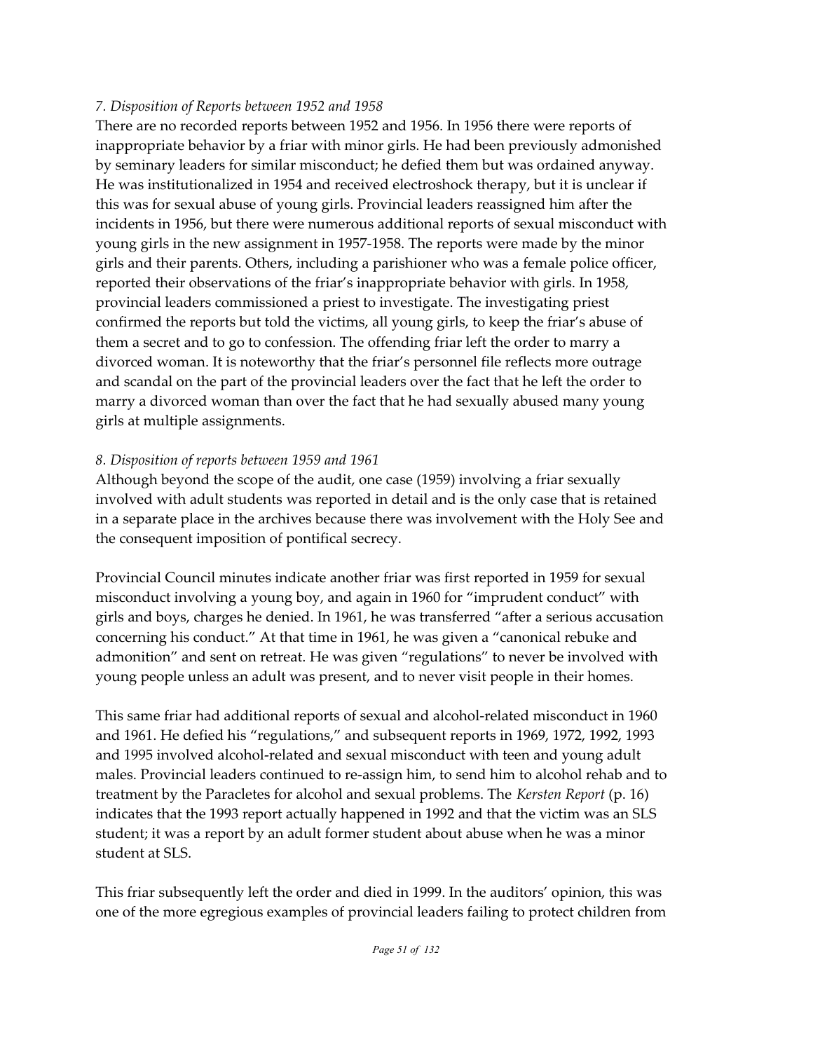*7. Disposition of Reports between 1952 and 1958*

There are no recorded reports between 1952 and 1956. In 1956 there were reports of inappropriate behavior by a friar with minor girls. He had been previously admonished by seminary leaders for similar misconduct; he defied them but was ordained anyway. He was institutionalized in 1954 and received electroshock therapy, but it is unclear if this was for sexual abuse of young girls. Provincial leaders reassigned him after the incidents in 1956, but there were numerous additional reports of sexual misconduct with young girls in the new assignment in 1957-1958. The reports were made by the minor girls and their parents. Others, including a parishioner who was a female police officer, reported their observations of the friar's inappropriate behavior with girls. In 1958, provincial leaders commissioned a priest to investigate. The investigating priest confirmed the reports but told the victims, all young girls, to keep the friar's abuse of them a secret and to go to confession. The offending friar left the order to marry a divorced woman. It is noteworthy that the friar's personnel file reflects more outrage and scandal on the part of the provincial leaders over the fact that he left the order to marry a divorced woman than over the fact that he had sexually abused many young girls at multiple assignments.

*8. Disposition of reports between 1959 and 1961*

Although beyond the scope of the audit, one case (1959) involving a friar sexually involved with adult students was reported in detail and is the only case that is retained in a separate place in the archives because there was involvement with the Holy See and the consequent imposition of pontifical secrecy.

Provincial Council minutes indicate another friar was first reported in 1959 for sexual misconduct involving a young boy, and again in 1960 for "imprudent conduct" with girls and boys, charges he denied. In 1961, he was transferred "after a serious accusation concerning his conduct." At that time in 1961, he was given a "canonical rebuke and admonition" and sent on retreat. He was given "regulations" to never be involved with young people unless an adult was present, and to never visit people in their homes.

This same friar had additional reports of sexual and alcohol-related misconduct in 1960 and 1961. He defied his "regulations," and subsequent reports in 1969, 1972, 1992, 1993 and 1995 involved alcohol-related and sexual misconduct with teen and young adult males. Provincial leaders continued to re-assign him, to send him to alcohol rehab and to treatment by the Paracletes for alcohol and sexual problems. The *Kersten Report* (p. 16) indicates that the 1993 report actually happened in 1992 and that the victim was an SLS student; it was a report by an adult former student about abuse when he was a minor student at SLS.

This friar subsequently left the order and died in 1999. In the auditors' opinion, this was one of the more egregious examples of provincial leaders failing to protect children from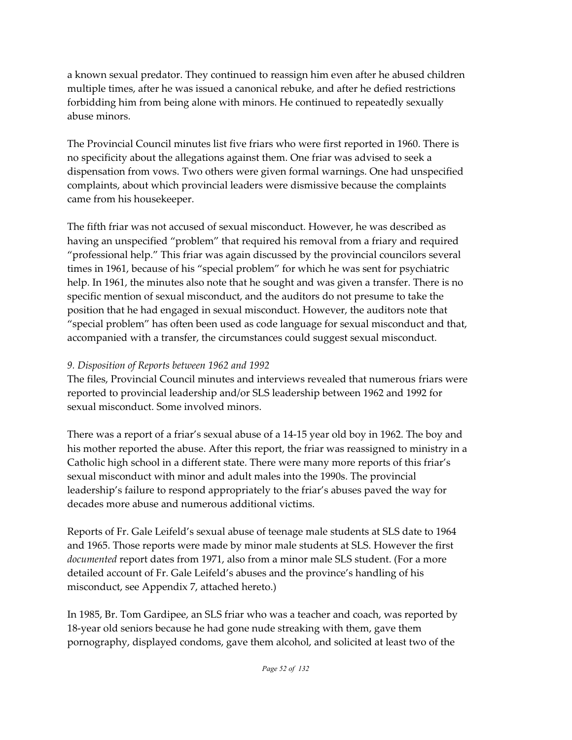a known sexual predator. They continued to reassign him even after he abused children multiple times, after he was issued a canonical rebuke, and after he defied restrictions forbidding him from being alone with minors. He continued to repeatedly sexually abuse minors.

The Provincial Council minutes list five friars who were first reported in 1960. There is no specificity about the allegations against them. One friar was advised to seek a dispensation from vows. Two others were given formal warnings. One had unspecified complaints, about which provincial leaders were dismissive because the complaints came from his housekeeper.

The fifth friar was not accused of sexual misconduct. However, he was described as having an unspecified "problem" that required his removal from a friary and required "professional help." This friar was again discussed by the provincial councilors several times in 1961, because of his "special problem" for which he was sent for psychiatric help. In 1961, the minutes also note that he sought and was given a transfer. There is no specific mention of sexual misconduct, and the auditors do not presume to take the position that he had engaged in sexual misconduct. However, the auditors note that "special problem" has often been used as code language for sexual misconduct and that, accompanied with a transfer, the circumstances could suggest sexual misconduct.

*9. Disposition of Reports between 1962 and 1992*

The files, Provincial Council minutes and interviews revealed that numerous friars were reported to provincial leadership and/or SLS leadership between 1962 and 1992 for sexual misconduct. Some involved minors.

There was a report of a friar's sexual abuse of a 14-15 year old boy in 1962. The boy and his mother reported the abuse. After this report, the friar was reassigned to ministry in a Catholic high school in a different state. There were many more reports of this friar's sexual misconduct with minor and adult males into the 1990s. The provincial leadership's failure to respond appropriately to the friar's abuses paved the way for decades more abuse and numerous additional victims.

Reports of Fr. Gale Leifeld's sexual abuse of teenage male students at SLS date to 1964 and 1965. Those reports were made by minor male students at SLS. However the first *documented* report dates from 1971, also from a minor male SLS student. (For a more detailed account of Fr. Gale Leifeld's abuses and the province's handling of his misconduct, see Appendix 7, attached hereto.)

In 1985, Br. Tom Gardipee, an SLS friar who was a teacher and coach, was reported by 18-year old seniors because he had gone nude streaking with them, gave them pornography, displayed condoms, gave them alcohol, and solicited at least two of the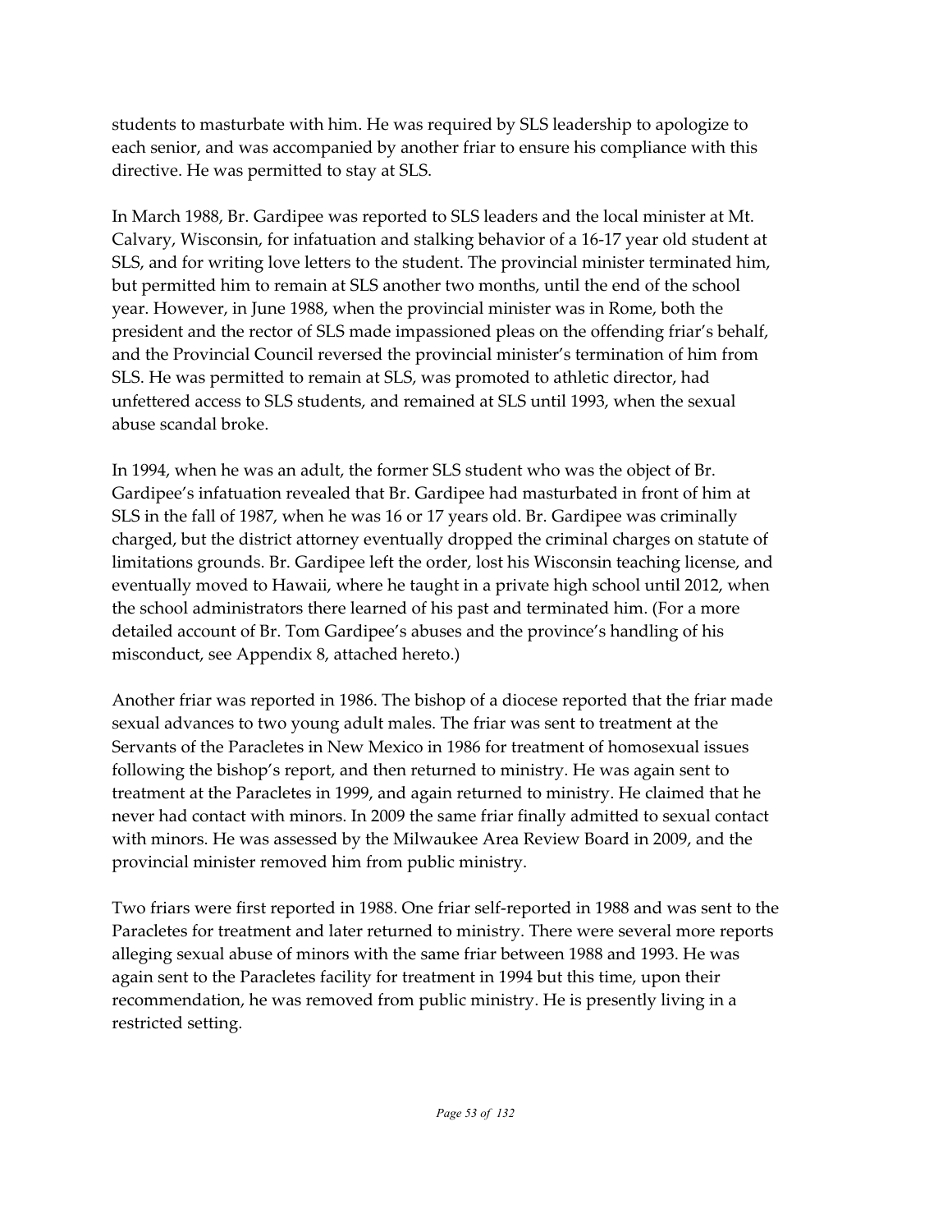students to masturbate with him. He was required by SLS leadership to apologize to each senior, and was accompanied by another friar to ensure his compliance with this directive. He was permitted to stay at SLS.

In March 1988, Br. Gardipee was reported to SLS leaders and the local minister at Mt. Calvary, Wisconsin, for infatuation and stalking behavior of a 16-17 year old student at SLS, and for writing love letters to the student. The provincial minister terminated him, but permitted him to remain at SLS another two months, until the end of the school year. However, in June 1988, when the provincial minister was in Rome, both the president and the rector of SLS made impassioned pleas on the offending friar's behalf, and the Provincial Council reversed the provincial minister's termination of him from SLS. He was permitted to remain at SLS, was promoted to athletic director, had unfettered access to SLS students, and remained at SLS until 1993, when the sexual abuse scandal broke.

In 1994, when he was an adult, the former SLS student who was the object of Br. Gardipee's infatuation revealed that Br. Gardipee had masturbated in front of him at SLS in the fall of 1987, when he was 16 or 17 years old. Br. Gardipee was criminally charged, but the district attorney eventually dropped the criminal charges on statute of limitations grounds. Br. Gardipee left the order, lost his Wisconsin teaching license, and eventually moved to Hawaii, where he taught in a private high school until 2012, when the school administrators there learned of his past and terminated him. (For a more detailed account of Br. Tom Gardipee's abuses and the province's handling of his misconduct, see Appendix 8, attached hereto.)

Another friar was reported in 1986. The bishop of a diocese reported that the friar made sexual advances to two young adult males. The friar was sent to treatment at the Servants of the Paracletes in New Mexico in 1986 for treatment of homosexual issues following the bishop's report, and then returned to ministry. He was again sent to treatment at the Paracletes in 1999, and again returned to ministry. He claimed that he never had contact with minors. In 2009 the same friar finally admitted to sexual contact with minors. He was assessed by the Milwaukee Area Review Board in 2009, and the provincial minister removed him from public ministry.

Two friars were first reported in 1988. One friar self-reported in 1988 and was sent to the Paracletes for treatment and later returned to ministry. There were several more reports alleging sexual abuse of minors with the same friar between 1988 and 1993. He was again sent to the Paracletes facility for treatment in 1994 but this time, upon their recommendation, he was removed from public ministry. He is presently living in a restricted setting.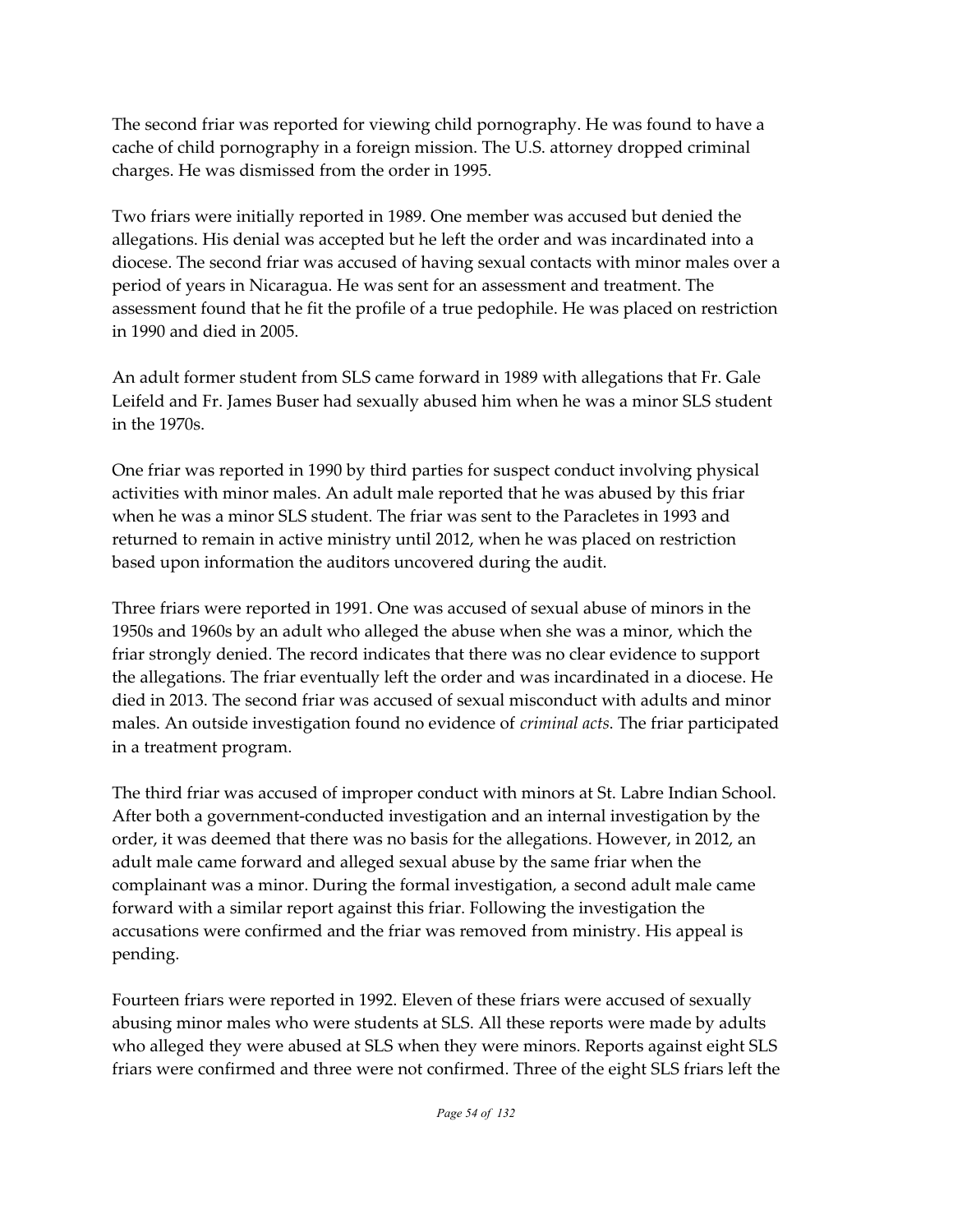The second friar was reported for viewing child pornography. He was found to have a cache of child pornography in a foreign mission. The U.S. attorney dropped criminal charges. He was dismissed from the order in 1995.

Two friars were initially reported in 1989. One member was accused but denied the allegations. His denial was accepted but he left the order and was incardinated into a diocese. The second friar was accused of having sexual contacts with minor males over a period of years in Nicaragua. He was sent for an assessment and treatment. The assessment found that he fit the profile of a true pedophile. He was placed on restriction in 1990 and died in 2005.

An adult former student from SLS came forward in 1989 with allegations that Fr. Gale Leifeld and Fr. James Buser had sexually abused him when he was a minor SLS student in the 1970s.

One friar was reported in 1990 by third parties for suspect conduct involving physical activities with minor males. An adult male reported that he was abused by this friar when he was a minor SLS student. The friar was sent to the Paracletes in 1993 and returned to remain in active ministry until 2012, when he was placed on restriction based upon information the auditors uncovered during the audit.

Three friars were reported in 1991. One was accused of sexual abuse of minors in the 1950s and 1960s by an adult who alleged the abuse when she was a minor, which the friar strongly denied. The record indicates that there was no clear evidence to support the allegations. The friar eventually left the order and was incardinated in a diocese. He died in 2013. The second friar was accused of sexual misconduct with adults and minor males. An outside investigation found no evidence of *criminal acts*. The friar participated in a treatment program.

The third friar was accused of improper conduct with minors at St. Labre Indian School. After both a government-conducted investigation and an internal investigation by the order, it was deemed that there was no basis for the allegations. However, in 2012, an adult male came forward and alleged sexual abuse by the same friar when the complainant was a minor. During the formal investigation, a second adult male came forward with a similar report against this friar. Following the investigation the accusations were confirmed and the friar was removed from ministry. His appeal is pending.

Fourteen friars were reported in 1992. Eleven of these friars were accused of sexually abusing minor males who were students at SLS. All these reports were made by adults who alleged they were abused at SLS when they were minors. Reports against eight SLS friars were confirmed and three were not confirmed. Three of the eight SLS friars left the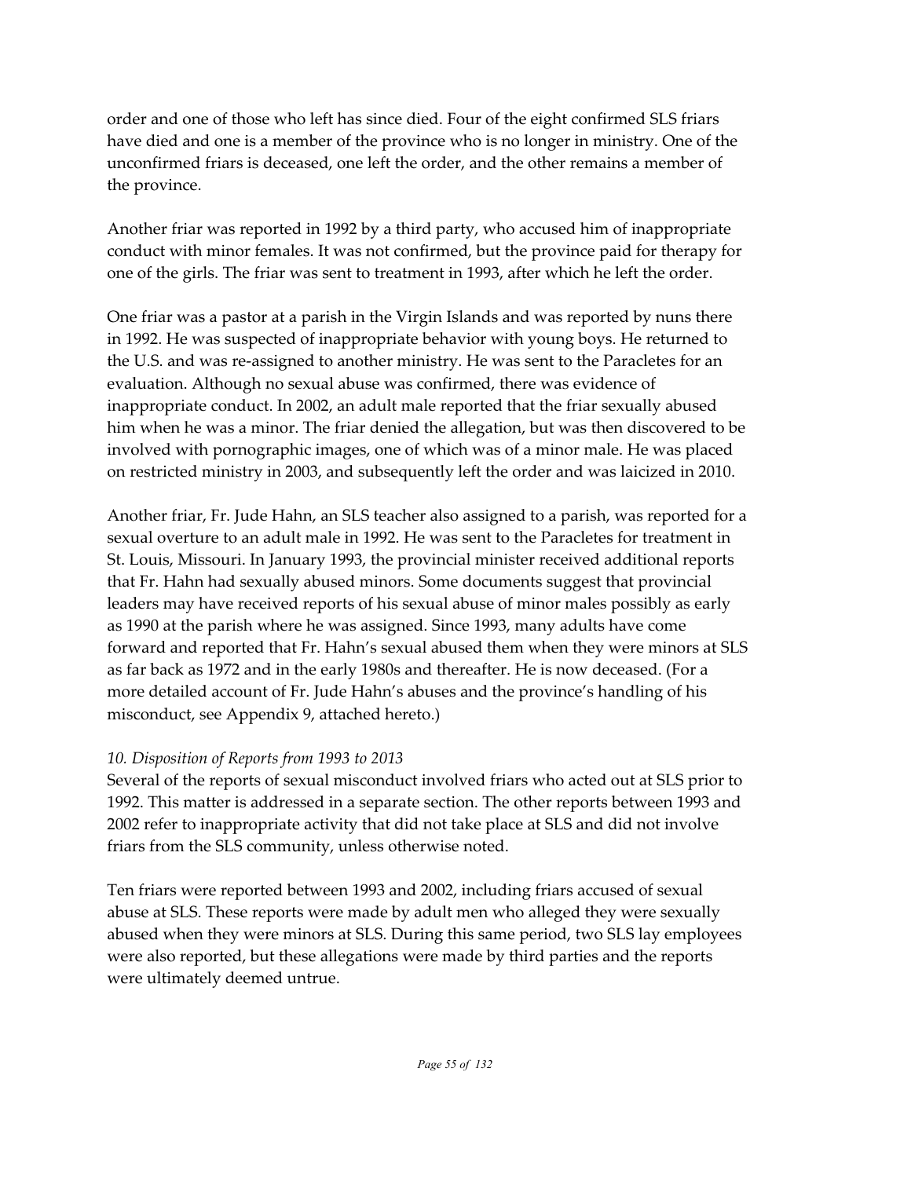order and one of those who left has since died. Four of the eight confirmed SLS friars have died and one is a member of the province who is no longer in ministry. One of the unconfirmed friars is deceased, one left the order, and the other remains a member of the province.

Another friar was reported in 1992 by a third party, who accused him of inappropriate conduct with minor females. It was not confirmed, but the province paid for therapy for one of the girls. The friar was sent to treatment in 1993, after which he left the order.

One friar was a pastor at a parish in the Virgin Islands and was reported by nuns there in 1992. He was suspected of inappropriate behavior with young boys. He returned to the U.S. and was re-assigned to another ministry. He was sent to the Paracletes for an evaluation. Although no sexual abuse was confirmed, there was evidence of inappropriate conduct. In 2002, an adult male reported that the friar sexually abused him when he was a minor. The friar denied the allegation, but was then discovered to be involved with pornographic images, one of which was of a minor male. He was placed on restricted ministry in 2003, and subsequently left the order and was laicized in 2010.

Another friar, Fr. Jude Hahn, an SLS teacher also assigned to a parish, was reported for a sexual overture to an adult male in 1992. He was sent to the Paracletes for treatment in St. Louis, Missouri. In January 1993, the provincial minister received additional reports that Fr. Hahn had sexually abused minors. Some documents suggest that provincial leaders may have received reports of his sexual abuse of minor males possibly as early as 1990 at the parish where he was assigned. Since 1993, many adults have come forward and reported that Fr. Hahn's sexual abused them when they were minors at SLS as far back as 1972 and in the early 1980s and thereafter. He is now deceased. (For a more detailed account of Fr. Jude Hahn's abuses and the province's handling of his misconduct, see Appendix 9, attached hereto.)

*10. Disposition of Reports from 1993 to 2013*

Several of the reports of sexual misconduct involved friars who acted out at SLS prior to 1992. This matter is addressed in a separate section. The other reports between 1993 and 2002 refer to inappropriate activity that did not take place at SLS and did not involve friars from the SLS community, unless otherwise noted.

Ten friars were reported between 1993 and 2002, including friars accused of sexual abuse at SLS. These reports were made by adult men who alleged they were sexually abused when they were minors at SLS. During this same period, two SLS lay employees were also reported, but these allegations were made by third parties and the reports were ultimately deemed untrue.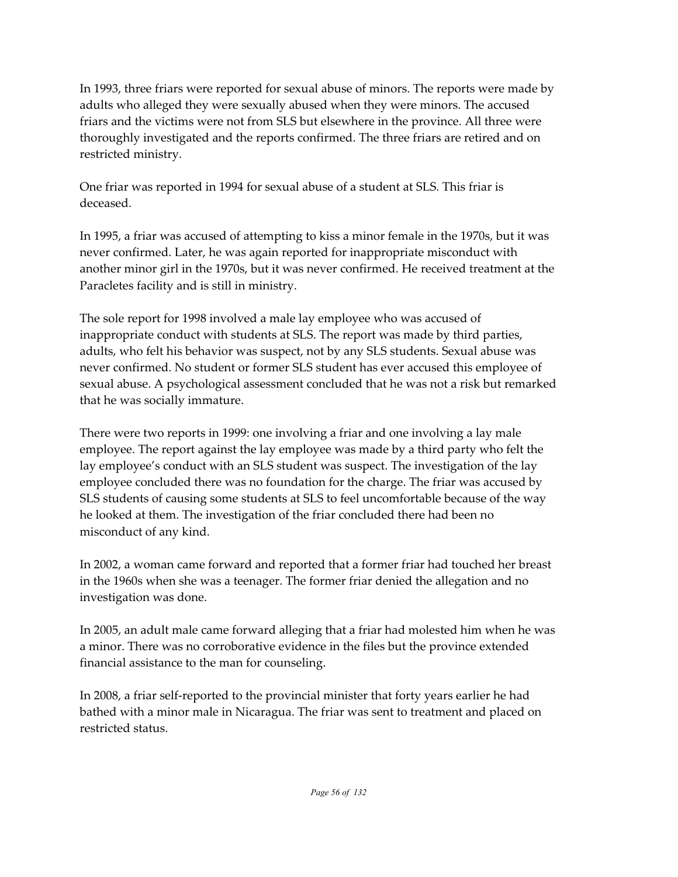In 1993, three friars were reported for sexual abuse of minors. The reports were made by adults who alleged they were sexually abused when they were minors. The accused friars and the victims were not from SLS but elsewhere in the province. All three were thoroughly investigated and the reports confirmed. The three friars are retired and on restricted ministry.

One friar was reported in 1994 for sexual abuse of a student at SLS. This friar is deceased.

In 1995, a friar was accused of attempting to kiss a minor female in the 1970s, but it was never confirmed. Later, he was again reported for inappropriate misconduct with another minor girl in the 1970s, but it was never confirmed. He received treatment at the Paracletes facility and is still in ministry.

The sole report for 1998 involved a male lay employee who was accused of inappropriate conduct with students at SLS. The report was made by third parties, adults, who felt his behavior was suspect, not by any SLS students. Sexual abuse was never confirmed. No student or former SLS student has ever accused this employee of sexual abuse. A psychological assessment concluded that he was not a risk but remarked that he was socially immature.

There were two reports in 1999: one involving a friar and one involving a lay male employee. The report against the lay employee was made by a third party who felt the lay employee's conduct with an SLS student was suspect. The investigation of the lay employee concluded there was no foundation for the charge. The friar was accused by SLS students of causing some students at SLS to feel uncomfortable because of the way he looked at them. The investigation of the friar concluded there had been no misconduct of any kind.

In 2002, a woman came forward and reported that a former friar had touched her breast in the 1960s when she was a teenager. The former friar denied the allegation and no investigation was done.

In 2005, an adult male came forward alleging that a friar had molested him when he was a minor. There was no corroborative evidence in the files but the province extended financial assistance to the man for counseling.

In 2008, a friar self-reported to the provincial minister that forty years earlier he had bathed with a minor male in Nicaragua. The friar was sent to treatment and placed on restricted status.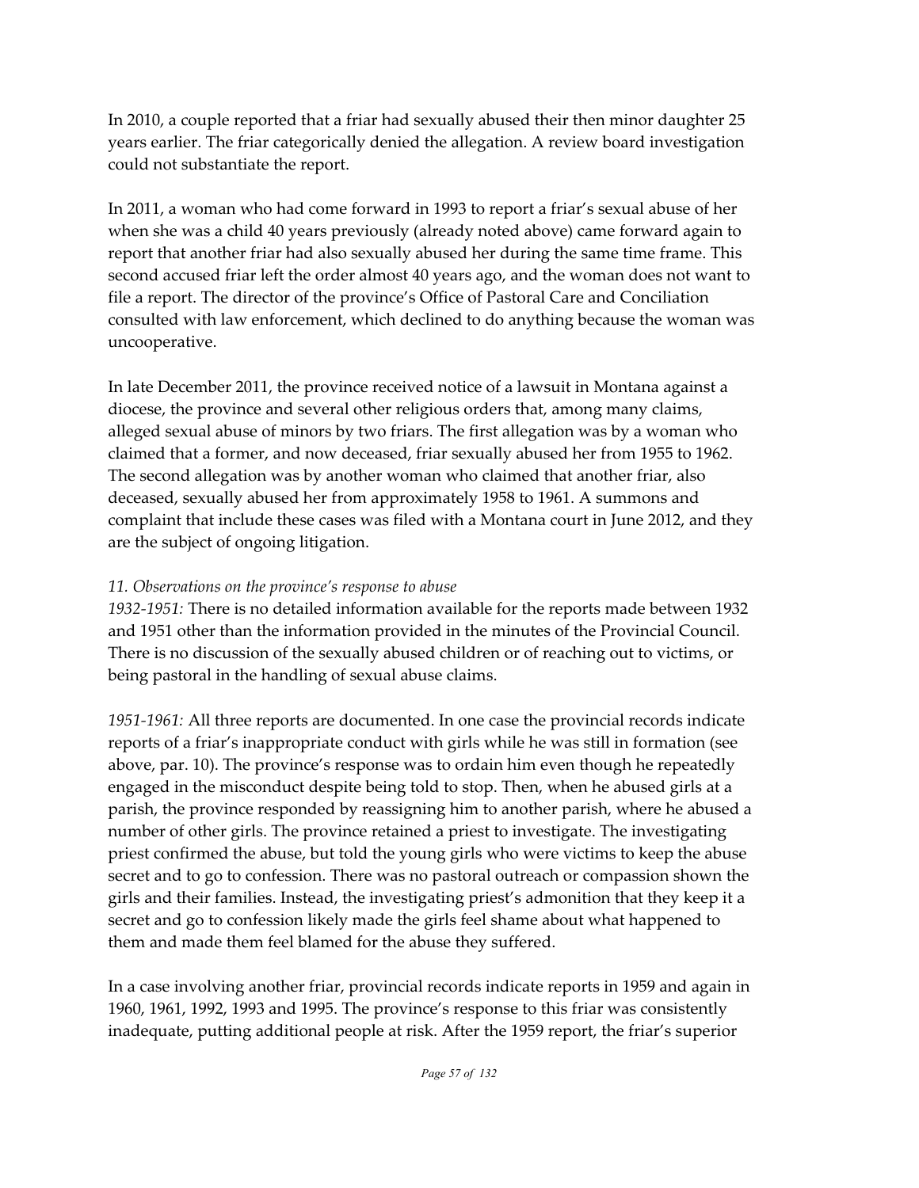In 2010, a couple reported that a friar had sexually abused their then minor daughter 25 years earlier. The friar categorically denied the allegation. A review board investigation could not substantiate the report.

In 2011, a woman who had come forward in 1993 to report a friar's sexual abuse of her when she was a child 40 years previously (already noted above) came forward again to report that another friar had also sexually abused her during the same time frame. This second accused friar left the order almost 40 years ago, and the woman does not want to file a report. The director of the province's Office of Pastoral Care and Conciliation consulted with law enforcement, which declined to do anything because the woman was uncooperative.

In late December 2011, the province received notice of a lawsuit in Montana against a diocese, the province and several other religious orders that, among many claims, alleged sexual abuse of minors by two friars. The first allegation was by a woman who claimed that a former, and now deceased, friar sexually abused her from 1955 to 1962. The second allegation was by another woman who claimed that another friar, also deceased, sexually abused her from approximately 1958 to 1961. A summons and complaint that include these cases was filed with a Montana court in June 2012, and they are the subject of ongoing litigation.

*11. Observations on the province's response to abuse*

*1932-1951:* There is no detailed information available for the reports made between 1932 and 1951 other than the information provided in the minutes of the Provincial Council. There is no discussion of the sexually abused children or of reaching out to victims, or being pastoral in the handling of sexual abuse claims.

*1951-1961:* All three reports are documented. In one case the provincial records indicate reports of a friar's inappropriate conduct with girls while he was still in formation (see above, par. 10). The province's response was to ordain him even though he repeatedly engaged in the misconduct despite being told to stop. Then, when he abused girls at a parish, the province responded by reassigning him to another parish, where he abused a number of other girls. The province retained a priest to investigate. The investigating priest confirmed the abuse, but told the young girls who were victims to keep the abuse secret and to go to confession. There was no pastoral outreach or compassion shown the girls and their families. Instead, the investigating priest's admonition that they keep it a secret and go to confession likely made the girls feel shame about what happened to them and made them feel blamed for the abuse they suffered.

In a case involving another friar, provincial records indicate reports in 1959 and again in 1960, 1961, 1992, 1993 and 1995. The province's response to this friar was consistently inadequate, putting additional people at risk. After the 1959 report, the friar's superior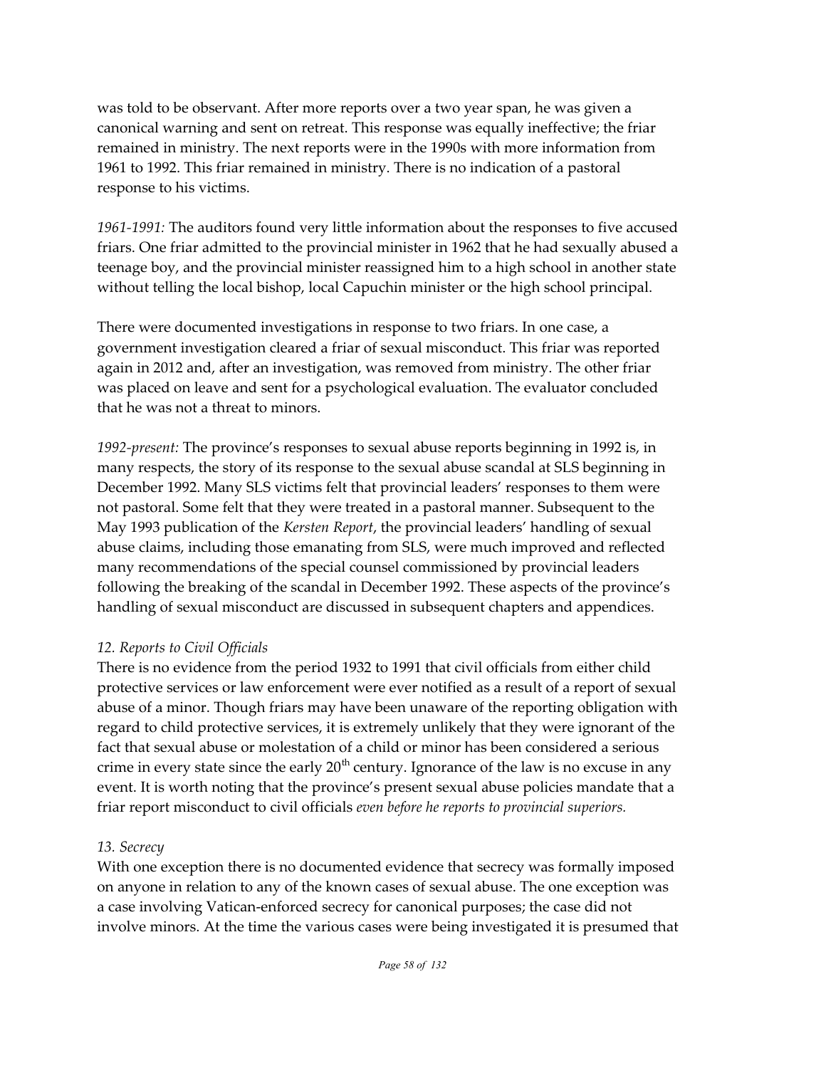was told to be observant. After more reports over a two year span, he was given a canonical warning and sent on retreat. This response was equally ineffective; the friar remained in ministry. The next reports were in the 1990s with more information from 1961 to 1992. This friar remained in ministry. There is no indication of a pastoral response to his victims.

*1961-1991:* The auditors found very little information about the responses to five accused friars. One friar admitted to the provincial minister in 1962 that he had sexually abused a teenage boy, and the provincial minister reassigned him to a high school in another state without telling the local bishop, local Capuchin minister or the high school principal.

There were documented investigations in response to two friars. In one case, a government investigation cleared a friar of sexual misconduct. This friar was reported again in 2012 and, after an investigation, was removed from ministry. The other friar was placed on leave and sent for a psychological evaluation. The evaluator concluded that he was not a threat to minors.

*1992-present:* The province's responses to sexual abuse reports beginning in 1992 is, in many respects, the story of its response to the sexual abuse scandal at SLS beginning in December 1992. Many SLS victims felt that provincial leaders' responses to them were not pastoral. Some felt that they were treated in a pastoral manner. Subsequent to the May 1993 publication of the *Kersten Report*, the provincial leaders' handling of sexual abuse claims, including those emanating from SLS, were much improved and reflected many recommendations of the special counsel commissioned by provincial leaders following the breaking of the scandal in December 1992. These aspects of the province's handling of sexual misconduct are discussed in subsequent chapters and appendices.

*12. Reports to Civil Officials*

There is no evidence from the period 1932 to 1991 that civil officials from either child protective services or law enforcement were ever notified as a result of a report of sexual abuse of a minor. Though friars may have been unaware of the reporting obligation with regard to child protective services, it is extremely unlikely that they were ignorant of the fact that sexual abuse or molestation of a child or minor has been considered a serious crime in every state since the early 20th century. Ignorance of the law is no excuse in any event. It is worth noting that the province's present sexual abuse policies mandate that a friar report misconduct to civil officials *even before he reports to provincial superiors.*

*13. Secrecy*

With one exception there is no documented evidence that secrecy was formally imposed on anyone in relation to any of the known cases of sexual abuse. The one exception was a case involving Vatican-enforced secrecy for canonical purposes; the case did not involve minors. At the time the various cases were being investigated it is presumed that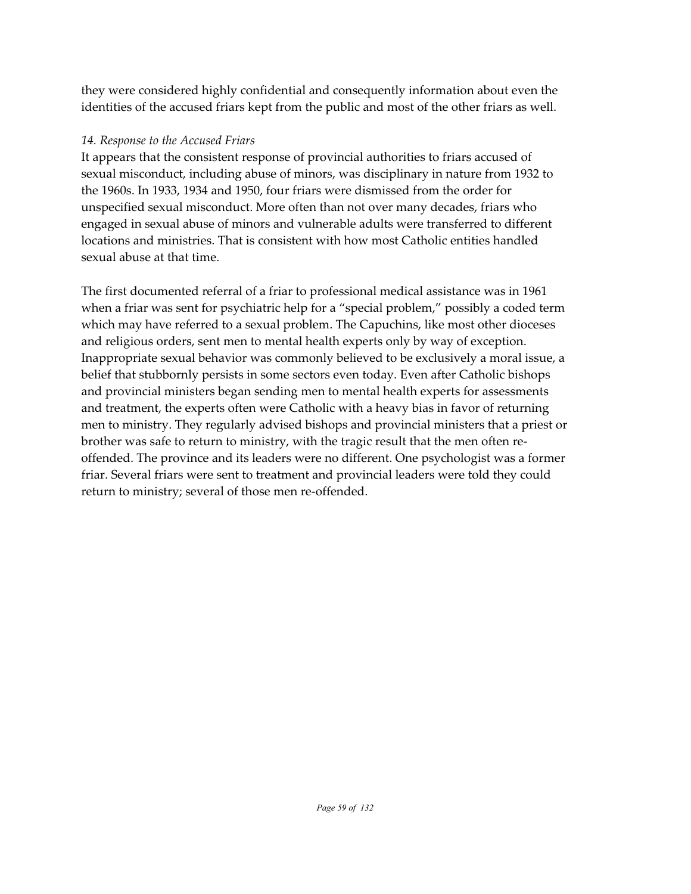they were considered highly confidential and consequently information about even the identities of the accused friars kept from the public and most of the other friars as well.

*14. Response to the Accused Friars*

It appears that the consistent response of provincial authorities to friars accused of sexual misconduct, including abuse of minors, was disciplinary in nature from 1932 to the 1960s. In 1933, 1934 and 1950, four friars were dismissed from the order for unspecified sexual misconduct. More often than not over many decades, friars who engaged in sexual abuse of minors and vulnerable adults were transferred to different locations and ministries. That is consistent with how most Catholic entities handled sexual abuse at that time.

The first documented referral of a friar to professional medical assistance was in 1961 when a friar was sent for psychiatric help for a "special problem," possibly a coded term which may have referred to a sexual problem. The Capuchins, like most other dioceses and religious orders, sent men to mental health experts only by way of exception. Inappropriate sexual behavior was commonly believed to be exclusively a moral issue, a belief that stubbornly persists in some sectors even today. Even after Catholic bishops and provincial ministers began sending men to mental health experts for assessments and treatment, the experts often were Catholic with a heavy bias in favor of returning men to ministry. They regularly advised bishops and provincial ministers that a priest or brother was safe to return to ministry, with the tragic result that the men often re-offended. The province and its leaders were no different. One psychologist was a former friar. Several friars were sent to treatment and provincial leaders were told they could return to ministry; several of those men re-offended.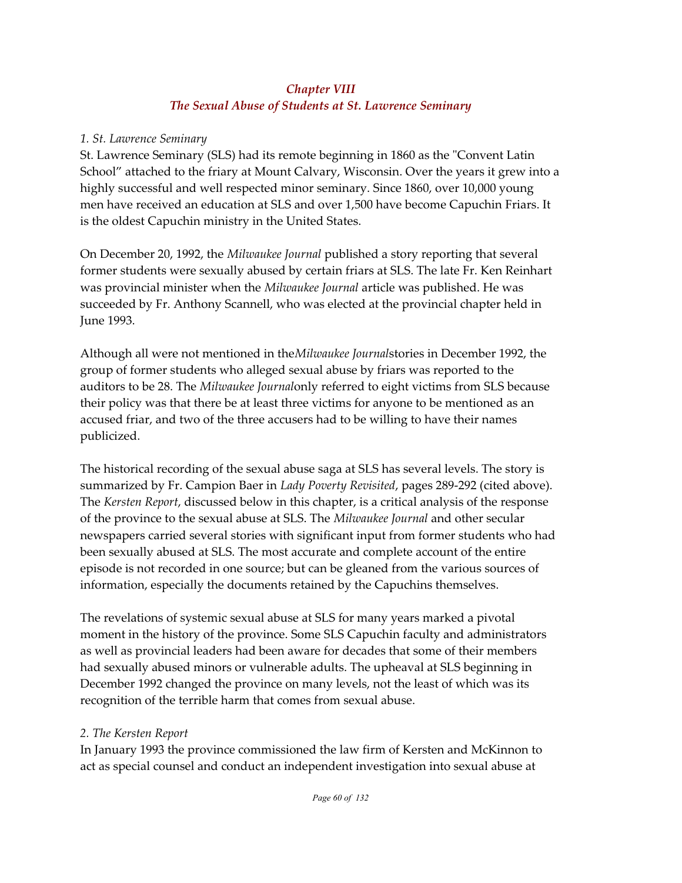## *Chapter VIII*
## *The Sexual Abuse of Students at St. Lawrence Seminary*

*1. St. Lawrence Seminary*

St. Lawrence Seminary (SLS) had its remote beginning in 1860 as the "Convent Latin School" attached to the friary at Mount Calvary, Wisconsin. Over the years it grew into a highly successful and well respected minor seminary. Since 1860, over 10,000 young men have received an education at SLS and over 1,500 have become Capuchin Friars. It is the oldest Capuchin ministry in the United States.

On December 20, 1992, the *Milwaukee Journal* published a story reporting that several former students were sexually abused by certain friars at SLS. The late Fr. Ken Reinhart was provincial minister when the *Milwaukee Journal* article was published. He was succeeded by Fr. Anthony Scannell, who was elected at the provincial chapter held in June 1993.

Although all were not mentioned in the*Milwaukee Journal*stories in December 1992, the group of former students who alleged sexual abuse by friars was reported to the auditors to be 28. The *Milwaukee Journal*only referred to eight victims from SLS because their policy was that there be at least three victims for anyone to be mentioned as an accused friar, and two of the three accusers had to be willing to have their names publicized.

The historical recording of the sexual abuse saga at SLS has several levels. The story is summarized by Fr. Campion Baer in *Lady Poverty Revisited*, pages 289-292 (cited above). The *Kersten Report*, discussed below in this chapter, is a critical analysis of the response of the province to the sexual abuse at SLS. The *Milwaukee Journal* and other secular newspapers carried several stories with significant input from former students who had been sexually abused at SLS. The most accurate and complete account of the entire episode is not recorded in one source; but can be gleaned from the various sources of information, especially the documents retained by the Capuchins themselves.

The revelations of systemic sexual abuse at SLS for many years marked a pivotal moment in the history of the province. Some SLS Capuchin faculty and administrators as well as provincial leaders had been aware for decades that some of their members had sexually abused minors or vulnerable adults. The upheaval at SLS beginning in December 1992 changed the province on many levels, not the least of which was its recognition of the terrible harm that comes from sexual abuse.

*2. The Kersten Report*

In January 1993 the province commissioned the law firm of Kersten and McKinnon to act as special counsel and conduct an independent investigation into sexual abuse at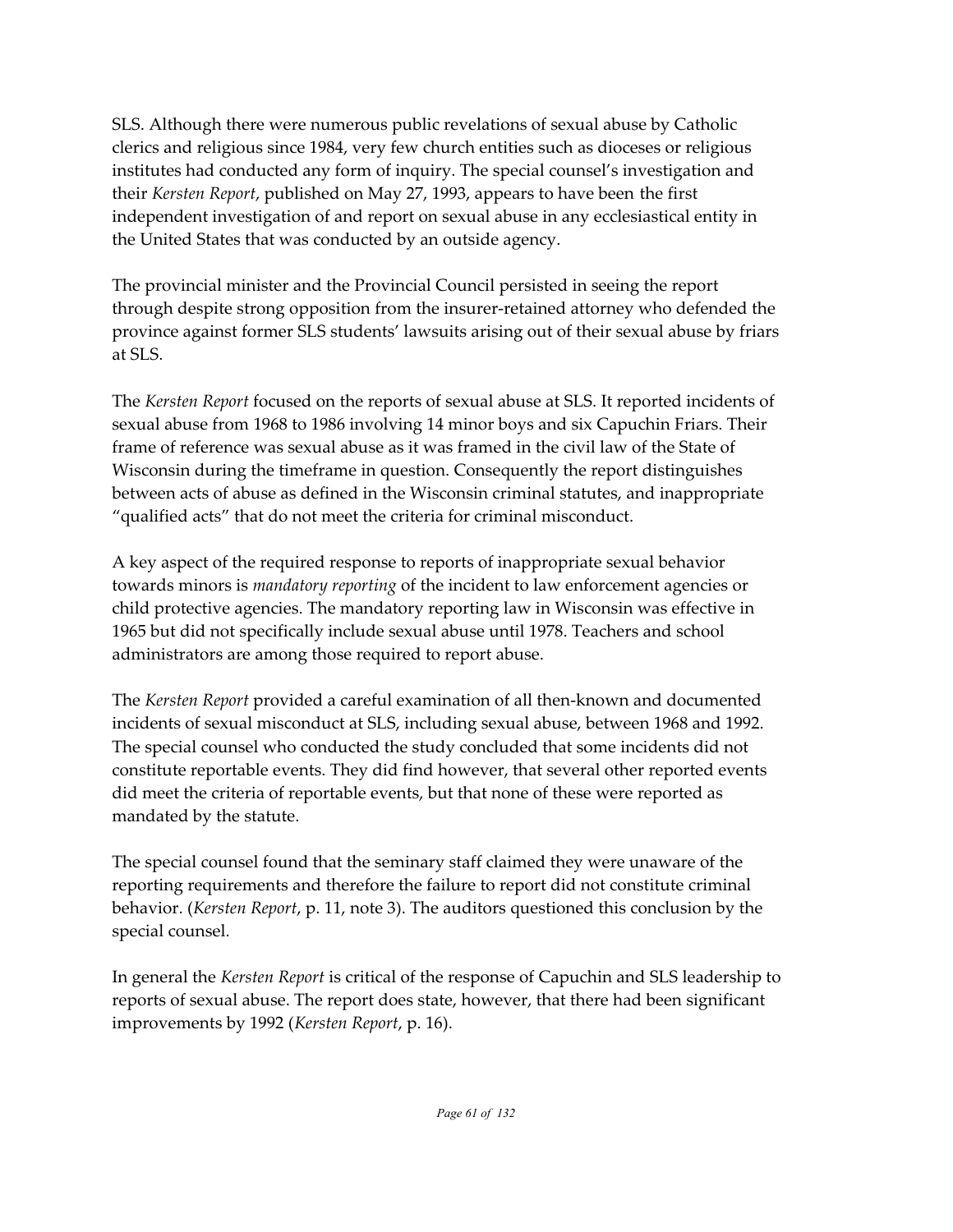SLS. Although there were numerous public revelations of sexual abuse by Catholic clerics and religious since 1984, very few church entities such as dioceses or religious institutes had conducted any form of inquiry. The special counsel's investigation and their *Kersten Report*, published on May 27, 1993, appears to have been the first independent investigation of and report on sexual abuse in any ecclesiastical entity in the United States that was conducted by an outside agency.

The provincial minister and the Provincial Council persisted in seeing the report through despite strong opposition from the insurer-retained attorney who defended the province against former SLS students' lawsuits arising out of their sexual abuse by friars at SLS.

The *Kersten Report* focused on the reports of sexual abuse at SLS. It reported incidents of sexual abuse from 1968 to 1986 involving 14 minor boys and six Capuchin Friars. Their frame of reference was sexual abuse as it was framed in the civil law of the State of Wisconsin during the timeframe in question. Consequently the report distinguishes between acts of abuse as defined in the Wisconsin criminal statutes, and inappropriate "qualified acts" that do not meet the criteria for criminal misconduct.

A key aspect of the required response to reports of inappropriate sexual behavior towards minors is *mandatory reporting* of the incident to law enforcement agencies or child protective agencies. The mandatory reporting law in Wisconsin was effective in 1965 but did not specifically include sexual abuse until 1978. Teachers and school administrators are among those required to report abuse.

The *Kersten Report* provided a careful examination of all then-known and documented incidents of sexual misconduct at SLS, including sexual abuse, between 1968 and 1992. The special counsel who conducted the study concluded that some incidents did not constitute reportable events. They did find however, that several other reported events did meet the criteria of reportable events, but that none of these were reported as mandated by the statute.

The special counsel found that the seminary staff claimed they were unaware of the reporting requirements and therefore the failure to report did not constitute criminal behavior. (*Kersten Report*, p. 11, note 3). The auditors questioned this conclusion by the special counsel.

In general the *Kersten Report* is critical of the response of Capuchin and SLS leadership to reports of sexual abuse. The report does state, however, that there had been significant improvements by 1992 (*Kersten Report*, p. 16).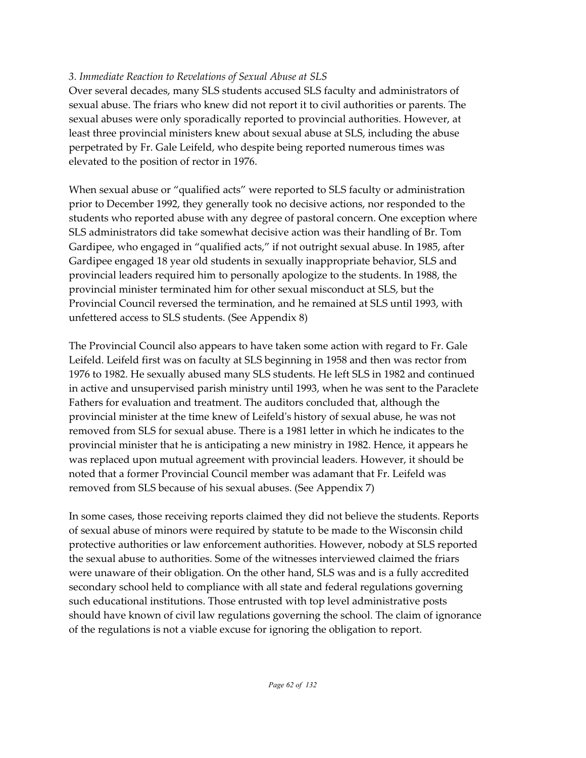*3. Immediate Reaction to Revelations of Sexual Abuse at SLS*

Over several decades, many SLS students accused SLS faculty and administrators of sexual abuse. The friars who knew did not report it to civil authorities or parents. The sexual abuses were only sporadically reported to provincial authorities. However, at least three provincial ministers knew about sexual abuse at SLS, including the abuse perpetrated by Fr. Gale Leifeld, who despite being reported numerous times was elevated to the position of rector in 1976.

When sexual abuse or "qualified acts" were reported to SLS faculty or administration prior to December 1992, they generally took no decisive actions, nor responded to the students who reported abuse with any degree of pastoral concern. One exception where SLS administrators did take somewhat decisive action was their handling of Br. Tom Gardipee, who engaged in "qualified acts," if not outright sexual abuse. In 1985, after Gardipee engaged 18 year old students in sexually inappropriate behavior, SLS and provincial leaders required him to personally apologize to the students. In 1988, the provincial minister terminated him for other sexual misconduct at SLS, but the Provincial Council reversed the termination, and he remained at SLS until 1993, with unfettered access to SLS students. (See Appendix 8)

The Provincial Council also appears to have taken some action with regard to Fr. Gale Leifeld. Leifeld first was on faculty at SLS beginning in 1958 and then was rector from 1976 to 1982. He sexually abused many SLS students. He left SLS in 1982 and continued in active and unsupervised parish ministry until 1993, when he was sent to the Paraclete Fathers for evaluation and treatment. The auditors concluded that, although the provincial minister at the time knew of Leifeld's history of sexual abuse, he was not removed from SLS for sexual abuse. There is a 1981 letter in which he indicates to the provincial minister that he is anticipating a new ministry in 1982. Hence, it appears he was replaced upon mutual agreement with provincial leaders. However, it should be noted that a former Provincial Council member was adamant that Fr. Leifeld was removed from SLS because of his sexual abuses. (See Appendix 7)

In some cases, those receiving reports claimed they did not believe the students. Reports of sexual abuse of minors were required by statute to be made to the Wisconsin child protective authorities or law enforcement authorities. However, nobody at SLS reported the sexual abuse to authorities. Some of the witnesses interviewed claimed the friars were unaware of their obligation. On the other hand, SLS was and is a fully accredited secondary school held to compliance with all state and federal regulations governing such educational institutions. Those entrusted with top level administrative posts should have known of civil law regulations governing the school. The claim of ignorance of the regulations is not a viable excuse for ignoring the obligation to report.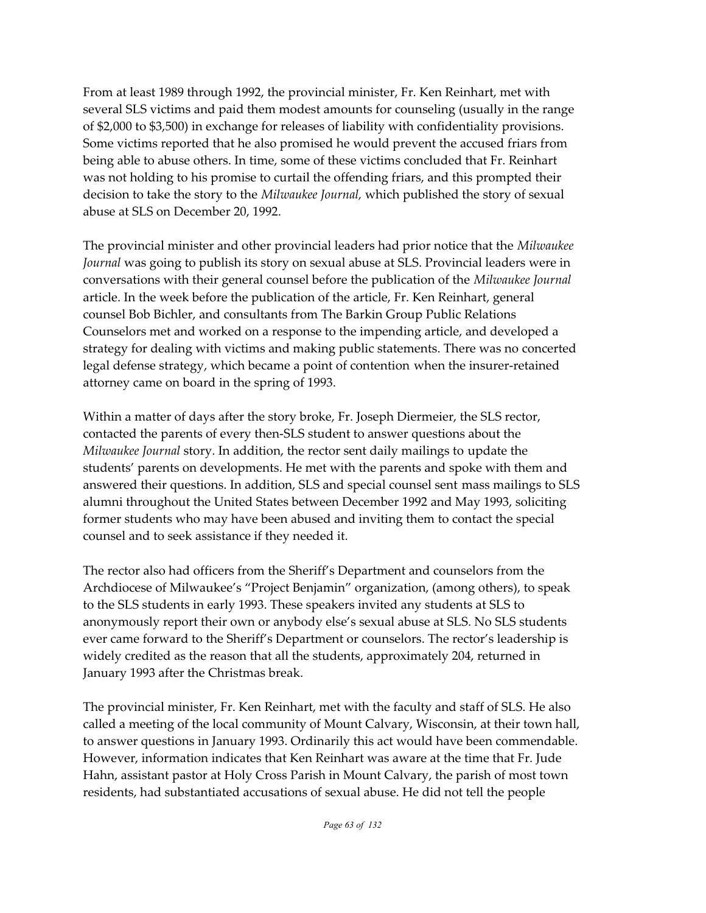From at least 1989 through 1992, the provincial minister, Fr. Ken Reinhart, met with several SLS victims and paid them modest amounts for counseling (usually in the range of $2,000 to $3,500) in exchange for releases of liability with confidentiality provisions. Some victims reported that he also promised he would prevent the accused friars from being able to abuse others. In time, some of these victims concluded that Fr. Reinhart was not holding to his promise to curtail the offending friars, and this prompted their decision to take the story to the *Milwaukee Journal,* which published the story of sexual abuse at SLS on December 20, 1992.

The provincial minister and other provincial leaders had prior notice that the *Milwaukee Journal* was going to publish its story on sexual abuse at SLS. Provincial leaders were in conversations with their general counsel before the publication of the *Milwaukee Journal* article. In the week before the publication of the article, Fr. Ken Reinhart, general counsel Bob Bichler, and consultants from The Barkin Group Public Relations Counselors met and worked on a response to the impending article, and developed a strategy for dealing with victims and making public statements. There was no concerted legal defense strategy, which became a point of contention when the insurer-retained attorney came on board in the spring of 1993.

Within a matter of days after the story broke, Fr. Joseph Diermeier, the SLS rector, contacted the parents of every then-SLS student to answer questions about the *Milwaukee Journal* story. In addition, the rector sent daily mailings to update the students' parents on developments. He met with the parents and spoke with them and answered their questions. In addition, SLS and special counsel sent mass mailings to SLS alumni throughout the United States between December 1992 and May 1993, soliciting former students who may have been abused and inviting them to contact the special counsel and to seek assistance if they needed it.

The rector also had officers from the Sheriff's Department and counselors from the Archdiocese of Milwaukee's "Project Benjamin" organization, (among others), to speak to the SLS students in early 1993. These speakers invited any students at SLS to anonymously report their own or anybody else's sexual abuse at SLS. No SLS students ever came forward to the Sheriff's Department or counselors. The rector's leadership is widely credited as the reason that all the students, approximately 204, returned in January 1993 after the Christmas break.

The provincial minister, Fr. Ken Reinhart, met with the faculty and staff of SLS. He also called a meeting of the local community of Mount Calvary, Wisconsin, at their town hall, to answer questions in January 1993. Ordinarily this act would have been commendable. However, information indicates that Ken Reinhart was aware at the time that Fr. Jude Hahn, assistant pastor at Holy Cross Parish in Mount Calvary, the parish of most town residents, had substantiated accusations of sexual abuse. He did not tell the people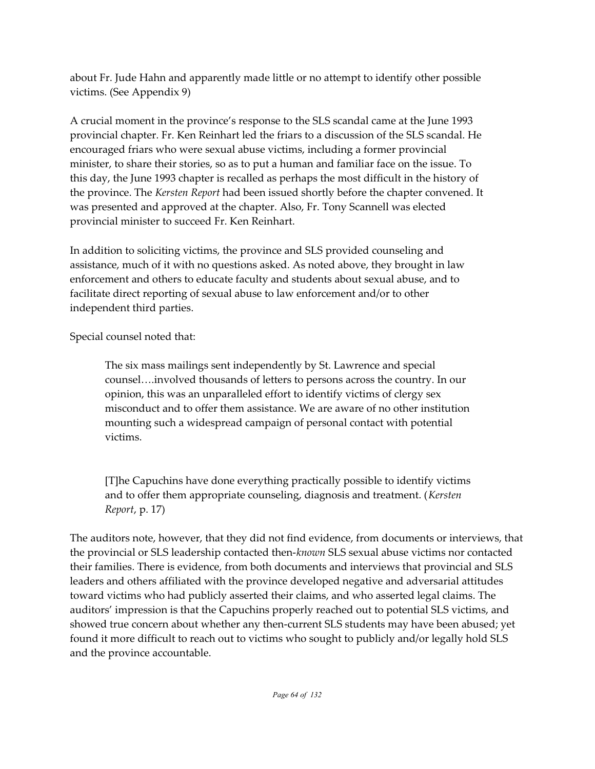about Fr. Jude Hahn and apparently made little or no attempt to identify other possible victims. (See Appendix 9)

A crucial moment in the province's response to the SLS scandal came at the June 1993 provincial chapter. Fr. Ken Reinhart led the friars to a discussion of the SLS scandal. He encouraged friars who were sexual abuse victims, including a former provincial minister, to share their stories, so as to put a human and familiar face on the issue. To this day, the June 1993 chapter is recalled as perhaps the most difficult in the history of the province. The *Kersten Report* had been issued shortly before the chapter convened. It was presented and approved at the chapter. Also, Fr. Tony Scannell was elected provincial minister to succeed Fr. Ken Reinhart.

In addition to soliciting victims, the province and SLS provided counseling and assistance, much of it with no questions asked. As noted above, they brought in law enforcement and others to educate faculty and students about sexual abuse, and to facilitate direct reporting of sexual abuse to law enforcement and/or to other independent third parties.

Special counsel noted that:

> The six mass mailings sent independently by St. Lawrence and special counsel….involved thousands of letters to persons across the country. In our opinion, this was an unparalleled effort to identify victims of clergy sex misconduct and to offer them assistance. We are aware of no other institution mounting such a widespread campaign of personal contact with potential victims.
>
> [T]he Capuchins have done everything practically possible to identify victims and to offer them appropriate counseling, diagnosis and treatment. (*Kersten Report*, p. 17)

The auditors note, however, that they did not find evidence, from documents or interviews, that the provincial or SLS leadership contacted then-*known* SLS sexual abuse victims nor contacted their families. There is evidence, from both documents and interviews that provincial and SLS leaders and others affiliated with the province developed negative and adversarial attitudes toward victims who had publicly asserted their claims, and who asserted legal claims. The auditors' impression is that the Capuchins properly reached out to potential SLS victims, and showed true concern about whether any then-current SLS students may have been abused; yet found it more difficult to reach out to victims who sought to publicly and/or legally hold SLS and the province accountable.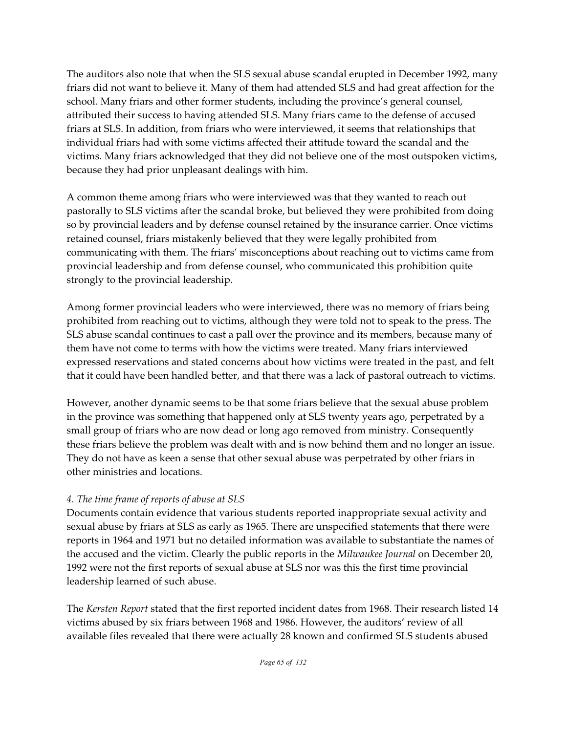The auditors also note that when the SLS sexual abuse scandal erupted in December 1992, many friars did not want to believe it. Many of them had attended SLS and had great affection for the school. Many friars and other former students, including the province's general counsel, attributed their success to having attended SLS. Many friars came to the defense of accused friars at SLS. In addition, from friars who were interviewed, it seems that relationships that individual friars had with some victims affected their attitude toward the scandal and the victims. Many friars acknowledged that they did not believe one of the most outspoken victims, because they had prior unpleasant dealings with him.

A common theme among friars who were interviewed was that they wanted to reach out pastorally to SLS victims after the scandal broke, but believed they were prohibited from doing so by provincial leaders and by defense counsel retained by the insurance carrier. Once victims retained counsel, friars mistakenly believed that they were legally prohibited from communicating with them. The friars' misconceptions about reaching out to victims came from provincial leadership and from defense counsel, who communicated this prohibition quite strongly to the provincial leadership.

Among former provincial leaders who were interviewed, there was no memory of friars being prohibited from reaching out to victims, although they were told not to speak to the press. The SLS abuse scandal continues to cast a pall over the province and its members, because many of them have not come to terms with how the victims were treated. Many friars interviewed expressed reservations and stated concerns about how victims were treated in the past, and felt that it could have been handled better, and that there was a lack of pastoral outreach to victims.

However, another dynamic seems to be that some friars believe that the sexual abuse problem in the province was something that happened only at SLS twenty years ago, perpetrated by a small group of friars who are now dead or long ago removed from ministry. Consequently these friars believe the problem was dealt with and is now behind them and no longer an issue. They do not have as keen a sense that other sexual abuse was perpetrated by other friars in other ministries and locations.

*4. The time frame of reports of abuse at SLS*

Documents contain evidence that various students reported inappropriate sexual activity and sexual abuse by friars at SLS as early as 1965. There are unspecified statements that there were reports in 1964 and 1971 but no detailed information was available to substantiate the names of the accused and the victim. Clearly the public reports in the *Milwaukee Journal* on December 20, 1992 were not the first reports of sexual abuse at SLS nor was this the first time provincial leadership learned of such abuse.

The *Kersten Report* stated that the first reported incident dates from 1968. Their research listed 14 victims abused by six friars between 1968 and 1986. However, the auditors' review of all available files revealed that there were actually 28 known and confirmed SLS students abused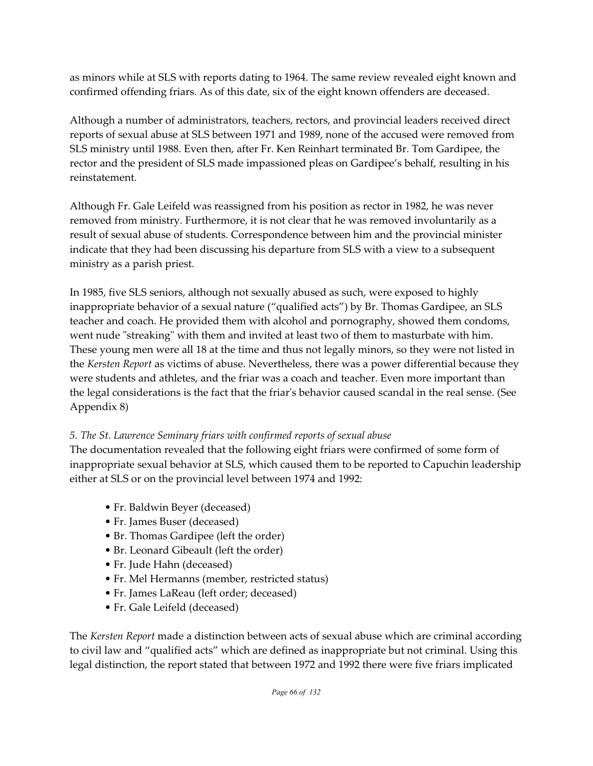as minors while at SLS with reports dating to 1964. The same review revealed eight known and confirmed offending friars. As of this date, six of the eight known offenders are deceased.

Although a number of administrators, teachers, rectors, and provincial leaders received direct reports of sexual abuse at SLS between 1971 and 1989, none of the accused were removed from SLS ministry until 1988. Even then, after Fr. Ken Reinhart terminated Br. Tom Gardipee, the rector and the president of SLS made impassioned pleas on Gardipee's behalf, resulting in his reinstatement.

Although Fr. Gale Leifeld was reassigned from his position as rector in 1982, he was never removed from ministry. Furthermore, it is not clear that he was removed involuntarily as a result of sexual abuse of students. Correspondence between him and the provincial minister indicate that they had been discussing his departure from SLS with a view to a subsequent ministry as a parish priest.

In 1985, five SLS seniors, although not sexually abused as such, were exposed to highly inappropriate behavior of a sexual nature ("qualified acts") by Br. Thomas Gardipee, an SLS teacher and coach. He provided them with alcohol and pornography, showed them condoms, went nude "streaking" with them and invited at least two of them to masturbate with him. These young men were all 18 at the time and thus not legally minors, so they were not listed in the *Kersten Report* as victims of abuse. Nevertheless, there was a power differential because they were students and athletes, and the friar was a coach and teacher. Even more important than the legal considerations is the fact that the friar's behavior caused scandal in the real sense. (See Appendix 8)

*5. The St. Lawrence Seminary friars with confirmed reports of sexual abuse*

The documentation revealed that the following eight friars were confirmed of some form of inappropriate sexual behavior at SLS, which caused them to be reported to Capuchin leadership either at SLS or on the provincial level between 1974 and 1992:

- Fr. Baldwin Beyer (deceased)
- Fr. James Buser (deceased)
- Br. Thomas Gardipee (left the order)
- Br. Leonard Gibeault (left the order)
- Fr. Jude Hahn (deceased)
- Fr. Mel Hermanns (member, restricted status)
- Fr. James LaReau (left order; deceased)
- Fr. Gale Leifeld (deceased)

The *Kersten Report* made a distinction between acts of sexual abuse which are criminal according to civil law and "qualified acts" which are defined as inappropriate but not criminal. Using this legal distinction, the report stated that between 1972 and 1992 there were five friars implicated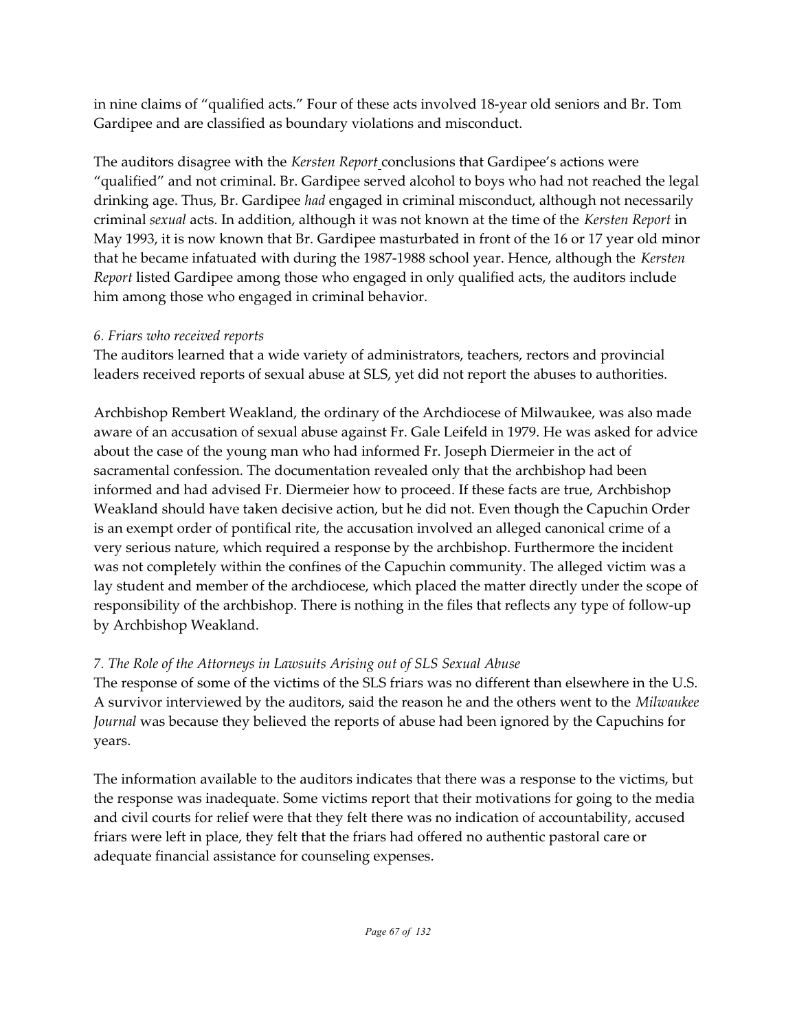in nine claims of "qualified acts." Four of these acts involved 18-year old seniors and Br. Tom Gardipee and are classified as boundary violations and misconduct.

The auditors disagree with the *Kersten Report* conclusions that Gardipee's actions were "qualified" and not criminal. Br. Gardipee served alcohol to boys who had not reached the legal drinking age. Thus, Br. Gardipee *had* engaged in criminal misconduct, although not necessarily criminal *sexual* acts. In addition, although it was not known at the time of the *Kersten Report* in May 1993, it is now known that Br. Gardipee masturbated in front of the 16 or 17 year old minor that he became infatuated with during the 1987-1988 school year. Hence, although the *Kersten Report* listed Gardipee among those who engaged in only qualified acts, the auditors include him among those who engaged in criminal behavior.

### *6. Friars who received reports*

The auditors learned that a wide variety of administrators, teachers, rectors and provincial leaders received reports of sexual abuse at SLS, yet did not report the abuses to authorities.

Archbishop Rembert Weakland, the ordinary of the Archdiocese of Milwaukee, was also made aware of an accusation of sexual abuse against Fr. Gale Leifeld in 1979. He was asked for advice about the case of the young man who had informed Fr. Joseph Diermeier in the act of sacramental confession. The documentation revealed only that the archbishop had been informed and had advised Fr. Diermeier how to proceed. If these facts are true, Archbishop Weakland should have taken decisive action, but he did not. Even though the Capuchin Order is an exempt order of pontifical rite, the accusation involved an alleged canonical crime of a very serious nature, which required a response by the archbishop. Furthermore the incident was not completely within the confines of the Capuchin community. The alleged victim was a lay student and member of the archdiocese, which placed the matter directly under the scope of responsibility of the archbishop. There is nothing in the files that reflects any type of follow-up by Archbishop Weakland.

### *7. The Role of the Attorneys in Lawsuits Arising out of SLS Sexual Abuse*

The response of some of the victims of the SLS friars was no different than elsewhere in the U.S. A survivor interviewed by the auditors, said the reason he and the others went to the *Milwaukee Journal* was because they believed the reports of abuse had been ignored by the Capuchins for years.

The information available to the auditors indicates that there was a response to the victims, but the response was inadequate. Some victims report that their motivations for going to the media and civil courts for relief were that they felt there was no indication of accountability, accused friars were left in place, they felt that the friars had offered no authentic pastoral care or adequate financial assistance for counseling expenses.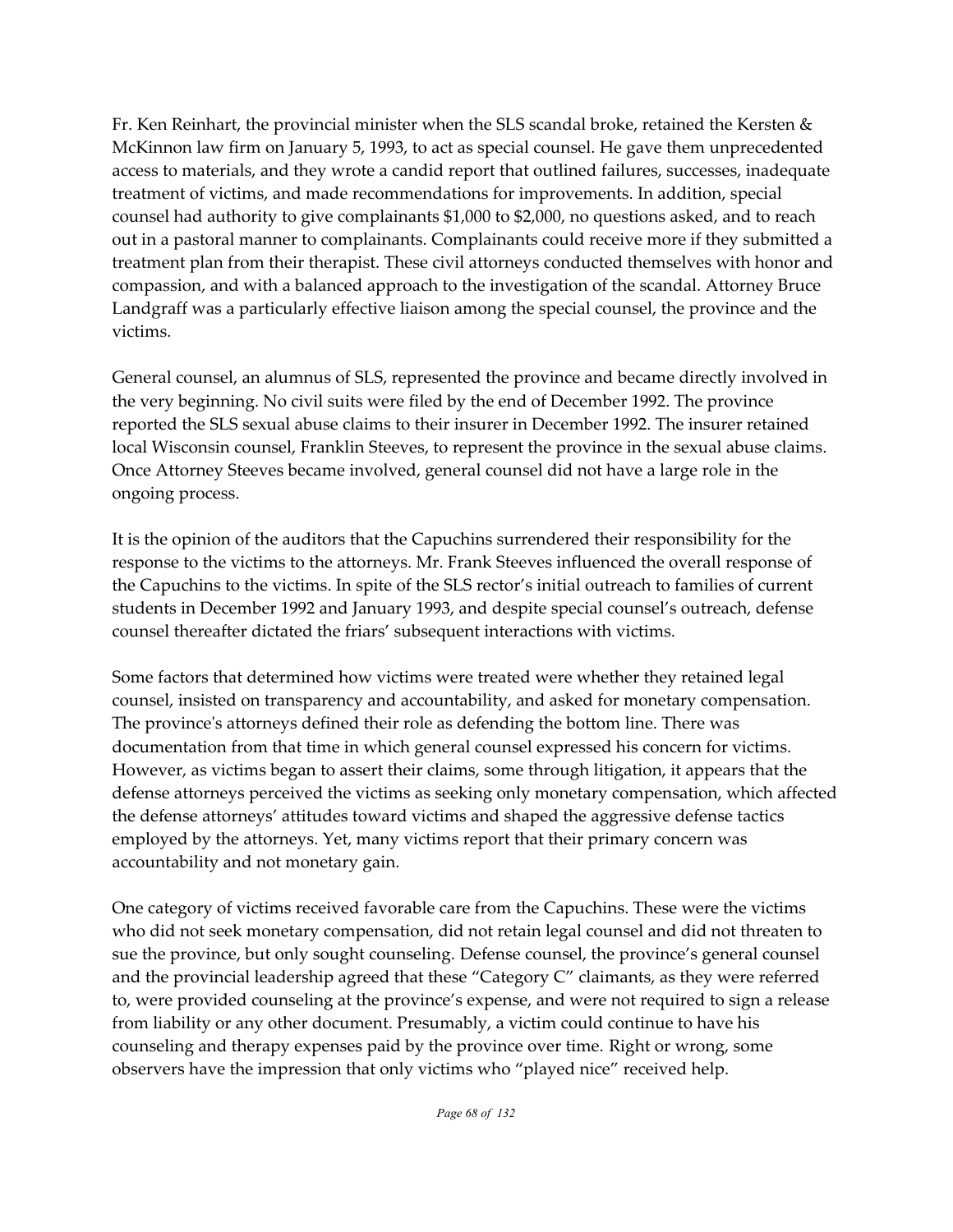Fr. Ken Reinhart, the provincial minister when the SLS scandal broke, retained the Kersten & McKinnon law firm on January 5, 1993, to act as special counsel. He gave them unprecedented access to materials, and they wrote a candid report that outlined failures, successes, inadequate treatment of victims, and made recommendations for improvements. In addition, special counsel had authority to give complainants $1,000 to $2,000, no questions asked, and to reach out in a pastoral manner to complainants. Complainants could receive more if they submitted a treatment plan from their therapist. These civil attorneys conducted themselves with honor and compassion, and with a balanced approach to the investigation of the scandal. Attorney Bruce Landgraff was a particularly effective liaison among the special counsel, the province and the victims.

General counsel, an alumnus of SLS, represented the province and became directly involved in the very beginning. No civil suits were filed by the end of December 1992. The province reported the SLS sexual abuse claims to their insurer in December 1992. The insurer retained local Wisconsin counsel, Franklin Steeves, to represent the province in the sexual abuse claims. Once Attorney Steeves became involved, general counsel did not have a large role in the ongoing process.

It is the opinion of the auditors that the Capuchins surrendered their responsibility for the response to the victims to the attorneys. Mr. Frank Steeves influenced the overall response of the Capuchins to the victims. In spite of the SLS rector's initial outreach to families of current students in December 1992 and January 1993, and despite special counsel's outreach, defense counsel thereafter dictated the friars' subsequent interactions with victims.

Some factors that determined how victims were treated were whether they retained legal counsel, insisted on transparency and accountability, and asked for monetary compensation. The province's attorneys defined their role as defending the bottom line. There was documentation from that time in which general counsel expressed his concern for victims. However, as victims began to assert their claims, some through litigation, it appears that the defense attorneys perceived the victims as seeking only monetary compensation, which affected the defense attorneys' attitudes toward victims and shaped the aggressive defense tactics employed by the attorneys. Yet, many victims report that their primary concern was accountability and not monetary gain.

One category of victims received favorable care from the Capuchins. These were the victims who did not seek monetary compensation, did not retain legal counsel and did not threaten to sue the province, but only sought counseling. Defense counsel, the province's general counsel and the provincial leadership agreed that these "Category C" claimants, as they were referred to, were provided counseling at the province's expense, and were not required to sign a release from liability or any other document. Presumably, a victim could continue to have his counseling and therapy expenses paid by the province over time. Right or wrong, some observers have the impression that only victims who "played nice" received help.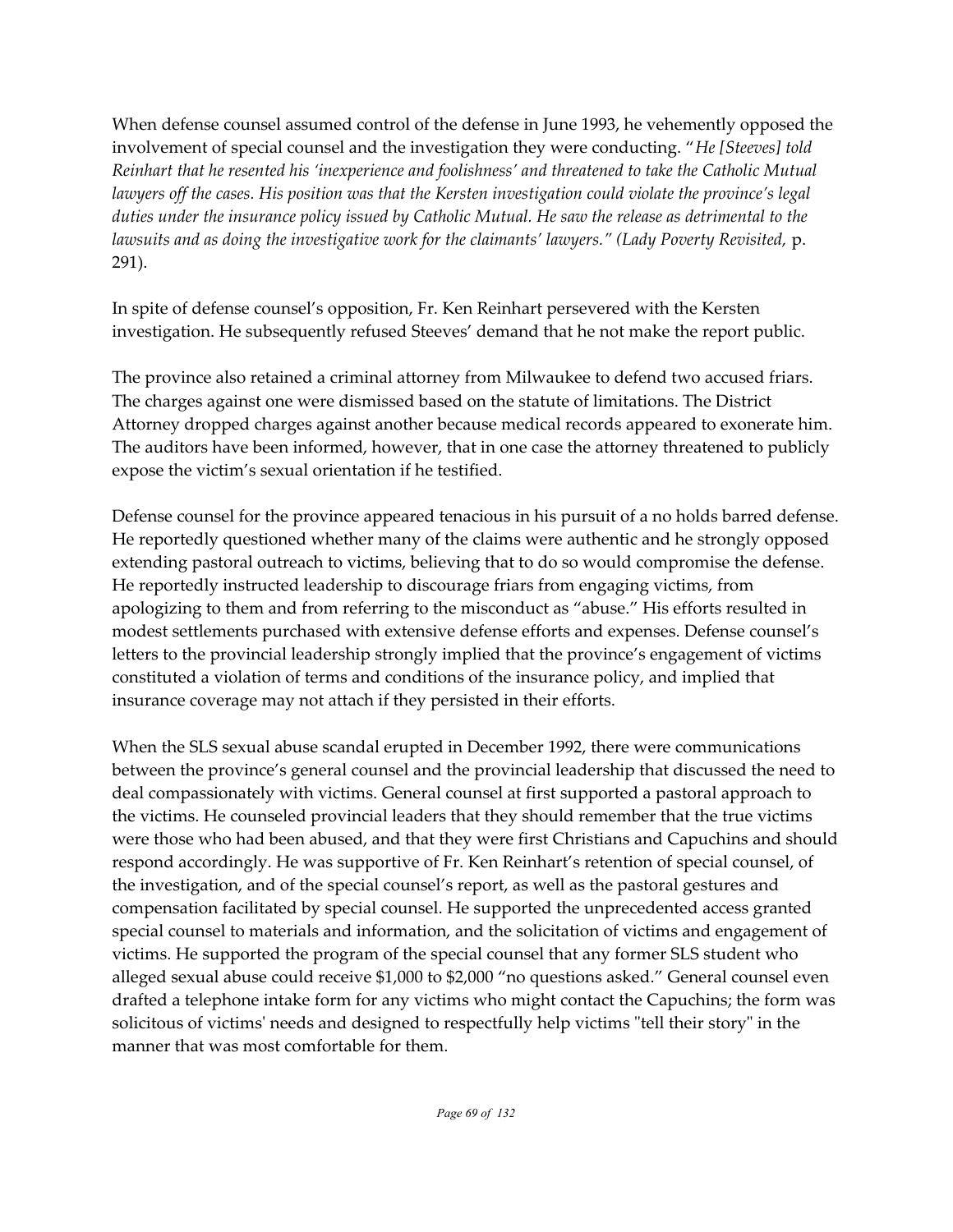When defense counsel assumed control of the defense in June 1993, he vehemently opposed the involvement of special counsel and the investigation they were conducting. "*He [Steeves] told Reinhart that he resented his 'inexperience and foolishness' and threatened to take the Catholic Mutual lawyers off the cases. His position was that the Kersten investigation could violate the province's legal duties under the insurance policy issued by Catholic Mutual. He saw the release as detrimental to the lawsuits and as doing the investigative work for the claimants' lawyers." (Lady Poverty Revisited,* p. 291).

In spite of defense counsel's opposition, Fr. Ken Reinhart persevered with the Kersten investigation. He subsequently refused Steeves' demand that he not make the report public.

The province also retained a criminal attorney from Milwaukee to defend two accused friars. The charges against one were dismissed based on the statute of limitations. The District Attorney dropped charges against another because medical records appeared to exonerate him. The auditors have been informed, however, that in one case the attorney threatened to publicly expose the victim's sexual orientation if he testified.

Defense counsel for the province appeared tenacious in his pursuit of a no holds barred defense. He reportedly questioned whether many of the claims were authentic and he strongly opposed extending pastoral outreach to victims, believing that to do so would compromise the defense. He reportedly instructed leadership to discourage friars from engaging victims, from apologizing to them and from referring to the misconduct as "abuse." His efforts resulted in modest settlements purchased with extensive defense efforts and expenses. Defense counsel's letters to the provincial leadership strongly implied that the province's engagement of victims constituted a violation of terms and conditions of the insurance policy, and implied that insurance coverage may not attach if they persisted in their efforts.

When the SLS sexual abuse scandal erupted in December 1992, there were communications between the province's general counsel and the provincial leadership that discussed the need to deal compassionately with victims. General counsel at first supported a pastoral approach to the victims. He counseled provincial leaders that they should remember that the true victims were those who had been abused, and that they were first Christians and Capuchins and should respond accordingly. He was supportive of Fr. Ken Reinhart's retention of special counsel, of the investigation, and of the special counsel's report, as well as the pastoral gestures and compensation facilitated by special counsel. He supported the unprecedented access granted special counsel to materials and information, and the solicitation of victims and engagement of victims. He supported the program of the special counsel that any former SLS student who alleged sexual abuse could receive $1,000 to $2,000 "no questions asked." General counsel even drafted a telephone intake form for any victims who might contact the Capuchins; the form was solicitous of victims' needs and designed to respectfully help victims "tell their story" in the manner that was most comfortable for them.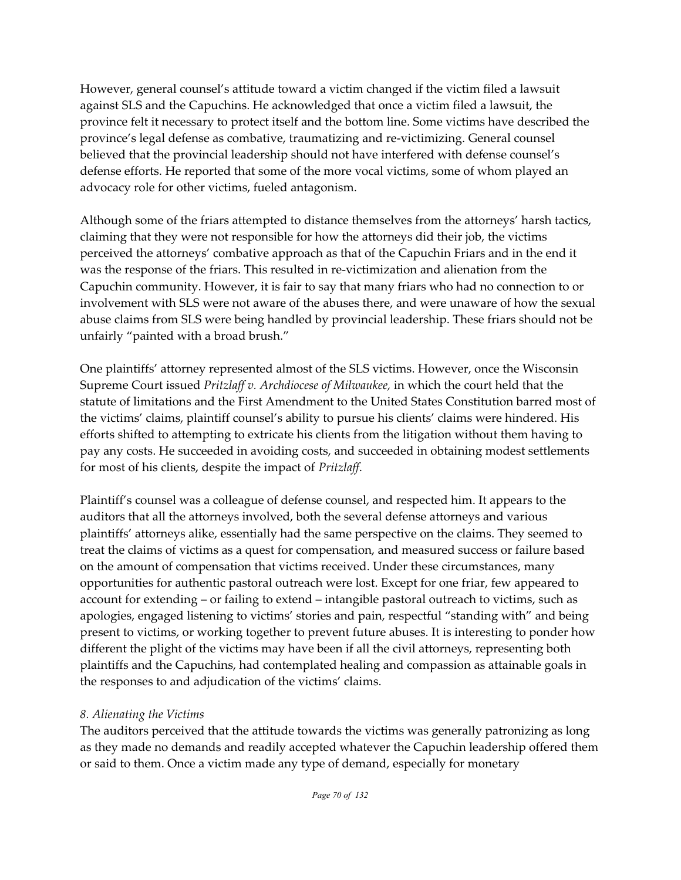However, general counsel's attitude toward a victim changed if the victim filed a lawsuit against SLS and the Capuchins. He acknowledged that once a victim filed a lawsuit, the province felt it necessary to protect itself and the bottom line. Some victims have described the province's legal defense as combative, traumatizing and re-victimizing. General counsel believed that the provincial leadership should not have interfered with defense counsel's defense efforts. He reported that some of the more vocal victims, some of whom played an advocacy role for other victims, fueled antagonism.

Although some of the friars attempted to distance themselves from the attorneys' harsh tactics, claiming that they were not responsible for how the attorneys did their job, the victims perceived the attorneys' combative approach as that of the Capuchin Friars and in the end it was the response of the friars. This resulted in re-victimization and alienation from the Capuchin community. However, it is fair to say that many friars who had no connection to or involvement with SLS were not aware of the abuses there, and were unaware of how the sexual abuse claims from SLS were being handled by provincial leadership. These friars should not be unfairly "painted with a broad brush."

One plaintiffs' attorney represented almost of the SLS victims. However, once the Wisconsin Supreme Court issued *Pritzlaff v. Archdiocese of Milwaukee,* in which the court held that the statute of limitations and the First Amendment to the United States Constitution barred most of the victims' claims, plaintiff counsel's ability to pursue his clients' claims were hindered. His efforts shifted to attempting to extricate his clients from the litigation without them having to pay any costs. He succeeded in avoiding costs, and succeeded in obtaining modest settlements for most of his clients, despite the impact of *Pritzlaff.*

Plaintiff's counsel was a colleague of defense counsel, and respected him. It appears to the auditors that all the attorneys involved, both the several defense attorneys and various plaintiffs' attorneys alike, essentially had the same perspective on the claims. They seemed to treat the claims of victims as a quest for compensation, and measured success or failure based on the amount of compensation that victims received. Under these circumstances, many opportunities for authentic pastoral outreach were lost. Except for one friar, few appeared to account for extending – or failing to extend – intangible pastoral outreach to victims, such as apologies, engaged listening to victims' stories and pain, respectful "standing with" and being present to victims, or working together to prevent future abuses. It is interesting to ponder how different the plight of the victims may have been if all the civil attorneys, representing both plaintiffs and the Capuchins, had contemplated healing and compassion as attainable goals in the responses to and adjudication of the victims' claims.

*8. Alienating the Victims*

The auditors perceived that the attitude towards the victims was generally patronizing as long as they made no demands and readily accepted whatever the Capuchin leadership offered them or said to them. Once a victim made any type of demand, especially for monetary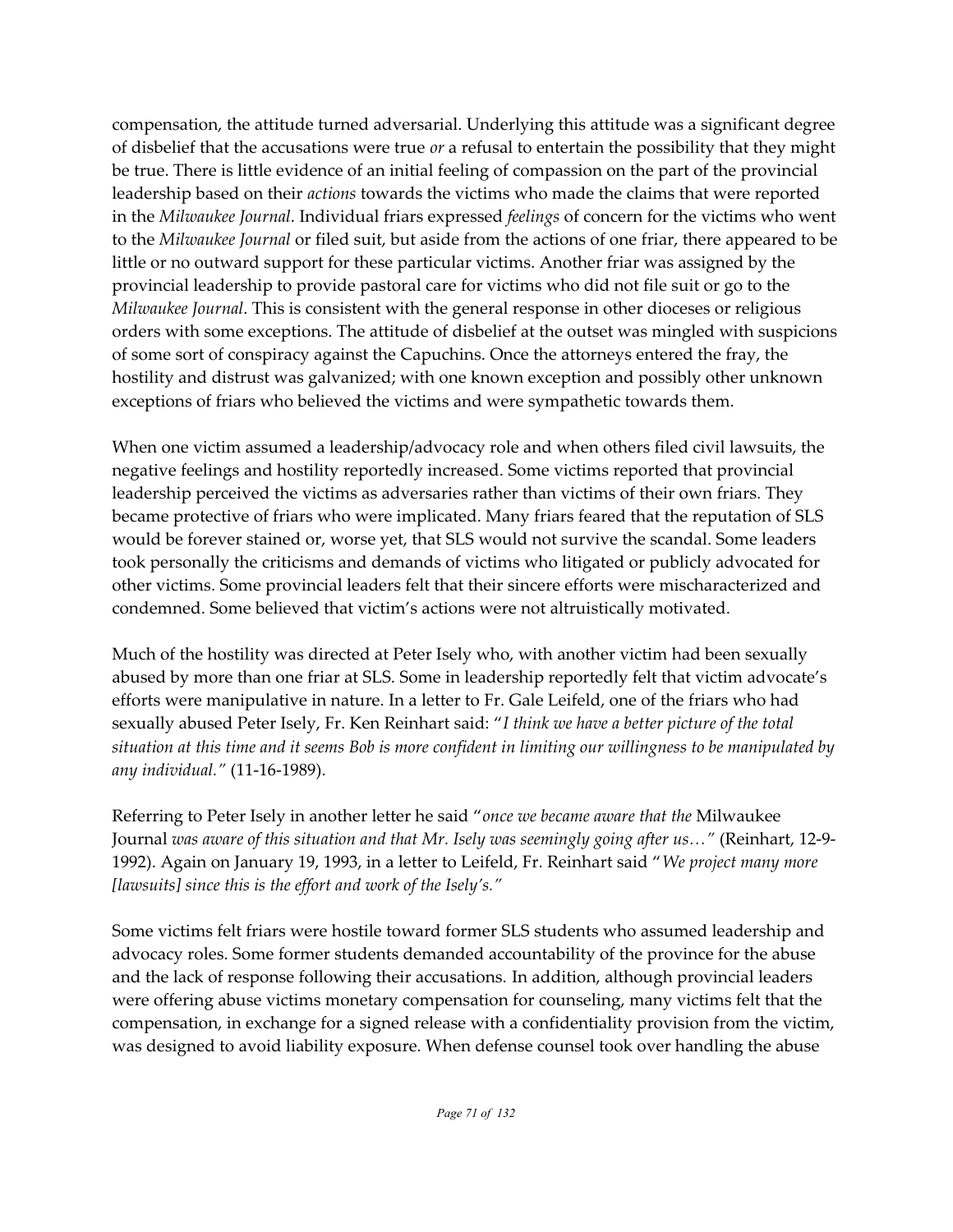compensation, the attitude turned adversarial. Underlying this attitude was a significant degree of disbelief that the accusations were true *or* a refusal to entertain the possibility that they might be true. There is little evidence of an initial feeling of compassion on the part of the provincial leadership based on their *actions* towards the victims who made the claims that were reported in the *Milwaukee Journal*. Individual friars expressed *feelings* of concern for the victims who went to the *Milwaukee Journal* or filed suit, but aside from the actions of one friar, there appeared to be little or no outward support for these particular victims. Another friar was assigned by the provincial leadership to provide pastoral care for victims who did not file suit or go to the *Milwaukee Journal*. This is consistent with the general response in other dioceses or religious orders with some exceptions. The attitude of disbelief at the outset was mingled with suspicions of some sort of conspiracy against the Capuchins. Once the attorneys entered the fray, the hostility and distrust was galvanized; with one known exception and possibly other unknown exceptions of friars who believed the victims and were sympathetic towards them.

When one victim assumed a leadership/advocacy role and when others filed civil lawsuits, the negative feelings and hostility reportedly increased. Some victims reported that provincial leadership perceived the victims as adversaries rather than victims of their own friars. They became protective of friars who were implicated. Many friars feared that the reputation of SLS would be forever stained or, worse yet, that SLS would not survive the scandal. Some leaders took personally the criticisms and demands of victims who litigated or publicly advocated for other victims. Some provincial leaders felt that their sincere efforts were mischaracterized and condemned. Some believed that victim's actions were not altruistically motivated.

Much of the hostility was directed at Peter Isely who, with another victim had been sexually abused by more than one friar at SLS. Some in leadership reportedly felt that victim advocate's efforts were manipulative in nature. In a letter to Fr. Gale Leifeld, one of the friars who had sexually abused Peter Isely, Fr. Ken Reinhart said: "*I think we have a better picture of the total situation at this time and it seems Bob is more confident in limiting our willingness to be manipulated by any individual.*" (11-16-1989).

Referring to Peter Isely in another letter he said "*once we became aware that the* Milwaukee Journal *was aware of this situation and that Mr. Isely was seemingly going after us…*" (Reinhart, 12-9-1992). Again on January 19, 1993, in a letter to Leifeld, Fr. Reinhart said "*We project many more [lawsuits] since this is the effort and work of the Isely's.*"

Some victims felt friars were hostile toward former SLS students who assumed leadership and advocacy roles. Some former students demanded accountability of the province for the abuse and the lack of response following their accusations. In addition, although provincial leaders were offering abuse victims monetary compensation for counseling, many victims felt that the compensation, in exchange for a signed release with a confidentiality provision from the victim, was designed to avoid liability exposure. When defense counsel took over handling the abuse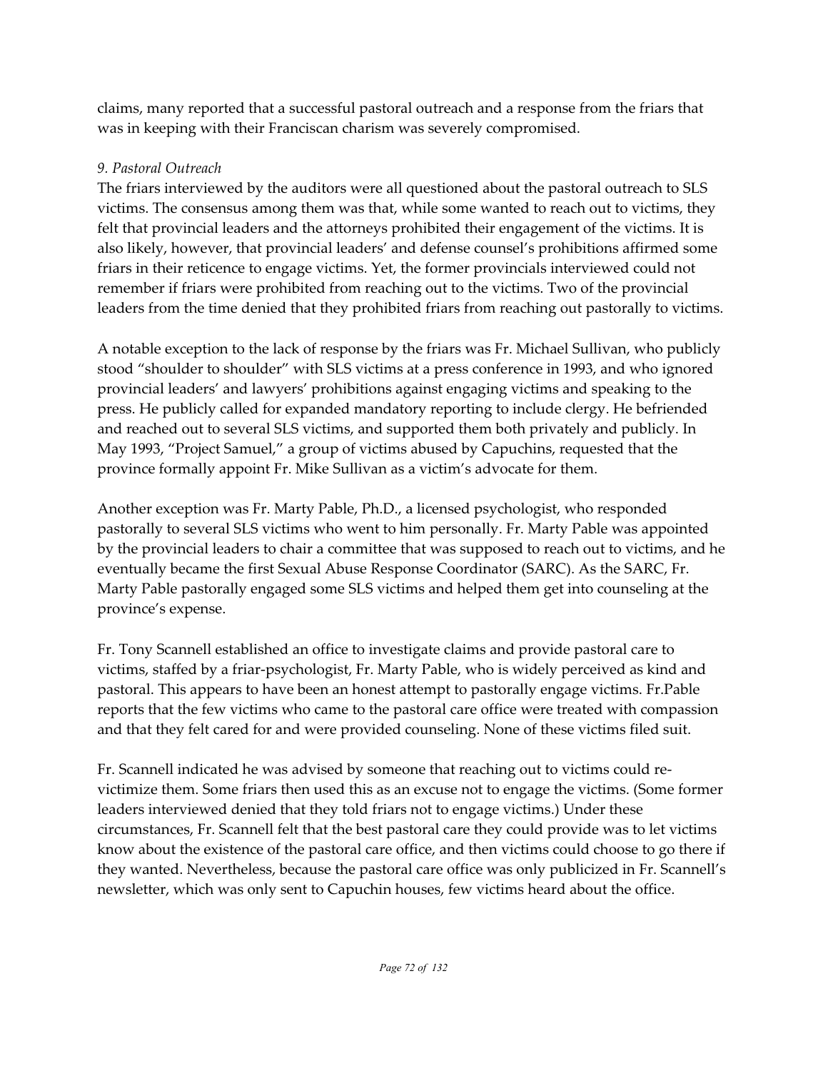claims, many reported that a successful pastoral outreach and a response from the friars that was in keeping with their Franciscan charism was severely compromised.

*9. Pastoral Outreach*

The friars interviewed by the auditors were all questioned about the pastoral outreach to SLS victims. The consensus among them was that, while some wanted to reach out to victims, they felt that provincial leaders and the attorneys prohibited their engagement of the victims. It is also likely, however, that provincial leaders' and defense counsel's prohibitions affirmed some friars in their reticence to engage victims. Yet, the former provincials interviewed could not remember if friars were prohibited from reaching out to the victims. Two of the provincial leaders from the time denied that they prohibited friars from reaching out pastorally to victims.

A notable exception to the lack of response by the friars was Fr. Michael Sullivan, who publicly stood "shoulder to shoulder" with SLS victims at a press conference in 1993, and who ignored provincial leaders' and lawyers' prohibitions against engaging victims and speaking to the press. He publicly called for expanded mandatory reporting to include clergy. He befriended and reached out to several SLS victims, and supported them both privately and publicly. In May 1993, "Project Samuel," a group of victims abused by Capuchins, requested that the province formally appoint Fr. Mike Sullivan as a victim's advocate for them.

Another exception was Fr. Marty Pable, Ph.D., a licensed psychologist, who responded pastorally to several SLS victims who went to him personally. Fr. Marty Pable was appointed by the provincial leaders to chair a committee that was supposed to reach out to victims, and he eventually became the first Sexual Abuse Response Coordinator (SARC). As the SARC, Fr. Marty Pable pastorally engaged some SLS victims and helped them get into counseling at the province's expense.

Fr. Tony Scannell established an office to investigate claims and provide pastoral care to victims, staffed by a friar-psychologist, Fr. Marty Pable, who is widely perceived as kind and pastoral. This appears to have been an honest attempt to pastorally engage victims. Fr.Pable reports that the few victims who came to the pastoral care office were treated with compassion and that they felt cared for and were provided counseling. None of these victims filed suit.

Fr. Scannell indicated he was advised by someone that reaching out to victims could re-victimize them. Some friars then used this as an excuse not to engage the victims. (Some former leaders interviewed denied that they told friars not to engage victims.) Under these circumstances, Fr. Scannell felt that the best pastoral care they could provide was to let victims know about the existence of the pastoral care office, and then victims could choose to go there if they wanted. Nevertheless, because the pastoral care office was only publicized in Fr. Scannell's newsletter, which was only sent to Capuchin houses, few victims heard about the office.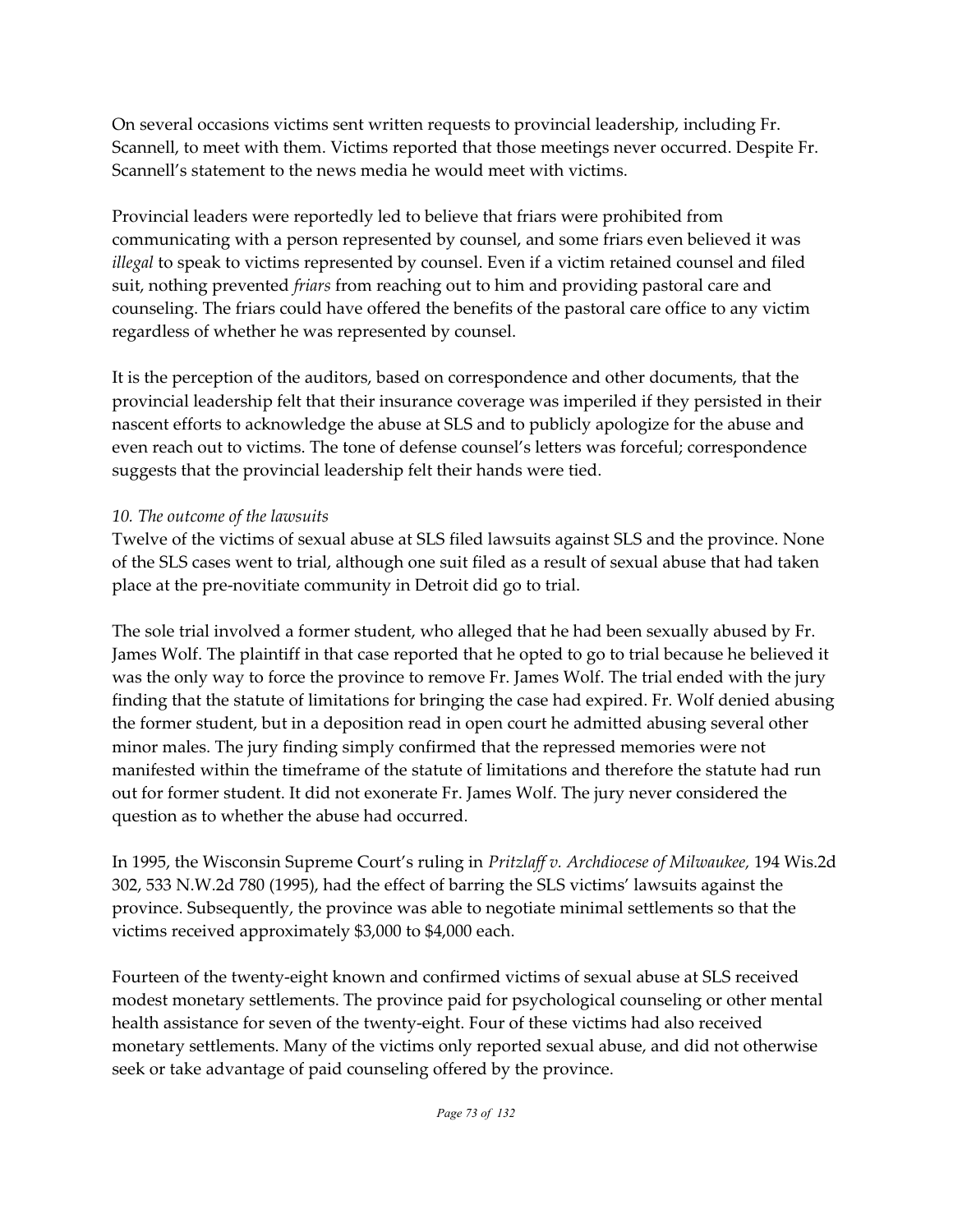On several occasions victims sent written requests to provincial leadership, including Fr. Scannell, to meet with them. Victims reported that those meetings never occurred. Despite Fr. Scannell's statement to the news media he would meet with victims.

Provincial leaders were reportedly led to believe that friars were prohibited from communicating with a person represented by counsel, and some friars even believed it was *illegal* to speak to victims represented by counsel. Even if a victim retained counsel and filed suit, nothing prevented *friars* from reaching out to him and providing pastoral care and counseling. The friars could have offered the benefits of the pastoral care office to any victim regardless of whether he was represented by counsel.

It is the perception of the auditors, based on correspondence and other documents, that the provincial leadership felt that their insurance coverage was imperiled if they persisted in their nascent efforts to acknowledge the abuse at SLS and to publicly apologize for the abuse and even reach out to victims. The tone of defense counsel's letters was forceful; correspondence suggests that the provincial leadership felt their hands were tied.

*10. The outcome of the lawsuits*

Twelve of the victims of sexual abuse at SLS filed lawsuits against SLS and the province. None of the SLS cases went to trial, although one suit filed as a result of sexual abuse that had taken place at the pre-novitiate community in Detroit did go to trial.

The sole trial involved a former student, who alleged that he had been sexually abused by Fr. James Wolf. The plaintiff in that case reported that he opted to go to trial because he believed it was the only way to force the province to remove Fr. James Wolf. The trial ended with the jury finding that the statute of limitations for bringing the case had expired. Fr. Wolf denied abusing the former student, but in a deposition read in open court he admitted abusing several other minor males. The jury finding simply confirmed that the repressed memories were not manifested within the timeframe of the statute of limitations and therefore the statute had run out for former student. It did not exonerate Fr. James Wolf. The jury never considered the question as to whether the abuse had occurred.

In 1995, the Wisconsin Supreme Court's ruling in *Pritzlaff v. Archdiocese of Milwaukee,* 194 Wis.2d 302, 533 N.W.2d 780 (1995), had the effect of barring the SLS victims' lawsuits against the province. Subsequently, the province was able to negotiate minimal settlements so that the victims received approximately $3,000 to $4,000 each.

Fourteen of the twenty-eight known and confirmed victims of sexual abuse at SLS received modest monetary settlements. The province paid for psychological counseling or other mental health assistance for seven of the twenty-eight. Four of these victims had also received monetary settlements. Many of the victims only reported sexual abuse, and did not otherwise seek or take advantage of paid counseling offered by the province.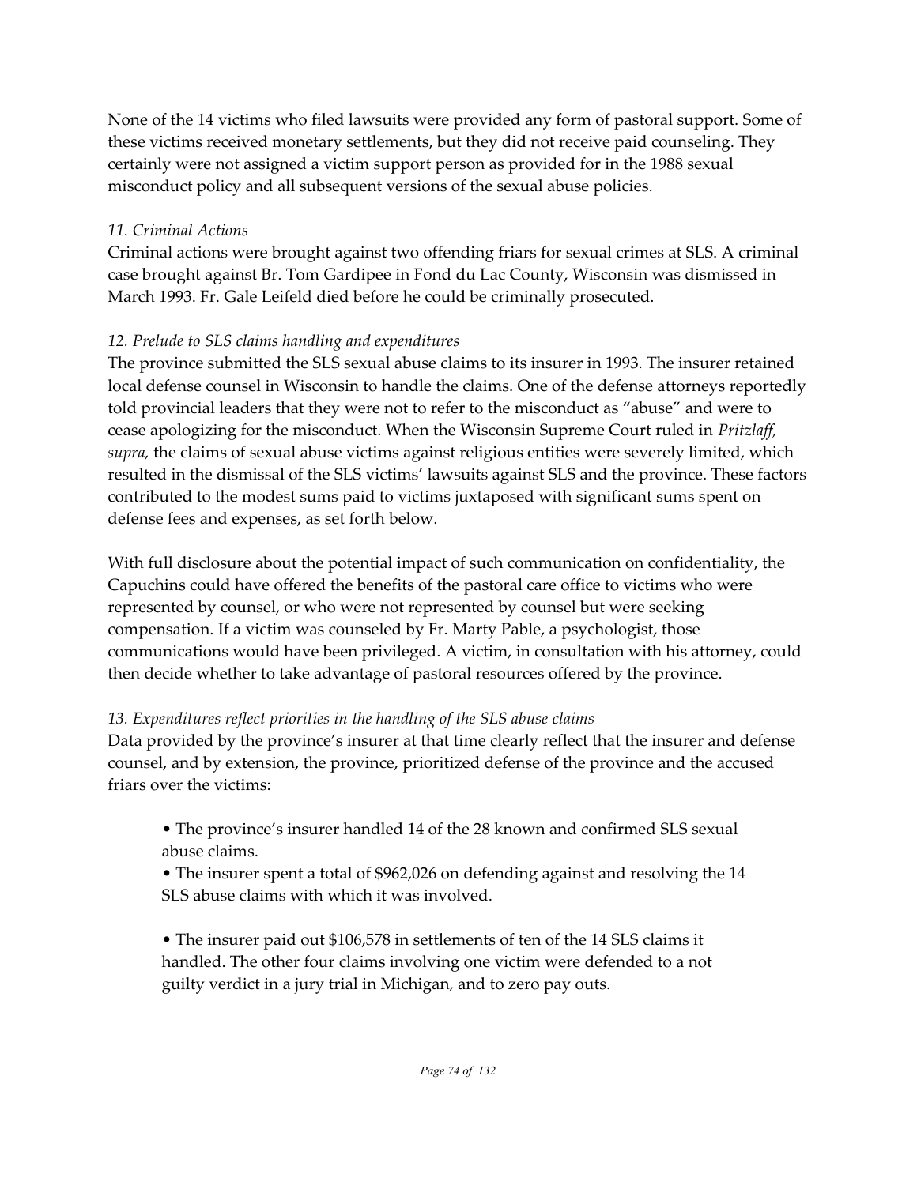None of the 14 victims who filed lawsuits were provided any form of pastoral support. Some of these victims received monetary settlements, but they did not receive paid counseling. They certainly were not assigned a victim support person as provided for in the 1988 sexual misconduct policy and all subsequent versions of the sexual abuse policies.

*11. Criminal Actions*

Criminal actions were brought against two offending friars for sexual crimes at SLS. A criminal case brought against Br. Tom Gardipee in Fond du Lac County, Wisconsin was dismissed in March 1993. Fr. Gale Leifeld died before he could be criminally prosecuted.

*12. Prelude to SLS claims handling and expenditures*

The province submitted the SLS sexual abuse claims to its insurer in 1993. The insurer retained local defense counsel in Wisconsin to handle the claims. One of the defense attorneys reportedly told provincial leaders that they were not to refer to the misconduct as "abuse" and were to cease apologizing for the misconduct. When the Wisconsin Supreme Court ruled in *Pritzlaff, supra,* the claims of sexual abuse victims against religious entities were severely limited, which resulted in the dismissal of the SLS victims' lawsuits against SLS and the province. These factors contributed to the modest sums paid to victims juxtaposed with significant sums spent on defense fees and expenses, as set forth below.

With full disclosure about the potential impact of such communication on confidentiality, the Capuchins could have offered the benefits of the pastoral care office to victims who were represented by counsel, or who were not represented by counsel but were seeking compensation. If a victim was counseled by Fr. Marty Pable, a psychologist, those communications would have been privileged. A victim, in consultation with his attorney, could then decide whether to take advantage of pastoral resources offered by the province.

*13. Expenditures reflect priorities in the handling of the SLS abuse claims*

Data provided by the province's insurer at that time clearly reflect that the insurer and defense counsel, and by extension, the province, prioritized defense of the province and the accused friars over the victims:

- The province's insurer handled 14 of the 28 known and confirmed SLS sexual abuse claims.
- The insurer spent a total of $962,026 on defending against and resolving the 14 SLS abuse claims with which it was involved.
- The insurer paid out $106,578 in settlements of ten of the 14 SLS claims it handled. The other four claims involving one victim were defended to a not guilty verdict in a jury trial in Michigan, and to zero pay outs.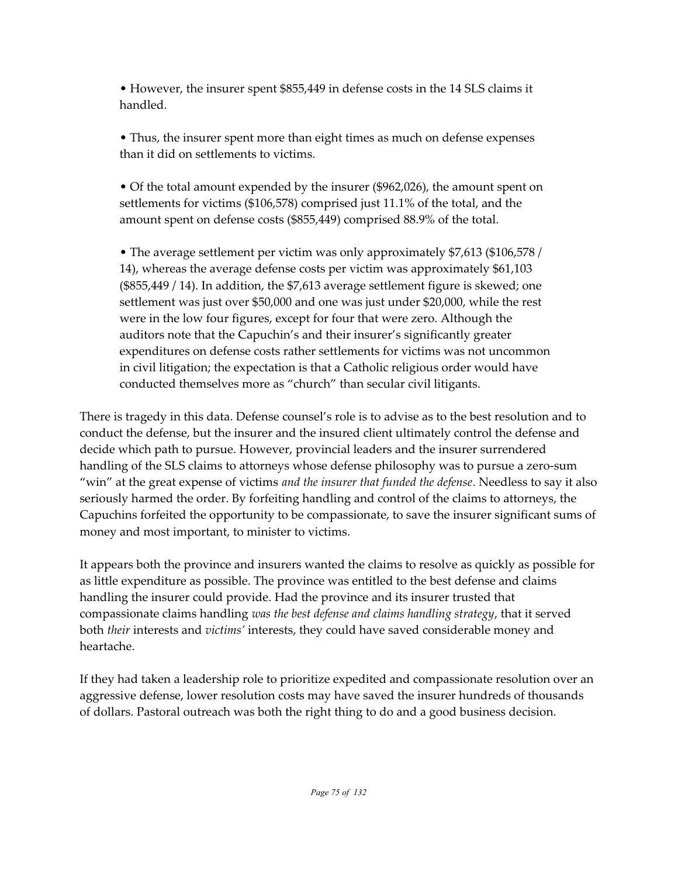- However, the insurer spent $855,449 in defense costs in the 14 SLS claims it handled.

- Thus, the insurer spent more than eight times as much on defense expenses than it did on settlements to victims.

- Of the total amount expended by the insurer ($962,026), the amount spent on settlements for victims ($106,578) comprised just 11.1% of the total, and the amount spent on defense costs ($855,449) comprised 88.9% of the total.

- The average settlement per victim was only approximately $7,613 ($106,578 / 14), whereas the average defense costs per victim was approximately $61,103 ($855,449 / 14). In addition, the $7,613 average settlement figure is skewed; one settlement was just over $50,000 and one was just under $20,000, while the rest were in the low four figures, except for four that were zero. Although the auditors note that the Capuchin's and their insurer's significantly greater expenditures on defense costs rather settlements for victims was not uncommon in civil litigation; the expectation is that a Catholic religious order would have conducted themselves more as "church" than secular civil litigants.

There is tragedy in this data. Defense counsel's role is to advise as to the best resolution and to conduct the defense, but the insurer and the insured client ultimately control the defense and decide which path to pursue. However, provincial leaders and the insurer surrendered handling of the SLS claims to attorneys whose defense philosophy was to pursue a zero-sum "win" at the great expense of victims *and the insurer that funded the defense*. Needless to say it also seriously harmed the order. By forfeiting handling and control of the claims to attorneys, the Capuchins forfeited the opportunity to be compassionate, to save the insurer significant sums of money and most important, to minister to victims.

It appears both the province and insurers wanted the claims to resolve as quickly as possible for as little expenditure as possible. The province was entitled to the best defense and claims handling the insurer could provide. Had the province and its insurer trusted that compassionate claims handling *was the best defense and claims handling strategy*, that it served both *their* interests and *victims'* interests, they could have saved considerable money and heartache.

If they had taken a leadership role to prioritize expedited and compassionate resolution over an aggressive defense, lower resolution costs may have saved the insurer hundreds of thousands of dollars. Pastoral outreach was both the right thing to do and a good business decision.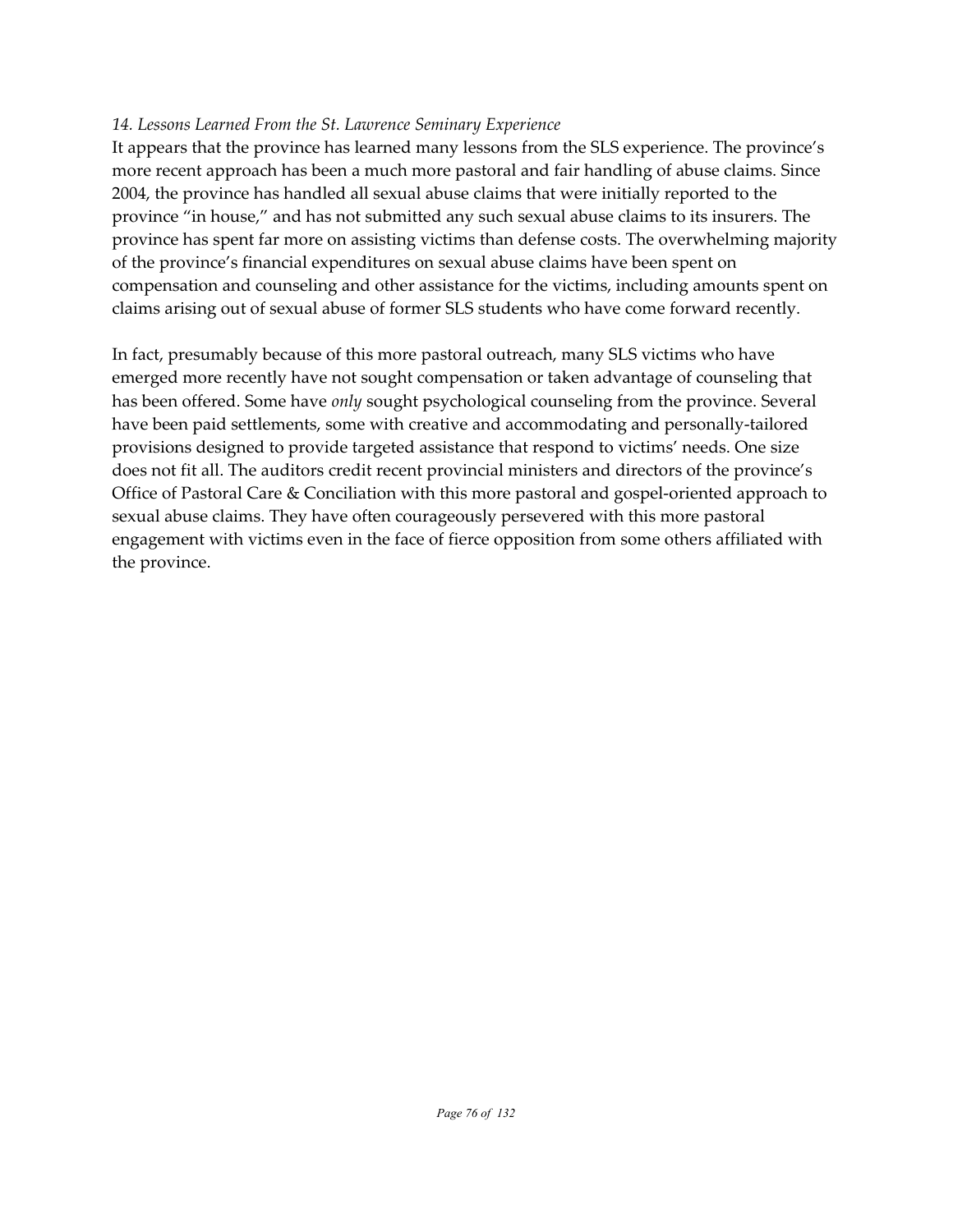*14. Lessons Learned From the St. Lawrence Seminary Experience*

It appears that the province has learned many lessons from the SLS experience. The province's more recent approach has been a much more pastoral and fair handling of abuse claims. Since 2004, the province has handled all sexual abuse claims that were initially reported to the province "in house," and has not submitted any such sexual abuse claims to its insurers. The province has spent far more on assisting victims than defense costs. The overwhelming majority of the province's financial expenditures on sexual abuse claims have been spent on compensation and counseling and other assistance for the victims, including amounts spent on claims arising out of sexual abuse of former SLS students who have come forward recently.

In fact, presumably because of this more pastoral outreach, many SLS victims who have emerged more recently have not sought compensation or taken advantage of counseling that has been offered. Some have *only* sought psychological counseling from the province. Several have been paid settlements, some with creative and accommodating and personally-tailored provisions designed to provide targeted assistance that respond to victims' needs. One size does not fit all. The auditors credit recent provincial ministers and directors of the province's Office of Pastoral Care & Conciliation with this more pastoral and gospel-oriented approach to sexual abuse claims. They have often courageously persevered with this more pastoral engagement with victims even in the face of fierce opposition from some others affiliated with the province.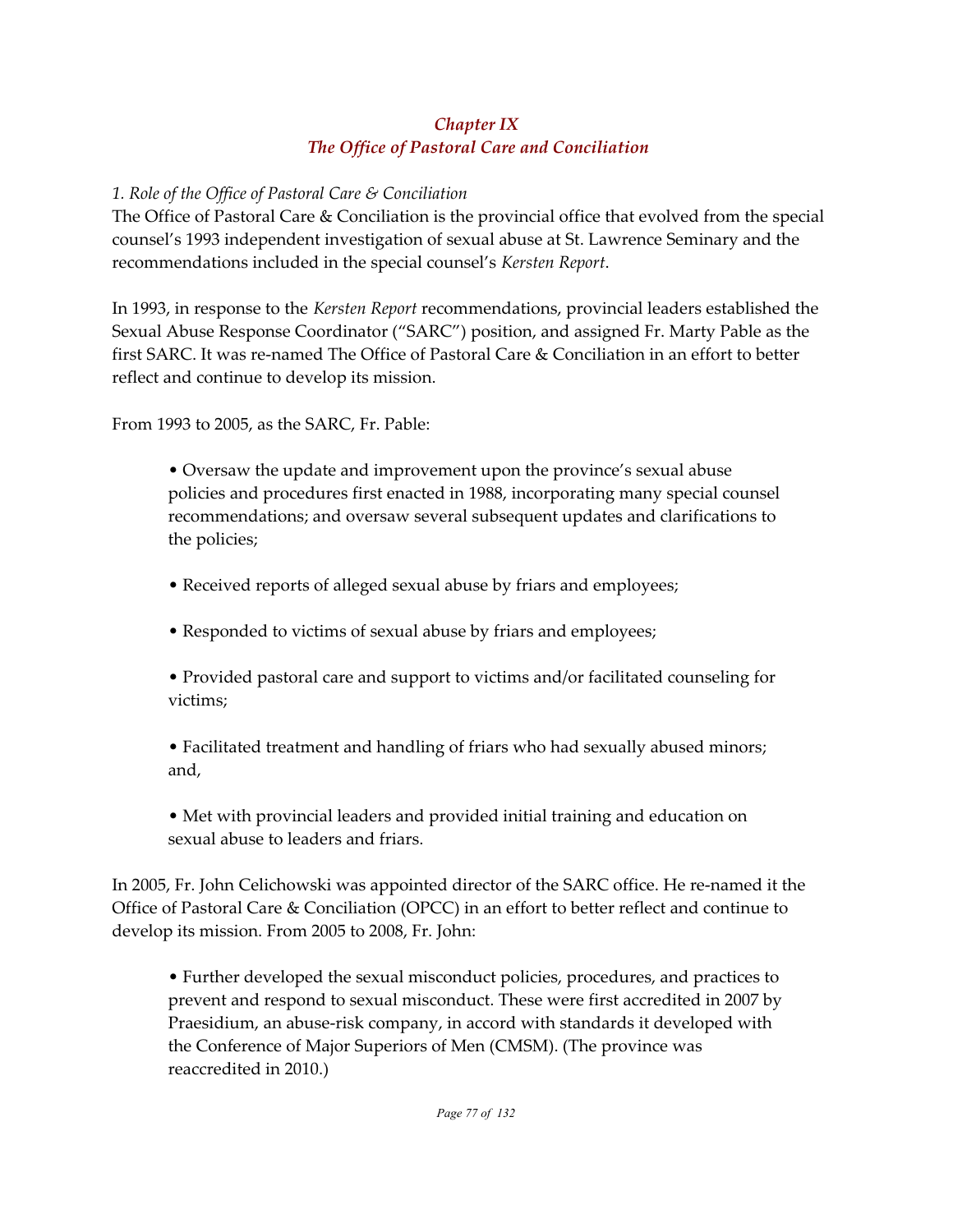## *Chapter IX*
## *The Office of Pastoral Care and Conciliation*

*1. Role of the Office of Pastoral Care & Conciliation*

The Office of Pastoral Care & Conciliation is the provincial office that evolved from the special counsel's 1993 independent investigation of sexual abuse at St. Lawrence Seminary and the recommendations included in the special counsel's *Kersten Report*.

In 1993, in response to the *Kersten Report* recommendations, provincial leaders established the Sexual Abuse Response Coordinator ("SARC") position, and assigned Fr. Marty Pable as the first SARC. It was re-named The Office of Pastoral Care & Conciliation in an effort to better reflect and continue to develop its mission.

From 1993 to 2005, as the SARC, Fr. Pable:

- Oversaw the update and improvement upon the province's sexual abuse policies and procedures first enacted in 1988, incorporating many special counsel recommendations; and oversaw several subsequent updates and clarifications to the policies;

- Received reports of alleged sexual abuse by friars and employees;

- Responded to victims of sexual abuse by friars and employees;

- Provided pastoral care and support to victims and/or facilitated counseling for victims;

- Facilitated treatment and handling of friars who had sexually abused minors; and,

- Met with provincial leaders and provided initial training and education on sexual abuse to leaders and friars.

In 2005, Fr. John Celichowski was appointed director of the SARC office. He re-named it the Office of Pastoral Care & Conciliation (OPCC) in an effort to better reflect and continue to develop its mission. From 2005 to 2008, Fr. John:

- Further developed the sexual misconduct policies, procedures, and practices to prevent and respond to sexual misconduct. These were first accredited in 2007 by Praesidium, an abuse-risk company, in accord with standards it developed with the Conference of Major Superiors of Men (CMSM). (The province was reaccredited in 2010.)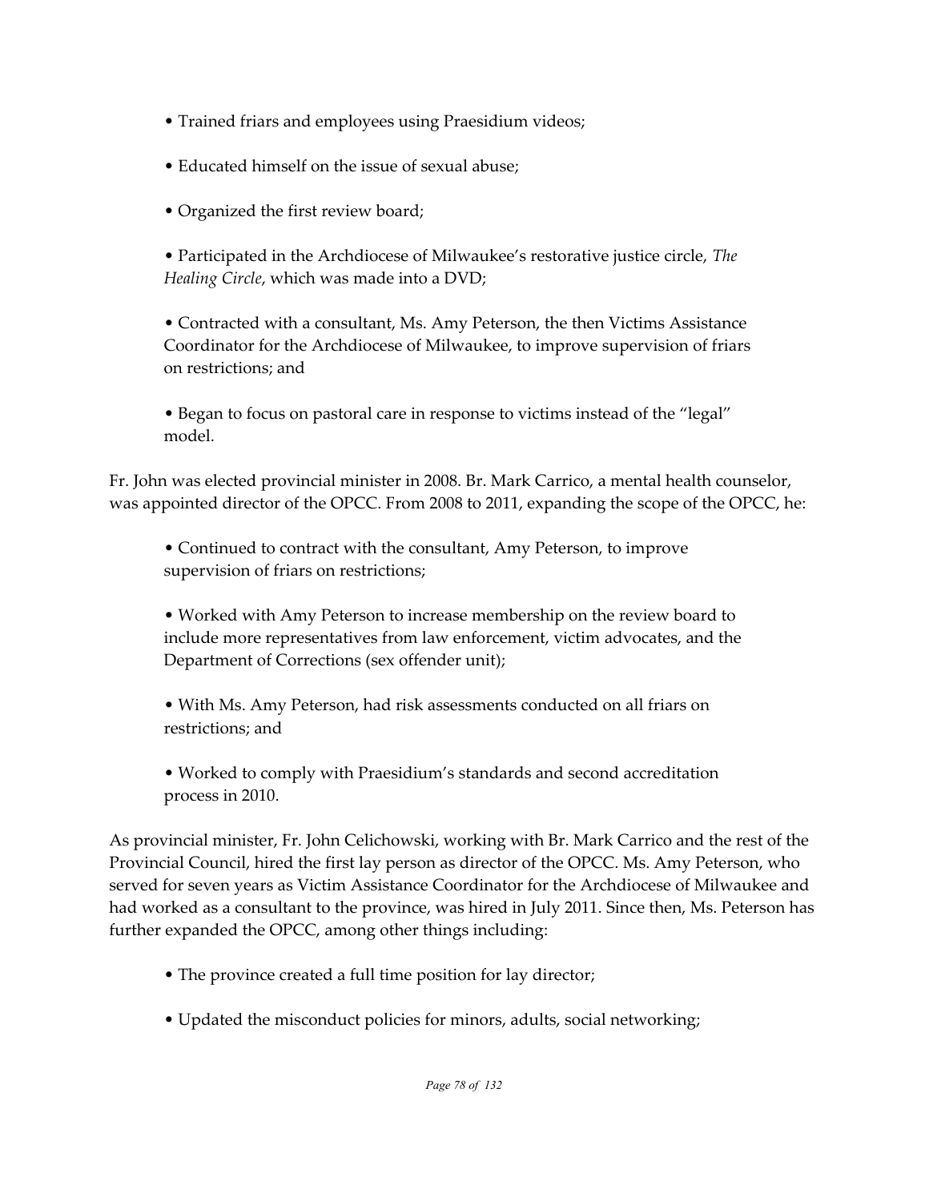- Trained friars and employees using Praesidium videos;
- Educated himself on the issue of sexual abuse;
- Organized the first review board;
- Participated in the Archdiocese of Milwaukee's restorative justice circle, *The Healing Circle*, which was made into a DVD;
- Contracted with a consultant, Ms. Amy Peterson, the then Victims Assistance Coordinator for the Archdiocese of Milwaukee, to improve supervision of friars on restrictions; and
- Began to focus on pastoral care in response to victims instead of the "legal" model.

Fr. John was elected provincial minister in 2008. Br. Mark Carrico, a mental health counselor, was appointed director of the OPCC. From 2008 to 2011, expanding the scope of the OPCC, he:

- Continued to contract with the consultant, Amy Peterson, to improve supervision of friars on restrictions;
- Worked with Amy Peterson to increase membership on the review board to include more representatives from law enforcement, victim advocates, and the Department of Corrections (sex offender unit);
- With Ms. Amy Peterson, had risk assessments conducted on all friars on restrictions; and
- Worked to comply with Praesidium's standards and second accreditation process in 2010.

As provincial minister, Fr. John Celichowski, working with Br. Mark Carrico and the rest of the Provincial Council, hired the first lay person as director of the OPCC. Ms. Amy Peterson, who served for seven years as Victim Assistance Coordinator for the Archdiocese of Milwaukee and had worked as a consultant to the province, was hired in July 2011. Since then, Ms. Peterson has further expanded the OPCC, among other things including:

- The province created a full time position for lay director;
- Updated the misconduct policies for minors, adults, social networking;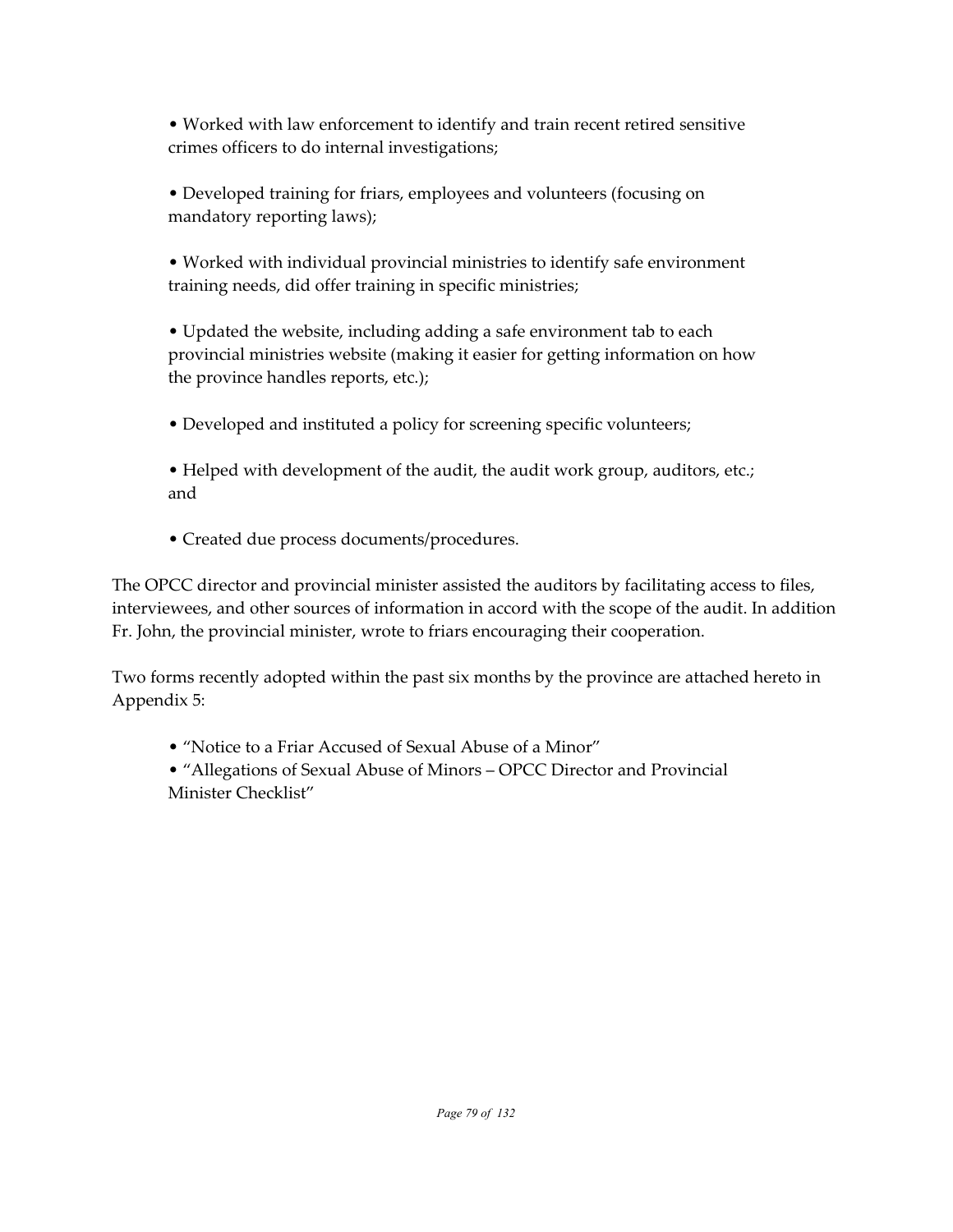- Worked with law enforcement to identify and train recent retired sensitive crimes officers to do internal investigations;

- Developed training for friars, employees and volunteers (focusing on mandatory reporting laws);

- Worked with individual provincial ministries to identify safe environment training needs, did offer training in specific ministries;

- Updated the website, including adding a safe environment tab to each provincial ministries website (making it easier for getting information on how the province handles reports, etc.);

- Developed and instituted a policy for screening specific volunteers;

- Helped with development of the audit, the audit work group, auditors, etc.; and

- Created due process documents/procedures.

The OPCC director and provincial minister assisted the auditors by facilitating access to files, interviewees, and other sources of information in accord with the scope of the audit. In addition Fr. John, the provincial minister, wrote to friars encouraging their cooperation.

Two forms recently adopted within the past six months by the province are attached hereto in Appendix 5:

- "Notice to a Friar Accused of Sexual Abuse of a Minor"
- "Allegations of Sexual Abuse of Minors – OPCC Director and Provincial Minister Checklist"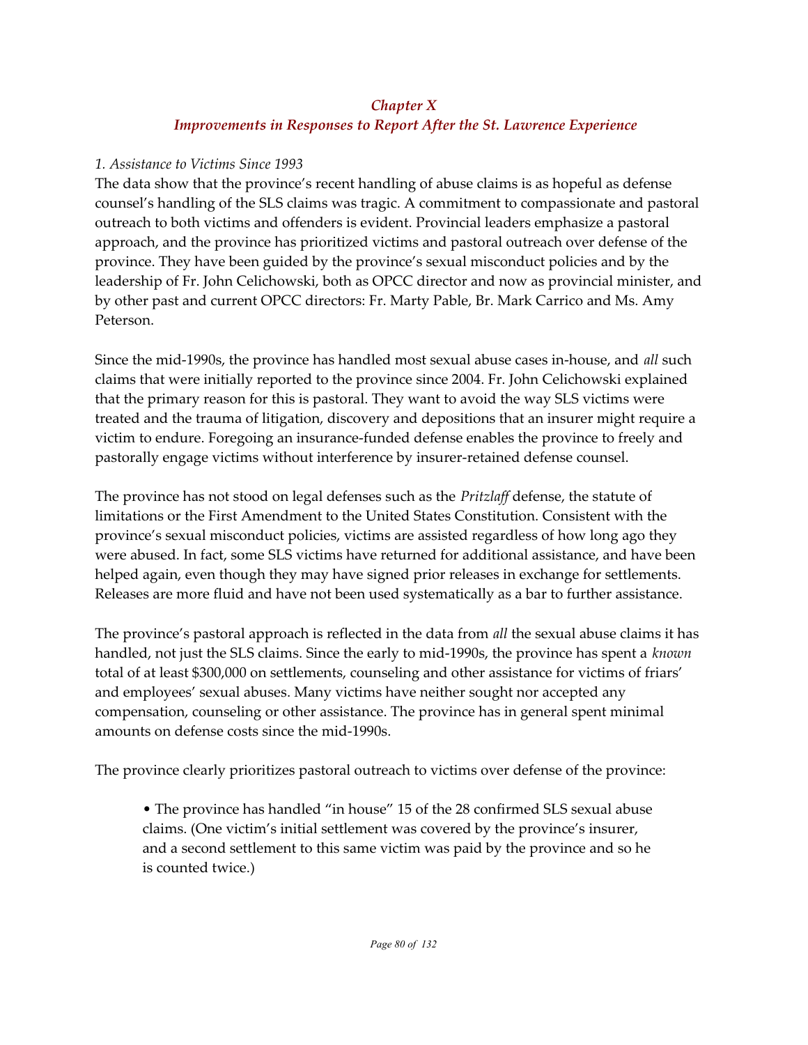## *Chapter X*
## *Improvements in Responses to Report After the St. Lawrence Experience*

*1. Assistance to Victims Since 1993*

The data show that the province's recent handling of abuse claims is as hopeful as defense counsel's handling of the SLS claims was tragic. A commitment to compassionate and pastoral outreach to both victims and offenders is evident. Provincial leaders emphasize a pastoral approach, and the province has prioritized victims and pastoral outreach over defense of the province. They have been guided by the province's sexual misconduct policies and by the leadership of Fr. John Celichowski, both as OPCC director and now as provincial minister, and by other past and current OPCC directors: Fr. Marty Pable, Br. Mark Carrico and Ms. Amy Peterson.

Since the mid-1990s, the province has handled most sexual abuse cases in-house, and *all* such claims that were initially reported to the province since 2004. Fr. John Celichowski explained that the primary reason for this is pastoral. They want to avoid the way SLS victims were treated and the trauma of litigation, discovery and depositions that an insurer might require a victim to endure. Foregoing an insurance-funded defense enables the province to freely and pastorally engage victims without interference by insurer-retained defense counsel.

The province has not stood on legal defenses such as the *Pritzlaff* defense, the statute of limitations or the First Amendment to the United States Constitution. Consistent with the province's sexual misconduct policies, victims are assisted regardless of how long ago they were abused. In fact, some SLS victims have returned for additional assistance, and have been helped again, even though they may have signed prior releases in exchange for settlements. Releases are more fluid and have not been used systematically as a bar to further assistance.

The province's pastoral approach is reflected in the data from *all* the sexual abuse claims it has handled, not just the SLS claims. Since the early to mid-1990s, the province has spent a *known* total of at least $300,000 on settlements, counseling and other assistance for victims of friars' and employees' sexual abuses. Many victims have neither sought nor accepted any compensation, counseling or other assistance. The province has in general spent minimal amounts on defense costs since the mid-1990s.

The province clearly prioritizes pastoral outreach to victims over defense of the province:

- The province has handled "in house" 15 of the 28 confirmed SLS sexual abuse claims. (One victim's initial settlement was covered by the province's insurer, and a second settlement to this same victim was paid by the province and so he is counted twice.)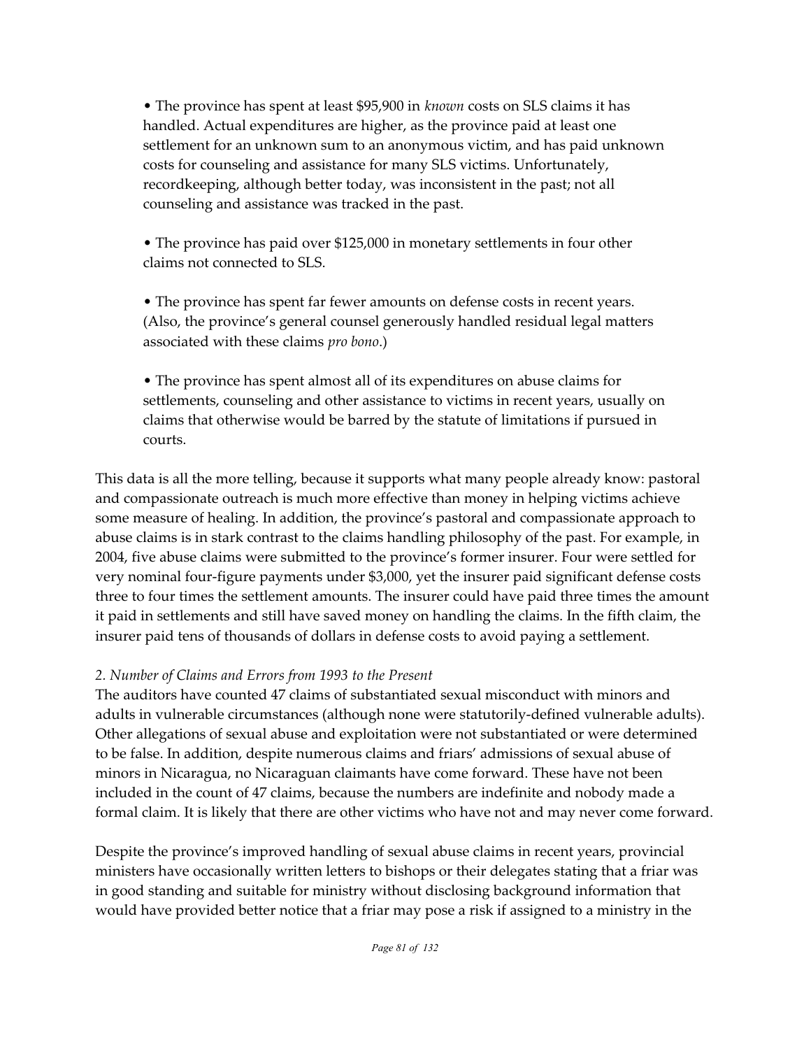- The province has spent at least $95,900 in *known* costs on SLS claims it has handled. Actual expenditures are higher, as the province paid at least one settlement for an unknown sum to an anonymous victim, and has paid unknown costs for counseling and assistance for many SLS victims. Unfortunately, recordkeeping, although better today, was inconsistent in the past; not all counseling and assistance was tracked in the past.

- The province has paid over $125,000 in monetary settlements in four other claims not connected to SLS.

- The province has spent far fewer amounts on defense costs in recent years. (Also, the province's general counsel generously handled residual legal matters associated with these claims *pro bono*.)

- The province has spent almost all of its expenditures on abuse claims for settlements, counseling and other assistance to victims in recent years, usually on claims that otherwise would be barred by the statute of limitations if pursued in courts.

This data is all the more telling, because it supports what many people already know: pastoral and compassionate outreach is much more effective than money in helping victims achieve some measure of healing. In addition, the province's pastoral and compassionate approach to abuse claims is in stark contrast to the claims handling philosophy of the past. For example, in 2004, five abuse claims were submitted to the province's former insurer. Four were settled for very nominal four-figure payments under $3,000, yet the insurer paid significant defense costs three to four times the settlement amounts. The insurer could have paid three times the amount it paid in settlements and still have saved money on handling the claims. In the fifth claim, the insurer paid tens of thousands of dollars in defense costs to avoid paying a settlement.

*2. Number of Claims and Errors from 1993 to the Present*

The auditors have counted 47 claims of substantiated sexual misconduct with minors and adults in vulnerable circumstances (although none were statutorily-defined vulnerable adults). Other allegations of sexual abuse and exploitation were not substantiated or were determined to be false. In addition, despite numerous claims and friars' admissions of sexual abuse of minors in Nicaragua, no Nicaraguan claimants have come forward. These have not been included in the count of 47 claims, because the numbers are indefinite and nobody made a formal claim. It is likely that there are other victims who have not and may never come forward.

Despite the province's improved handling of sexual abuse claims in recent years, provincial ministers have occasionally written letters to bishops or their delegates stating that a friar was in good standing and suitable for ministry without disclosing background information that would have provided better notice that a friar may pose a risk if assigned to a ministry in the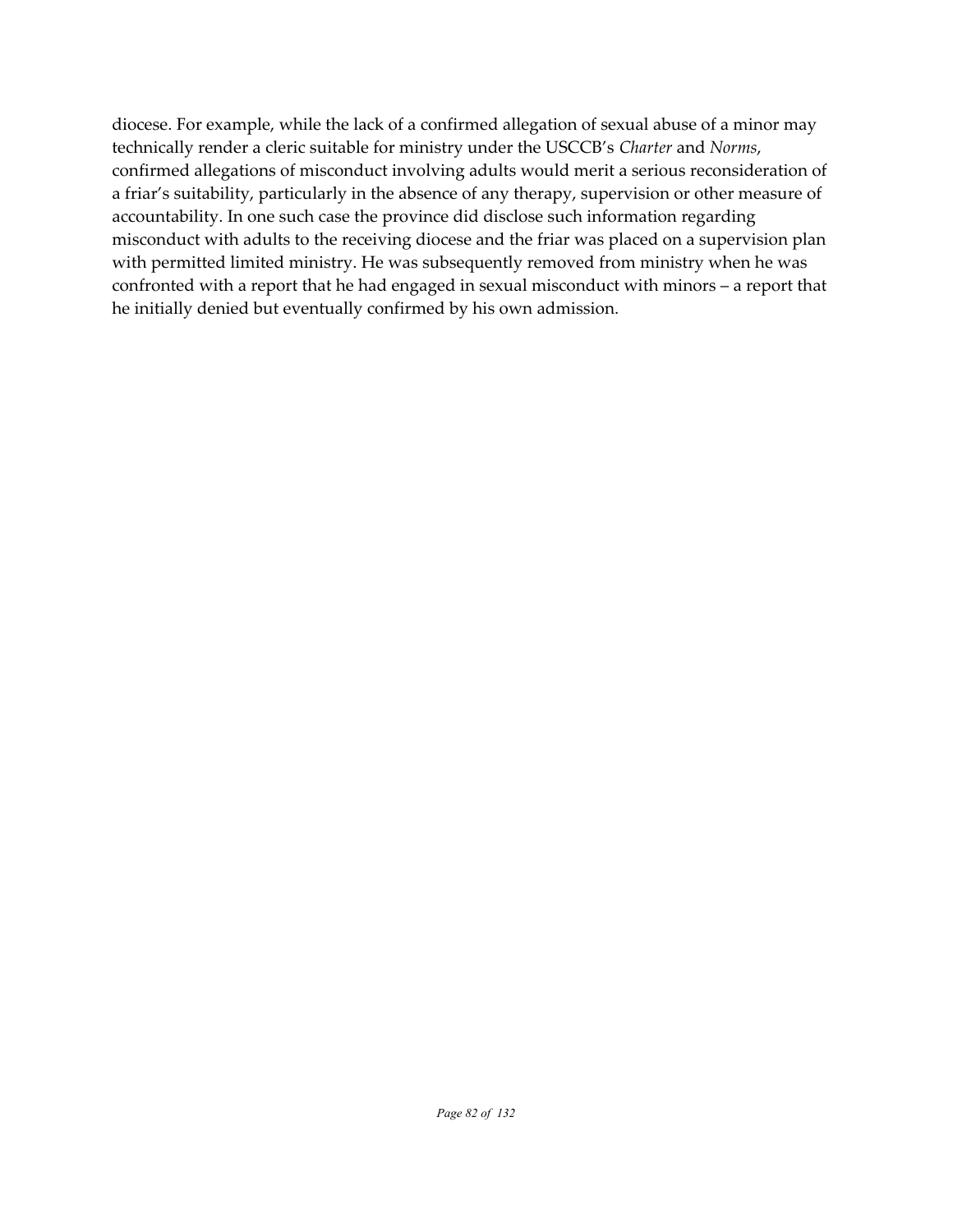diocese. For example, while the lack of a confirmed allegation of sexual abuse of a minor may technically render a cleric suitable for ministry under the USCCB's *Charter* and *Norms*, confirmed allegations of misconduct involving adults would merit a serious reconsideration of a friar's suitability, particularly in the absence of any therapy, supervision or other measure of accountability. In one such case the province did disclose such information regarding misconduct with adults to the receiving diocese and the friar was placed on a supervision plan with permitted limited ministry. He was subsequently removed from ministry when he was confronted with a report that he had engaged in sexual misconduct with minors – a report that he initially denied but eventually confirmed by his own admission.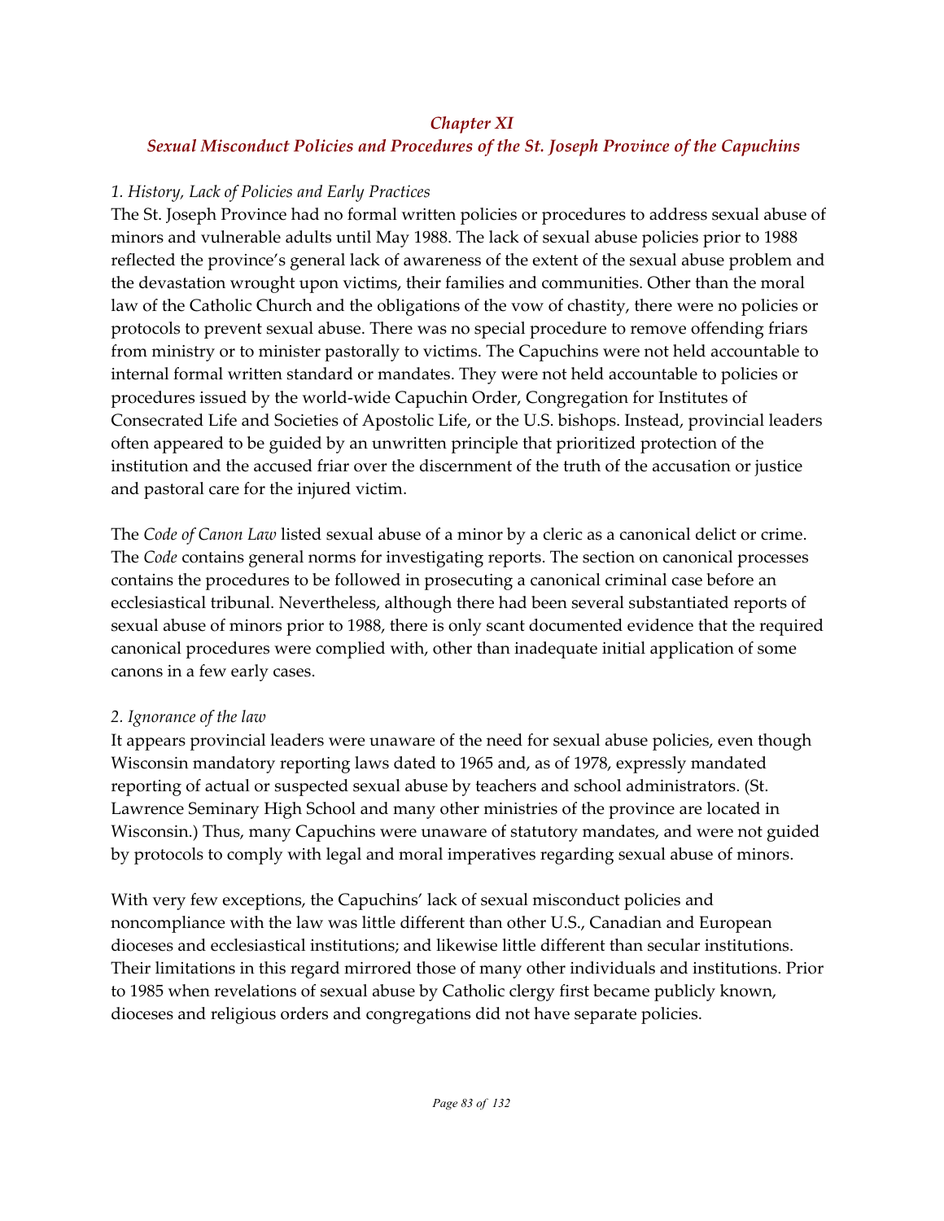## *Chapter XI*
## *Sexual Misconduct Policies and Procedures of the St. Joseph Province of the Capuchins*

*1. History, Lack of Policies and Early Practices*

The St. Joseph Province had no formal written policies or procedures to address sexual abuse of minors and vulnerable adults until May 1988. The lack of sexual abuse policies prior to 1988 reflected the province's general lack of awareness of the extent of the sexual abuse problem and the devastation wrought upon victims, their families and communities. Other than the moral law of the Catholic Church and the obligations of the vow of chastity, there were no policies or protocols to prevent sexual abuse. There was no special procedure to remove offending friars from ministry or to minister pastorally to victims. The Capuchins were not held accountable to internal formal written standard or mandates. They were not held accountable to policies or procedures issued by the world-wide Capuchin Order, Congregation for Institutes of Consecrated Life and Societies of Apostolic Life, or the U.S. bishops. Instead, provincial leaders often appeared to be guided by an unwritten principle that prioritized protection of the institution and the accused friar over the discernment of the truth of the accusation or justice and pastoral care for the injured victim.

The *Code of Canon Law* listed sexual abuse of a minor by a cleric as a canonical delict or crime. The *Code* contains general norms for investigating reports. The section on canonical processes contains the procedures to be followed in prosecuting a canonical criminal case before an ecclesiastical tribunal. Nevertheless, although there had been several substantiated reports of sexual abuse of minors prior to 1988, there is only scant documented evidence that the required canonical procedures were complied with, other than inadequate initial application of some canons in a few early cases.

*2. Ignorance of the law*

It appears provincial leaders were unaware of the need for sexual abuse policies, even though Wisconsin mandatory reporting laws dated to 1965 and, as of 1978, expressly mandated reporting of actual or suspected sexual abuse by teachers and school administrators. (St. Lawrence Seminary High School and many other ministries of the province are located in Wisconsin.) Thus, many Capuchins were unaware of statutory mandates, and were not guided by protocols to comply with legal and moral imperatives regarding sexual abuse of minors.

With very few exceptions, the Capuchins' lack of sexual misconduct policies and noncompliance with the law was little different than other U.S., Canadian and European dioceses and ecclesiastical institutions; and likewise little different than secular institutions. Their limitations in this regard mirrored those of many other individuals and institutions. Prior to 1985 when revelations of sexual abuse by Catholic clergy first became publicly known, dioceses and religious orders and congregations did not have separate policies.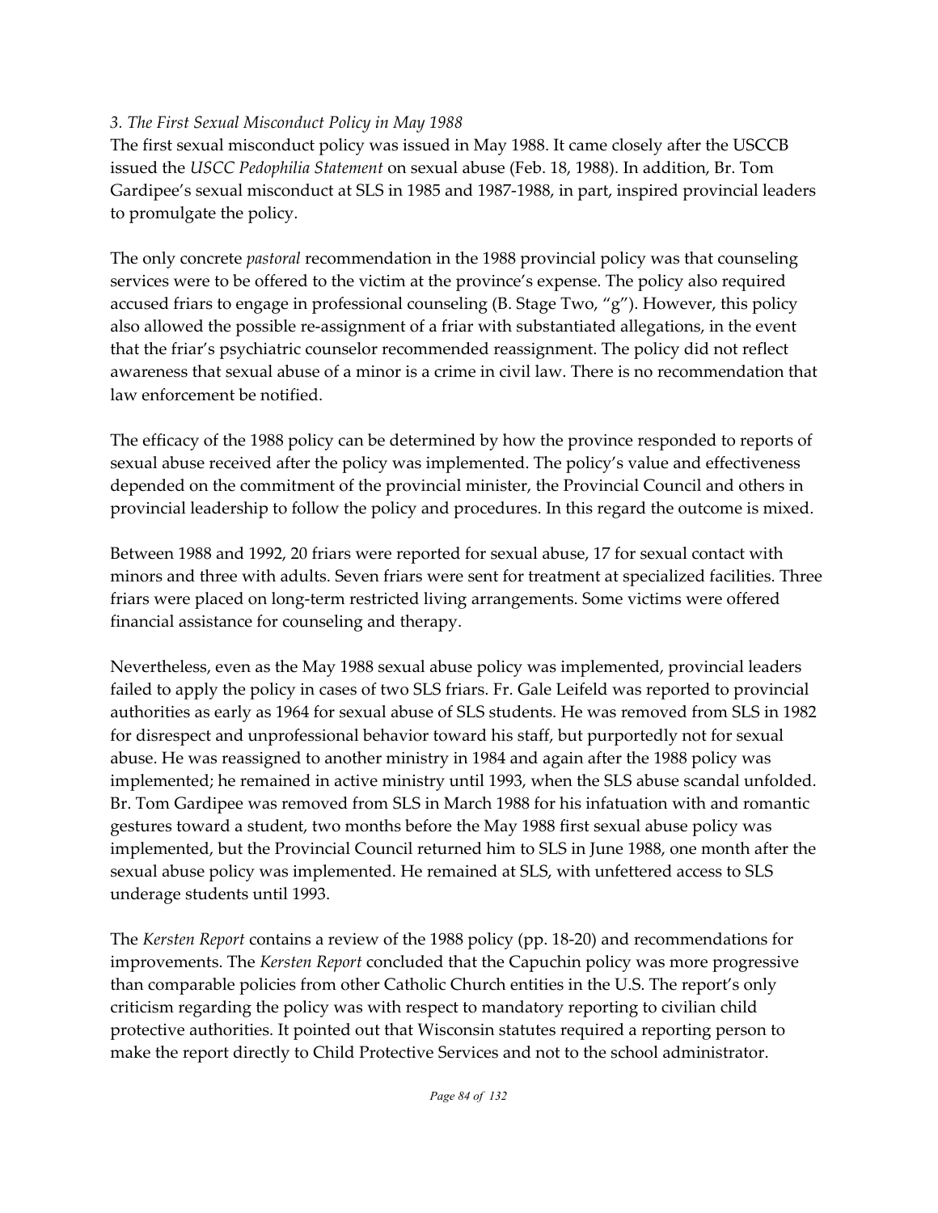*3. The First Sexual Misconduct Policy in May 1988*

The first sexual misconduct policy was issued in May 1988. It came closely after the USCCB issued the *USCC Pedophilia Statement* on sexual abuse (Feb. 18, 1988). In addition, Br. Tom Gardipee's sexual misconduct at SLS in 1985 and 1987-1988, in part, inspired provincial leaders to promulgate the policy.

The only concrete *pastoral* recommendation in the 1988 provincial policy was that counseling services were to be offered to the victim at the province's expense. The policy also required accused friars to engage in professional counseling (B. Stage Two, "g"). However, this policy also allowed the possible re-assignment of a friar with substantiated allegations, in the event that the friar's psychiatric counselor recommended reassignment. The policy did not reflect awareness that sexual abuse of a minor is a crime in civil law. There is no recommendation that law enforcement be notified.

The efficacy of the 1988 policy can be determined by how the province responded to reports of sexual abuse received after the policy was implemented. The policy's value and effectiveness depended on the commitment of the provincial minister, the Provincial Council and others in provincial leadership to follow the policy and procedures. In this regard the outcome is mixed.

Between 1988 and 1992, 20 friars were reported for sexual abuse, 17 for sexual contact with minors and three with adults. Seven friars were sent for treatment at specialized facilities. Three friars were placed on long-term restricted living arrangements. Some victims were offered financial assistance for counseling and therapy.

Nevertheless, even as the May 1988 sexual abuse policy was implemented, provincial leaders failed to apply the policy in cases of two SLS friars. Fr. Gale Leifeld was reported to provincial authorities as early as 1964 for sexual abuse of SLS students. He was removed from SLS in 1982 for disrespect and unprofessional behavior toward his staff, but purportedly not for sexual abuse. He was reassigned to another ministry in 1984 and again after the 1988 policy was implemented; he remained in active ministry until 1993, when the SLS abuse scandal unfolded. Br. Tom Gardipee was removed from SLS in March 1988 for his infatuation with and romantic gestures toward a student, two months before the May 1988 first sexual abuse policy was implemented, but the Provincial Council returned him to SLS in June 1988, one month after the sexual abuse policy was implemented. He remained at SLS, with unfettered access to SLS underage students until 1993.

The *Kersten Report* contains a review of the 1988 policy (pp. 18-20) and recommendations for improvements. The *Kersten Report* concluded that the Capuchin policy was more progressive than comparable policies from other Catholic Church entities in the U.S. The report's only criticism regarding the policy was with respect to mandatory reporting to civilian child protective authorities. It pointed out that Wisconsin statutes required a reporting person to make the report directly to Child Protective Services and not to the school administrator.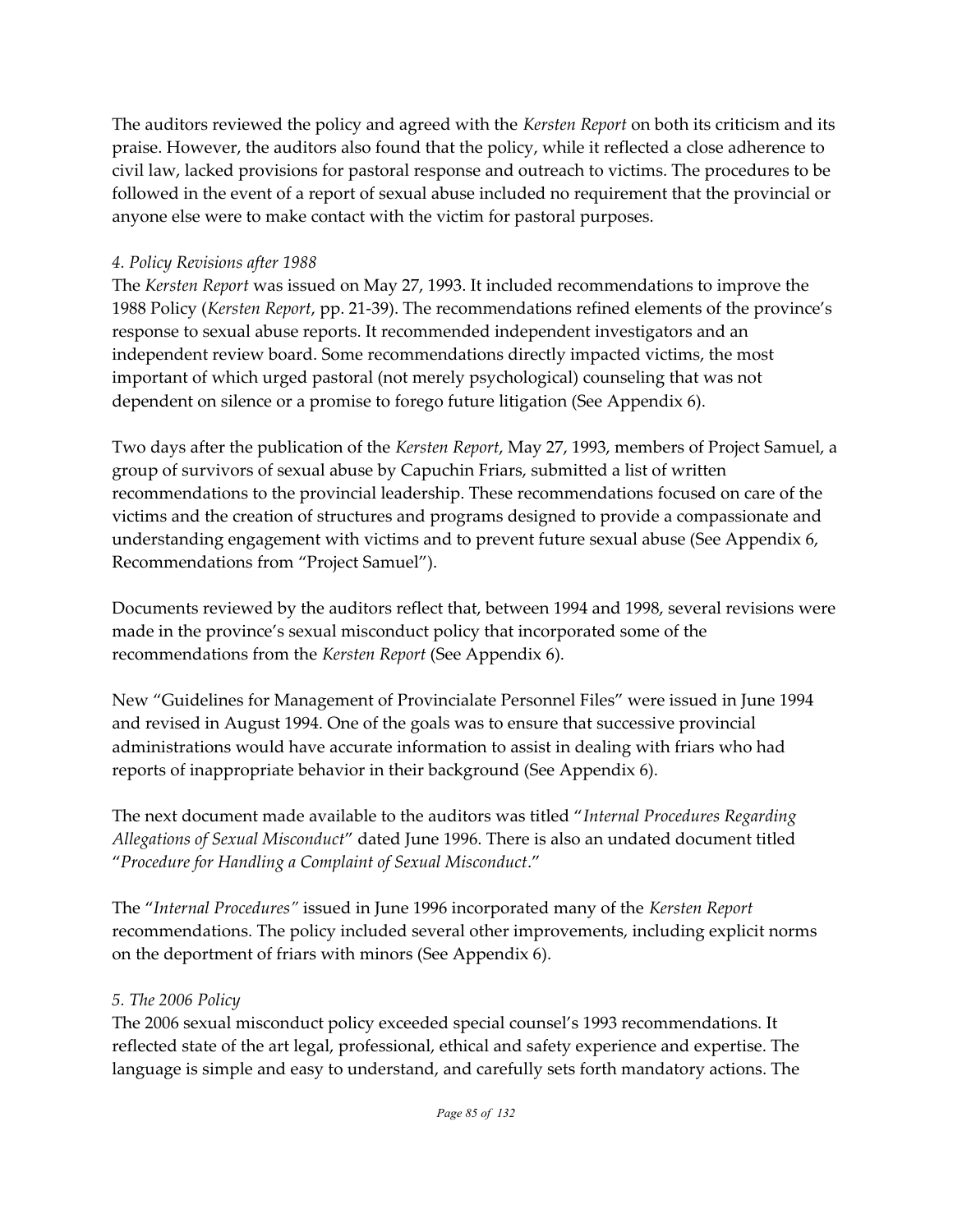The auditors reviewed the policy and agreed with the *Kersten Report* on both its criticism and its praise. However, the auditors also found that the policy, while it reflected a close adherence to civil law, lacked provisions for pastoral response and outreach to victims. The procedures to be followed in the event of a report of sexual abuse included no requirement that the provincial or anyone else were to make contact with the victim for pastoral purposes.

*4. Policy Revisions after 1988*

The *Kersten Report* was issued on May 27, 1993. It included recommendations to improve the 1988 Policy (*Kersten Report*, pp. 21-39). The recommendations refined elements of the province's response to sexual abuse reports. It recommended independent investigators and an independent review board. Some recommendations directly impacted victims, the most important of which urged pastoral (not merely psychological) counseling that was not dependent on silence or a promise to forego future litigation (See Appendix 6).

Two days after the publication of the *Kersten Report*, May 27, 1993, members of Project Samuel, a group of survivors of sexual abuse by Capuchin Friars, submitted a list of written recommendations to the provincial leadership. These recommendations focused on care of the victims and the creation of structures and programs designed to provide a compassionate and understanding engagement with victims and to prevent future sexual abuse (See Appendix 6, Recommendations from "Project Samuel").

Documents reviewed by the auditors reflect that, between 1994 and 1998, several revisions were made in the province's sexual misconduct policy that incorporated some of the recommendations from the *Kersten Report* (See Appendix 6).

New "Guidelines for Management of Provincialate Personnel Files" were issued in June 1994 and revised in August 1994. One of the goals was to ensure that successive provincial administrations would have accurate information to assist in dealing with friars who had reports of inappropriate behavior in their background (See Appendix 6).

The next document made available to the auditors was titled "*Internal Procedures Regarding Allegations of Sexual Misconduct*" dated June 1996. There is also an undated document titled "*Procedure for Handling a Complaint of Sexual Misconduct*."

The "*Internal Procedures"* issued in June 1996 incorporated many of the *Kersten Report* recommendations. The policy included several other improvements, including explicit norms on the deportment of friars with minors (See Appendix 6).

*5. The 2006 Policy*

The 2006 sexual misconduct policy exceeded special counsel's 1993 recommendations. It reflected state of the art legal, professional, ethical and safety experience and expertise. The language is simple and easy to understand, and carefully sets forth mandatory actions. The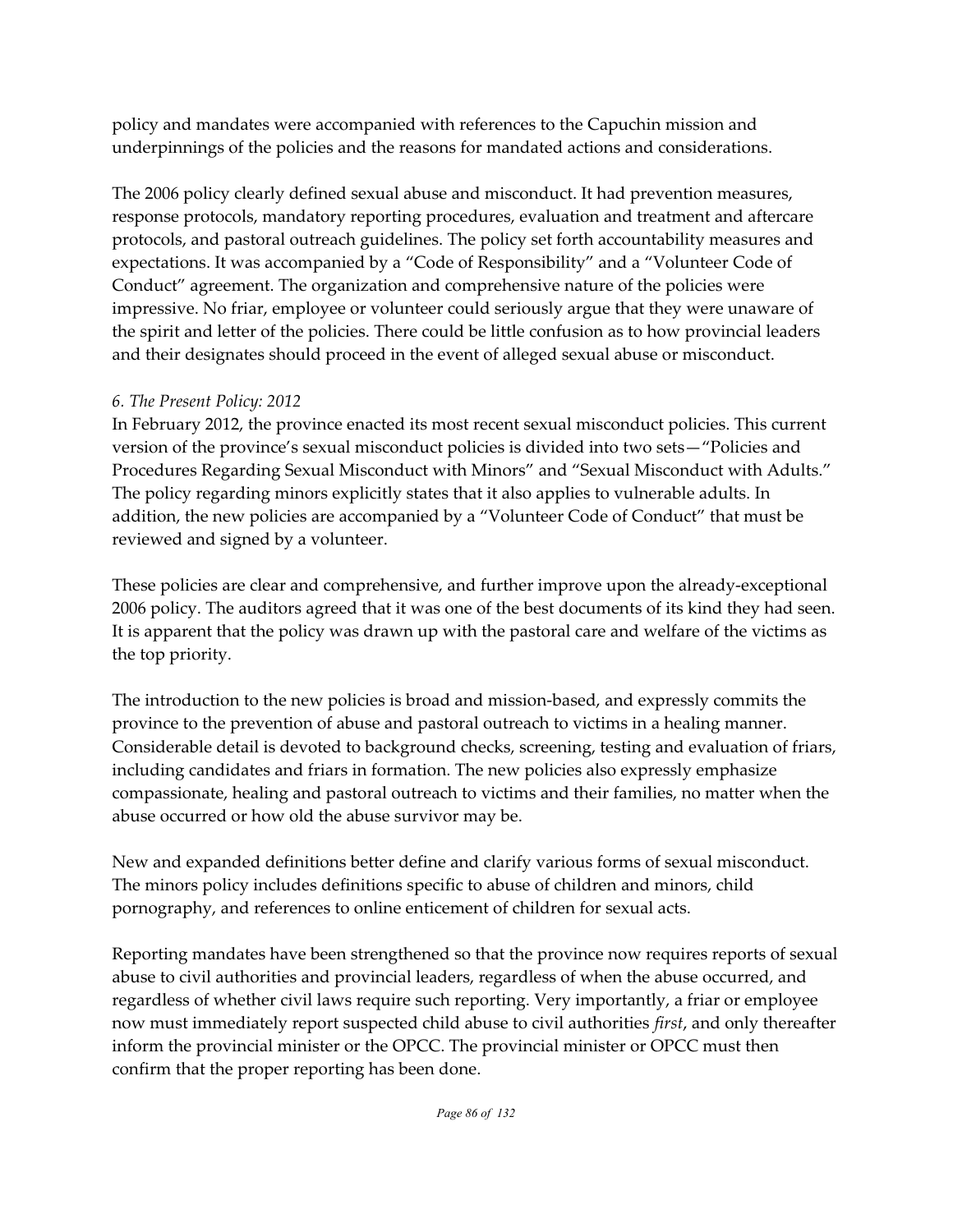policy and mandates were accompanied with references to the Capuchin mission and underpinnings of the policies and the reasons for mandated actions and considerations.

The 2006 policy clearly defined sexual abuse and misconduct. It had prevention measures, response protocols, mandatory reporting procedures, evaluation and treatment and aftercare protocols, and pastoral outreach guidelines. The policy set forth accountability measures and expectations. It was accompanied by a "Code of Responsibility" and a "Volunteer Code of Conduct" agreement. The organization and comprehensive nature of the policies were impressive. No friar, employee or volunteer could seriously argue that they were unaware of the spirit and letter of the policies. There could be little confusion as to how provincial leaders and their designates should proceed in the event of alleged sexual abuse or misconduct.

*6. The Present Policy: 2012*

In February 2012, the province enacted its most recent sexual misconduct policies. This current version of the province's sexual misconduct policies is divided into two sets—"Policies and Procedures Regarding Sexual Misconduct with Minors" and "Sexual Misconduct with Adults." The policy regarding minors explicitly states that it also applies to vulnerable adults. In addition, the new policies are accompanied by a "Volunteer Code of Conduct" that must be reviewed and signed by a volunteer.

These policies are clear and comprehensive, and further improve upon the already-exceptional 2006 policy. The auditors agreed that it was one of the best documents of its kind they had seen. It is apparent that the policy was drawn up with the pastoral care and welfare of the victims as the top priority.

The introduction to the new policies is broad and mission-based, and expressly commits the province to the prevention of abuse and pastoral outreach to victims in a healing manner. Considerable detail is devoted to background checks, screening, testing and evaluation of friars, including candidates and friars in formation. The new policies also expressly emphasize compassionate, healing and pastoral outreach to victims and their families, no matter when the abuse occurred or how old the abuse survivor may be.

New and expanded definitions better define and clarify various forms of sexual misconduct. The minors policy includes definitions specific to abuse of children and minors, child pornography, and references to online enticement of children for sexual acts.

Reporting mandates have been strengthened so that the province now requires reports of sexual abuse to civil authorities and provincial leaders, regardless of when the abuse occurred, and regardless of whether civil laws require such reporting. Very importantly, a friar or employee now must immediately report suspected child abuse to civil authorities *first*, and only thereafter inform the provincial minister or the OPCC. The provincial minister or OPCC must then confirm that the proper reporting has been done.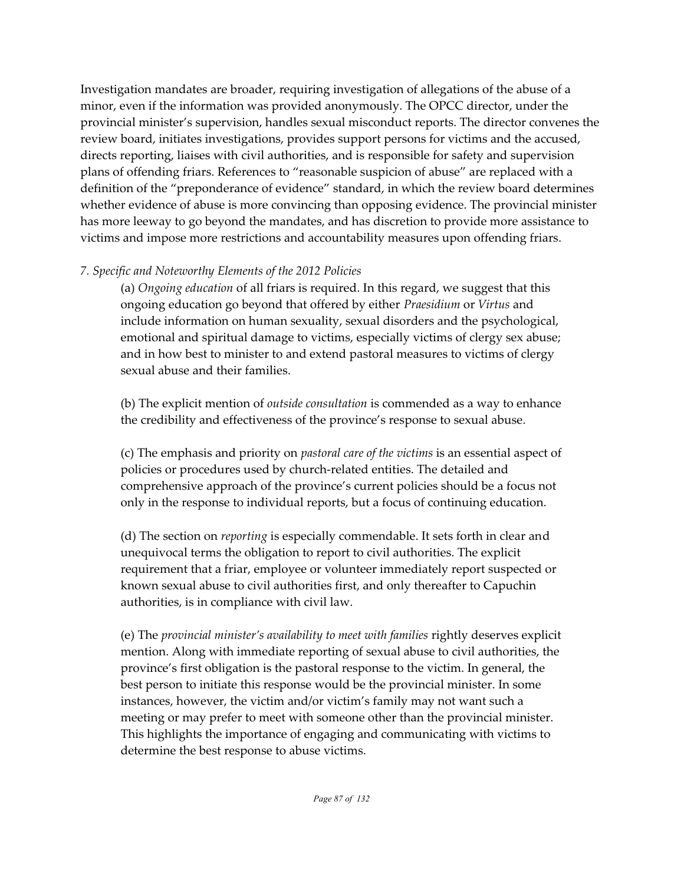Investigation mandates are broader, requiring investigation of allegations of the abuse of a minor, even if the information was provided anonymously. The OPCC director, under the provincial minister's supervision, handles sexual misconduct reports. The director convenes the review board, initiates investigations, provides support persons for victims and the accused, directs reporting, liaises with civil authorities, and is responsible for safety and supervision plans of offending friars. References to "reasonable suspicion of abuse" are replaced with a definition of the "preponderance of evidence" standard, in which the review board determines whether evidence of abuse is more convincing than opposing evidence. The provincial minister has more leeway to go beyond the mandates, and has discretion to provide more assistance to victims and impose more restrictions and accountability measures upon offending friars.

*7. Specific and Noteworthy Elements of the 2012 Policies*

(a) *Ongoing education* of all friars is required. In this regard, we suggest that this ongoing education go beyond that offered by either *Praesidium* or *Virtus* and include information on human sexuality, sexual disorders and the psychological, emotional and spiritual damage to victims, especially victims of clergy sex abuse; and in how best to minister to and extend pastoral measures to victims of clergy sexual abuse and their families.

(b) The explicit mention of *outside consultation* is commended as a way to enhance the credibility and effectiveness of the province's response to sexual abuse.

(c) The emphasis and priority on *pastoral care of the victims* is an essential aspect of policies or procedures used by church-related entities. The detailed and comprehensive approach of the province's current policies should be a focus not only in the response to individual reports, but a focus of continuing education.

(d) The section on *reporting* is especially commendable. It sets forth in clear and unequivocal terms the obligation to report to civil authorities. The explicit requirement that a friar, employee or volunteer immediately report suspected or known sexual abuse to civil authorities first, and only thereafter to Capuchin authorities, is in compliance with civil law.

(e) The *provincial minister's availability to meet with families* rightly deserves explicit mention. Along with immediate reporting of sexual abuse to civil authorities, the province's first obligation is the pastoral response to the victim. In general, the best person to initiate this response would be the provincial minister. In some instances, however, the victim and/or victim's family may not want such a meeting or may prefer to meet with someone other than the provincial minister. This highlights the importance of engaging and communicating with victims to determine the best response to abuse victims.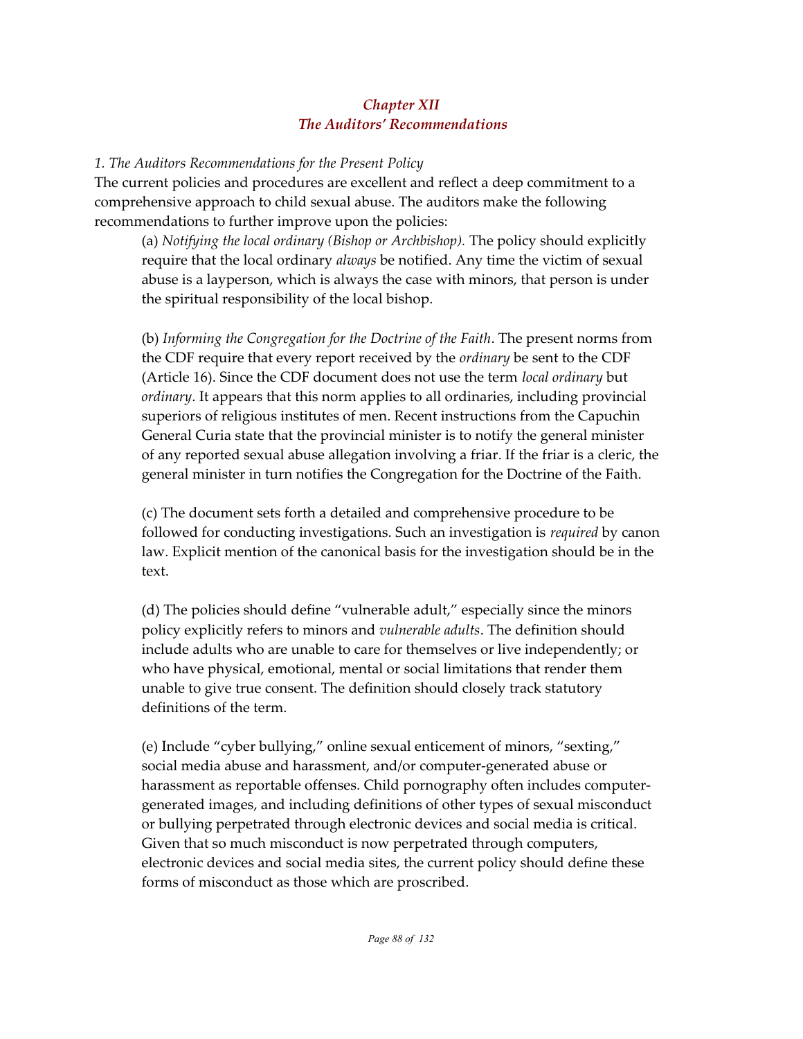## *Chapter XII*
## *The Auditors' Recommendations*

*1. The Auditors Recommendations for the Present Policy*

The current policies and procedures are excellent and reflect a deep commitment to a comprehensive approach to child sexual abuse. The auditors make the following recommendations to further improve upon the policies:

(a) *Notifying the local ordinary (Bishop or Archbishop).* The policy should explicitly require that the local ordinary *always* be notified. Any time the victim of sexual abuse is a layperson, which is always the case with minors, that person is under the spiritual responsibility of the local bishop.

(b) *Informing the Congregation for the Doctrine of the Faith*. The present norms from the CDF require that every report received by the *ordinary* be sent to the CDF (Article 16). Since the CDF document does not use the term *local ordinary* but *ordinary*. It appears that this norm applies to all ordinaries, including provincial superiors of religious institutes of men. Recent instructions from the Capuchin General Curia state that the provincial minister is to notify the general minister of any reported sexual abuse allegation involving a friar. If the friar is a cleric, the general minister in turn notifies the Congregation for the Doctrine of the Faith.

(c) The document sets forth a detailed and comprehensive procedure to be followed for conducting investigations. Such an investigation is *required* by canon law. Explicit mention of the canonical basis for the investigation should be in the text.

(d) The policies should define "vulnerable adult," especially since the minors policy explicitly refers to minors and *vulnerable adults*. The definition should include adults who are unable to care for themselves or live independently; or who have physical, emotional, mental or social limitations that render them unable to give true consent. The definition should closely track statutory definitions of the term.

(e) Include "cyber bullying," online sexual enticement of minors, "sexting," social media abuse and harassment, and/or computer-generated abuse or harassment as reportable offenses. Child pornography often includes computer-generated images, and including definitions of other types of sexual misconduct or bullying perpetrated through electronic devices and social media is critical. Given that so much misconduct is now perpetrated through computers, electronic devices and social media sites, the current policy should define these forms of misconduct as those which are proscribed.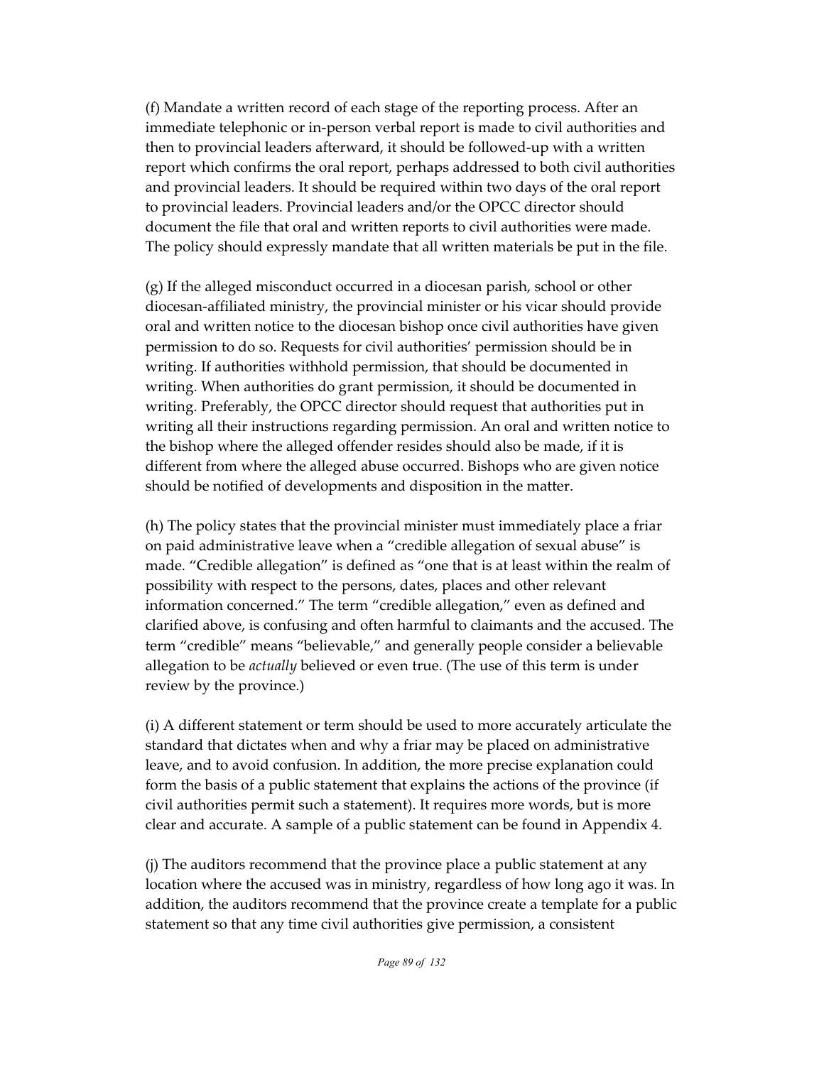(f) Mandate a written record of each stage of the reporting process. After an immediate telephonic or in-person verbal report is made to civil authorities and then to provincial leaders afterward, it should be followed-up with a written report which confirms the oral report, perhaps addressed to both civil authorities and provincial leaders. It should be required within two days of the oral report to provincial leaders. Provincial leaders and/or the OPCC director should document the file that oral and written reports to civil authorities were made. The policy should expressly mandate that all written materials be put in the file.

(g) If the alleged misconduct occurred in a diocesan parish, school or other diocesan-affiliated ministry, the provincial minister or his vicar should provide oral and written notice to the diocesan bishop once civil authorities have given permission to do so. Requests for civil authorities' permission should be in writing. If authorities withhold permission, that should be documented in writing. When authorities do grant permission, it should be documented in writing. Preferably, the OPCC director should request that authorities put in writing all their instructions regarding permission. An oral and written notice to the bishop where the alleged offender resides should also be made, if it is different from where the alleged abuse occurred. Bishops who are given notice should be notified of developments and disposition in the matter.

(h) The policy states that the provincial minister must immediately place a friar on paid administrative leave when a "credible allegation of sexual abuse" is made. "Credible allegation" is defined as "one that is at least within the realm of possibility with respect to the persons, dates, places and other relevant information concerned." The term "credible allegation," even as defined and clarified above, is confusing and often harmful to claimants and the accused. The term "credible" means "believable," and generally people consider a believable allegation to be *actually* believed or even true. (The use of this term is under review by the province.)

(i) A different statement or term should be used to more accurately articulate the standard that dictates when and why a friar may be placed on administrative leave, and to avoid confusion. In addition, the more precise explanation could form the basis of a public statement that explains the actions of the province (if civil authorities permit such a statement). It requires more words, but is more clear and accurate. A sample of a public statement can be found in Appendix 4.

(j) The auditors recommend that the province place a public statement at any location where the accused was in ministry, regardless of how long ago it was. In addition, the auditors recommend that the province create a template for a public statement so that any time civil authorities give permission, a consistent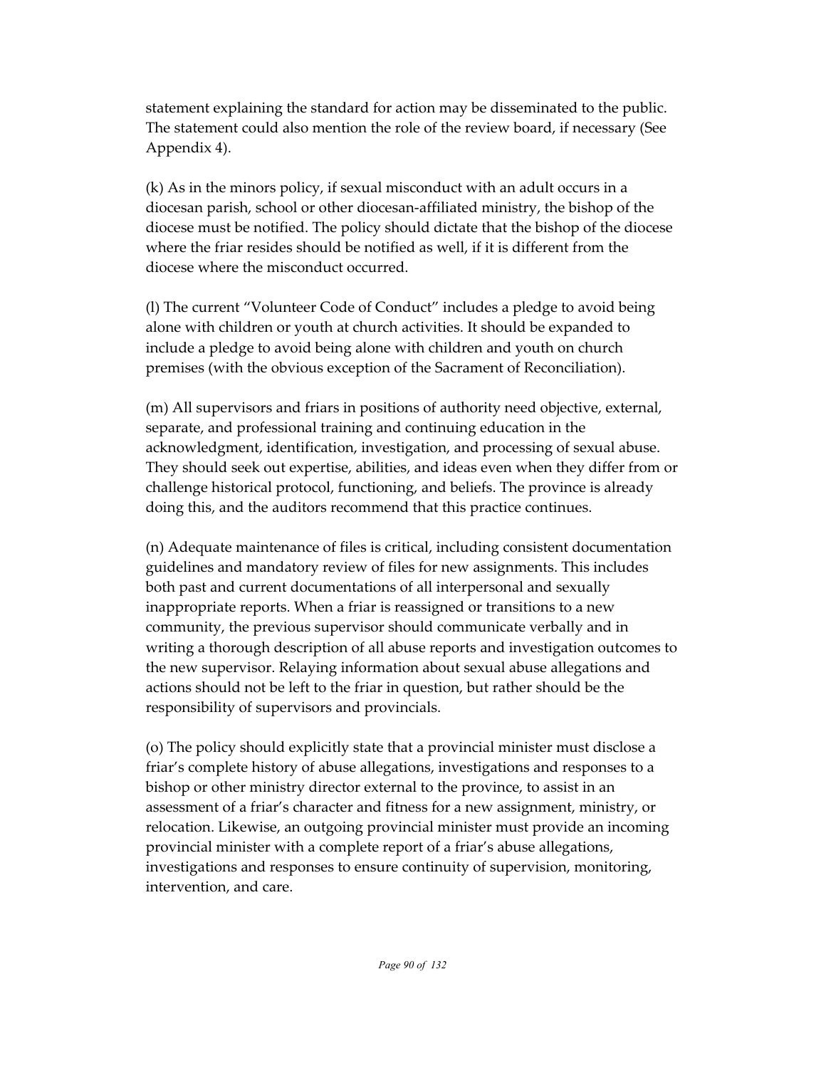statement explaining the standard for action may be disseminated to the public. The statement could also mention the role of the review board, if necessary (See Appendix 4).

(k) As in the minors policy, if sexual misconduct with an adult occurs in a diocesan parish, school or other diocesan-affiliated ministry, the bishop of the diocese must be notified. The policy should dictate that the bishop of the diocese where the friar resides should be notified as well, if it is different from the diocese where the misconduct occurred.

(l) The current "Volunteer Code of Conduct" includes a pledge to avoid being alone with children or youth at church activities. It should be expanded to include a pledge to avoid being alone with children and youth on church premises (with the obvious exception of the Sacrament of Reconciliation).

(m) All supervisors and friars in positions of authority need objective, external, separate, and professional training and continuing education in the acknowledgment, identification, investigation, and processing of sexual abuse. They should seek out expertise, abilities, and ideas even when they differ from or challenge historical protocol, functioning, and beliefs. The province is already doing this, and the auditors recommend that this practice continues.

(n) Adequate maintenance of files is critical, including consistent documentation guidelines and mandatory review of files for new assignments. This includes both past and current documentations of all interpersonal and sexually inappropriate reports. When a friar is reassigned or transitions to a new community, the previous supervisor should communicate verbally and in writing a thorough description of all abuse reports and investigation outcomes to the new supervisor. Relaying information about sexual abuse allegations and actions should not be left to the friar in question, but rather should be the responsibility of supervisors and provincials.

(o) The policy should explicitly state that a provincial minister must disclose a friar's complete history of abuse allegations, investigations and responses to a bishop or other ministry director external to the province, to assist in an assessment of a friar's character and fitness for a new assignment, ministry, or relocation. Likewise, an outgoing provincial minister must provide an incoming provincial minister with a complete report of a friar's abuse allegations, investigations and responses to ensure continuity of supervision, monitoring, intervention, and care.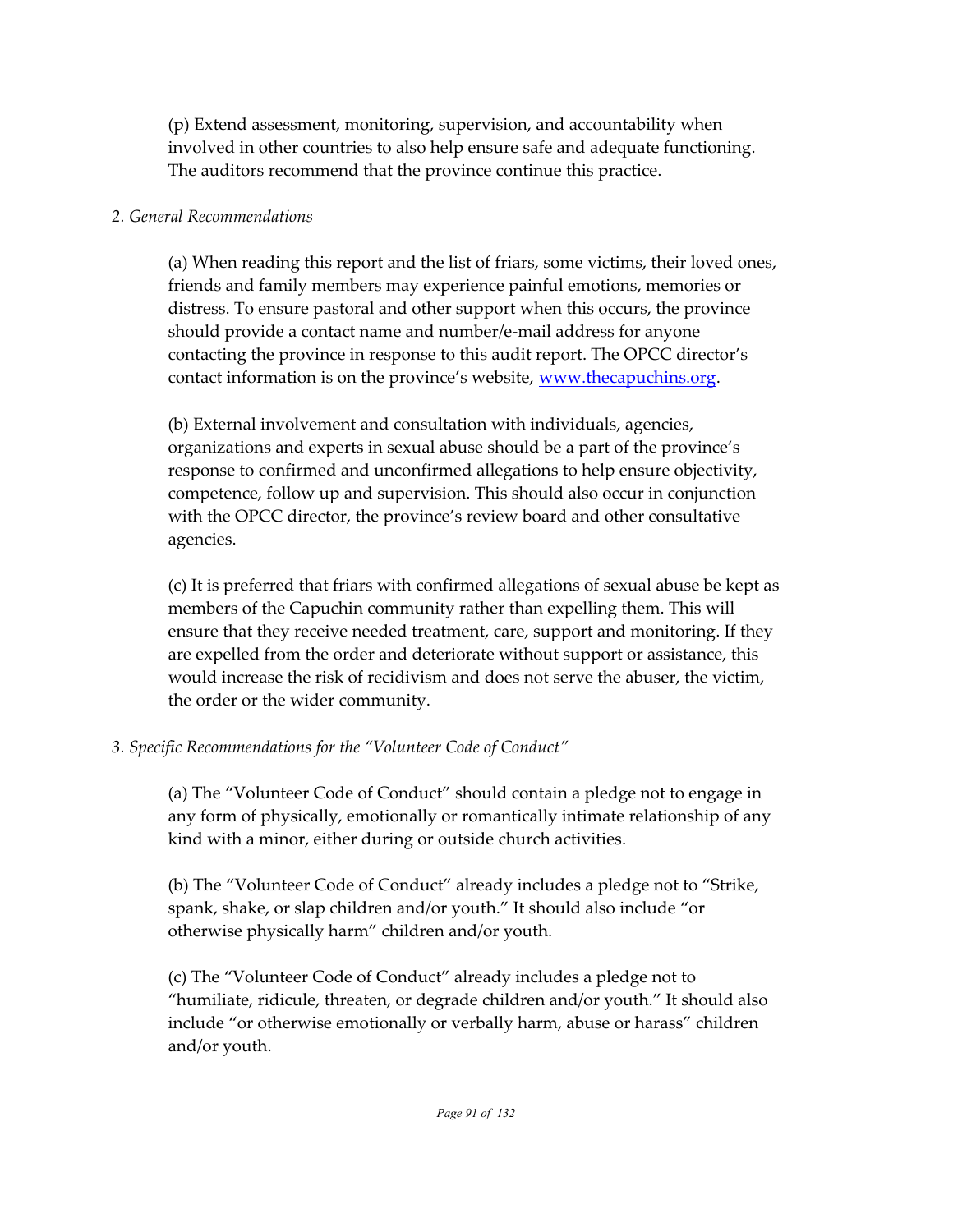(p) Extend assessment, monitoring, supervision, and accountability when involved in other countries to also help ensure safe and adequate functioning. The auditors recommend that the province continue this practice.

*2. General Recommendations*

(a) When reading this report and the list of friars, some victims, their loved ones, friends and family members may experience painful emotions, memories or distress. To ensure pastoral and other support when this occurs, the province should provide a contact name and number/e-mail address for anyone contacting the province in response to this audit report. The OPCC director's contact information is on the province's website, [www.thecapuchins.org](http://www.thecapuchins.org).

(b) External involvement and consultation with individuals, agencies, organizations and experts in sexual abuse should be a part of the province's response to confirmed and unconfirmed allegations to help ensure objectivity, competence, follow up and supervision. This should also occur in conjunction with the OPCC director, the province's review board and other consultative agencies.

(c) It is preferred that friars with confirmed allegations of sexual abuse be kept as members of the Capuchin community rather than expelling them. This will ensure that they receive needed treatment, care, support and monitoring. If they are expelled from the order and deteriorate without support or assistance, this would increase the risk of recidivism and does not serve the abuser, the victim, the order or the wider community.

*3. Specific Recommendations for the "Volunteer Code of Conduct"*

(a) The "Volunteer Code of Conduct" should contain a pledge not to engage in any form of physically, emotionally or romantically intimate relationship of any kind with a minor, either during or outside church activities.

(b) The "Volunteer Code of Conduct" already includes a pledge not to "Strike, spank, shake, or slap children and/or youth." It should also include "or otherwise physically harm" children and/or youth.

(c) The "Volunteer Code of Conduct" already includes a pledge not to "humiliate, ridicule, threaten, or degrade children and/or youth." It should also include "or otherwise emotionally or verbally harm, abuse or harass" children and/or youth.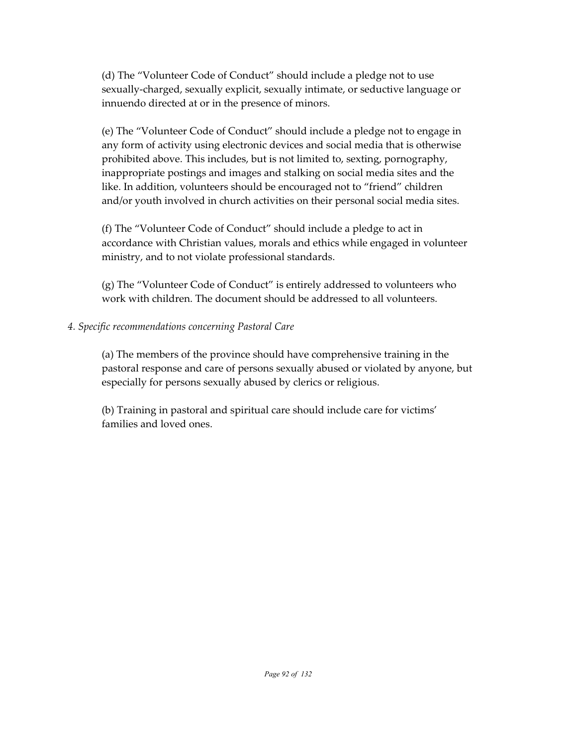(d) The "Volunteer Code of Conduct" should include a pledge not to use sexually-charged, sexually explicit, sexually intimate, or seductive language or innuendo directed at or in the presence of minors.

(e) The "Volunteer Code of Conduct" should include a pledge not to engage in any form of activity using electronic devices and social media that is otherwise prohibited above. This includes, but is not limited to, sexting, pornography, inappropriate postings and images and stalking on social media sites and the like. In addition, volunteers should be encouraged not to "friend" children and/or youth involved in church activities on their personal social media sites.

(f) The "Volunteer Code of Conduct" should include a pledge to act in accordance with Christian values, morals and ethics while engaged in volunteer ministry, and to not violate professional standards.

(g) The "Volunteer Code of Conduct" is entirely addressed to volunteers who work with children. The document should be addressed to all volunteers.

*4. Specific recommendations concerning Pastoral Care*

(a) The members of the province should have comprehensive training in the pastoral response and care of persons sexually abused or violated by anyone, but especially for persons sexually abused by clerics or religious.

(b) Training in pastoral and spiritual care should include care for victims' families and loved ones.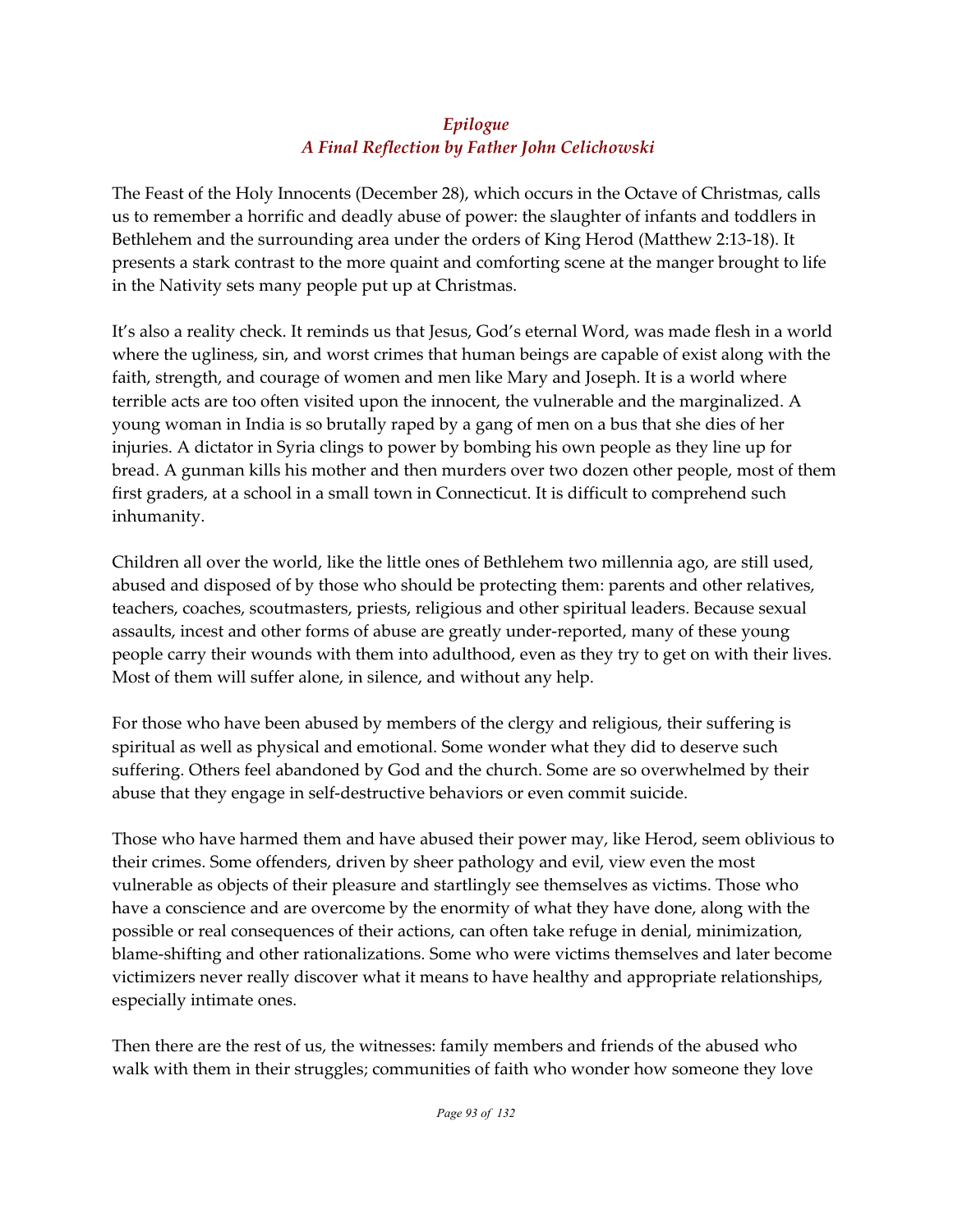## *Epilogue*
## *A Final Reflection by Father John Celichowski*

The Feast of the Holy Innocents (December 28), which occurs in the Octave of Christmas, calls us to remember a horrific and deadly abuse of power: the slaughter of infants and toddlers in Bethlehem and the surrounding area under the orders of King Herod (Matthew 2:13-18). It presents a stark contrast to the more quaint and comforting scene at the manger brought to life in the Nativity sets many people put up at Christmas.

It's also a reality check. It reminds us that Jesus, God's eternal Word, was made flesh in a world where the ugliness, sin, and worst crimes that human beings are capable of exist along with the faith, strength, and courage of women and men like Mary and Joseph. It is a world where terrible acts are too often visited upon the innocent, the vulnerable and the marginalized. A young woman in India is so brutally raped by a gang of men on a bus that she dies of her injuries. A dictator in Syria clings to power by bombing his own people as they line up for bread. A gunman kills his mother and then murders over two dozen other people, most of them first graders, at a school in a small town in Connecticut. It is difficult to comprehend such inhumanity.

Children all over the world, like the little ones of Bethlehem two millennia ago, are still used, abused and disposed of by those who should be protecting them: parents and other relatives, teachers, coaches, scoutmasters, priests, religious and other spiritual leaders. Because sexual assaults, incest and other forms of abuse are greatly under-reported, many of these young people carry their wounds with them into adulthood, even as they try to get on with their lives. Most of them will suffer alone, in silence, and without any help.

For those who have been abused by members of the clergy and religious, their suffering is spiritual as well as physical and emotional. Some wonder what they did to deserve such suffering. Others feel abandoned by God and the church. Some are so overwhelmed by their abuse that they engage in self-destructive behaviors or even commit suicide.

Those who have harmed them and have abused their power may, like Herod, seem oblivious to their crimes. Some offenders, driven by sheer pathology and evil, view even the most vulnerable as objects of their pleasure and startlingly see themselves as victims. Those who have a conscience and are overcome by the enormity of what they have done, along with the possible or real consequences of their actions, can often take refuge in denial, minimization, blame-shifting and other rationalizations. Some who were victims themselves and later become victimizers never really discover what it means to have healthy and appropriate relationships, especially intimate ones.

Then there are the rest of us, the witnesses: family members and friends of the abused who walk with them in their struggles; communities of faith who wonder how someone they love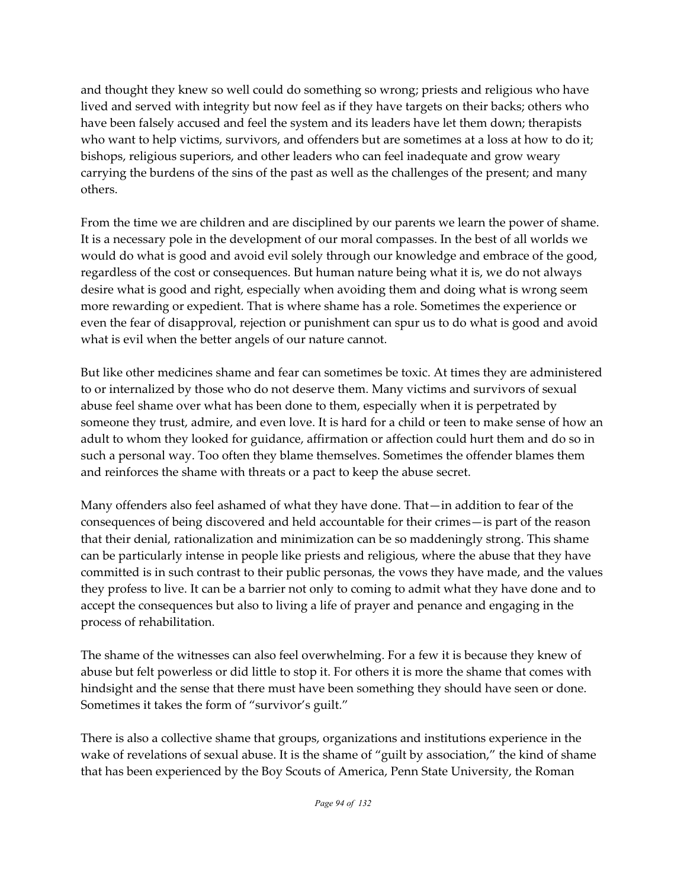and thought they knew so well could do something so wrong; priests and religious who have lived and served with integrity but now feel as if they have targets on their backs; others who have been falsely accused and feel the system and its leaders have let them down; therapists who want to help victims, survivors, and offenders but are sometimes at a loss at how to do it; bishops, religious superiors, and other leaders who can feel inadequate and grow weary carrying the burdens of the sins of the past as well as the challenges of the present; and many others.

From the time we are children and are disciplined by our parents we learn the power of shame. It is a necessary pole in the development of our moral compasses. In the best of all worlds we would do what is good and avoid evil solely through our knowledge and embrace of the good, regardless of the cost or consequences. But human nature being what it is, we do not always desire what is good and right, especially when avoiding them and doing what is wrong seem more rewarding or expedient. That is where shame has a role. Sometimes the experience or even the fear of disapproval, rejection or punishment can spur us to do what is good and avoid what is evil when the better angels of our nature cannot.

But like other medicines shame and fear can sometimes be toxic. At times they are administered to or internalized by those who do not deserve them. Many victims and survivors of sexual abuse feel shame over what has been done to them, especially when it is perpetrated by someone they trust, admire, and even love. It is hard for a child or teen to make sense of how an adult to whom they looked for guidance, affirmation or affection could hurt them and do so in such a personal way. Too often they blame themselves. Sometimes the offender blames them and reinforces the shame with threats or a pact to keep the abuse secret.

Many offenders also feel ashamed of what they have done. That—in addition to fear of the consequences of being discovered and held accountable for their crimes—is part of the reason that their denial, rationalization and minimization can be so maddeningly strong. This shame can be particularly intense in people like priests and religious, where the abuse that they have committed is in such contrast to their public personas, the vows they have made, and the values they profess to live. It can be a barrier not only to coming to admit what they have done and to accept the consequences but also to living a life of prayer and penance and engaging in the process of rehabilitation.

The shame of the witnesses can also feel overwhelming. For a few it is because they knew of abuse but felt powerless or did little to stop it. For others it is more the shame that comes with hindsight and the sense that there must have been something they should have seen or done. Sometimes it takes the form of "survivor's guilt."

There is also a collective shame that groups, organizations and institutions experience in the wake of revelations of sexual abuse. It is the shame of "guilt by association," the kind of shame that has been experienced by the Boy Scouts of America, Penn State University, the Roman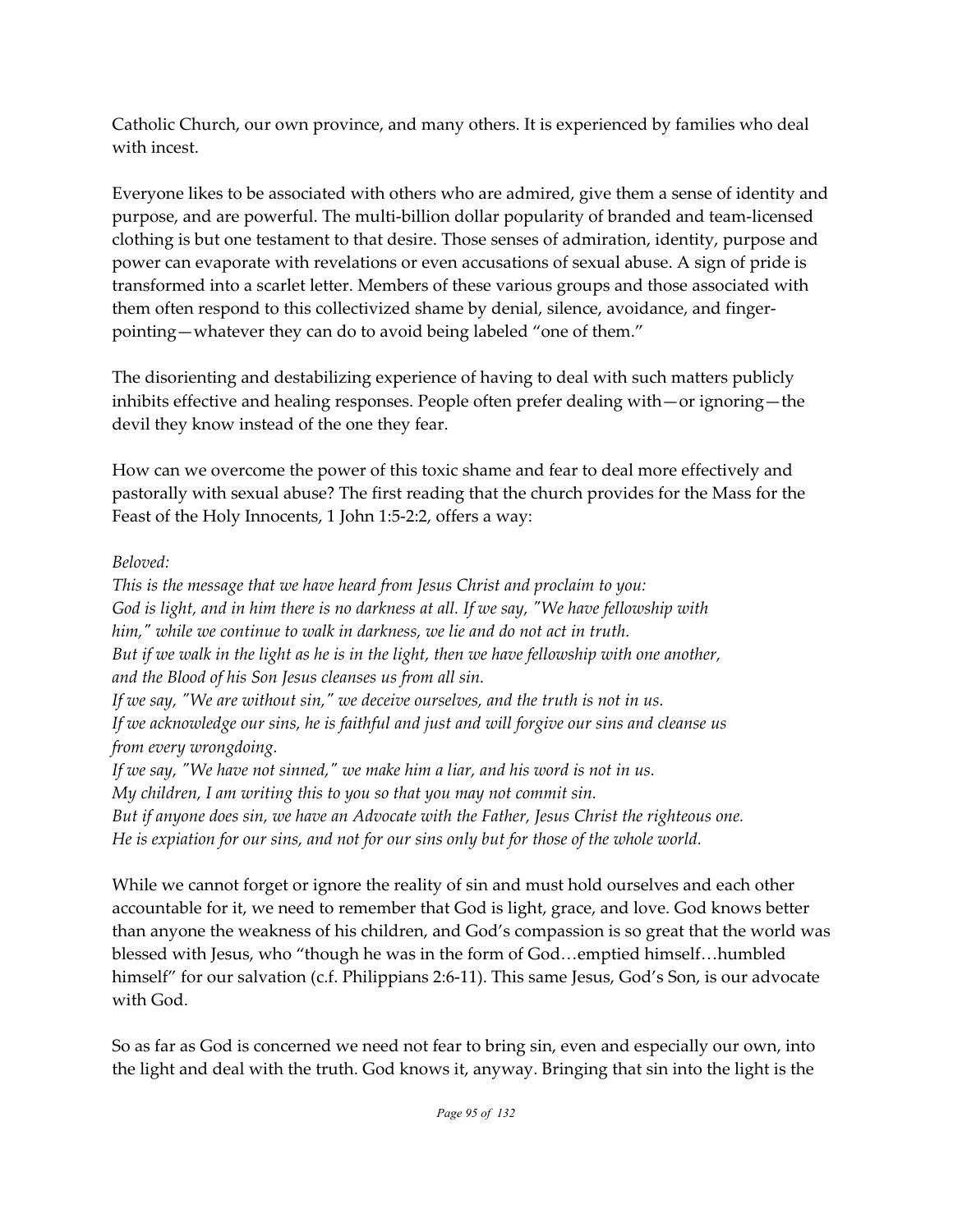Catholic Church, our own province, and many others. It is experienced by families who deal with incest.

Everyone likes to be associated with others who are admired, give them a sense of identity and purpose, and are powerful. The multi-billion dollar popularity of branded and team-licensed clothing is but one testament to that desire. Those senses of admiration, identity, purpose and power can evaporate with revelations or even accusations of sexual abuse. A sign of pride is transformed into a scarlet letter. Members of these various groups and those associated with them often respond to this collectivized shame by denial, silence, avoidance, and finger-pointing—whatever they can do to avoid being labeled "one of them."

The disorienting and destabilizing experience of having to deal with such matters publicly inhibits effective and healing responses. People often prefer dealing with—or ignoring—the devil they know instead of the one they fear.

How can we overcome the power of this toxic shame and fear to deal more effectively and pastorally with sexual abuse? The first reading that the church provides for the Mass for the Feast of the Holy Innocents, 1 John 1:5-2:2, offers a way:

*Beloved:*
*This is the message that we have heard from Jesus Christ and proclaim to you:*
*God is light, and in him there is no darkness at all. If we say, "We have fellowship with him," while we continue to walk in darkness, we lie and do not act in truth.*
*But if we walk in the light as he is in the light, then we have fellowship with one another, and the Blood of his Son Jesus cleanses us from all sin.*
*If we say, "We are without sin," we deceive ourselves, and the truth is not in us.*
*If we acknowledge our sins, he is faithful and just and will forgive our sins and cleanse us from every wrongdoing.*
*If we say, "We have not sinned," we make him a liar, and his word is not in us.*
*My children, I am writing this to you so that you may not commit sin.*
*But if anyone does sin, we have an Advocate with the Father, Jesus Christ the righteous one.*
*He is expiation for our sins, and not for our sins only but for those of the whole world.*

While we cannot forget or ignore the reality of sin and must hold ourselves and each other accountable for it, we need to remember that God is light, grace, and love. God knows better than anyone the weakness of his children, and God's compassion is so great that the world was blessed with Jesus, who "though he was in the form of God…emptied himself…humbled himself" for our salvation (c.f. Philippians 2:6-11). This same Jesus, God's Son, is our advocate with God.

So as far as God is concerned we need not fear to bring sin, even and especially our own, into the light and deal with the truth. God knows it, anyway. Bringing that sin into the light is the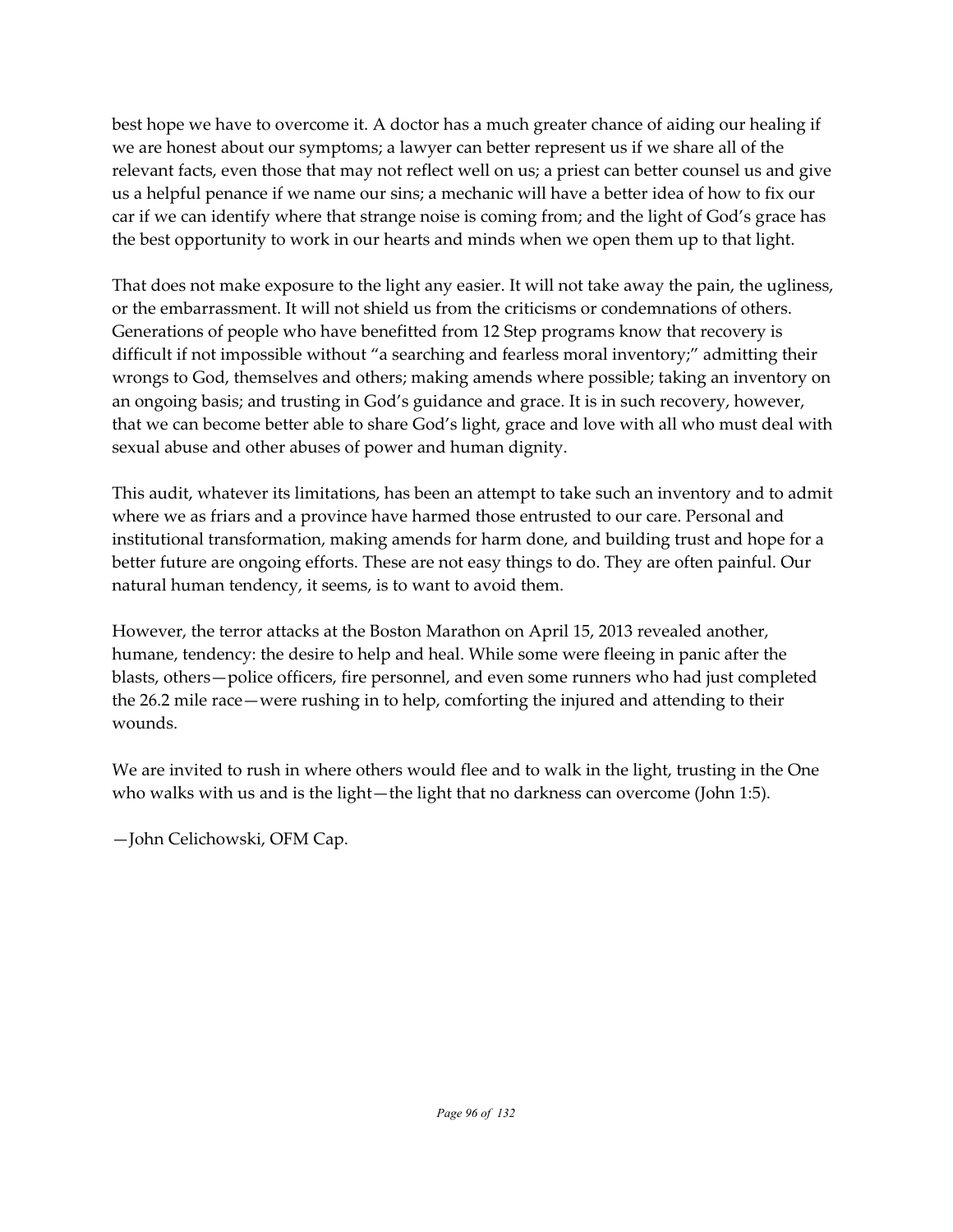best hope we have to overcome it. A doctor has a much greater chance of aiding our healing if we are honest about our symptoms; a lawyer can better represent us if we share all of the relevant facts, even those that may not reflect well on us; a priest can better counsel us and give us a helpful penance if we name our sins; a mechanic will have a better idea of how to fix our car if we can identify where that strange noise is coming from; and the light of God's grace has the best opportunity to work in our hearts and minds when we open them up to that light.

That does not make exposure to the light any easier. It will not take away the pain, the ugliness, or the embarrassment. It will not shield us from the criticisms or condemnations of others. Generations of people who have benefitted from 12 Step programs know that recovery is difficult if not impossible without "a searching and fearless moral inventory;" admitting their wrongs to God, themselves and others; making amends where possible; taking an inventory on an ongoing basis; and trusting in God's guidance and grace. It is in such recovery, however, that we can become better able to share God's light, grace and love with all who must deal with sexual abuse and other abuses of power and human dignity.

This audit, whatever its limitations, has been an attempt to take such an inventory and to admit where we as friars and a province have harmed those entrusted to our care. Personal and institutional transformation, making amends for harm done, and building trust and hope for a better future are ongoing efforts. These are not easy things to do. They are often painful. Our natural human tendency, it seems, is to want to avoid them.

However, the terror attacks at the Boston Marathon on April 15, 2013 revealed another, humane, tendency: the desire to help and heal. While some were fleeing in panic after the blasts, others—police officers, fire personnel, and even some runners who had just completed the 26.2 mile race—were rushing in to help, comforting the injured and attending to their wounds.

We are invited to rush in where others would flee and to walk in the light, trusting in the One who walks with us and is the light—the light that no darkness can overcome (John 1:5).

—John Celichowski, OFM Cap.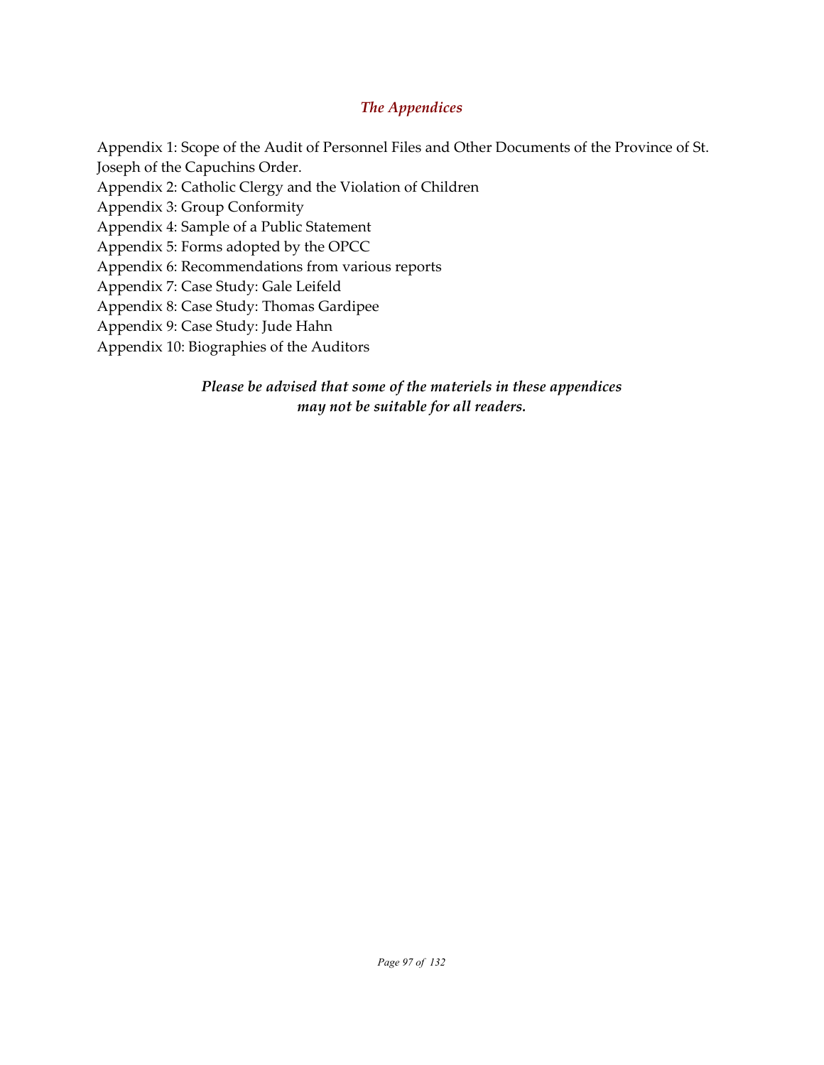## *The Appendices*

Appendix 1: Scope of the Audit of Personnel Files and Other Documents of the Province of St. Joseph of the Capuchins Order.
Appendix 2: Catholic Clergy and the Violation of Children
Appendix 3: Group Conformity
Appendix 4: Sample of a Public Statement
Appendix 5: Forms adopted by the OPCC
Appendix 6: Recommendations from various reports
Appendix 7: Case Study: Gale Leifeld
Appendix 8: Case Study: Thomas Gardipee
Appendix 9: Case Study: Jude Hahn
Appendix 10: Biographies of the Auditors

***Please be advised that some of the materiels in these appendices may not be suitable for all readers.***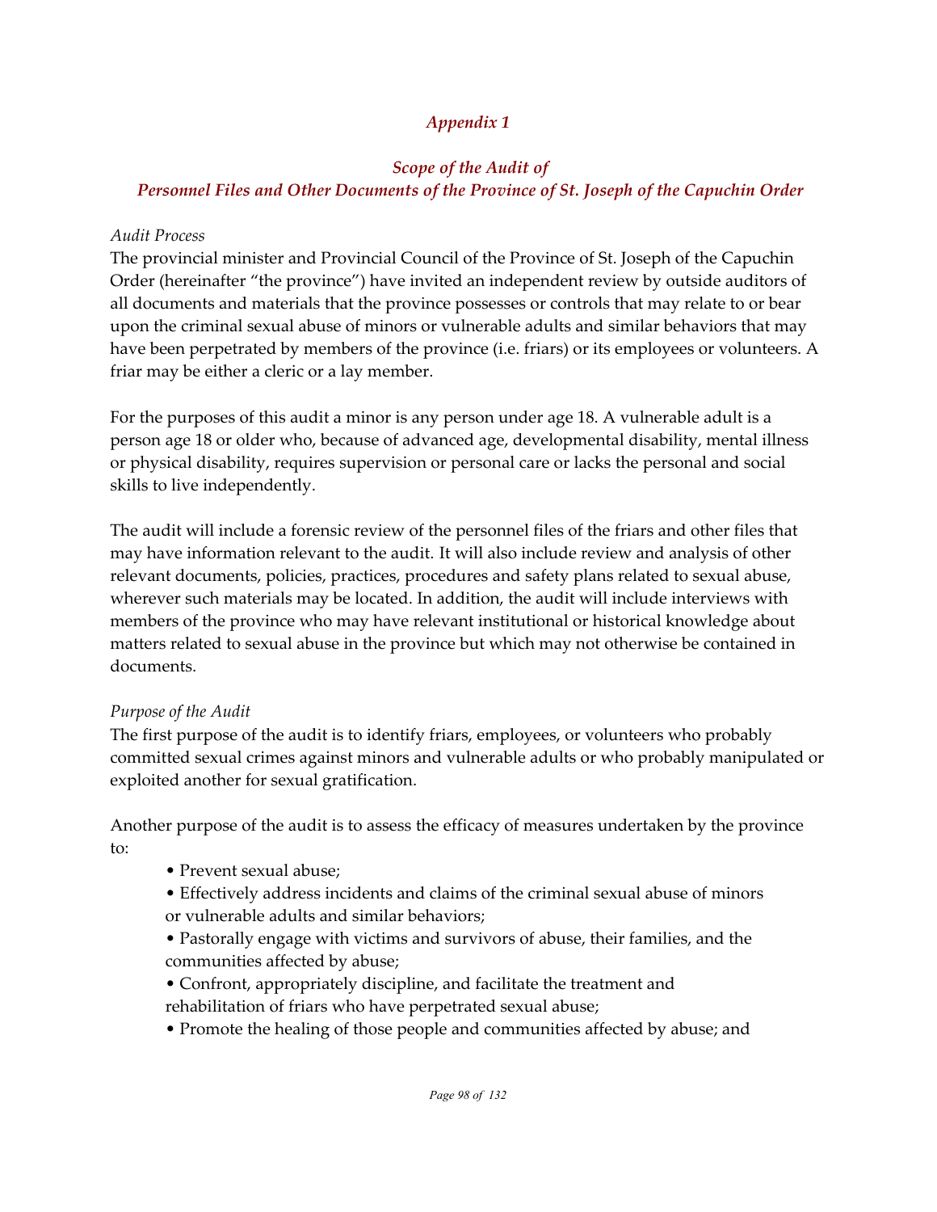# *Appendix 1*

## *Scope of the Audit of Personnel Files and Other Documents of the Province of St. Joseph of the Capuchin Order*

*Audit Process*

The provincial minister and Provincial Council of the Province of St. Joseph of the Capuchin Order (hereinafter "the province") have invited an independent review by outside auditors of all documents and materials that the province possesses or controls that may relate to or bear upon the criminal sexual abuse of minors or vulnerable adults and similar behaviors that may have been perpetrated by members of the province (i.e. friars) or its employees or volunteers. A friar may be either a cleric or a lay member.

For the purposes of this audit a minor is any person under age 18. A vulnerable adult is a person age 18 or older who, because of advanced age, developmental disability, mental illness or physical disability, requires supervision or personal care or lacks the personal and social skills to live independently.

The audit will include a forensic review of the personnel files of the friars and other files that may have information relevant to the audit. It will also include review and analysis of other relevant documents, policies, practices, procedures and safety plans related to sexual abuse, wherever such materials may be located. In addition, the audit will include interviews with members of the province who may have relevant institutional or historical knowledge about matters related to sexual abuse in the province but which may not otherwise be contained in documents.

*Purpose of the Audit*

The first purpose of the audit is to identify friars, employees, or volunteers who probably committed sexual crimes against minors and vulnerable adults or who probably manipulated or exploited another for sexual gratification.

Another purpose of the audit is to assess the efficacy of measures undertaken by the province to:

- Prevent sexual abuse;
- Effectively address incidents and claims of the criminal sexual abuse of minors or vulnerable adults and similar behaviors;
- Pastorally engage with victims and survivors of abuse, their families, and the communities affected by abuse;
- Confront, appropriately discipline, and facilitate the treatment and rehabilitation of friars who have perpetrated sexual abuse;
- Promote the healing of those people and communities affected by abuse; and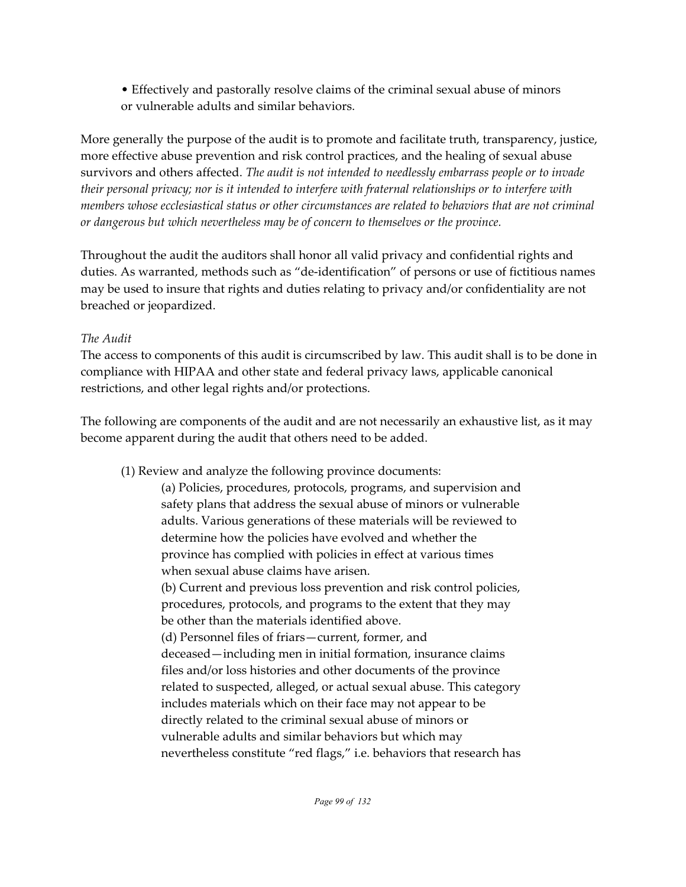- Effectively and pastorally resolve claims of the criminal sexual abuse of minors or vulnerable adults and similar behaviors.

More generally the purpose of the audit is to promote and facilitate truth, transparency, justice, more effective abuse prevention and risk control practices, and the healing of sexual abuse survivors and others affected. *The audit is not intended to needlessly embarrass people or to invade their personal privacy; nor is it intended to interfere with fraternal relationships or to interfere with members whose ecclesiastical status or other circumstances are related to behaviors that are not criminal or dangerous but which nevertheless may be of concern to themselves or the province.*

Throughout the audit the auditors shall honor all valid privacy and confidential rights and duties. As warranted, methods such as "de-identification" of persons or use of fictitious names may be used to insure that rights and duties relating to privacy and/or confidentiality are not breached or jeopardized.

*The Audit*

The access to components of this audit is circumscribed by law. This audit shall is to be done in compliance with HIPAA and other state and federal privacy laws, applicable canonical restrictions, and other legal rights and/or protections.

The following are components of the audit and are not necessarily an exhaustive list, as it may become apparent during the audit that others need to be added.

(1) Review and analyze the following province documents:

(a) Policies, procedures, protocols, programs, and supervision and safety plans that address the sexual abuse of minors or vulnerable adults. Various generations of these materials will be reviewed to determine how the policies have evolved and whether the province has complied with policies in effect at various times when sexual abuse claims have arisen.

(b) Current and previous loss prevention and risk control policies, procedures, protocols, and programs to the extent that they may be other than the materials identified above.

(d) Personnel files of friars—current, former, and deceased—including men in initial formation, insurance claims files and/or loss histories and other documents of the province related to suspected, alleged, or actual sexual abuse. This category includes materials which on their face may not appear to be directly related to the criminal sexual abuse of minors or vulnerable adults and similar behaviors but which may nevertheless constitute "red flags," i.e. behaviors that research has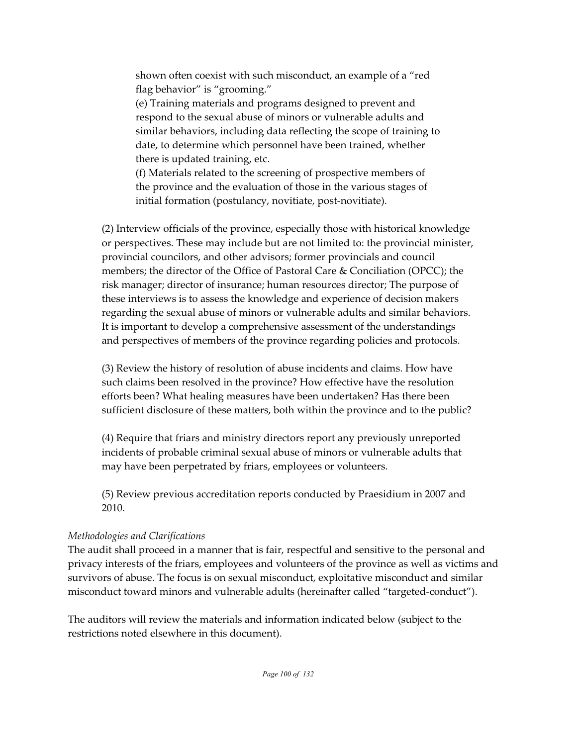shown often coexist with such misconduct, an example of a "red flag behavior" is "grooming."

(e) Training materials and programs designed to prevent and respond to the sexual abuse of minors or vulnerable adults and similar behaviors, including data reflecting the scope of training to date, to determine which personnel have been trained, whether there is updated training, etc.

(f) Materials related to the screening of prospective members of the province and the evaluation of those in the various stages of initial formation (postulancy, novitiate, post-novitiate).

(2) Interview officials of the province, especially those with historical knowledge or perspectives. These may include but are not limited to: the provincial minister, provincial councilors, and other advisors; former provincials and council members; the director of the Office of Pastoral Care & Conciliation (OPCC); the risk manager; director of insurance; human resources director; The purpose of these interviews is to assess the knowledge and experience of decision makers regarding the sexual abuse of minors or vulnerable adults and similar behaviors. It is important to develop a comprehensive assessment of the understandings and perspectives of members of the province regarding policies and protocols.

(3) Review the history of resolution of abuse incidents and claims. How have such claims been resolved in the province? How effective have the resolution efforts been? What healing measures have been undertaken? Has there been sufficient disclosure of these matters, both within the province and to the public?

(4) Require that friars and ministry directors report any previously unreported incidents of probable criminal sexual abuse of minors or vulnerable adults that may have been perpetrated by friars, employees or volunteers.

(5) Review previous accreditation reports conducted by Praesidium in 2007 and 2010.

*Methodologies and Clarifications*

The audit shall proceed in a manner that is fair, respectful and sensitive to the personal and privacy interests of the friars, employees and volunteers of the province as well as victims and survivors of abuse. The focus is on sexual misconduct, exploitative misconduct and similar misconduct toward minors and vulnerable adults (hereinafter called "targeted-conduct").

The auditors will review the materials and information indicated below (subject to the restrictions noted elsewhere in this document).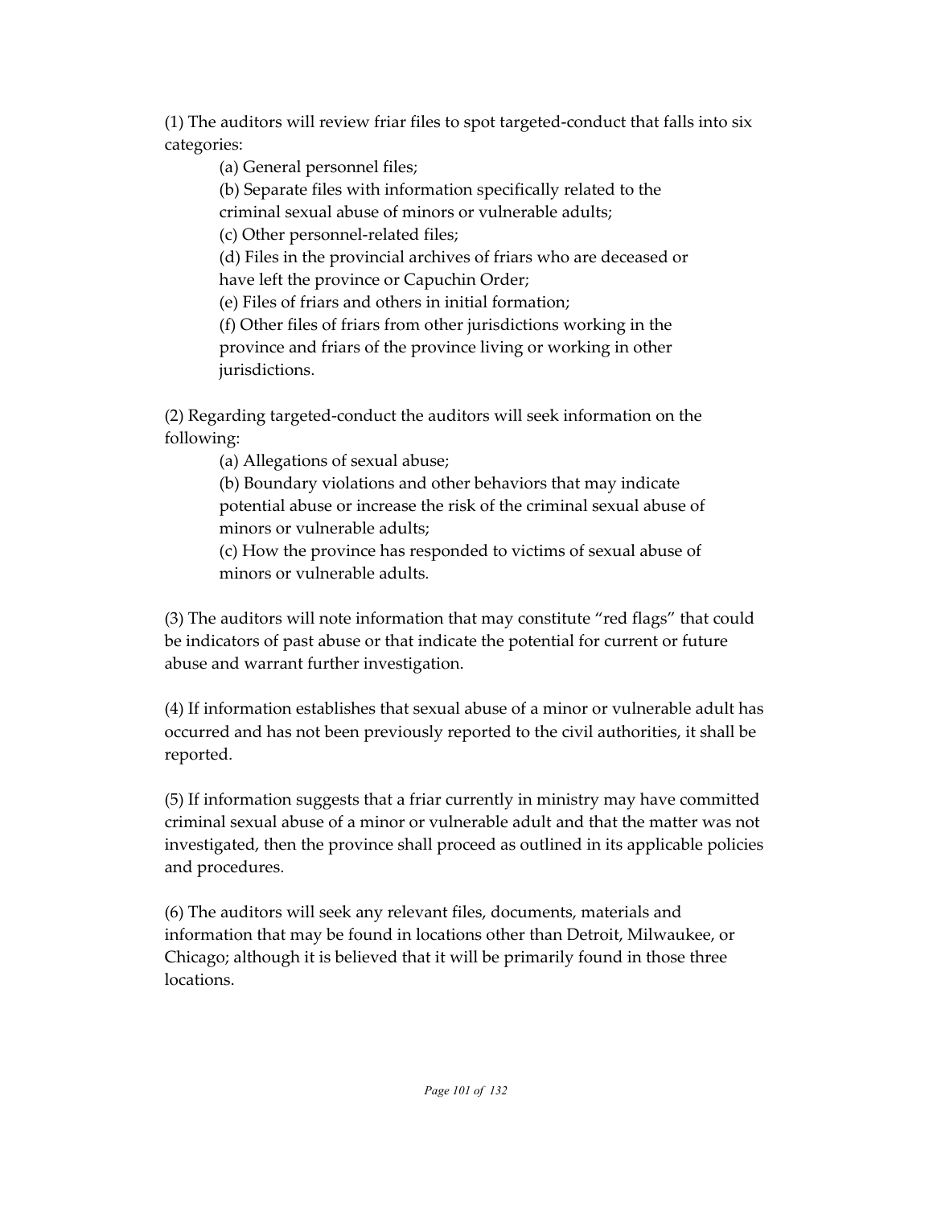(1) The auditors will review friar files to spot targeted-conduct that falls into six categories:

(a) General personnel files;

(b) Separate files with information specifically related to the criminal sexual abuse of minors or vulnerable adults;

(c) Other personnel-related files;

(d) Files in the provincial archives of friars who are deceased or have left the province or Capuchin Order;

(e) Files of friars and others in initial formation;

(f) Other files of friars from other jurisdictions working in the province and friars of the province living or working in other jurisdictions.

(2) Regarding targeted-conduct the auditors will seek information on the following:

(a) Allegations of sexual abuse;

(b) Boundary violations and other behaviors that may indicate potential abuse or increase the risk of the criminal sexual abuse of minors or vulnerable adults;

(c) How the province has responded to victims of sexual abuse of minors or vulnerable adults.

(3) The auditors will note information that may constitute "red flags" that could be indicators of past abuse or that indicate the potential for current or future abuse and warrant further investigation.

(4) If information establishes that sexual abuse of a minor or vulnerable adult has occurred and has not been previously reported to the civil authorities, it shall be reported.

(5) If information suggests that a friar currently in ministry may have committed criminal sexual abuse of a minor or vulnerable adult and that the matter was not investigated, then the province shall proceed as outlined in its applicable policies and procedures.

(6) The auditors will seek any relevant files, documents, materials and information that may be found in locations other than Detroit, Milwaukee, or Chicago; although it is believed that it will be primarily found in those three locations.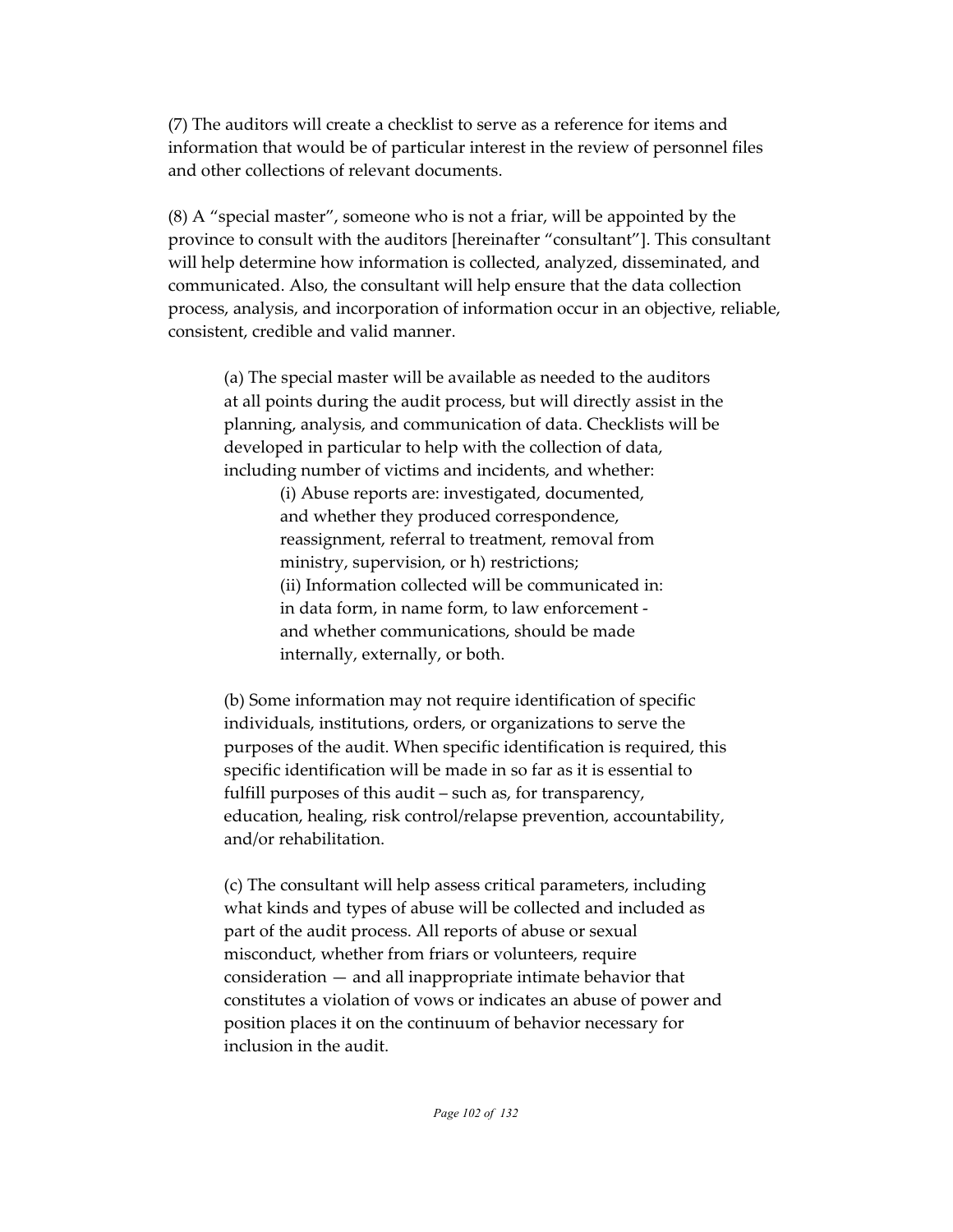(7) The auditors will create a checklist to serve as a reference for items and information that would be of particular interest in the review of personnel files and other collections of relevant documents.

(8) A "special master", someone who is not a friar, will be appointed by the province to consult with the auditors [hereinafter "consultant"]. This consultant will help determine how information is collected, analyzed, disseminated, and communicated. Also, the consultant will help ensure that the data collection process, analysis, and incorporation of information occur in an objective, reliable, consistent, credible and valid manner.

> (a) The special master will be available as needed to the auditors at all points during the audit process, but will directly assist in the planning, analysis, and communication of data. Checklists will be developed in particular to help with the collection of data, including number of victims and incidents, and whether:
>
> > (i) Abuse reports are: investigated, documented, and whether they produced correspondence, reassignment, referral to treatment, removal from ministry, supervision, or h) restrictions;
> > (ii) Information collected will be communicated in: in data form, in name form, to law enforcement - and whether communications, should be made internally, externally, or both.
>
> (b) Some information may not require identification of specific individuals, institutions, orders, or organizations to serve the purposes of the audit. When specific identification is required, this specific identification will be made in so far as it is essential to fulfill purposes of this audit – such as, for transparency, education, healing, risk control/relapse prevention, accountability, and/or rehabilitation.
>
> (c) The consultant will help assess critical parameters, including what kinds and types of abuse will be collected and included as part of the audit process. All reports of abuse or sexual misconduct, whether from friars or volunteers, require consideration — and all inappropriate intimate behavior that constitutes a violation of vows or indicates an abuse of power and position places it on the continuum of behavior necessary for inclusion in the audit.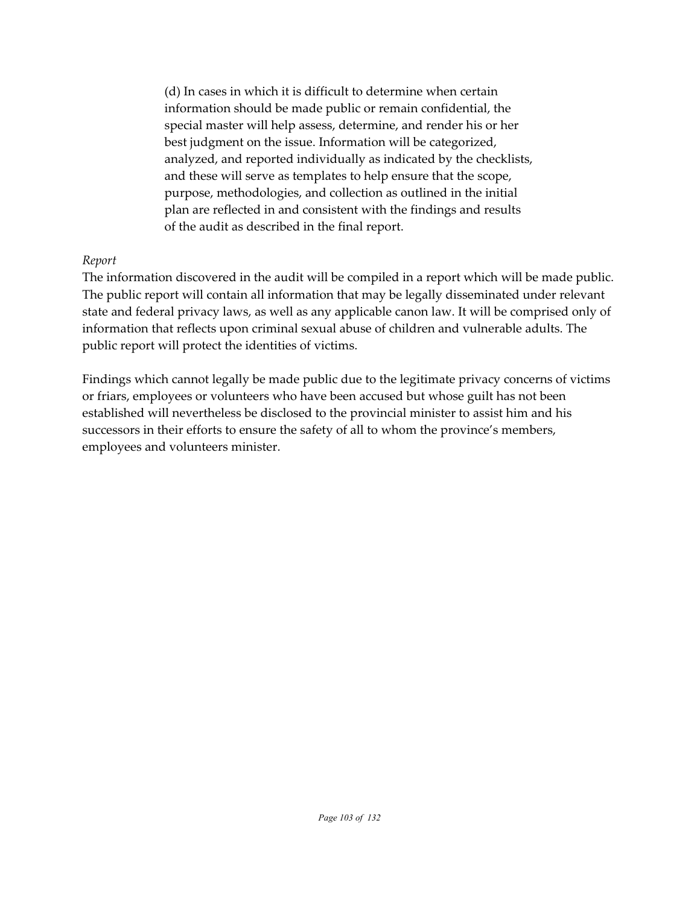(d) In cases in which it is difficult to determine when certain information should be made public or remain confidential, the special master will help assess, determine, and render his or her best judgment on the issue. Information will be categorized, analyzed, and reported individually as indicated by the checklists, and these will serve as templates to help ensure that the scope, purpose, methodologies, and collection as outlined in the initial plan are reflected in and consistent with the findings and results of the audit as described in the final report.

*Report*

The information discovered in the audit will be compiled in a report which will be made public. The public report will contain all information that may be legally disseminated under relevant state and federal privacy laws, as well as any applicable canon law. It will be comprised only of information that reflects upon criminal sexual abuse of children and vulnerable adults. The public report will protect the identities of victims.

Findings which cannot legally be made public due to the legitimate privacy concerns of victims or friars, employees or volunteers who have been accused but whose guilt has not been established will nevertheless be disclosed to the provincial minister to assist him and his successors in their efforts to ensure the safety of all to whom the province's members, employees and volunteers minister.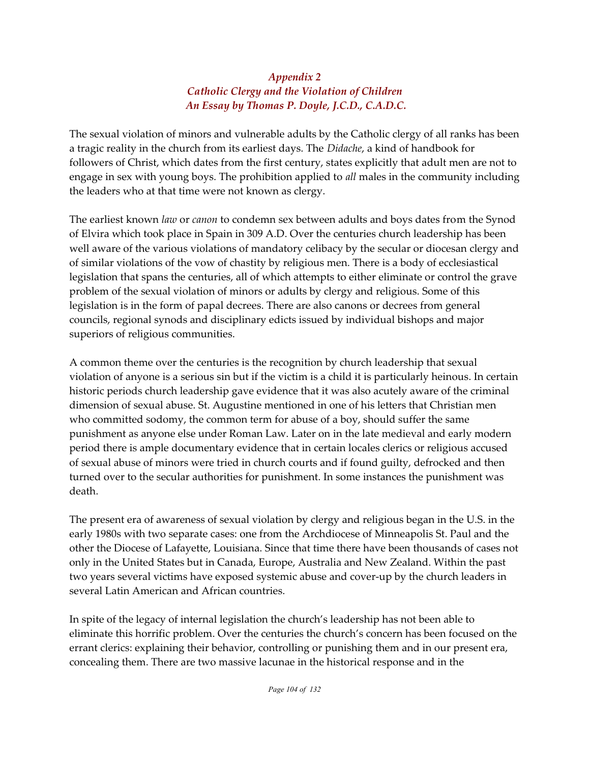### *Appendix 2*
### *Catholic Clergy and the Violation of Children*
### *An Essay by Thomas P. Doyle, J.C.D., C.A.D.C.*

The sexual violation of minors and vulnerable adults by the Catholic clergy of all ranks has been a tragic reality in the church from its earliest days. The *Didache*, a kind of handbook for followers of Christ, which dates from the first century, states explicitly that adult men are not to engage in sex with young boys. The prohibition applied to *all* males in the community including the leaders who at that time were not known as clergy.

The earliest known *law* or *canon* to condemn sex between adults and boys dates from the Synod of Elvira which took place in Spain in 309 A.D. Over the centuries church leadership has been well aware of the various violations of mandatory celibacy by the secular or diocesan clergy and of similar violations of the vow of chastity by religious men. There is a body of ecclesiastical legislation that spans the centuries, all of which attempts to either eliminate or control the grave problem of the sexual violation of minors or adults by clergy and religious. Some of this legislation is in the form of papal decrees. There are also canons or decrees from general councils, regional synods and disciplinary edicts issued by individual bishops and major superiors of religious communities.

A common theme over the centuries is the recognition by church leadership that sexual violation of anyone is a serious sin but if the victim is a child it is particularly heinous. In certain historic periods church leadership gave evidence that it was also acutely aware of the criminal dimension of sexual abuse. St. Augustine mentioned in one of his letters that Christian men who committed sodomy, the common term for abuse of a boy, should suffer the same punishment as anyone else under Roman Law. Later on in the late medieval and early modern period there is ample documentary evidence that in certain locales clerics or religious accused of sexual abuse of minors were tried in church courts and if found guilty, defrocked and then turned over to the secular authorities for punishment. In some instances the punishment was death.

The present era of awareness of sexual violation by clergy and religious began in the U.S. in the early 1980s with two separate cases: one from the Archdiocese of Minneapolis St. Paul and the other the Diocese of Lafayette, Louisiana. Since that time there have been thousands of cases not only in the United States but in Canada, Europe, Australia and New Zealand. Within the past two years several victims have exposed systemic abuse and cover-up by the church leaders in several Latin American and African countries.

In spite of the legacy of internal legislation the church's leadership has not been able to eliminate this horrific problem. Over the centuries the church's concern has been focused on the errant clerics: explaining their behavior, controlling or punishing them and in our present era, concealing them. There are two massive lacunae in the historical response and in the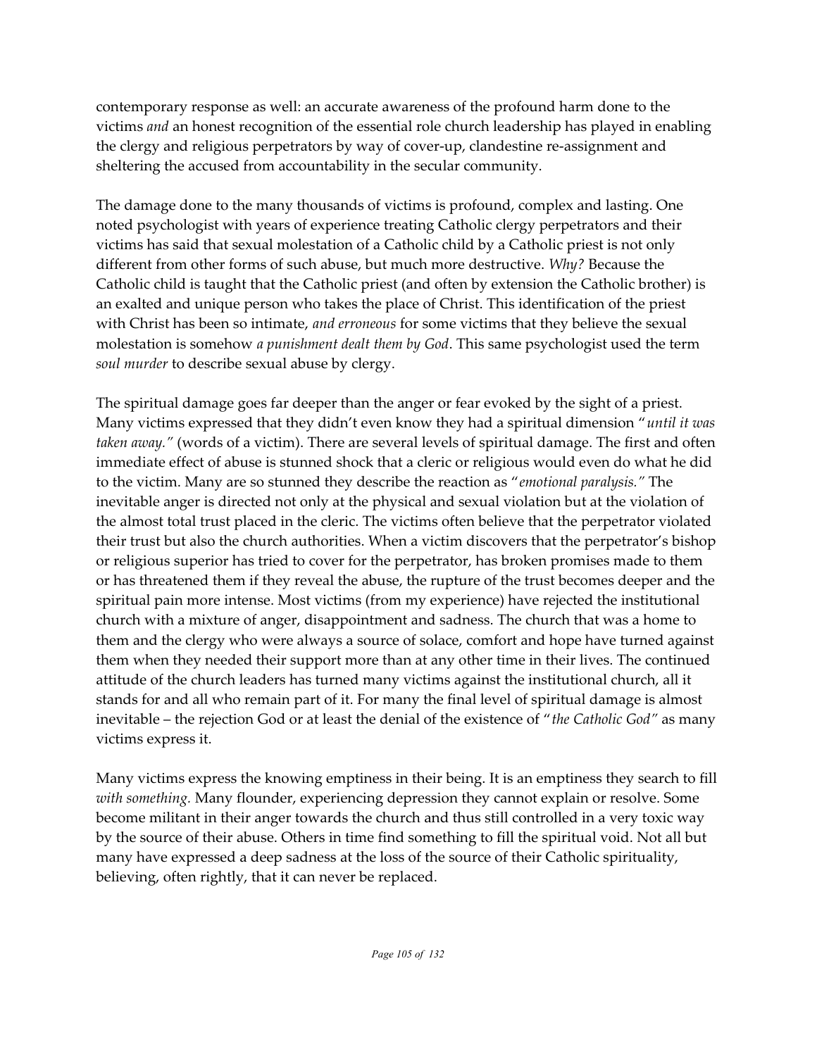contemporary response as well: an accurate awareness of the profound harm done to the victims *and* an honest recognition of the essential role church leadership has played in enabling the clergy and religious perpetrators by way of cover-up, clandestine re-assignment and sheltering the accused from accountability in the secular community.

The damage done to the many thousands of victims is profound, complex and lasting. One noted psychologist with years of experience treating Catholic clergy perpetrators and their victims has said that sexual molestation of a Catholic child by a Catholic priest is not only different from other forms of such abuse, but much more destructive. *Why?* Because the Catholic child is taught that the Catholic priest (and often by extension the Catholic brother) is an exalted and unique person who takes the place of Christ. This identification of the priest with Christ has been so intimate, *and erroneous* for some victims that they believe the sexual molestation is somehow *a punishment dealt them by God*. This same psychologist used the term *soul murder* to describe sexual abuse by clergy.

The spiritual damage goes far deeper than the anger or fear evoked by the sight of a priest. Many victims expressed that they didn't even know they had a spiritual dimension "*until it was taken away.*" (words of a victim). There are several levels of spiritual damage. The first and often immediate effect of abuse is stunned shock that a cleric or religious would even do what he did to the victim. Many are so stunned they describe the reaction as "*emotional paralysis.*" The inevitable anger is directed not only at the physical and sexual violation but at the violation of the almost total trust placed in the cleric. The victims often believe that the perpetrator violated their trust but also the church authorities. When a victim discovers that the perpetrator's bishop or religious superior has tried to cover for the perpetrator, has broken promises made to them or has threatened them if they reveal the abuse, the rupture of the trust becomes deeper and the spiritual pain more intense. Most victims (from my experience) have rejected the institutional church with a mixture of anger, disappointment and sadness. The church that was a home to them and the clergy who were always a source of solace, comfort and hope have turned against them when they needed their support more than at any other time in their lives. The continued attitude of the church leaders has turned many victims against the institutional church, all it stands for and all who remain part of it. For many the final level of spiritual damage is almost inevitable – the rejection God or at least the denial of the existence of "*the Catholic God*" as many victims express it.

Many victims express the knowing emptiness in their being. It is an emptiness they search to fill *with something.* Many flounder, experiencing depression they cannot explain or resolve. Some become militant in their anger towards the church and thus still controlled in a very toxic way by the source of their abuse. Others in time find something to fill the spiritual void. Not all but many have expressed a deep sadness at the loss of the source of their Catholic spirituality, believing, often rightly, that it can never be replaced.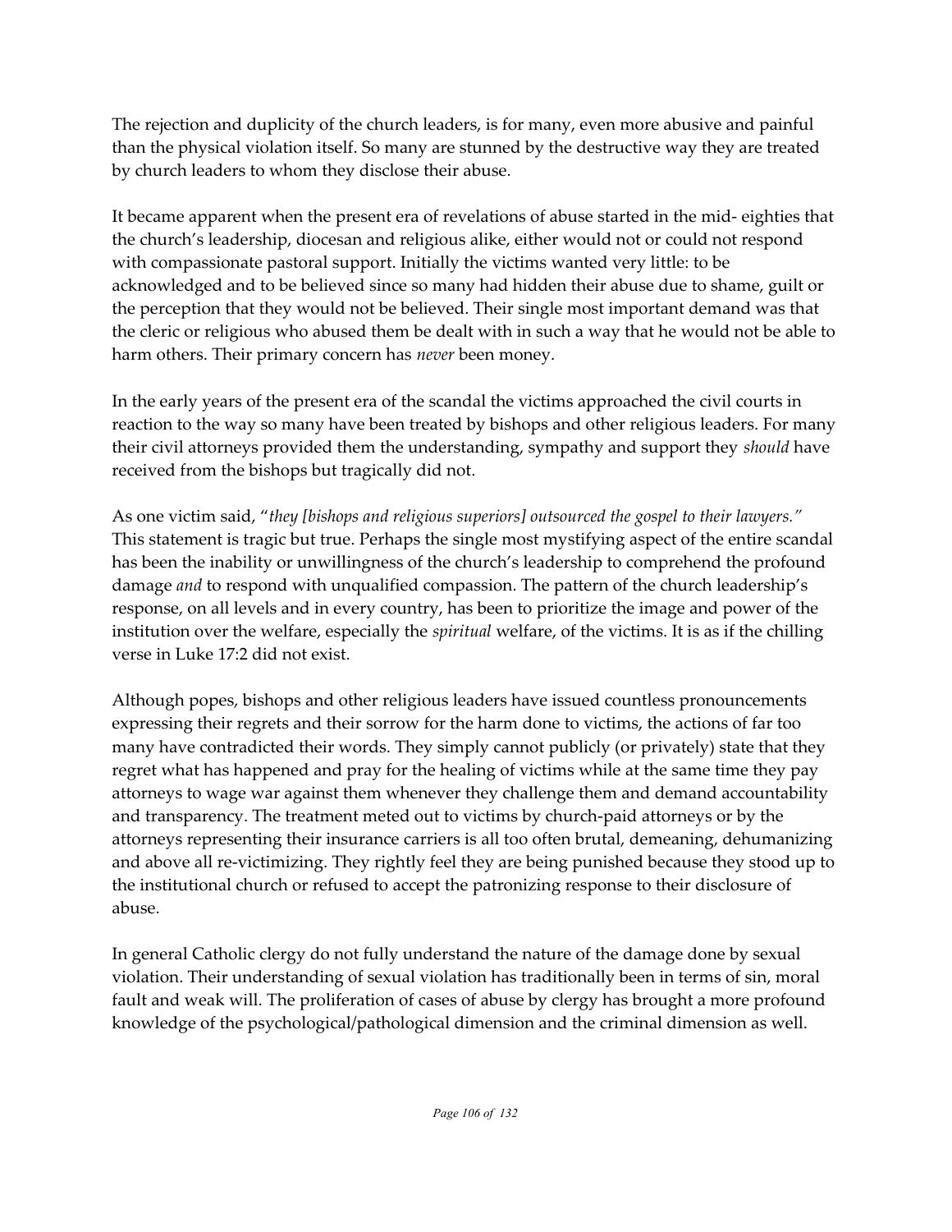The rejection and duplicity of the church leaders, is for many, even more abusive and painful than the physical violation itself. So many are stunned by the destructive way they are treated by church leaders to whom they disclose their abuse.

It became apparent when the present era of revelations of abuse started in the mid- eighties that the church's leadership, diocesan and religious alike, either would not or could not respond with compassionate pastoral support. Initially the victims wanted very little: to be acknowledged and to be believed since so many had hidden their abuse due to shame, guilt or the perception that they would not be believed. Their single most important demand was that the cleric or religious who abused them be dealt with in such a way that he would not be able to harm others. Their primary concern has *never* been money.

In the early years of the present era of the scandal the victims approached the civil courts in reaction to the way so many have been treated by bishops and other religious leaders. For many their civil attorneys provided them the understanding, sympathy and support they *should* have received from the bishops but tragically did not.

As one victim said, "*they [bishops and religious superiors] outsourced the gospel to their lawyers.*" This statement is tragic but true. Perhaps the single most mystifying aspect of the entire scandal has been the inability or unwillingness of the church's leadership to comprehend the profound damage *and* to respond with unqualified compassion. The pattern of the church leadership's response, on all levels and in every country, has been to prioritize the image and power of the institution over the welfare, especially the *spiritual* welfare, of the victims. It is as if the chilling verse in Luke 17:2 did not exist.

Although popes, bishops and other religious leaders have issued countless pronouncements expressing their regrets and their sorrow for the harm done to victims, the actions of far too many have contradicted their words. They simply cannot publicly (or privately) state that they regret what has happened and pray for the healing of victims while at the same time they pay attorneys to wage war against them whenever they challenge them and demand accountability and transparency. The treatment meted out to victims by church-paid attorneys or by the attorneys representing their insurance carriers is all too often brutal, demeaning, dehumanizing and above all re-victimizing. They rightly feel they are being punished because they stood up to the institutional church or refused to accept the patronizing response to their disclosure of abuse.

In general Catholic clergy do not fully understand the nature of the damage done by sexual violation. Their understanding of sexual violation has traditionally been in terms of sin, moral fault and weak will. The proliferation of cases of abuse by clergy has brought a more profound knowledge of the psychological/pathological dimension and the criminal dimension as well.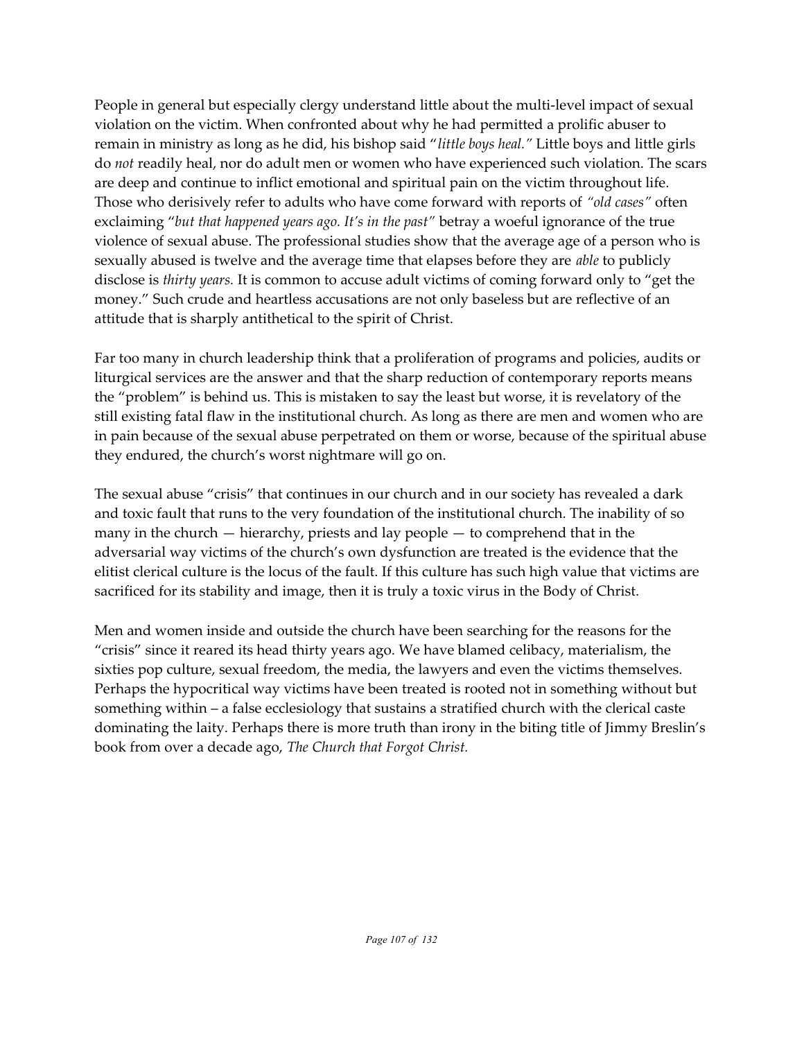People in general but especially clergy understand little about the multi-level impact of sexual violation on the victim. When confronted about why he had permitted a prolific abuser to remain in ministry as long as he did, his bishop said "*little boys heal.*" Little boys and little girls do *not* readily heal, nor do adult men or women who have experienced such violation. The scars are deep and continue to inflict emotional and spiritual pain on the victim throughout life. Those who derisively refer to adults who have come forward with reports of *"old cases"* often exclaiming "*but that happened years ago. It's in the past"* betray a woeful ignorance of the true violence of sexual abuse. The professional studies show that the average age of a person who is sexually abused is twelve and the average time that elapses before they are *able* to publicly disclose is *thirty years.* It is common to accuse adult victims of coming forward only to "get the money." Such crude and heartless accusations are not only baseless but are reflective of an attitude that is sharply antithetical to the spirit of Christ.

Far too many in church leadership think that a proliferation of programs and policies, audits or liturgical services are the answer and that the sharp reduction of contemporary reports means the "problem" is behind us. This is mistaken to say the least but worse, it is revelatory of the still existing fatal flaw in the institutional church. As long as there are men and women who are in pain because of the sexual abuse perpetrated on them or worse, because of the spiritual abuse they endured, the church's worst nightmare will go on.

The sexual abuse "crisis" that continues in our church and in our society has revealed a dark and toxic fault that runs to the very foundation of the institutional church. The inability of so many in the church — hierarchy, priests and lay people — to comprehend that in the adversarial way victims of the church's own dysfunction are treated is the evidence that the elitist clerical culture is the locus of the fault. If this culture has such high value that victims are sacrificed for its stability and image, then it is truly a toxic virus in the Body of Christ.

Men and women inside and outside the church have been searching for the reasons for the "crisis" since it reared its head thirty years ago. We have blamed celibacy, materialism, the sixties pop culture, sexual freedom, the media, the lawyers and even the victims themselves. Perhaps the hypocritical way victims have been treated is rooted not in something without but something within – a false ecclesiology that sustains a stratified church with the clerical caste dominating the laity. Perhaps there is more truth than irony in the biting title of Jimmy Breslin's book from over a decade ago, *The Church that Forgot Christ.*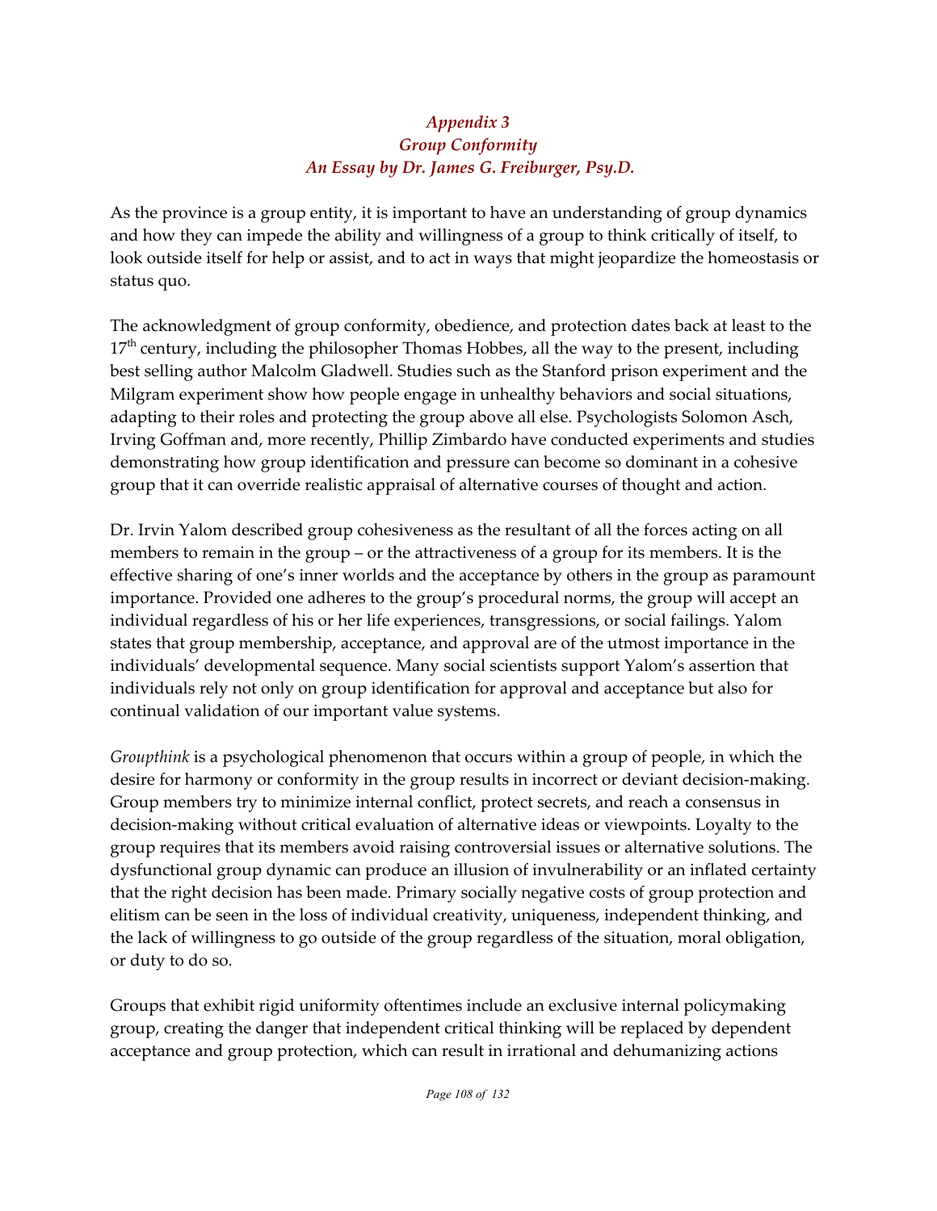## *Appendix 3*
## *Group Conformity*
## *An Essay by Dr. James G. Freiburger, Psy.D.*

As the province is a group entity, it is important to have an understanding of group dynamics and how they can impede the ability and willingness of a group to think critically of itself, to look outside itself for help or assist, and to act in ways that might jeopardize the homeostasis or status quo.

The acknowledgment of group conformity, obedience, and protection dates back at least to the 17th century, including the philosopher Thomas Hobbes, all the way to the present, including best selling author Malcolm Gladwell. Studies such as the Stanford prison experiment and the Milgram experiment show how people engage in unhealthy behaviors and social situations, adapting to their roles and protecting the group above all else. Psychologists Solomon Asch, Irving Goffman and, more recently, Phillip Zimbardo have conducted experiments and studies demonstrating how group identification and pressure can become so dominant in a cohesive group that it can override realistic appraisal of alternative courses of thought and action.

Dr. Irvin Yalom described group cohesiveness as the resultant of all the forces acting on all members to remain in the group – or the attractiveness of a group for its members. It is the effective sharing of one's inner worlds and the acceptance by others in the group as paramount importance. Provided one adheres to the group's procedural norms, the group will accept an individual regardless of his or her life experiences, transgressions, or social failings. Yalom states that group membership, acceptance, and approval are of the utmost importance in the individuals' developmental sequence. Many social scientists support Yalom's assertion that individuals rely not only on group identification for approval and acceptance but also for continual validation of our important value systems.

*Groupthink* is a psychological phenomenon that occurs within a group of people, in which the desire for harmony or conformity in the group results in incorrect or deviant decision-making. Group members try to minimize internal conflict, protect secrets, and reach a consensus in decision-making without critical evaluation of alternative ideas or viewpoints. Loyalty to the group requires that its members avoid raising controversial issues or alternative solutions. The dysfunctional group dynamic can produce an illusion of invulnerability or an inflated certainty that the right decision has been made. Primary socially negative costs of group protection and elitism can be seen in the loss of individual creativity, uniqueness, independent thinking, and the lack of willingness to go outside of the group regardless of the situation, moral obligation, or duty to do so.

Groups that exhibit rigid uniformity oftentimes include an exclusive internal policymaking group, creating the danger that independent critical thinking will be replaced by dependent acceptance and group protection, which can result in irrational and dehumanizing actions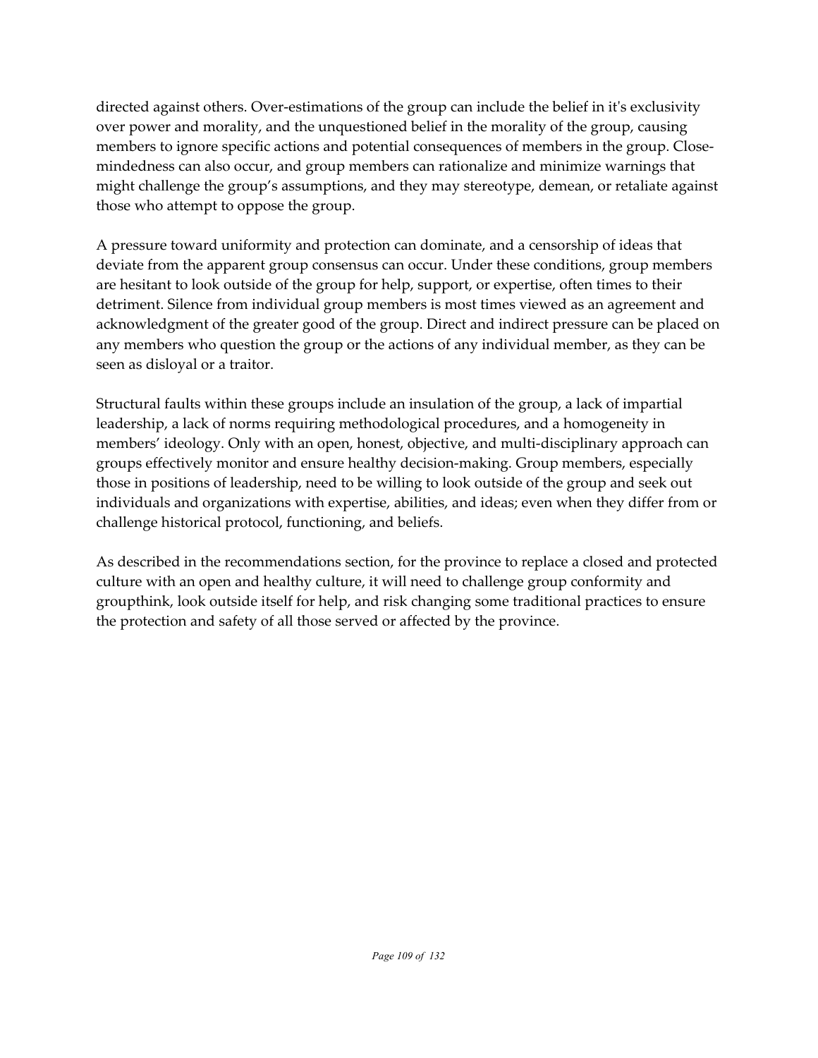directed against others. Over-estimations of the group can include the belief in it's exclusivity over power and morality, and the unquestioned belief in the morality of the group, causing members to ignore specific actions and potential consequences of members in the group. Close-mindedness can also occur, and group members can rationalize and minimize warnings that might challenge the group's assumptions, and they may stereotype, demean, or retaliate against those who attempt to oppose the group.

A pressure toward uniformity and protection can dominate, and a censorship of ideas that deviate from the apparent group consensus can occur. Under these conditions, group members are hesitant to look outside of the group for help, support, or expertise, often times to their detriment. Silence from individual group members is most times viewed as an agreement and acknowledgment of the greater good of the group. Direct and indirect pressure can be placed on any members who question the group or the actions of any individual member, as they can be seen as disloyal or a traitor.

Structural faults within these groups include an insulation of the group, a lack of impartial leadership, a lack of norms requiring methodological procedures, and a homogeneity in members' ideology. Only with an open, honest, objective, and multi-disciplinary approach can groups effectively monitor and ensure healthy decision-making. Group members, especially those in positions of leadership, need to be willing to look outside of the group and seek out individuals and organizations with expertise, abilities, and ideas; even when they differ from or challenge historical protocol, functioning, and beliefs.

As described in the recommendations section, for the province to replace a closed and protected culture with an open and healthy culture, it will need to challenge group conformity and groupthink, look outside itself for help, and risk changing some traditional practices to ensure the protection and safety of all those served or affected by the province.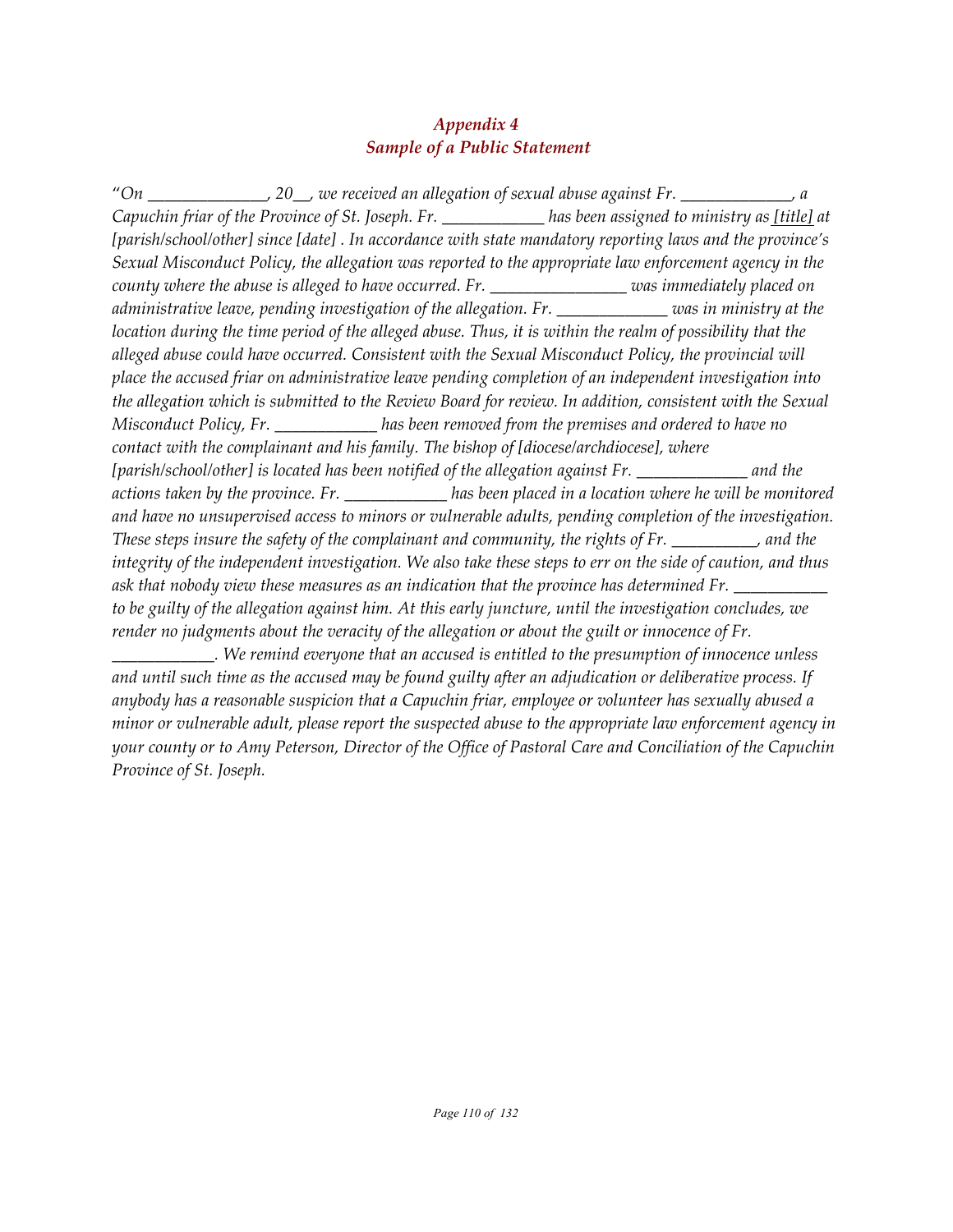### *Appendix 4*
### *Sample of a Public Statement*

*"On ______________, 20__, we received an allegation of sexual abuse against Fr. _____________, a Capuchin friar of the Province of St. Joseph. Fr. ____________ has been assigned to ministry as [title] at [parish/school/other] since [date] . In accordance with state mandatory reporting laws and the province's Sexual Misconduct Policy, the allegation was reported to the appropriate law enforcement agency in the county where the abuse is alleged to have occurred. Fr. ________________ was immediately placed on administrative leave, pending investigation of the allegation. Fr. _____________ was in ministry at the location during the time period of the alleged abuse. Thus, it is within the realm of possibility that the alleged abuse could have occurred. Consistent with the Sexual Misconduct Policy, the provincial will place the accused friar on administrative leave pending completion of an independent investigation into the allegation which is submitted to the Review Board for review. In addition, consistent with the Sexual Misconduct Policy, Fr. ____________ has been removed from the premises and ordered to have no contact with the complainant and his family. The bishop of [diocese/archdiocese], where [parish/school/other] is located has been notified of the allegation against Fr. _____________ and the actions taken by the province. Fr. ____________ has been placed in a location where he will be monitored and have no unsupervised access to minors or vulnerable adults, pending completion of the investigation. These steps insure the safety of the complainant and community, the rights of Fr. __________, and the integrity of the independent investigation. We also take these steps to err on the side of caution, and thus ask that nobody view these measures as an indication that the province has determined Fr. ___________ to be guilty of the allegation against him. At this early juncture, until the investigation concludes, we render no judgments about the veracity of the allegation or about the guilt or innocence of Fr. ____________. We remind everyone that an accused is entitled to the presumption of innocence unless and until such time as the accused may be found guilty after an adjudication or deliberative process. If anybody has a reasonable suspicion that a Capuchin friar, employee or volunteer has sexually abused a minor or vulnerable adult, please report the suspected abuse to the appropriate law enforcement agency in your county or to Amy Peterson, Director of the Office of Pastoral Care and Conciliation of the Capuchin Province of St. Joseph.*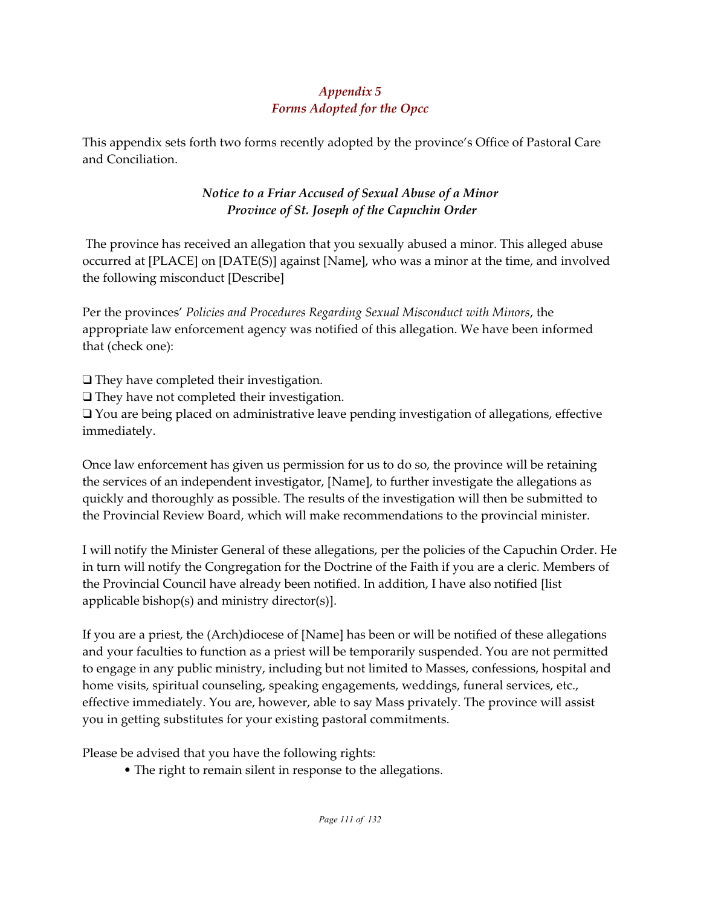## *Appendix 5*
## *Forms Adopted for the Opcc*

This appendix sets forth two forms recently adopted by the province's Office of Pastoral Care and Conciliation.

### *Notice to a Friar Accused of Sexual Abuse of a Minor*
### *Province of St. Joseph of the Capuchin Order*

The province has received an allegation that you sexually abused a minor. This alleged abuse occurred at [PLACE] on [DATE(S)] against [Name], who was a minor at the time, and involved the following misconduct [Describe]

Per the provinces' *Policies and Procedures Regarding Sexual Misconduct with Minors*, the appropriate law enforcement agency was notified of this allegation. We have been informed that (check one):

❑ They have completed their investigation.
❑ They have not completed their investigation.
❑ You are being placed on administrative leave pending investigation of allegations, effective immediately.

Once law enforcement has given us permission for us to do so, the province will be retaining the services of an independent investigator, [Name], to further investigate the allegations as quickly and thoroughly as possible. The results of the investigation will then be submitted to the Provincial Review Board, which will make recommendations to the provincial minister.

I will notify the Minister General of these allegations, per the policies of the Capuchin Order. He in turn will notify the Congregation for the Doctrine of the Faith if you are a cleric. Members of the Provincial Council have already been notified. In addition, I have also notified [list applicable bishop(s) and ministry director(s)].

If you are a priest, the (Arch)diocese of [Name] has been or will be notified of these allegations and your faculties to function as a priest will be temporarily suspended. You are not permitted to engage in any public ministry, including but not limited to Masses, confessions, hospital and home visits, spiritual counseling, speaking engagements, weddings, funeral services, etc., effective immediately. You are, however, able to say Mass privately. The province will assist you in getting substitutes for your existing pastoral commitments.

Please be advised that you have the following rights:

- The right to remain silent in response to the allegations.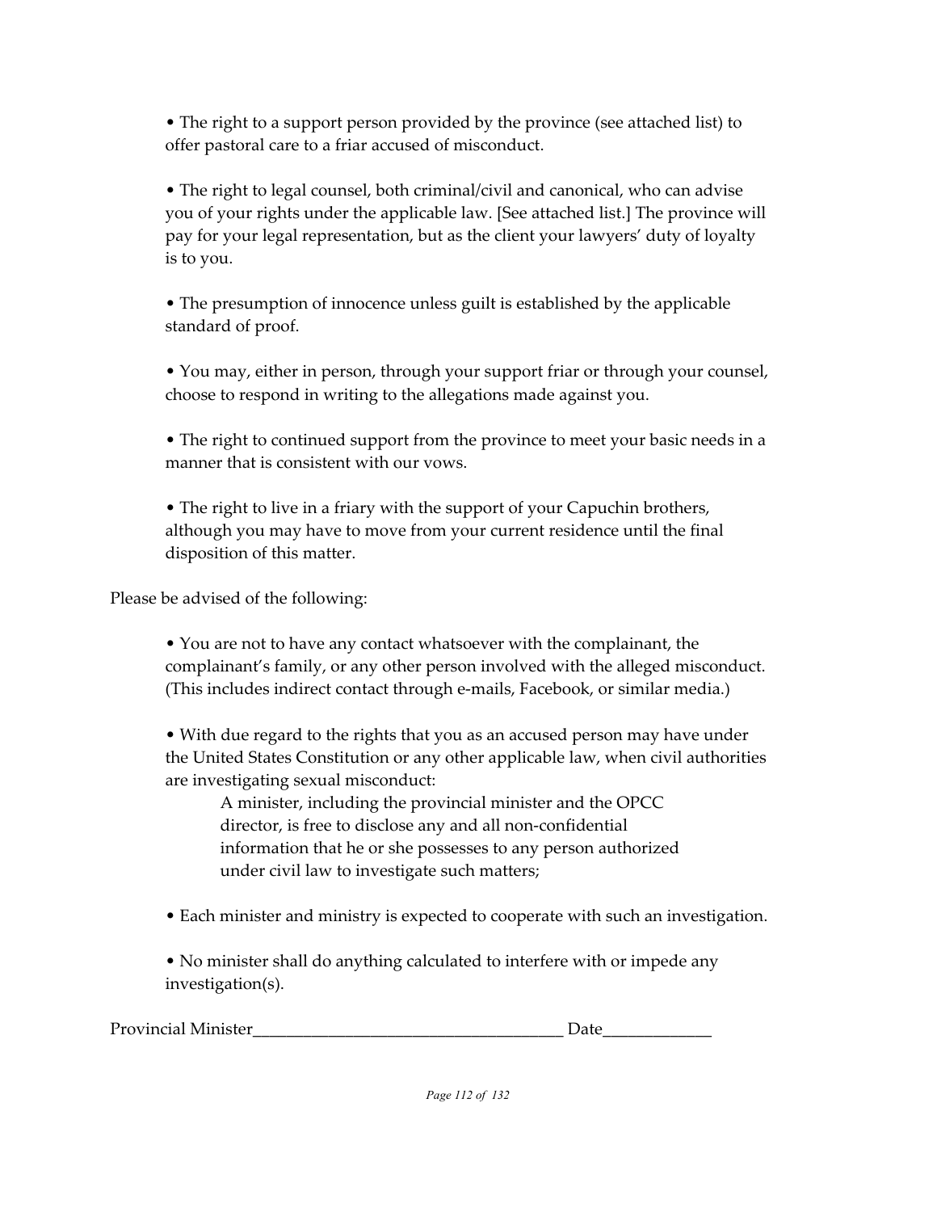- The right to a support person provided by the province (see attached list) to offer pastoral care to a friar accused of misconduct.

- The right to legal counsel, both criminal/civil and canonical, who can advise you of your rights under the applicable law. [See attached list.] The province will pay for your legal representation, but as the client your lawyers' duty of loyalty is to you.

- The presumption of innocence unless guilt is established by the applicable standard of proof.

- You may, either in person, through your support friar or through your counsel, choose to respond in writing to the allegations made against you.

- The right to continued support from the province to meet your basic needs in a manner that is consistent with our vows.

- The right to live in a friary with the support of your Capuchin brothers, although you may have to move from your current residence until the final disposition of this matter.

Please be advised of the following:

- You are not to have any contact whatsoever with the complainant, the complainant's family, or any other person involved with the alleged misconduct. (This includes indirect contact through e-mails, Facebook, or similar media.)

- With due regard to the rights that you as an accused person may have under the United States Constitution or any other applicable law, when civil authorities are investigating sexual misconduct:

  A minister, including the provincial minister and the OPCC director, is free to disclose any and all non-confidential information that he or she possesses to any person authorized under civil law to investigate such matters;

- Each minister and ministry is expected to cooperate with such an investigation.

- No minister shall do anything calculated to interfere with or impede any investigation(s).

Provincial Minister____________________________________ Date_____________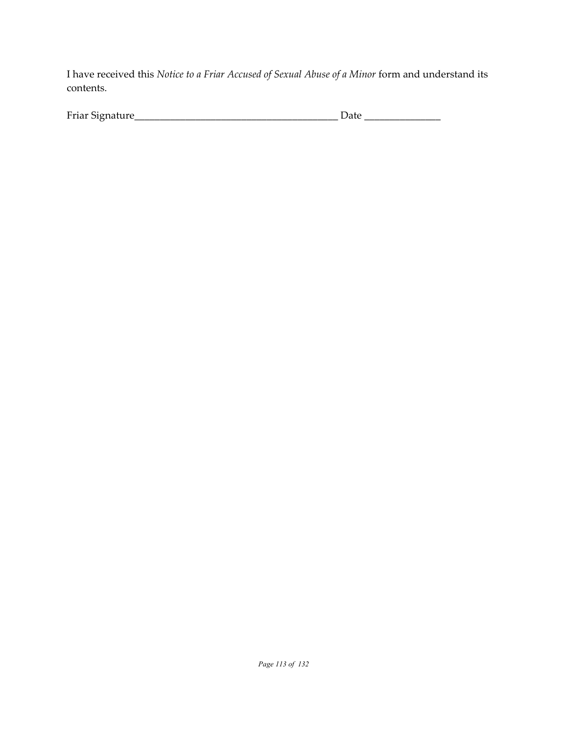I have received this *Notice to a Friar Accused of Sexual Abuse of a Minor* form and understand its contents.

Friar Signature_______________________________________ Date ______________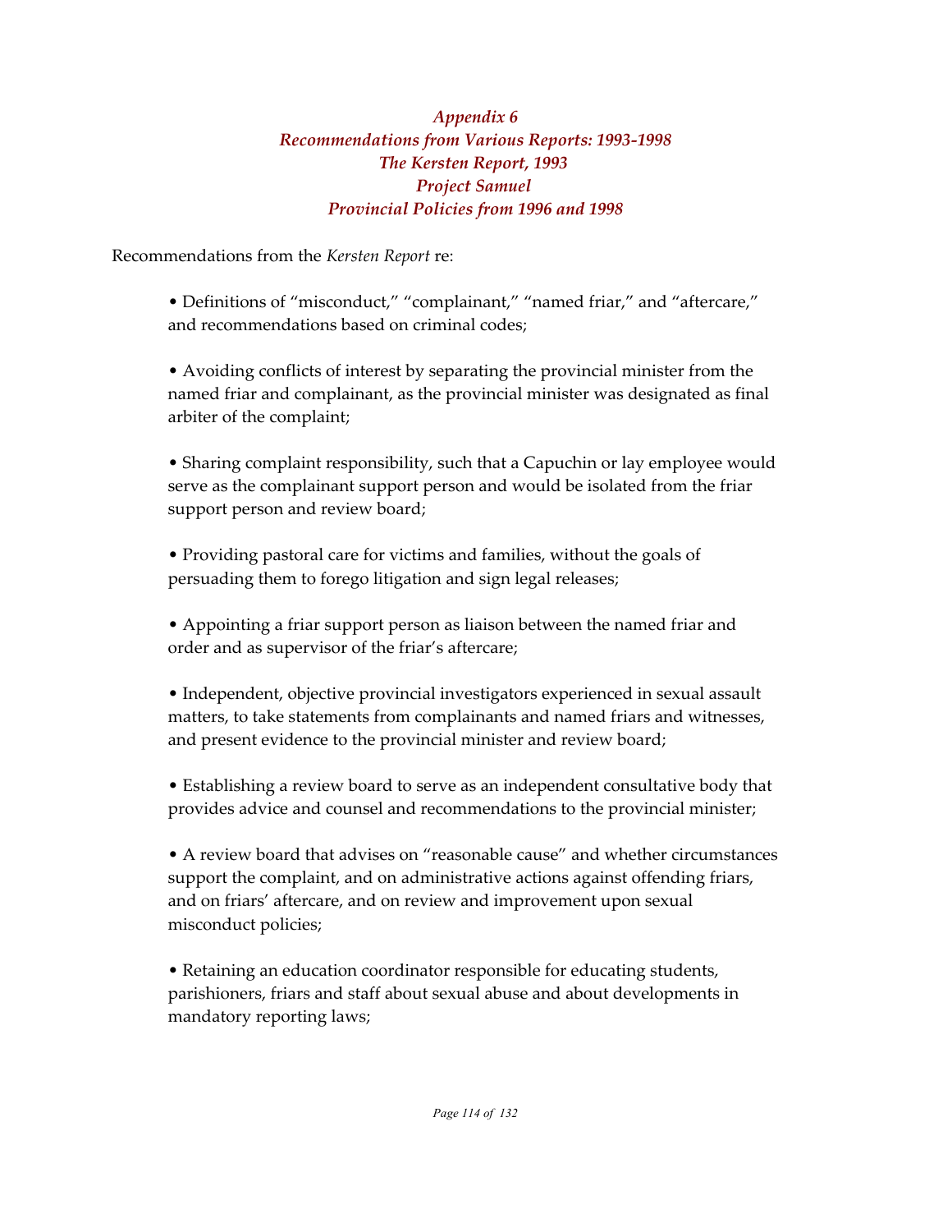### *Appendix 6*
### *Recommendations from Various Reports: 1993-1998*
### *The Kersten Report, 1993*
### *Project Samuel*
### *Provincial Policies from 1996 and 1998*

Recommendations from the *Kersten Report* re:

- Definitions of "misconduct," "complainant," "named friar," and "aftercare," and recommendations based on criminal codes;

- Avoiding conflicts of interest by separating the provincial minister from the named friar and complainant, as the provincial minister was designated as final arbiter of the complaint;

- Sharing complaint responsibility, such that a Capuchin or lay employee would serve as the complainant support person and would be isolated from the friar support person and review board;

- Providing pastoral care for victims and families, without the goals of persuading them to forego litigation and sign legal releases;

- Appointing a friar support person as liaison between the named friar and order and as supervisor of the friar's aftercare;

- Independent, objective provincial investigators experienced in sexual assault matters, to take statements from complainants and named friars and witnesses, and present evidence to the provincial minister and review board;

- Establishing a review board to serve as an independent consultative body that provides advice and counsel and recommendations to the provincial minister;

- A review board that advises on "reasonable cause" and whether circumstances support the complaint, and on administrative actions against offending friars, and on friars' aftercare, and on review and improvement upon sexual misconduct policies;

- Retaining an education coordinator responsible for educating students, parishioners, friars and staff about sexual abuse and about developments in mandatory reporting laws;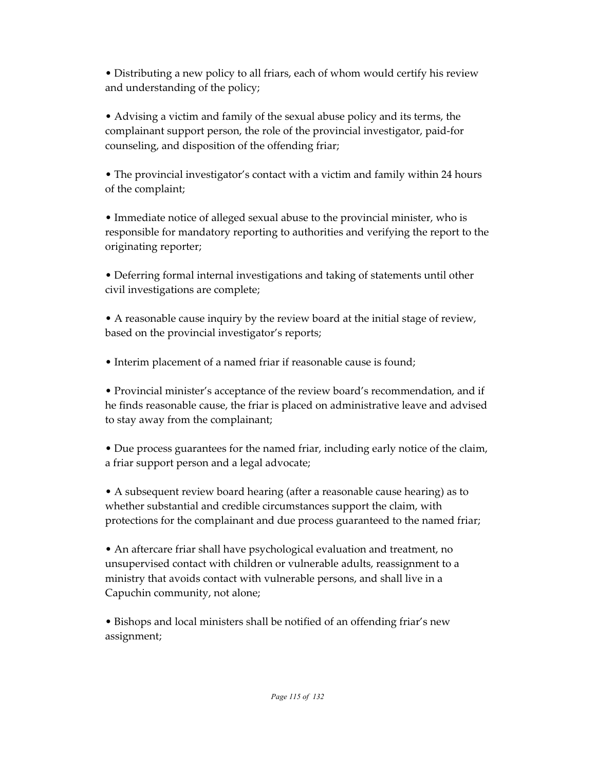- Distributing a new policy to all friars, each of whom would certify his review and understanding of the policy;

- Advising a victim and family of the sexual abuse policy and its terms, the complainant support person, the role of the provincial investigator, paid-for counseling, and disposition of the offending friar;

- The provincial investigator's contact with a victim and family within 24 hours of the complaint;

- Immediate notice of alleged sexual abuse to the provincial minister, who is responsible for mandatory reporting to authorities and verifying the report to the originating reporter;

- Deferring formal internal investigations and taking of statements until other civil investigations are complete;

- A reasonable cause inquiry by the review board at the initial stage of review, based on the provincial investigator's reports;

- Interim placement of a named friar if reasonable cause is found;

- Provincial minister's acceptance of the review board's recommendation, and if he finds reasonable cause, the friar is placed on administrative leave and advised to stay away from the complainant;

- Due process guarantees for the named friar, including early notice of the claim, a friar support person and a legal advocate;

- A subsequent review board hearing (after a reasonable cause hearing) as to whether substantial and credible circumstances support the claim, with protections for the complainant and due process guaranteed to the named friar;

- An aftercare friar shall have psychological evaluation and treatment, no unsupervised contact with children or vulnerable adults, reassignment to a ministry that avoids contact with vulnerable persons, and shall live in a Capuchin community, not alone;

- Bishops and local ministers shall be notified of an offending friar's new assignment;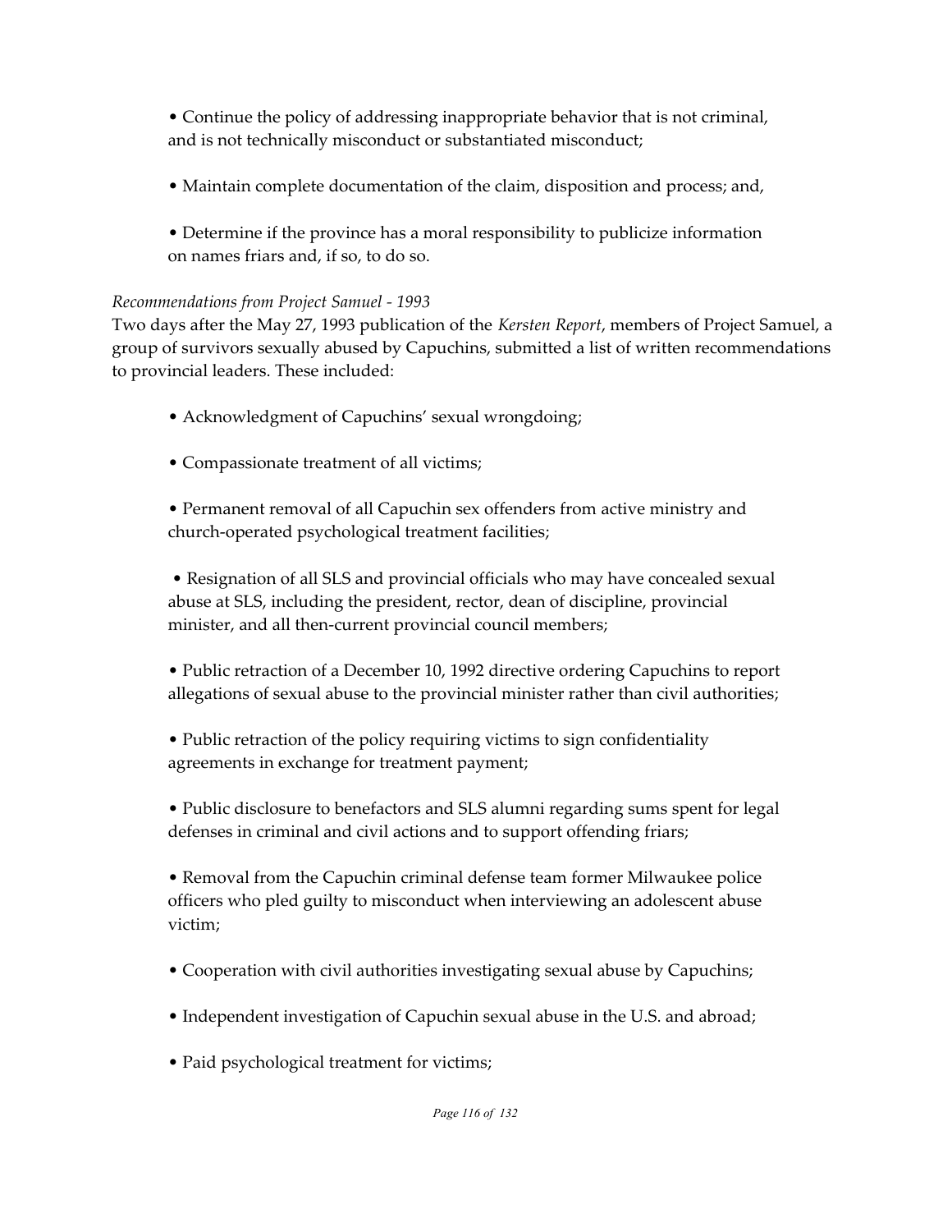- Continue the policy of addressing inappropriate behavior that is not criminal, and is not technically misconduct or substantiated misconduct;

- Maintain complete documentation of the claim, disposition and process; and,

- Determine if the province has a moral responsibility to publicize information on names friars and, if so, to do so.

*Recommendations from Project Samuel - 1993*

Two days after the May 27, 1993 publication of the *Kersten Report*, members of Project Samuel, a group of survivors sexually abused by Capuchins, submitted a list of written recommendations to provincial leaders. These included:

- Acknowledgment of Capuchins' sexual wrongdoing;

- Compassionate treatment of all victims;

- Permanent removal of all Capuchin sex offenders from active ministry and church-operated psychological treatment facilities;

- Resignation of all SLS and provincial officials who may have concealed sexual abuse at SLS, including the president, rector, dean of discipline, provincial minister, and all then-current provincial council members;

- Public retraction of a December 10, 1992 directive ordering Capuchins to report allegations of sexual abuse to the provincial minister rather than civil authorities;

- Public retraction of the policy requiring victims to sign confidentiality agreements in exchange for treatment payment;

- Public disclosure to benefactors and SLS alumni regarding sums spent for legal defenses in criminal and civil actions and to support offending friars;

- Removal from the Capuchin criminal defense team former Milwaukee police officers who pled guilty to misconduct when interviewing an adolescent abuse victim;

- Cooperation with civil authorities investigating sexual abuse by Capuchins;

- Independent investigation of Capuchin sexual abuse in the U.S. and abroad;

- Paid psychological treatment for victims;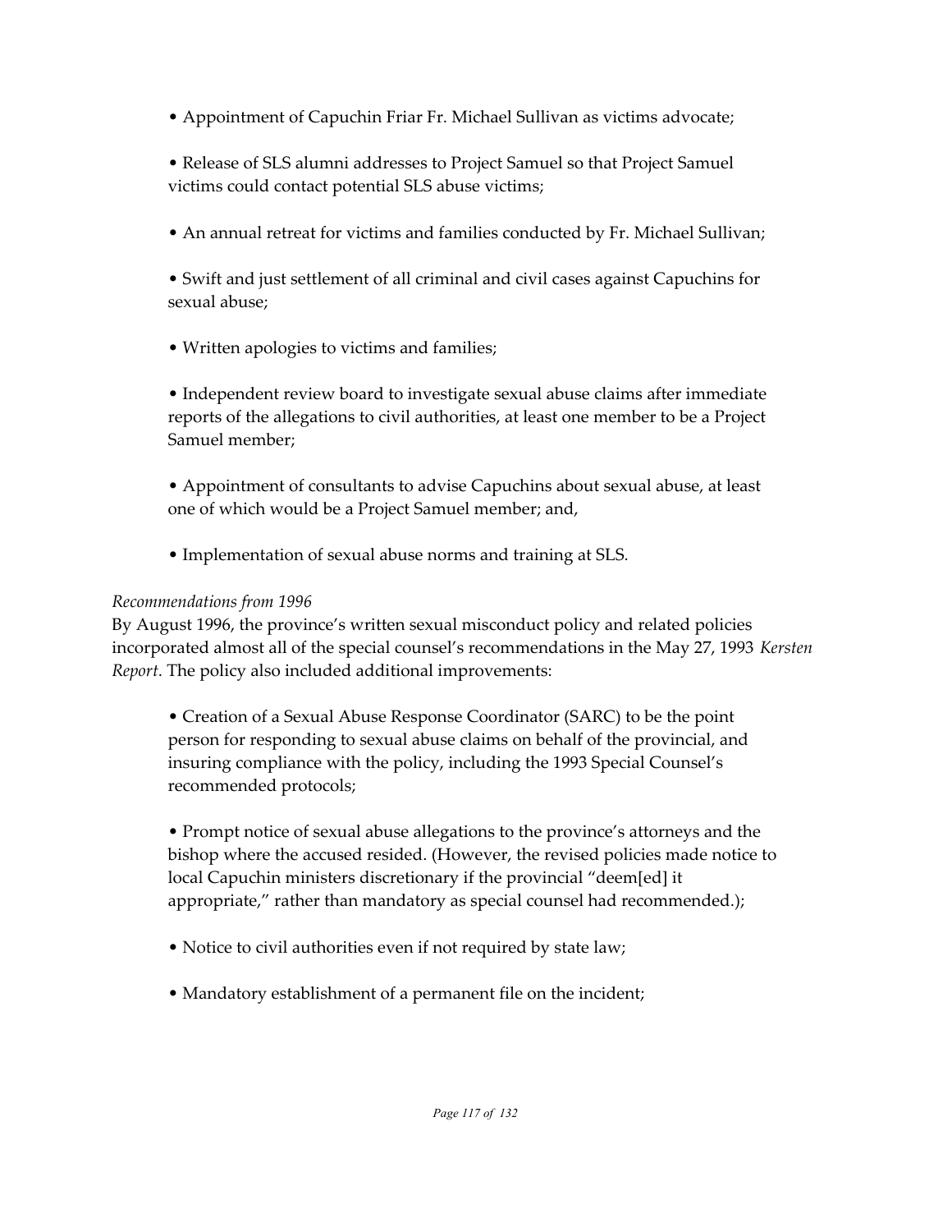- Appointment of Capuchin Friar Fr. Michael Sullivan as victims advocate;

- Release of SLS alumni addresses to Project Samuel so that Project Samuel victims could contact potential SLS abuse victims;

- An annual retreat for victims and families conducted by Fr. Michael Sullivan;

- Swift and just settlement of all criminal and civil cases against Capuchins for sexual abuse;

- Written apologies to victims and families;

- Independent review board to investigate sexual abuse claims after immediate reports of the allegations to civil authorities, at least one member to be a Project Samuel member;

- Appointment of consultants to advise Capuchins about sexual abuse, at least one of which would be a Project Samuel member; and,

- Implementation of sexual abuse norms and training at SLS.

*Recommendations from 1996*

By August 1996, the province's written sexual misconduct policy and related policies incorporated almost all of the special counsel's recommendations in the May 27, 1993 *Kersten Report*. The policy also included additional improvements:

- Creation of a Sexual Abuse Response Coordinator (SARC) to be the point person for responding to sexual abuse claims on behalf of the provincial, and insuring compliance with the policy, including the 1993 Special Counsel's recommended protocols;

- Prompt notice of sexual abuse allegations to the province's attorneys and the bishop where the accused resided. (However, the revised policies made notice to local Capuchin ministers discretionary if the provincial "deem[ed] it appropriate," rather than mandatory as special counsel had recommended.);

- Notice to civil authorities even if not required by state law;

- Mandatory establishment of a permanent file on the incident;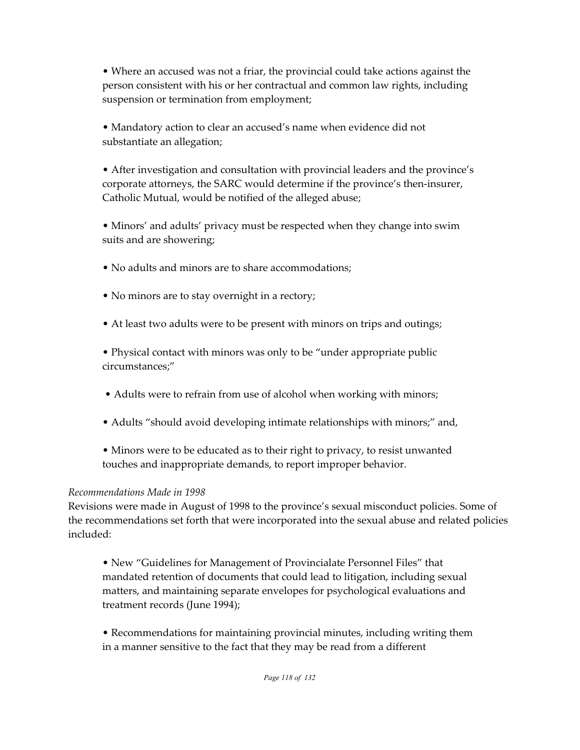- Where an accused was not a friar, the provincial could take actions against the person consistent with his or her contractual and common law rights, including suspension or termination from employment;

- Mandatory action to clear an accused's name when evidence did not substantiate an allegation;

- After investigation and consultation with provincial leaders and the province's corporate attorneys, the SARC would determine if the province's then-insurer, Catholic Mutual, would be notified of the alleged abuse;

- Minors' and adults' privacy must be respected when they change into swim suits and are showering;

- No adults and minors are to share accommodations;

- No minors are to stay overnight in a rectory;

- At least two adults were to be present with minors on trips and outings;

- Physical contact with minors was only to be "under appropriate public circumstances;"

- Adults were to refrain from use of alcohol when working with minors;

- Adults "should avoid developing intimate relationships with minors;" and,

- Minors were to be educated as to their right to privacy, to resist unwanted touches and inappropriate demands, to report improper behavior.

*Recommendations Made in 1998*

Revisions were made in August of 1998 to the province's sexual misconduct policies. Some of the recommendations set forth that were incorporated into the sexual abuse and related policies included:

- New "Guidelines for Management of Provincialate Personnel Files" that mandated retention of documents that could lead to litigation, including sexual matters, and maintaining separate envelopes for psychological evaluations and treatment records (June 1994);

- Recommendations for maintaining provincial minutes, including writing them in a manner sensitive to the fact that they may be read from a different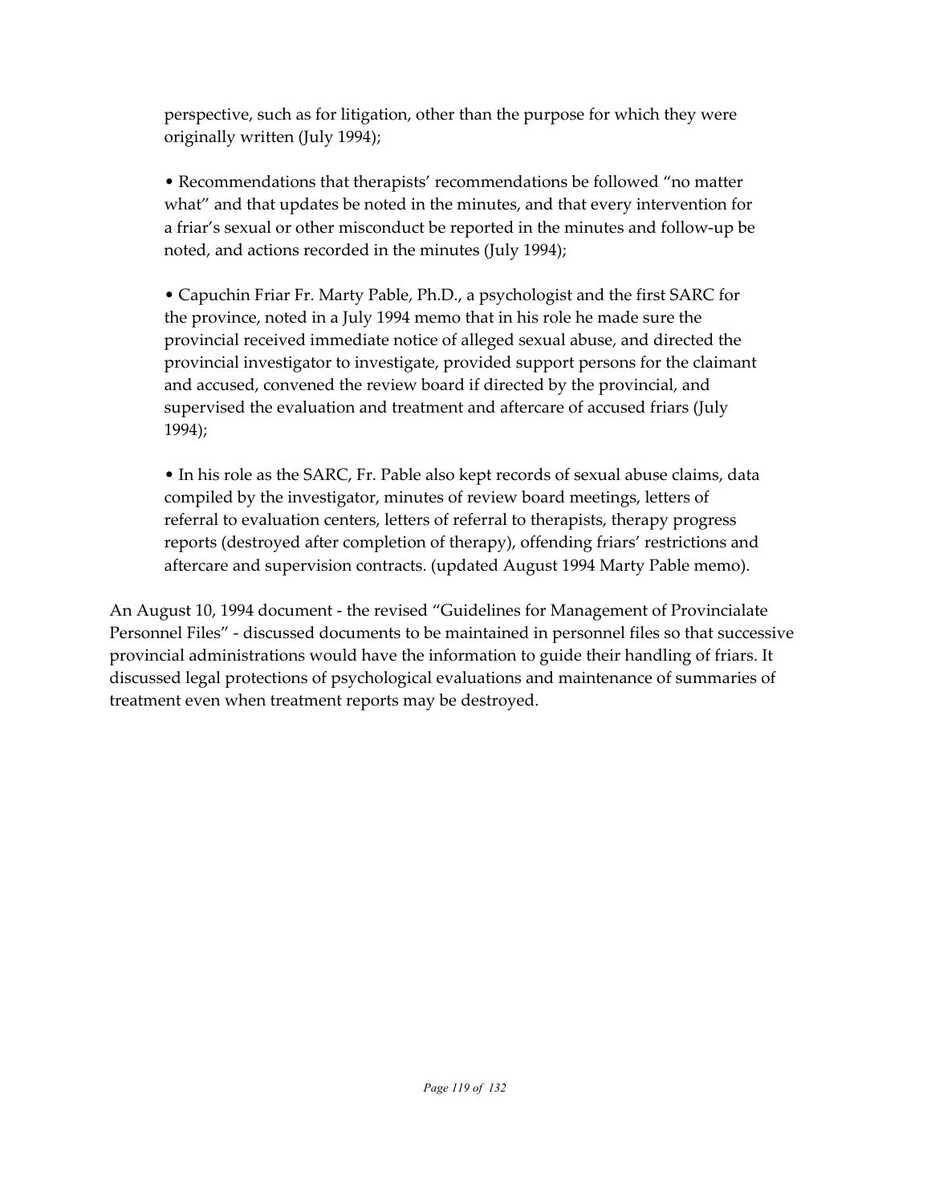perspective, such as for litigation, other than the purpose for which they were originally written (July 1994);

- Recommendations that therapists' recommendations be followed "no matter what" and that updates be noted in the minutes, and that every intervention for a friar's sexual or other misconduct be reported in the minutes and follow-up be noted, and actions recorded in the minutes (July 1994);

- Capuchin Friar Fr. Marty Pable, Ph.D., a psychologist and the first SARC for the province, noted in a July 1994 memo that in his role he made sure the provincial received immediate notice of alleged sexual abuse, and directed the provincial investigator to investigate, provided support persons for the claimant and accused, convened the review board if directed by the provincial, and supervised the evaluation and treatment and aftercare of accused friars (July 1994);

- In his role as the SARC, Fr. Pable also kept records of sexual abuse claims, data compiled by the investigator, minutes of review board meetings, letters of referral to evaluation centers, letters of referral to therapists, therapy progress reports (destroyed after completion of therapy), offending friars' restrictions and aftercare and supervision contracts. (updated August 1994 Marty Pable memo).

An August 10, 1994 document - the revised "Guidelines for Management of Provincialate Personnel Files" - discussed documents to be maintained in personnel files so that successive provincial administrations would have the information to guide their handling of friars. It discussed legal protections of psychological evaluations and maintenance of summaries of treatment even when treatment reports may be destroyed.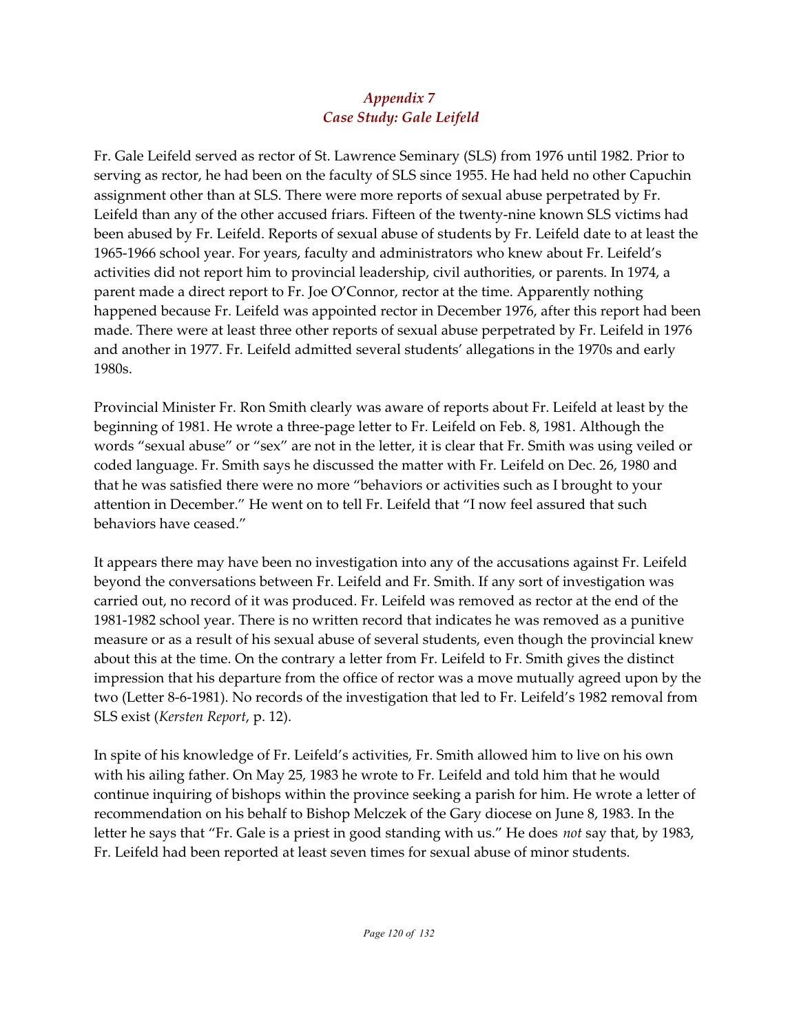## *Appendix 7*
## *Case Study: Gale Leifeld*

Fr. Gale Leifeld served as rector of St. Lawrence Seminary (SLS) from 1976 until 1982. Prior to serving as rector, he had been on the faculty of SLS since 1955. He had held no other Capuchin assignment other than at SLS. There were more reports of sexual abuse perpetrated by Fr. Leifeld than any of the other accused friars. Fifteen of the twenty-nine known SLS victims had been abused by Fr. Leifeld. Reports of sexual abuse of students by Fr. Leifeld date to at least the 1965-1966 school year. For years, faculty and administrators who knew about Fr. Leifeld's activities did not report him to provincial leadership, civil authorities, or parents. In 1974, a parent made a direct report to Fr. Joe O'Connor, rector at the time. Apparently nothing happened because Fr. Leifeld was appointed rector in December 1976, after this report had been made. There were at least three other reports of sexual abuse perpetrated by Fr. Leifeld in 1976 and another in 1977. Fr. Leifeld admitted several students' allegations in the 1970s and early 1980s.

Provincial Minister Fr. Ron Smith clearly was aware of reports about Fr. Leifeld at least by the beginning of 1981. He wrote a three-page letter to Fr. Leifeld on Feb. 8, 1981. Although the words "sexual abuse" or "sex" are not in the letter, it is clear that Fr. Smith was using veiled or coded language. Fr. Smith says he discussed the matter with Fr. Leifeld on Dec. 26, 1980 and that he was satisfied there were no more "behaviors or activities such as I brought to your attention in December." He went on to tell Fr. Leifeld that "I now feel assured that such behaviors have ceased."

It appears there may have been no investigation into any of the accusations against Fr. Leifeld beyond the conversations between Fr. Leifeld and Fr. Smith. If any sort of investigation was carried out, no record of it was produced. Fr. Leifeld was removed as rector at the end of the 1981-1982 school year. There is no written record that indicates he was removed as a punitive measure or as a result of his sexual abuse of several students, even though the provincial knew about this at the time. On the contrary a letter from Fr. Leifeld to Fr. Smith gives the distinct impression that his departure from the office of rector was a move mutually agreed upon by the two (Letter 8-6-1981). No records of the investigation that led to Fr. Leifeld's 1982 removal from SLS exist (*Kersten Report*, p. 12).

In spite of his knowledge of Fr. Leifeld's activities, Fr. Smith allowed him to live on his own with his ailing father. On May 25, 1983 he wrote to Fr. Leifeld and told him that he would continue inquiring of bishops within the province seeking a parish for him. He wrote a letter of recommendation on his behalf to Bishop Melczek of the Gary diocese on June 8, 1983. In the letter he says that "Fr. Gale is a priest in good standing with us." He does *not* say that, by 1983, Fr. Leifeld had been reported at least seven times for sexual abuse of minor students.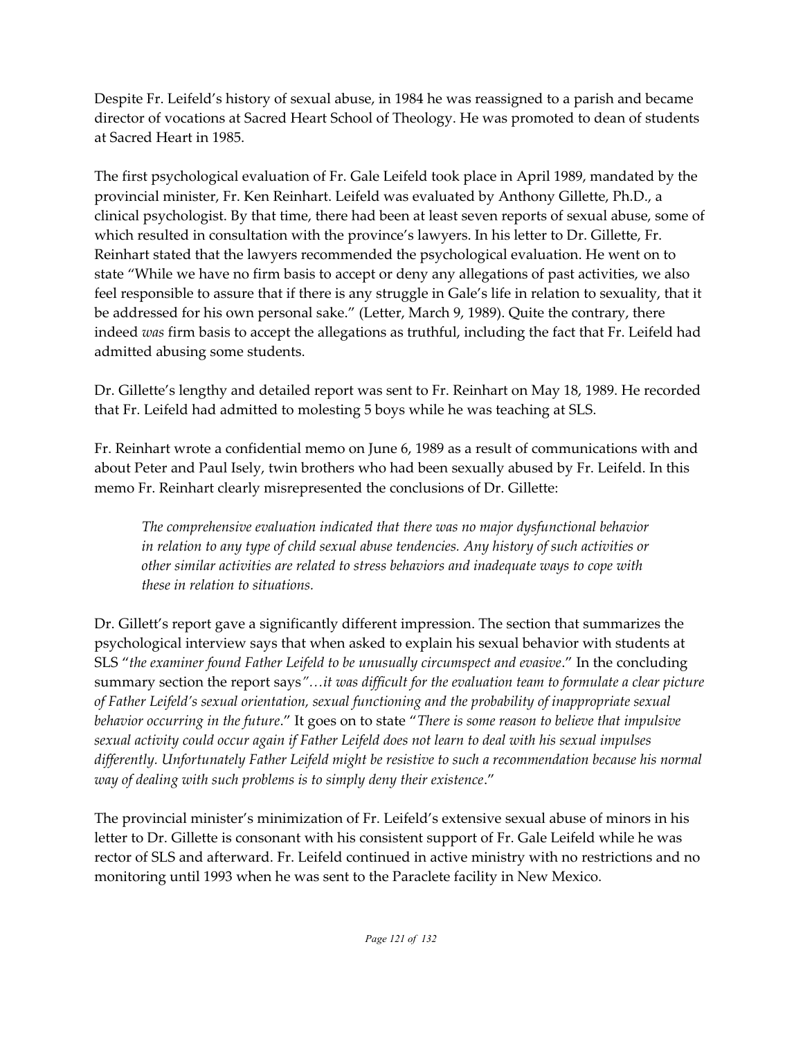Despite Fr. Leifeld's history of sexual abuse, in 1984 he was reassigned to a parish and became director of vocations at Sacred Heart School of Theology. He was promoted to dean of students at Sacred Heart in 1985.

The first psychological evaluation of Fr. Gale Leifeld took place in April 1989, mandated by the provincial minister, Fr. Ken Reinhart. Leifeld was evaluated by Anthony Gillette, Ph.D., a clinical psychologist. By that time, there had been at least seven reports of sexual abuse, some of which resulted in consultation with the province's lawyers. In his letter to Dr. Gillette, Fr. Reinhart stated that the lawyers recommended the psychological evaluation. He went on to state "While we have no firm basis to accept or deny any allegations of past activities, we also feel responsible to assure that if there is any struggle in Gale's life in relation to sexuality, that it be addressed for his own personal sake." (Letter, March 9, 1989). Quite the contrary, there indeed *was* firm basis to accept the allegations as truthful, including the fact that Fr. Leifeld had admitted abusing some students.

Dr. Gillette's lengthy and detailed report was sent to Fr. Reinhart on May 18, 1989. He recorded that Fr. Leifeld had admitted to molesting 5 boys while he was teaching at SLS.

Fr. Reinhart wrote a confidential memo on June 6, 1989 as a result of communications with and about Peter and Paul Isely, twin brothers who had been sexually abused by Fr. Leifeld. In this memo Fr. Reinhart clearly misrepresented the conclusions of Dr. Gillette:

> *The comprehensive evaluation indicated that there was no major dysfunctional behavior in relation to any type of child sexual abuse tendencies. Any history of such activities or other similar activities are related to stress behaviors and inadequate ways to cope with these in relation to situations.*

Dr. Gillett's report gave a significantly different impression. The section that summarizes the psychological interview says that when asked to explain his sexual behavior with students at SLS "*the examiner found Father Leifeld to be unusually circumspect and evasive*." In the concluding summary section the report says*"…it was difficult for the evaluation team to formulate a clear picture of Father Leifeld's sexual orientation, sexual functioning and the probability of inappropriate sexual behavior occurring in the future*." It goes on to state "*There is some reason to believe that impulsive sexual activity could occur again if Father Leifeld does not learn to deal with his sexual impulses differently. Unfortunately Father Leifeld might be resistive to such a recommendation because his normal way of dealing with such problems is to simply deny their existence*."

The provincial minister's minimization of Fr. Leifeld's extensive sexual abuse of minors in his letter to Dr. Gillette is consonant with his consistent support of Fr. Gale Leifeld while he was rector of SLS and afterward. Fr. Leifeld continued in active ministry with no restrictions and no monitoring until 1993 when he was sent to the Paraclete facility in New Mexico.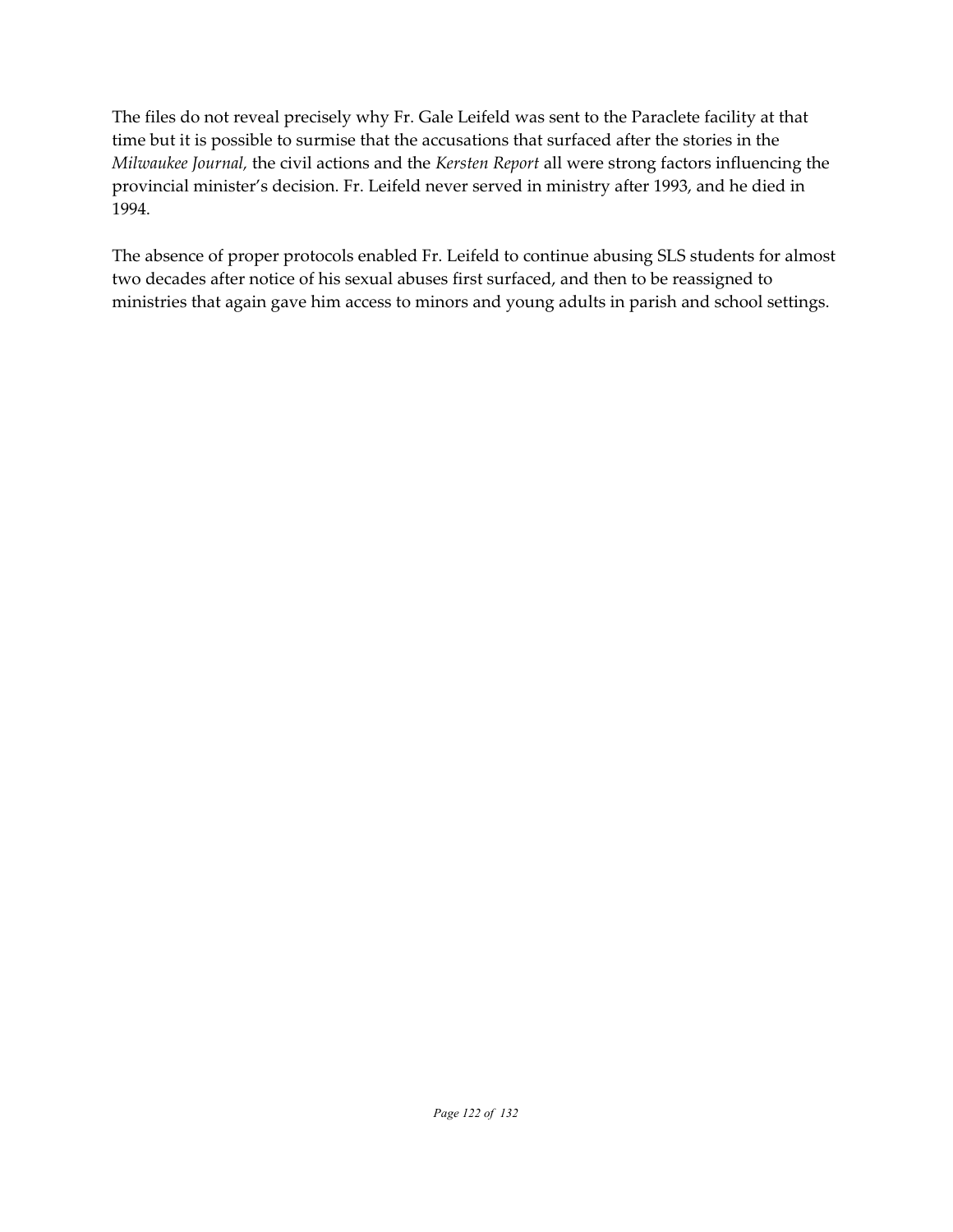The files do not reveal precisely why Fr. Gale Leifeld was sent to the Paraclete facility at that time but it is possible to surmise that the accusations that surfaced after the stories in the *Milwaukee Journal,* the civil actions and the *Kersten Report* all were strong factors influencing the provincial minister's decision. Fr. Leifeld never served in ministry after 1993, and he died in 1994.

The absence of proper protocols enabled Fr. Leifeld to continue abusing SLS students for almost two decades after notice of his sexual abuses first surfaced, and then to be reassigned to ministries that again gave him access to minors and young adults in parish and school settings.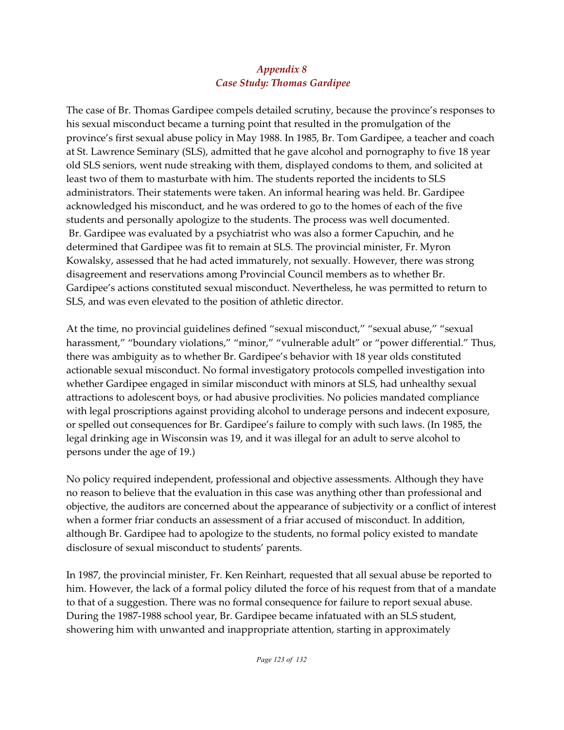## *Appendix 8*
## *Case Study: Thomas Gardipee*

The case of Br. Thomas Gardipee compels detailed scrutiny, because the province's responses to his sexual misconduct became a turning point that resulted in the promulgation of the province's first sexual abuse policy in May 1988. In 1985, Br. Tom Gardipee, a teacher and coach at St. Lawrence Seminary (SLS), admitted that he gave alcohol and pornography to five 18 year old SLS seniors, went nude streaking with them, displayed condoms to them, and solicited at least two of them to masturbate with him. The students reported the incidents to SLS administrators. Their statements were taken. An informal hearing was held. Br. Gardipee acknowledged his misconduct, and he was ordered to go to the homes of each of the five students and personally apologize to the students. The process was well documented. Br. Gardipee was evaluated by a psychiatrist who was also a former Capuchin, and he determined that Gardipee was fit to remain at SLS. The provincial minister, Fr. Myron Kowalsky, assessed that he had acted immaturely, not sexually. However, there was strong disagreement and reservations among Provincial Council members as to whether Br. Gardipee's actions constituted sexual misconduct. Nevertheless, he was permitted to return to SLS, and was even elevated to the position of athletic director.

At the time, no provincial guidelines defined "sexual misconduct," "sexual abuse," "sexual harassment," "boundary violations," "minor," "vulnerable adult" or "power differential." Thus, there was ambiguity as to whether Br. Gardipee's behavior with 18 year olds constituted actionable sexual misconduct. No formal investigatory protocols compelled investigation into whether Gardipee engaged in similar misconduct with minors at SLS, had unhealthy sexual attractions to adolescent boys, or had abusive proclivities. No policies mandated compliance with legal proscriptions against providing alcohol to underage persons and indecent exposure, or spelled out consequences for Br. Gardipee's failure to comply with such laws. (In 1985, the legal drinking age in Wisconsin was 19, and it was illegal for an adult to serve alcohol to persons under the age of 19.)

No policy required independent, professional and objective assessments. Although they have no reason to believe that the evaluation in this case was anything other than professional and objective, the auditors are concerned about the appearance of subjectivity or a conflict of interest when a former friar conducts an assessment of a friar accused of misconduct. In addition, although Br. Gardipee had to apologize to the students, no formal policy existed to mandate disclosure of sexual misconduct to students' parents.

In 1987, the provincial minister, Fr. Ken Reinhart, requested that all sexual abuse be reported to him. However, the lack of a formal policy diluted the force of his request from that of a mandate to that of a suggestion. There was no formal consequence for failure to report sexual abuse. During the 1987-1988 school year, Br. Gardipee became infatuated with an SLS student, showering him with unwanted and inappropriate attention, starting in approximately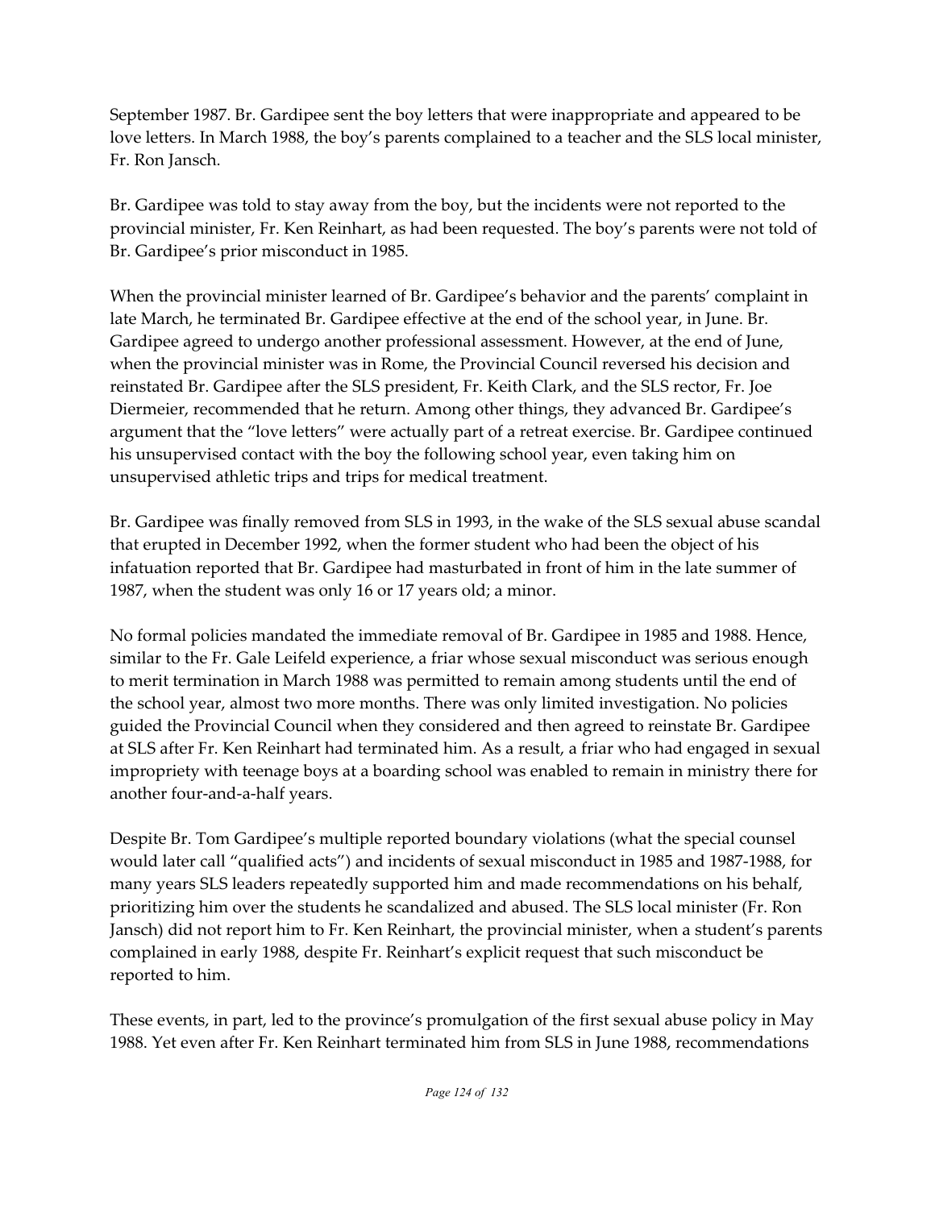September 1987. Br. Gardipee sent the boy letters that were inappropriate and appeared to be love letters. In March 1988, the boy's parents complained to a teacher and the SLS local minister, Fr. Ron Jansch.

Br. Gardipee was told to stay away from the boy, but the incidents were not reported to the provincial minister, Fr. Ken Reinhart, as had been requested. The boy's parents were not told of Br. Gardipee's prior misconduct in 1985.

When the provincial minister learned of Br. Gardipee's behavior and the parents' complaint in late March, he terminated Br. Gardipee effective at the end of the school year, in June. Br. Gardipee agreed to undergo another professional assessment. However, at the end of June, when the provincial minister was in Rome, the Provincial Council reversed his decision and reinstated Br. Gardipee after the SLS president, Fr. Keith Clark, and the SLS rector, Fr. Joe Diermeier, recommended that he return. Among other things, they advanced Br. Gardipee's argument that the "love letters" were actually part of a retreat exercise. Br. Gardipee continued his unsupervised contact with the boy the following school year, even taking him on unsupervised athletic trips and trips for medical treatment.

Br. Gardipee was finally removed from SLS in 1993, in the wake of the SLS sexual abuse scandal that erupted in December 1992, when the former student who had been the object of his infatuation reported that Br. Gardipee had masturbated in front of him in the late summer of 1987, when the student was only 16 or 17 years old; a minor.

No formal policies mandated the immediate removal of Br. Gardipee in 1985 and 1988. Hence, similar to the Fr. Gale Leifeld experience, a friar whose sexual misconduct was serious enough to merit termination in March 1988 was permitted to remain among students until the end of the school year, almost two more months. There was only limited investigation. No policies guided the Provincial Council when they considered and then agreed to reinstate Br. Gardipee at SLS after Fr. Ken Reinhart had terminated him. As a result, a friar who had engaged in sexual impropriety with teenage boys at a boarding school was enabled to remain in ministry there for another four-and-a-half years.

Despite Br. Tom Gardipee's multiple reported boundary violations (what the special counsel would later call "qualified acts") and incidents of sexual misconduct in 1985 and 1987-1988, for many years SLS leaders repeatedly supported him and made recommendations on his behalf, prioritizing him over the students he scandalized and abused. The SLS local minister (Fr. Ron Jansch) did not report him to Fr. Ken Reinhart, the provincial minister, when a student's parents complained in early 1988, despite Fr. Reinhart's explicit request that such misconduct be reported to him.

These events, in part, led to the province's promulgation of the first sexual abuse policy in May 1988. Yet even after Fr. Ken Reinhart terminated him from SLS in June 1988, recommendations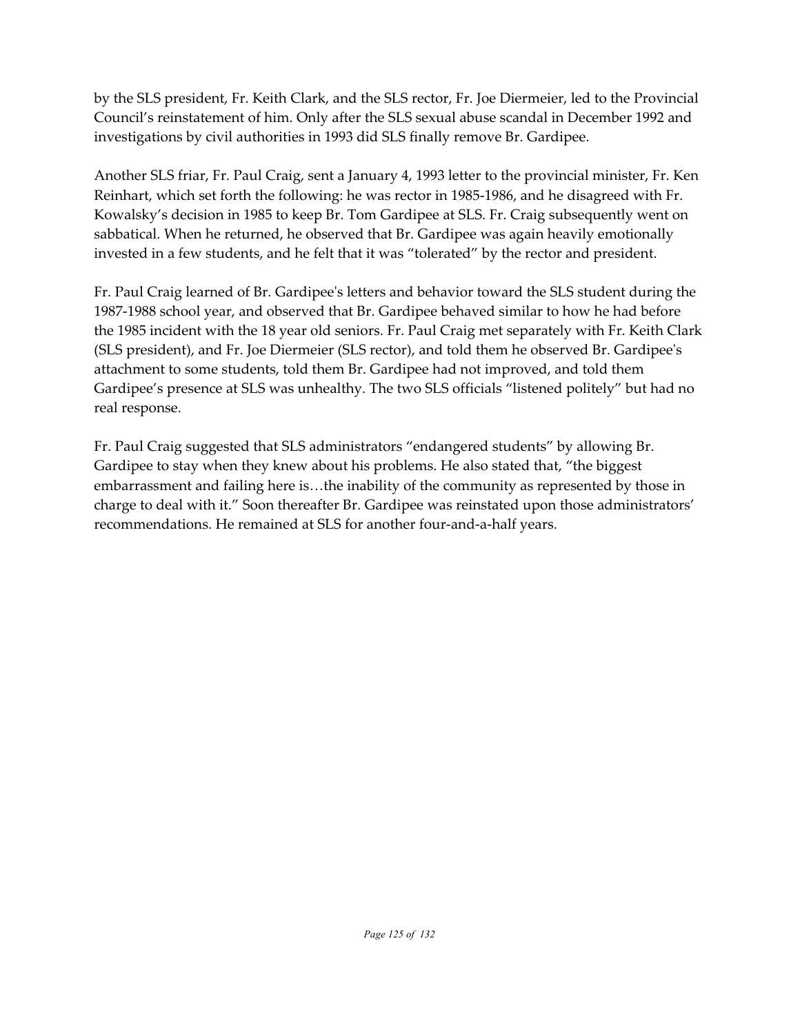by the SLS president, Fr. Keith Clark, and the SLS rector, Fr. Joe Diermeier, led to the Provincial Council's reinstatement of him. Only after the SLS sexual abuse scandal in December 1992 and investigations by civil authorities in 1993 did SLS finally remove Br. Gardipee.

Another SLS friar, Fr. Paul Craig, sent a January 4, 1993 letter to the provincial minister, Fr. Ken Reinhart, which set forth the following: he was rector in 1985-1986, and he disagreed with Fr. Kowalsky's decision in 1985 to keep Br. Tom Gardipee at SLS. Fr. Craig subsequently went on sabbatical. When he returned, he observed that Br. Gardipee was again heavily emotionally invested in a few students, and he felt that it was "tolerated" by the rector and president.

Fr. Paul Craig learned of Br. Gardipee's letters and behavior toward the SLS student during the 1987-1988 school year, and observed that Br. Gardipee behaved similar to how he had before the 1985 incident with the 18 year old seniors. Fr. Paul Craig met separately with Fr. Keith Clark (SLS president), and Fr. Joe Diermeier (SLS rector), and told them he observed Br. Gardipee's attachment to some students, told them Br. Gardipee had not improved, and told them Gardipee's presence at SLS was unhealthy. The two SLS officials "listened politely" but had no real response.

Fr. Paul Craig suggested that SLS administrators "endangered students" by allowing Br. Gardipee to stay when they knew about his problems. He also stated that, "the biggest embarrassment and failing here is…the inability of the community as represented by those in charge to deal with it." Soon thereafter Br. Gardipee was reinstated upon those administrators' recommendations. He remained at SLS for another four-and-a-half years.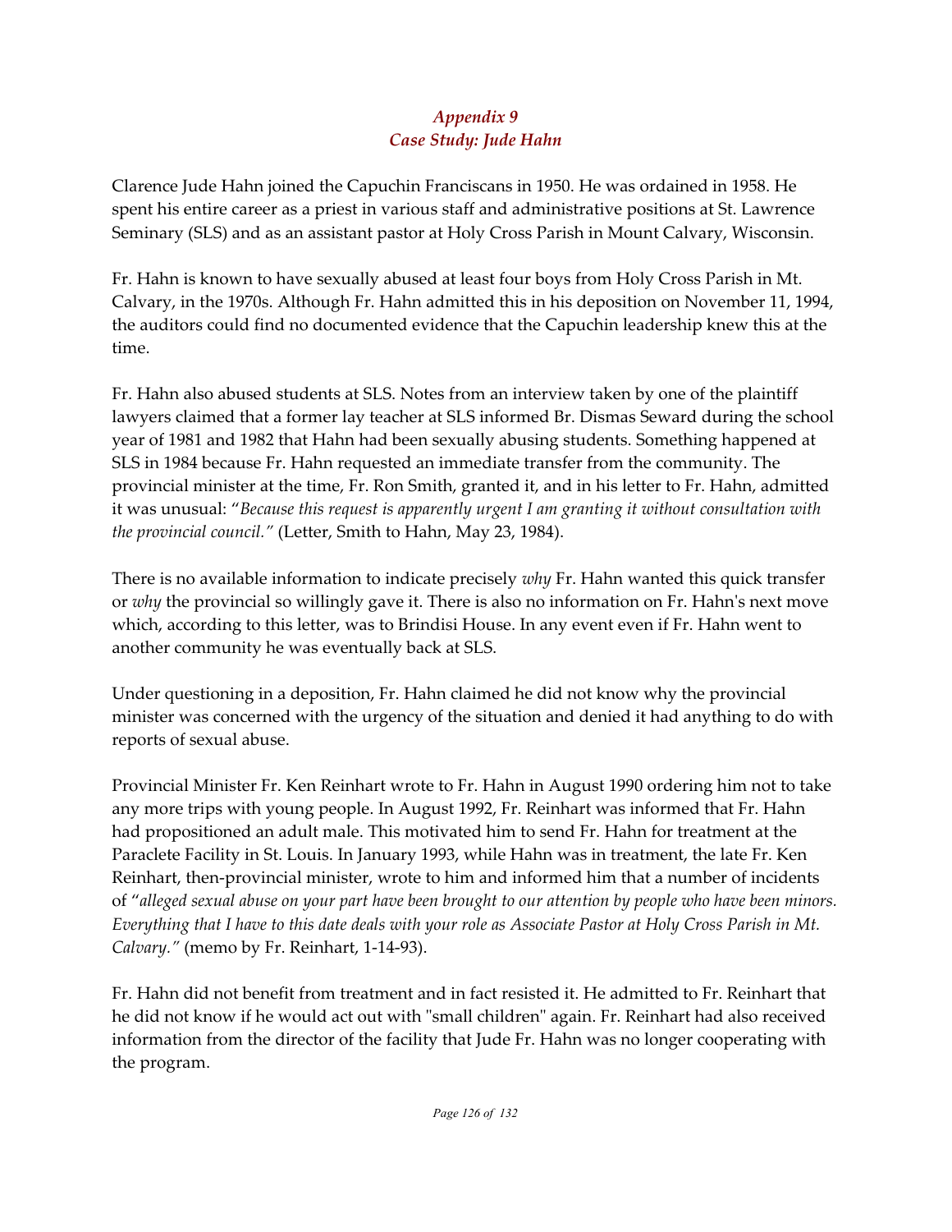## *Appendix 9*
## *Case Study: Jude Hahn*

Clarence Jude Hahn joined the Capuchin Franciscans in 1950. He was ordained in 1958. He spent his entire career as a priest in various staff and administrative positions at St. Lawrence Seminary (SLS) and as an assistant pastor at Holy Cross Parish in Mount Calvary, Wisconsin.

Fr. Hahn is known to have sexually abused at least four boys from Holy Cross Parish in Mt. Calvary, in the 1970s. Although Fr. Hahn admitted this in his deposition on November 11, 1994, the auditors could find no documented evidence that the Capuchin leadership knew this at the time.

Fr. Hahn also abused students at SLS. Notes from an interview taken by one of the plaintiff lawyers claimed that a former lay teacher at SLS informed Br. Dismas Seward during the school year of 1981 and 1982 that Hahn had been sexually abusing students. Something happened at SLS in 1984 because Fr. Hahn requested an immediate transfer from the community. The provincial minister at the time, Fr. Ron Smith, granted it, and in his letter to Fr. Hahn, admitted it was unusual: "*Because this request is apparently urgent I am granting it without consultation with the provincial council.*" (Letter, Smith to Hahn, May 23, 1984).

There is no available information to indicate precisely *why* Fr. Hahn wanted this quick transfer or *why* the provincial so willingly gave it. There is also no information on Fr. Hahn's next move which, according to this letter, was to Brindisi House. In any event even if Fr. Hahn went to another community he was eventually back at SLS.

Under questioning in a deposition, Fr. Hahn claimed he did not know why the provincial minister was concerned with the urgency of the situation and denied it had anything to do with reports of sexual abuse.

Provincial Minister Fr. Ken Reinhart wrote to Fr. Hahn in August 1990 ordering him not to take any more trips with young people. In August 1992, Fr. Reinhart was informed that Fr. Hahn had propositioned an adult male. This motivated him to send Fr. Hahn for treatment at the Paraclete Facility in St. Louis. In January 1993, while Hahn was in treatment, the late Fr. Ken Reinhart, then-provincial minister, wrote to him and informed him that a number of incidents of "*alleged sexual abuse on your part have been brought to our attention by people who have been minors. Everything that I have to this date deals with your role as Associate Pastor at Holy Cross Parish in Mt. Calvary.*" (memo by Fr. Reinhart, 1-14-93).

Fr. Hahn did not benefit from treatment and in fact resisted it. He admitted to Fr. Reinhart that he did not know if he would act out with "small children" again. Fr. Reinhart had also received information from the director of the facility that Jude Fr. Hahn was no longer cooperating with the program.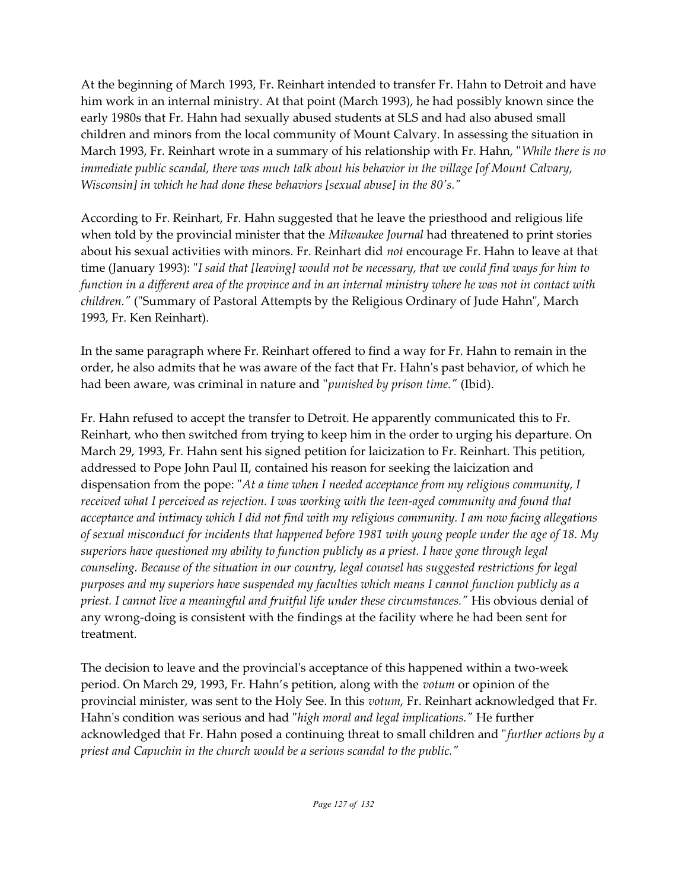At the beginning of March 1993, Fr. Reinhart intended to transfer Fr. Hahn to Detroit and have him work in an internal ministry. At that point (March 1993), he had possibly known since the early 1980s that Fr. Hahn had sexually abused students at SLS and had also abused small children and minors from the local community of Mount Calvary. In assessing the situation in March 1993, Fr. Reinhart wrote in a summary of his relationship with Fr. Hahn, "*While there is no immediate public scandal, there was much talk about his behavior in the village [of Mount Calvary, Wisconsin] in which he had done these behaviors [sexual abuse] in the 80's."*

According to Fr. Reinhart, Fr. Hahn suggested that he leave the priesthood and religious life when told by the provincial minister that the *Milwaukee Journal* had threatened to print stories about his sexual activities with minors. Fr. Reinhart did *not* encourage Fr. Hahn to leave at that time (January 1993): "*I said that [leaving] would not be necessary, that we could find ways for him to function in a different area of the province and in an internal ministry where he was not in contact with children."* ("Summary of Pastoral Attempts by the Religious Ordinary of Jude Hahn", March 1993, Fr. Ken Reinhart).

In the same paragraph where Fr. Reinhart offered to find a way for Fr. Hahn to remain in the order, he also admits that he was aware of the fact that Fr. Hahn's past behavior, of which he had been aware, was criminal in nature and "*punished by prison time."* (Ibid).

Fr. Hahn refused to accept the transfer to Detroit. He apparently communicated this to Fr. Reinhart, who then switched from trying to keep him in the order to urging his departure. On March 29, 1993, Fr. Hahn sent his signed petition for laicization to Fr. Reinhart. This petition, addressed to Pope John Paul II, contained his reason for seeking the laicization and dispensation from the pope: "*At a time when I needed acceptance from my religious community, I received what I perceived as rejection. I was working with the teen-aged community and found that acceptance and intimacy which I did not find with my religious community. I am now facing allegations of sexual misconduct for incidents that happened before 1981 with young people under the age of 18. My superiors have questioned my ability to function publicly as a priest. I have gone through legal counseling. Because of the situation in our country, legal counsel has suggested restrictions for legal purposes and my superiors have suspended my faculties which means I cannot function publicly as a priest. I cannot live a meaningful and fruitful life under these circumstances."* His obvious denial of any wrong-doing is consistent with the findings at the facility where he had been sent for treatment.

The decision to leave and the provincial's acceptance of this happened within a two-week period. On March 29, 1993, Fr. Hahn's petition, along with the *votum* or opinion of the provincial minister, was sent to the Holy See. In this *votum,* Fr. Reinhart acknowledged that Fr. Hahn's condition was serious and had "*high moral and legal implications."* He further acknowledged that Fr. Hahn posed a continuing threat to small children and "*further actions by a priest and Capuchin in the church would be a serious scandal to the public."*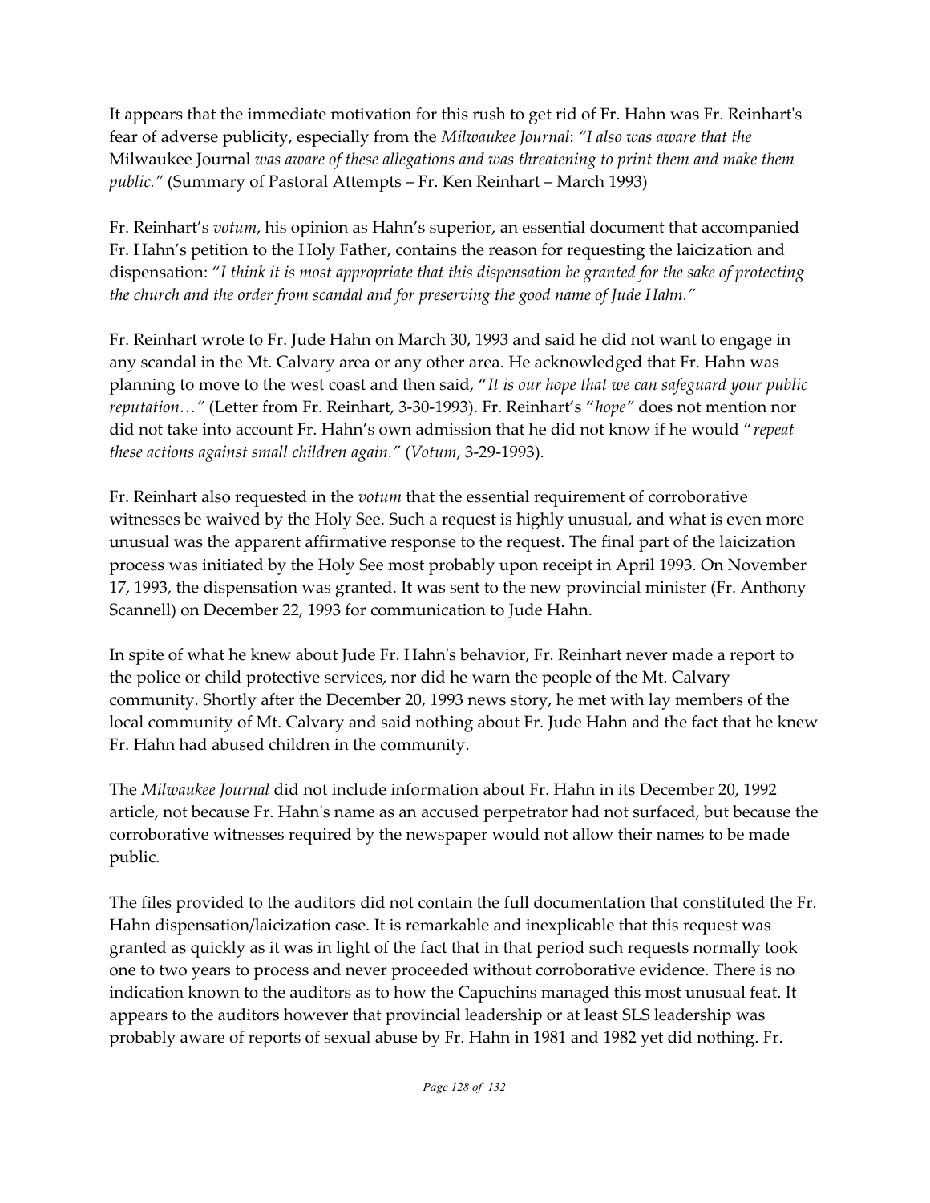It appears that the immediate motivation for this rush to get rid of Fr. Hahn was Fr. Reinhart's fear of adverse publicity, especially from the *Milwaukee Journal*: *"I also was aware that the* Milwaukee Journal *was aware of these allegations and was threatening to print them and make them public."* (Summary of Pastoral Attempts – Fr. Ken Reinhart – March 1993)

Fr. Reinhart's *votum*, his opinion as Hahn's superior, an essential document that accompanied Fr. Hahn's petition to the Holy Father, contains the reason for requesting the laicization and dispensation: "*I think it is most appropriate that this dispensation be granted for the sake of protecting the church and the order from scandal and for preserving the good name of Jude Hahn."*

Fr. Reinhart wrote to Fr. Jude Hahn on March 30, 1993 and said he did not want to engage in any scandal in the Mt. Calvary area or any other area. He acknowledged that Fr. Hahn was planning to move to the west coast and then said, "*It is our hope that we can safeguard your public reputation…"* (Letter from Fr. Reinhart, 3-30-1993). Fr. Reinhart's "*hope"* does not mention nor did not take into account Fr. Hahn's own admission that he did not know if he would "*repeat these actions against small children again."* (*Votum*, 3-29-1993).

Fr. Reinhart also requested in the *votum* that the essential requirement of corroborative witnesses be waived by the Holy See. Such a request is highly unusual, and what is even more unusual was the apparent affirmative response to the request. The final part of the laicization process was initiated by the Holy See most probably upon receipt in April 1993. On November 17, 1993, the dispensation was granted. It was sent to the new provincial minister (Fr. Anthony Scannell) on December 22, 1993 for communication to Jude Hahn.

In spite of what he knew about Jude Fr. Hahn's behavior, Fr. Reinhart never made a report to the police or child protective services, nor did he warn the people of the Mt. Calvary community. Shortly after the December 20, 1993 news story, he met with lay members of the local community of Mt. Calvary and said nothing about Fr. Jude Hahn and the fact that he knew Fr. Hahn had abused children in the community.

The *Milwaukee Journal* did not include information about Fr. Hahn in its December 20, 1992 article, not because Fr. Hahn's name as an accused perpetrator had not surfaced, but because the corroborative witnesses required by the newspaper would not allow their names to be made public.

The files provided to the auditors did not contain the full documentation that constituted the Fr. Hahn dispensation/laicization case. It is remarkable and inexplicable that this request was granted as quickly as it was in light of the fact that in that period such requests normally took one to two years to process and never proceeded without corroborative evidence. There is no indication known to the auditors as to how the Capuchins managed this most unusual feat. It appears to the auditors however that provincial leadership or at least SLS leadership was probably aware of reports of sexual abuse by Fr. Hahn in 1981 and 1982 yet did nothing. Fr.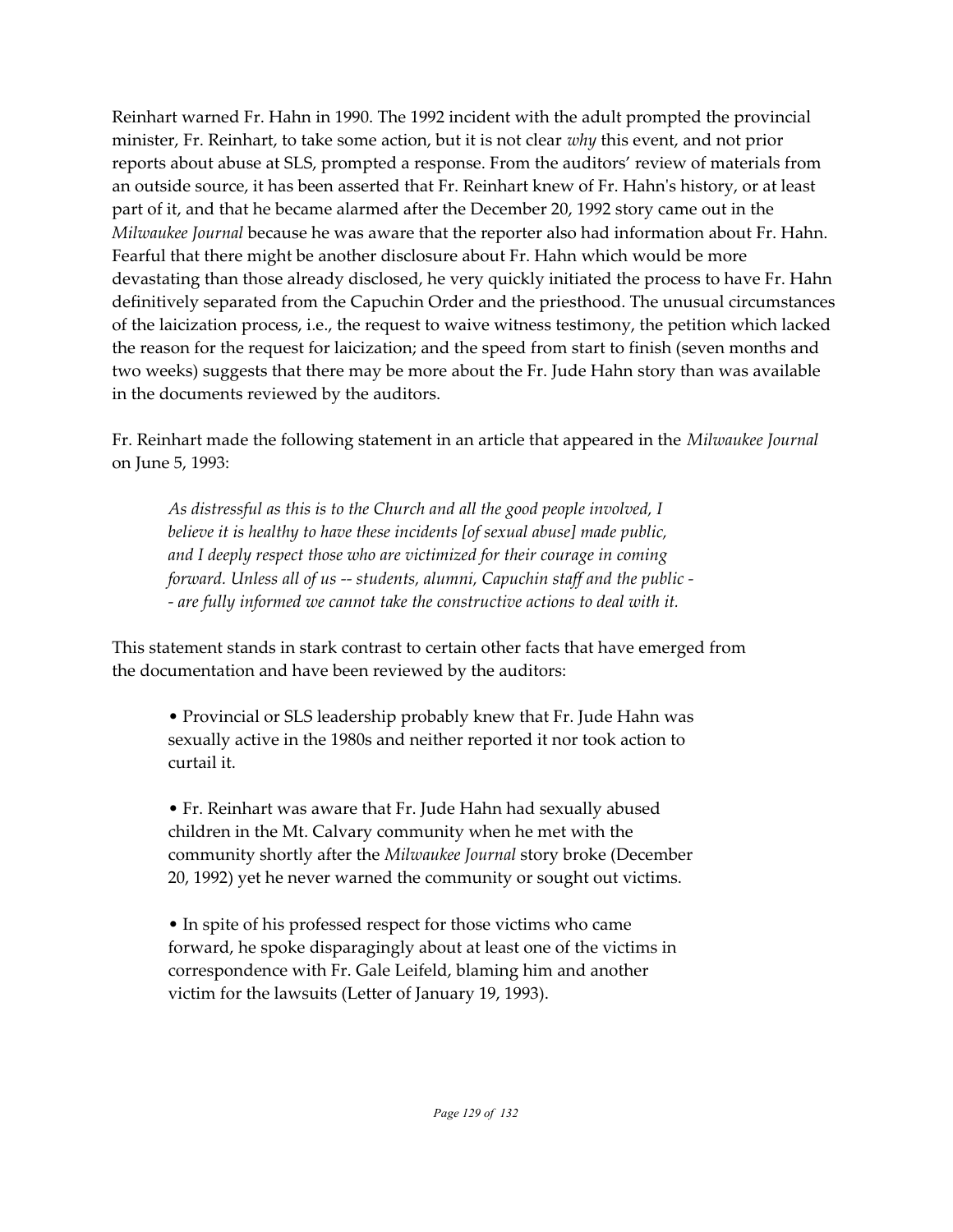Reinhart warned Fr. Hahn in 1990. The 1992 incident with the adult prompted the provincial minister, Fr. Reinhart, to take some action, but it is not clear *why* this event, and not prior reports about abuse at SLS, prompted a response. From the auditors' review of materials from an outside source, it has been asserted that Fr. Reinhart knew of Fr. Hahn's history, or at least part of it, and that he became alarmed after the December 20, 1992 story came out in the *Milwaukee Journal* because he was aware that the reporter also had information about Fr. Hahn. Fearful that there might be another disclosure about Fr. Hahn which would be more devastating than those already disclosed, he very quickly initiated the process to have Fr. Hahn definitively separated from the Capuchin Order and the priesthood. The unusual circumstances of the laicization process, i.e., the request to waive witness testimony, the petition which lacked the reason for the request for laicization; and the speed from start to finish (seven months and two weeks) suggests that there may be more about the Fr. Jude Hahn story than was available in the documents reviewed by the auditors.

Fr. Reinhart made the following statement in an article that appeared in the *Milwaukee Journal* on June 5, 1993:

> *As distressful as this is to the Church and all the good people involved, I believe it is healthy to have these incidents [of sexual abuse] made public, and I deeply respect those who are victimized for their courage in coming forward. Unless all of us -- students, alumni, Capuchin staff and the public -- are fully informed we cannot take the constructive actions to deal with it.*

This statement stands in stark contrast to certain other facts that have emerged from the documentation and have been reviewed by the auditors:

- Provincial or SLS leadership probably knew that Fr. Jude Hahn was sexually active in the 1980s and neither reported it nor took action to curtail it.

- Fr. Reinhart was aware that Fr. Jude Hahn had sexually abused children in the Mt. Calvary community when he met with the community shortly after the *Milwaukee Journal* story broke (December 20, 1992) yet he never warned the community or sought out victims.

- In spite of his professed respect for those victims who came forward, he spoke disparagingly about at least one of the victims in correspondence with Fr. Gale Leifeld, blaming him and another victim for the lawsuits (Letter of January 19, 1993).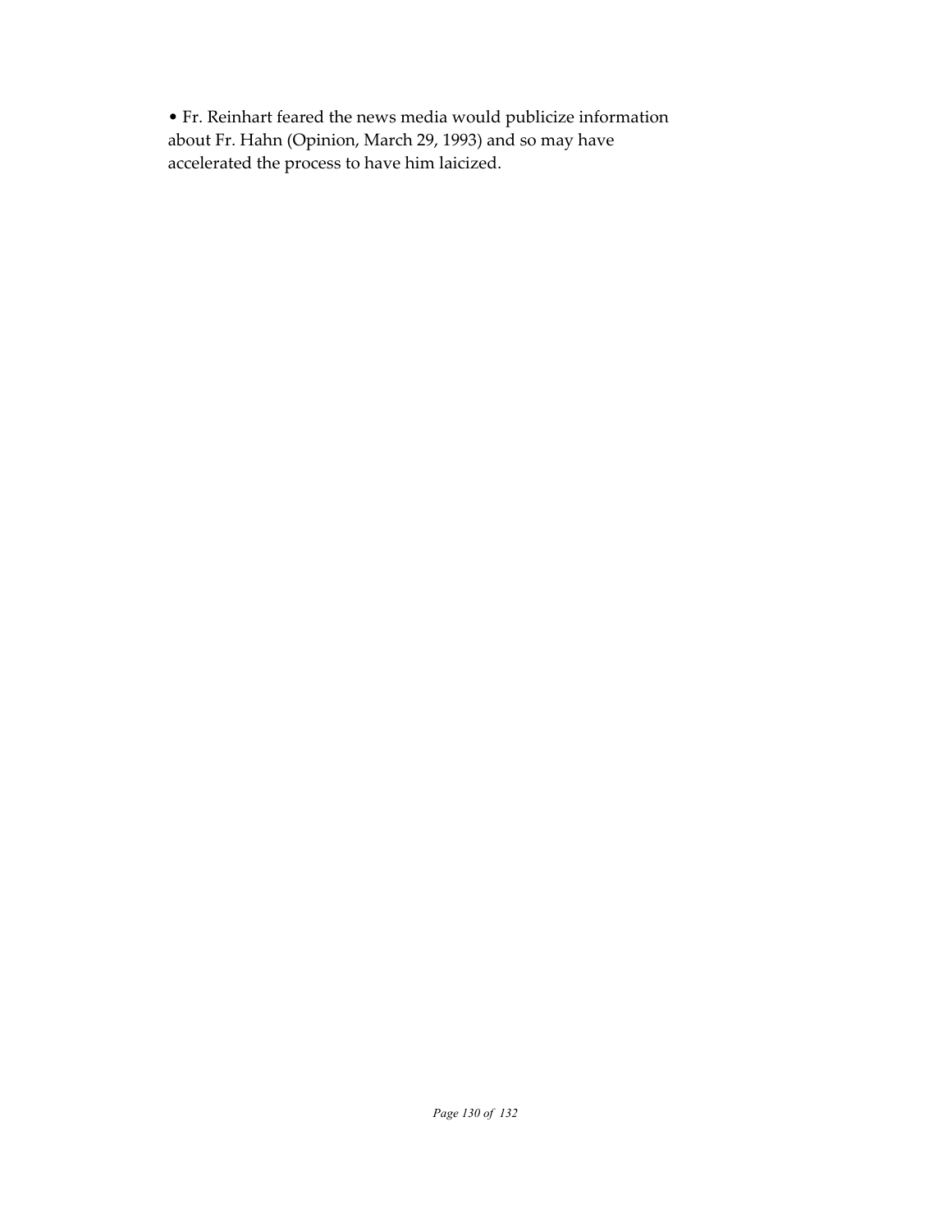- Fr. Reinhart feared the news media would publicize information about Fr. Hahn (Opinion, March 29, 1993) and so may have accelerated the process to have him laicized.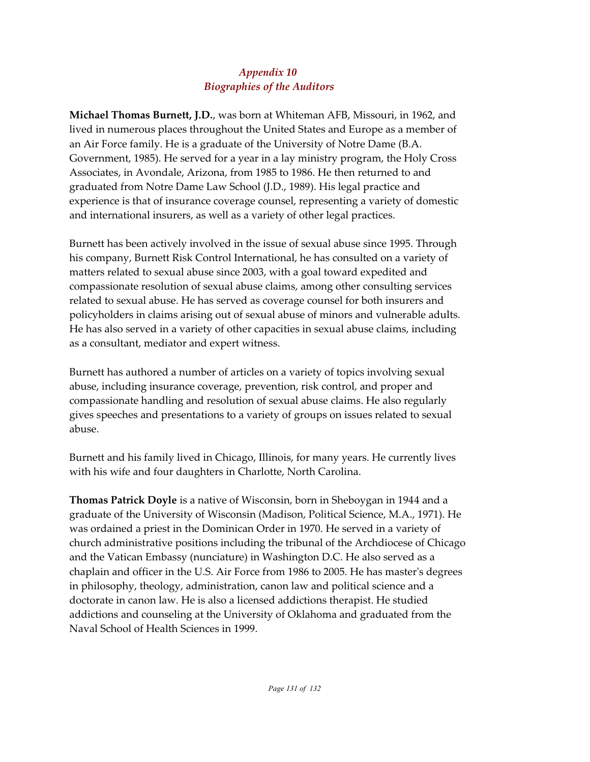## *Appendix 10*
## *Biographies of the Auditors*

**Michael Thomas Burnett, J.D.**, was born at Whiteman AFB, Missouri, in 1962, and lived in numerous places throughout the United States and Europe as a member of an Air Force family. He is a graduate of the University of Notre Dame (B.A. Government, 1985). He served for a year in a lay ministry program, the Holy Cross Associates, in Avondale, Arizona, from 1985 to 1986. He then returned to and graduated from Notre Dame Law School (J.D., 1989). His legal practice and experience is that of insurance coverage counsel, representing a variety of domestic and international insurers, as well as a variety of other legal practices.

Burnett has been actively involved in the issue of sexual abuse since 1995. Through his company, Burnett Risk Control International, he has consulted on a variety of matters related to sexual abuse since 2003, with a goal toward expedited and compassionate resolution of sexual abuse claims, among other consulting services related to sexual abuse. He has served as coverage counsel for both insurers and policyholders in claims arising out of sexual abuse of minors and vulnerable adults. He has also served in a variety of other capacities in sexual abuse claims, including as a consultant, mediator and expert witness.

Burnett has authored a number of articles on a variety of topics involving sexual abuse, including insurance coverage, prevention, risk control, and proper and compassionate handling and resolution of sexual abuse claims. He also regularly gives speeches and presentations to a variety of groups on issues related to sexual abuse.

Burnett and his family lived in Chicago, Illinois, for many years. He currently lives with his wife and four daughters in Charlotte, North Carolina.

**Thomas Patrick Doyle** is a native of Wisconsin, born in Sheboygan in 1944 and a graduate of the University of Wisconsin (Madison, Political Science, M.A., 1971). He was ordained a priest in the Dominican Order in 1970. He served in a variety of church administrative positions including the tribunal of the Archdiocese of Chicago and the Vatican Embassy (nunciature) in Washington D.C. He also served as a chaplain and officer in the U.S. Air Force from 1986 to 2005. He has master's degrees in philosophy, theology, administration, canon law and political science and a doctorate in canon law. He is also a licensed addictions therapist. He studied addictions and counseling at the University of Oklahoma and graduated from the Naval School of Health Sciences in 1999.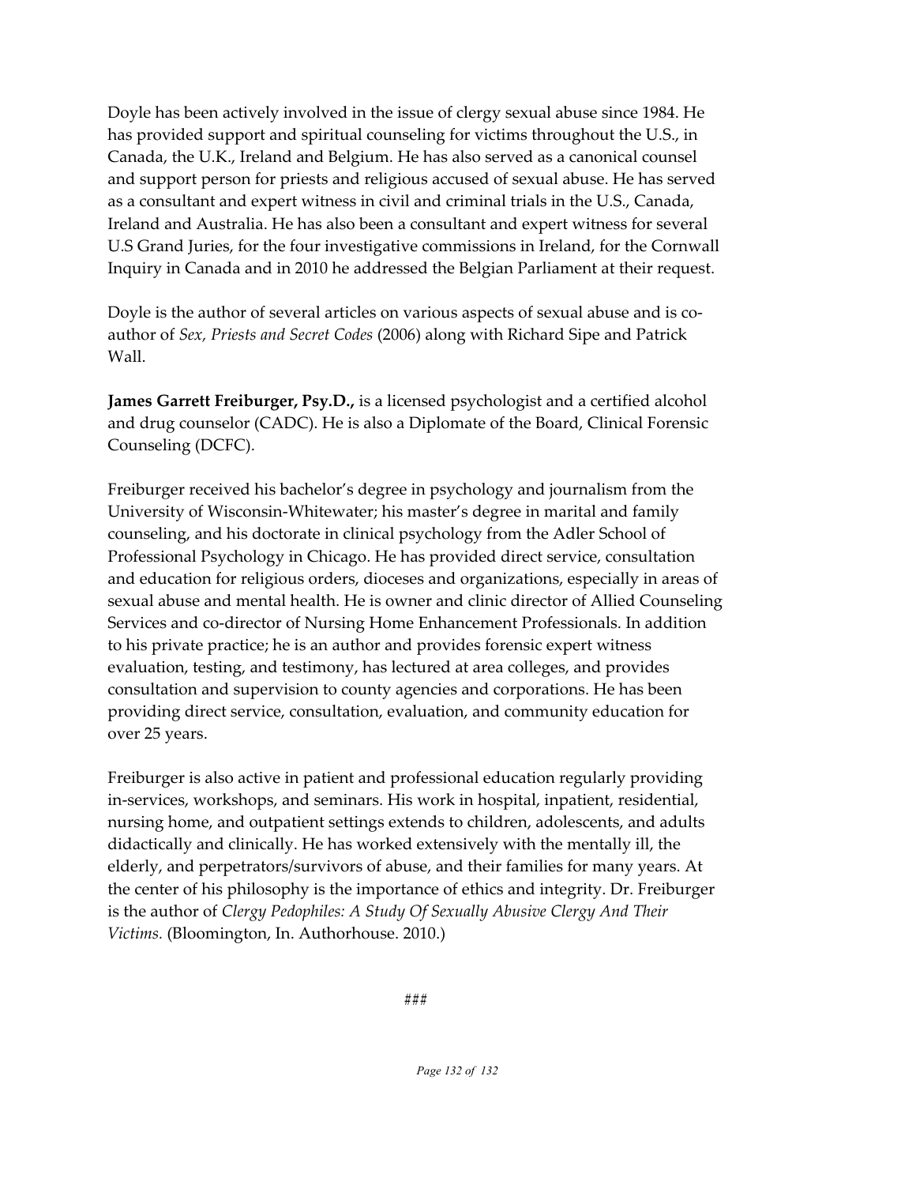Doyle has been actively involved in the issue of clergy sexual abuse since 1984. He has provided support and spiritual counseling for victims throughout the U.S., in Canada, the U.K., Ireland and Belgium. He has also served as a canonical counsel and support person for priests and religious accused of sexual abuse. He has served as a consultant and expert witness in civil and criminal trials in the U.S., Canada, Ireland and Australia. He has also been a consultant and expert witness for several U.S Grand Juries, for the four investigative commissions in Ireland, for the Cornwall Inquiry in Canada and in 2010 he addressed the Belgian Parliament at their request.

Doyle is the author of several articles on various aspects of sexual abuse and is co-author of *Sex, Priests and Secret Codes* (2006) along with Richard Sipe and Patrick Wall.

**James Garrett Freiburger, Psy.D.,** is a licensed psychologist and a certified alcohol and drug counselor (CADC). He is also a Diplomate of the Board, Clinical Forensic Counseling (DCFC).

Freiburger received his bachelor's degree in psychology and journalism from the University of Wisconsin-Whitewater; his master's degree in marital and family counseling, and his doctorate in clinical psychology from the Adler School of Professional Psychology in Chicago. He has provided direct service, consultation and education for religious orders, dioceses and organizations, especially in areas of sexual abuse and mental health. He is owner and clinic director of Allied Counseling Services and co-director of Nursing Home Enhancement Professionals. In addition to his private practice; he is an author and provides forensic expert witness evaluation, testing, and testimony, has lectured at area colleges, and provides consultation and supervision to county agencies and corporations. He has been providing direct service, consultation, evaluation, and community education for over 25 years.

Freiburger is also active in patient and professional education regularly providing in-services, workshops, and seminars. His work in hospital, inpatient, residential, nursing home, and outpatient settings extends to children, adolescents, and adults didactically and clinically. He has worked extensively with the mentally ill, the elderly, and perpetrators/survivors of abuse, and their families for many years. At the center of his philosophy is the importance of ethics and integrity. Dr. Freiburger is the author of *Clergy Pedophiles: A Study Of Sexually Abusive Clergy And Their Victims.* (Bloomington, In. Authorhouse. 2010.)

###